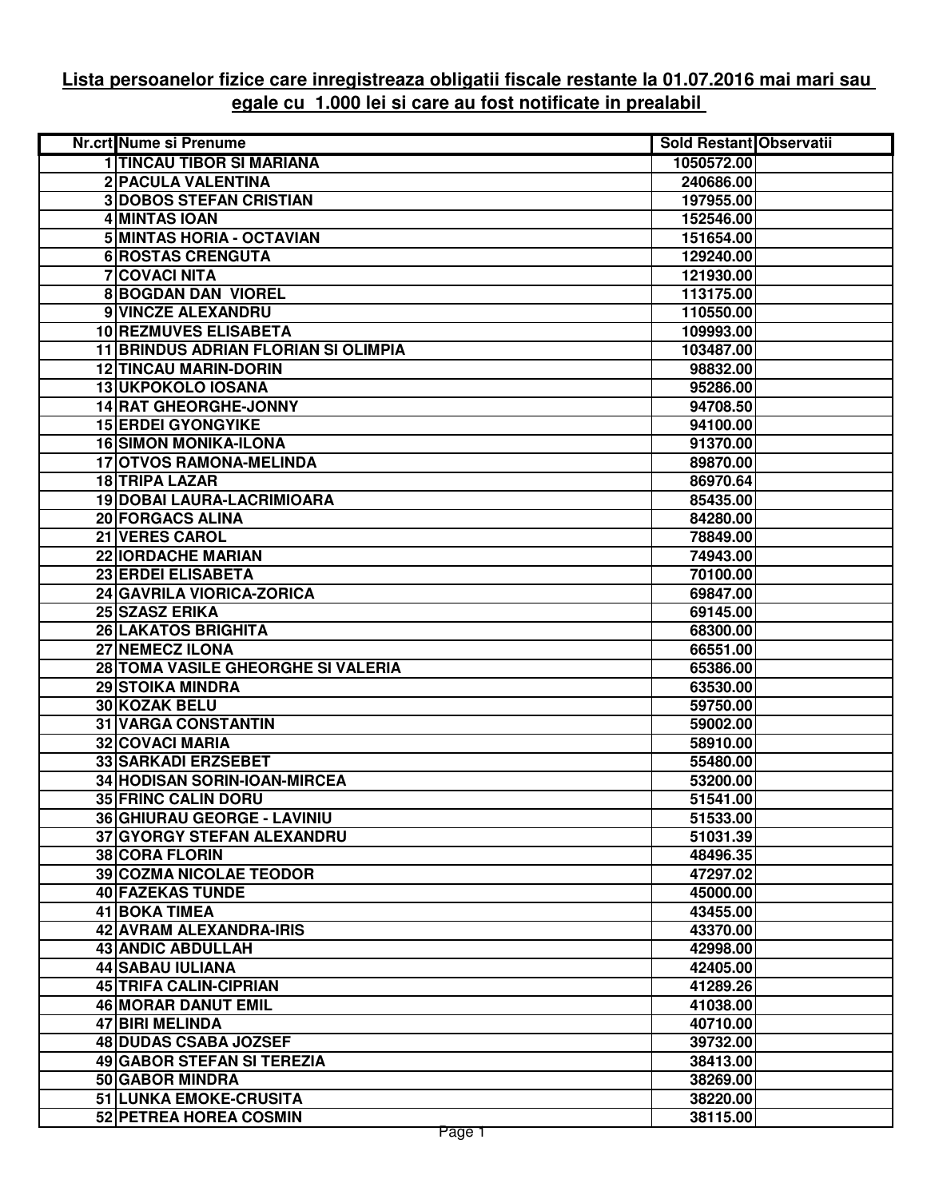**Lista persoanelor fizice care inregistreaza obligatii fiscale restante la 01.07.2016 mai mari sau egale cu 1.000 lei si care au fost notificate in prealabil**

| Nr.crt | Nume si Prenume | Sold Restant | Observatii |
|---|---|---|---|
| 1 | TINCAU TIBOR SI MARIANA | 1050572.00 | |
| 2 | PACULA VALENTINA | 240686.00 | |
| 3 | DOBOS STEFAN CRISTIAN | 197955.00 | |
| 4 | MINTAS IOAN | 152546.00 | |
| 5 | MINTAS HORIA - OCTAVIAN | 151654.00 | |
| 6 | ROSTAS CRENGUTA | 129240.00 | |
| 7 | COVACI NITA | 121930.00 | |
| 8 | BOGDAN DAN VIOREL | 113175.00 | |
| 9 | VINCZE ALEXANDRU | 110550.00 | |
| 10 | REZMUVES ELISABETA | 109993.00 | |
| 11 | BRINDUS ADRIAN FLORIAN SI OLIMPIA | 103487.00 | |
| 12 | TINCAU MARIN-DORIN | 98832.00 | |
| 13 | UKPOKOLO IOSANA | 95286.00 | |
| 14 | RAT GHEORGHE-JONNY | 94708.50 | |
| 15 | ERDEI GYONGYIKE | 94100.00 | |
| 16 | SIMON MONIKA-ILONA | 91370.00 | |
| 17 | OTVOS RAMONA-MELINDA | 89870.00 | |
| 18 | TRIPA LAZAR | 86970.64 | |
| 19 | DOBAI LAURA-LACRIMIOARA | 85435.00 | |
| 20 | FORGACS ALINA | 84280.00 | |
| 21 | VERES CAROL | 78849.00 | |
| 22 | IORDACHE MARIAN | 74943.00 | |
| 23 | ERDEI ELISABETA | 70100.00 | |
| 24 | GAVRILA VIORICA-ZORICA | 69847.00 | |
| 25 | SZASZ ERIKA | 69145.00 | |
| 26 | LAKATOS BRIGHITA | 68300.00 | |
| 27 | NEMECZ ILONA | 66551.00 | |
| 28 | TOMA VASILE GHEORGHE SI VALERIA | 65386.00 | |
| 29 | STOIKA MINDRA | 63530.00 | |
| 30 | KOZAK BELU | 59750.00 | |
| 31 | VARGA CONSTANTIN | 59002.00 | |
| 32 | COVACI MARIA | 58910.00 | |
| 33 | SARKADI ERZSEBET | 55480.00 | |
| 34 | HODISAN SORIN-IOAN-MIRCEA | 53200.00 | |
| 35 | FRINC CALIN DORU | 51541.00 | |
| 36 | GHIURAU GEORGE - LAVINIU | 51533.00 | |
| 37 | GYORGY STEFAN ALEXANDRU | 51031.39 | |
| 38 | CORA FLORIN | 48496.35 | |
| 39 | COZMA NICOLAE TEODOR | 47297.02 | |
| 40 | FAZEKAS TUNDE | 45000.00 | |
| 41 | BOKA TIMEA | 43455.00 | |
| 42 | AVRAM ALEXANDRA-IRIS | 43370.00 | |
| 43 | ANDIC ABDULLAH | 42998.00 | |
| 44 | SABAU IULIANA | 42405.00 | |
| 45 | TRIFA CALIN-CIPRIAN | 41289.26 | |
| 46 | MORAR DANUT EMIL | 41038.00 | |
| 47 | BIRI MELINDA | 40710.00 | |
| 48 | DUDAS CSABA JOZSEF | 39732.00 | |
| 49 | GABOR STEFAN SI TEREZIA | 38413.00 | |
| 50 | GABOR MINDRA | 38269.00 | |
| 51 | LUNKA EMOKE-CRUSITA | 38220.00 | |
| 52 | PETREA HOREA COSMIN | 38115.00 | |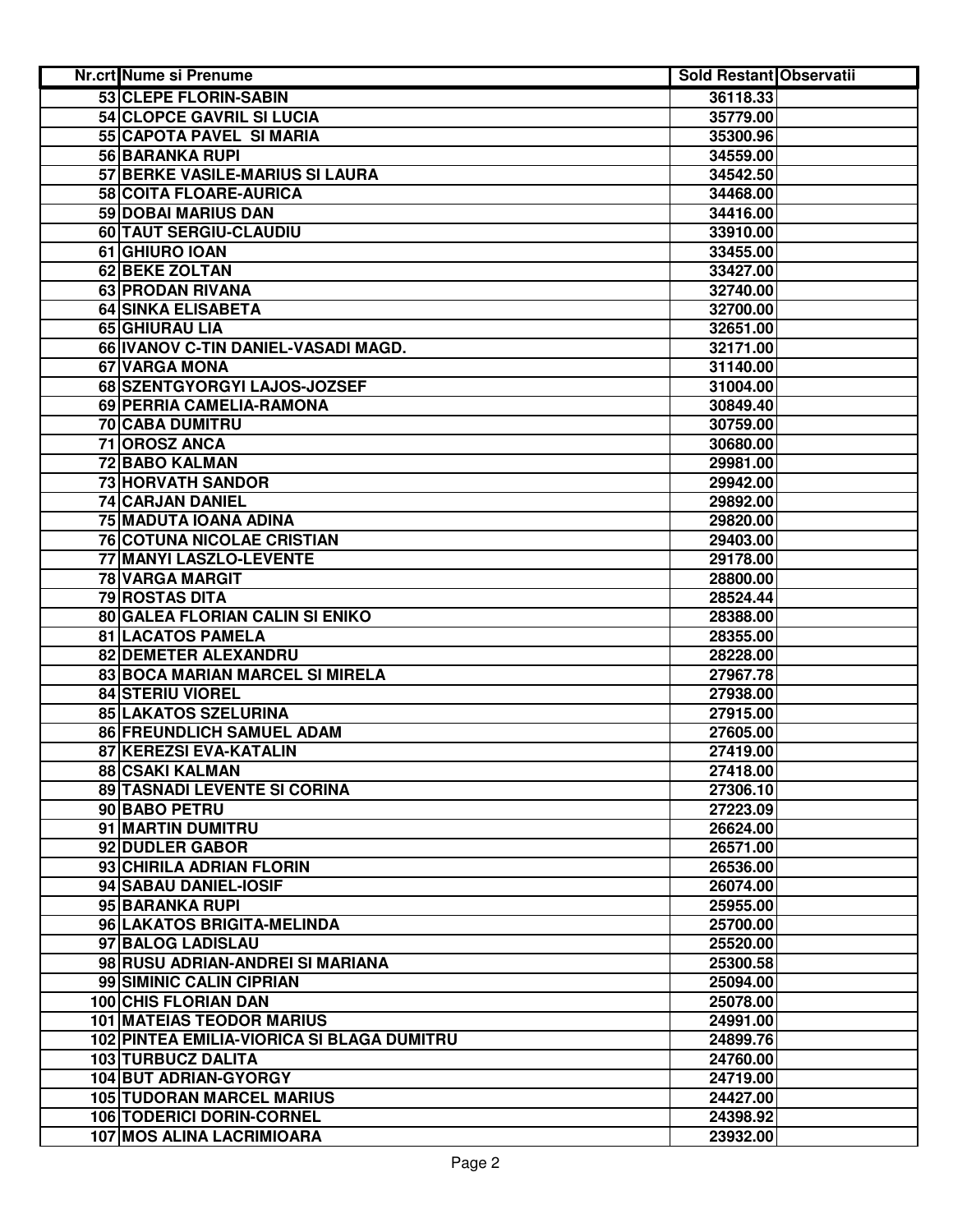| Nr.crt | Nume si Prenume | Sold Restant | Observatii |
|---|---|---|---|
| 53 | CLEPE FLORIN-SABIN | 36118.33 | |
| 54 | CLOPCE GAVRIL SI LUCIA | 35779.00 | |
| 55 | CAPOTA PAVEL SI MARIA | 35300.96 | |
| 56 | BARANKA RUPI | 34559.00 | |
| 57 | BERKE VASILE-MARIUS SI LAURA | 34542.50 | |
| 58 | COITA FLOARE-AURICA | 34468.00 | |
| 59 | DOBAI MARIUS DAN | 34416.00 | |
| 60 | TAUT SERGIU-CLAUDIU | 33910.00 | |
| 61 | GHIURO IOAN | 33455.00 | |
| 62 | BEKE ZOLTAN | 33427.00 | |
| 63 | PRODAN RIVANA | 32740.00 | |
| 64 | SINKA ELISABETA | 32700.00 | |
| 65 | GHIURAU LIA | 32651.00 | |
| 66 | IVANOV C-TIN DANIEL-VASADI MAGD. | 32171.00 | |
| 67 | VARGA MONA | 31140.00 | |
| 68 | SZENTGYORGYI LAJOS-JOZSEF | 31004.00 | |
| 69 | PERRIA CAMELIA-RAMONA | 30849.40 | |
| 70 | CABA DUMITRU | 30759.00 | |
| 71 | OROSZ ANCA | 30680.00 | |
| 72 | BABO KALMAN | 29981.00 | |
| 73 | HORVATH SANDOR | 29942.00 | |
| 74 | CARJAN DANIEL | 29892.00 | |
| 75 | MADUTA IOANA ADINA | 29820.00 | |
| 76 | COTUNA NICOLAE CRISTIAN | 29403.00 | |
| 77 | MANYI LASZLO-LEVENTE | 29178.00 | |
| 78 | VARGA MARGIT | 28800.00 | |
| 79 | ROSTAS DITA | 28524.44 | |
| 80 | GALEA FLORIAN CALIN SI ENIKO | 28388.00 | |
| 81 | LACATOS PAMELA | 28355.00 | |
| 82 | DEMETER ALEXANDRU | 28228.00 | |
| 83 | BOCA MARIAN MARCEL SI MIRELA | 27967.78 | |
| 84 | STERIU VIOREL | 27938.00 | |
| 85 | LAKATOS SZELURINA | 27915.00 | |
| 86 | FREUNDLICH SAMUEL ADAM | 27605.00 | |
| 87 | KEREZSI EVA-KATALIN | 27419.00 | |
| 88 | CSAKI KALMAN | 27418.00 | |
| 89 | TASNADI LEVENTE SI CORINA | 27306.10 | |
| 90 | BABO PETRU | 27223.09 | |
| 91 | MARTIN DUMITRU | 26624.00 | |
| 92 | DUDLER GABOR | 26571.00 | |
| 93 | CHIRILA ADRIAN FLORIN | 26536.00 | |
| 94 | SABAU DANIEL-IOSIF | 26074.00 | |
| 95 | BARANKA RUPI | 25955.00 | |
| 96 | LAKATOS BRIGITA-MELINDA | 25700.00 | |
| 97 | BALOG LADISLAU | 25520.00 | |
| 98 | RUSU ADRIAN-ANDREI SI MARIANA | 25300.58 | |
| 99 | SIMINIC CALIN CIPRIAN | 25094.00 | |
| 100 | CHIS FLORIAN DAN | 25078.00 | |
| 101 | MATEIAS TEODOR MARIUS | 24991.00 | |
| 102 | PINTEA EMILIA-VIORICA SI BLAGA DUMITRU | 24899.76 | |
| 103 | TURBUCZ DALITA | 24760.00 | |
| 104 | BUT ADRIAN-GYORGY | 24719.00 | |
| 105 | TUDORAN MARCEL MARIUS | 24427.00 | |
| 106 | TODERICI DORIN-CORNEL | 24398.92 | |
| 107 | MOS ALINA LACRIMIOARA | 23932.00 | |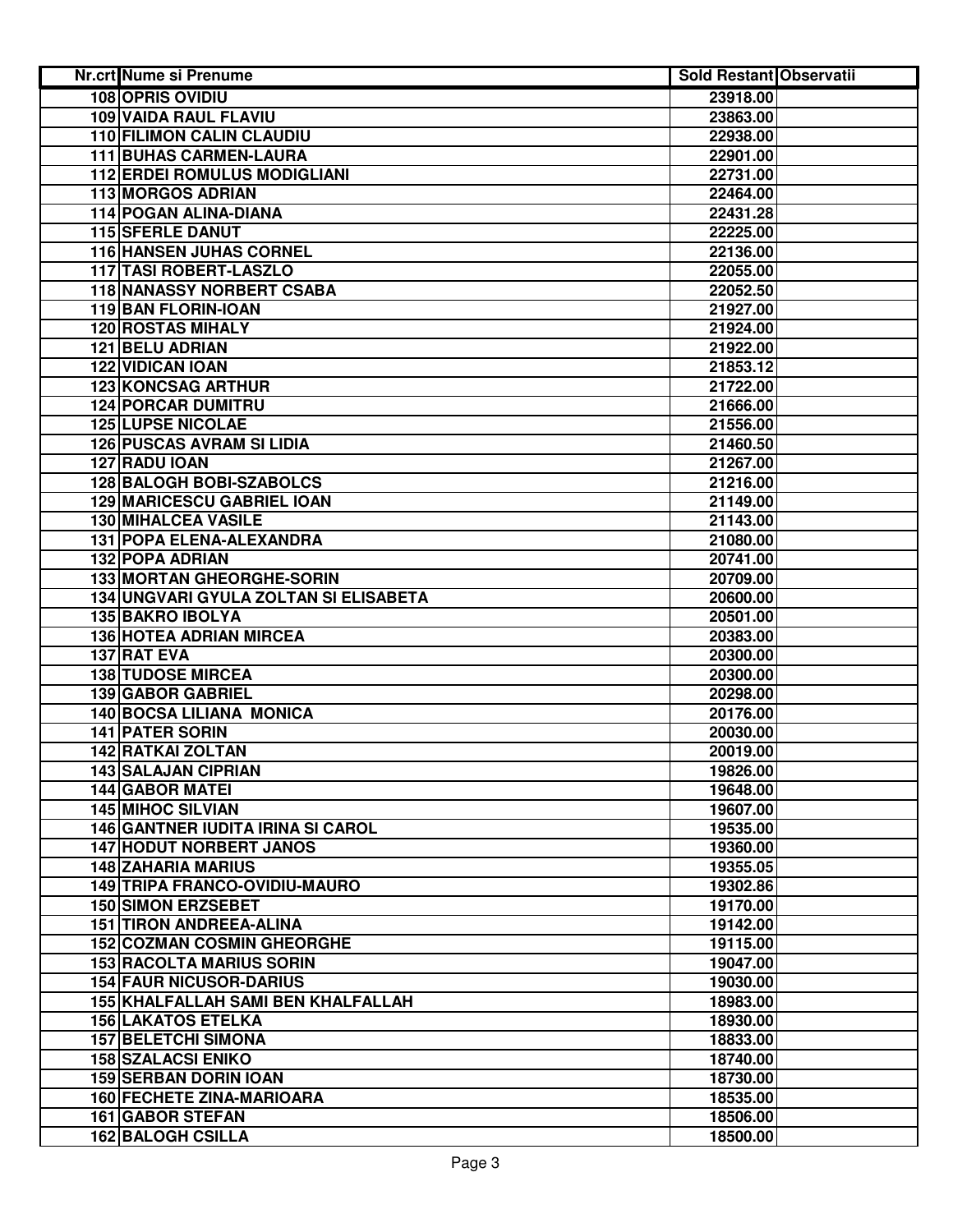| Nr.crt | Nume si Prenume | Sold Restant | Observatii |
|---|---|---|---|
| 108 | OPRIS OVIDIU | 23918.00 | |
| 109 | VAIDA RAUL FLAVIU | 23863.00 | |
| 110 | FILIMON CALIN CLAUDIU | 22938.00 | |
| 111 | BUHAS CARMEN-LAURA | 22901.00 | |
| 112 | ERDEI ROMULUS MODIGLIANI | 22731.00 | |
| 113 | MORGOS ADRIAN | 22464.00 | |
| 114 | POGAN ALINA-DIANA | 22431.28 | |
| 115 | SFERLE DANUT | 22225.00 | |
| 116 | HANSEN JUHAS CORNEL | 22136.00 | |
| 117 | TASI ROBERT-LASZLO | 22055.00 | |
| 118 | NANASSY NORBERT CSABA | 22052.50 | |
| 119 | BAN FLORIN-IOAN | 21927.00 | |
| 120 | ROSTAS MIHALY | 21924.00 | |
| 121 | BELU ADRIAN | 21922.00 | |
| 122 | VIDICAN IOAN | 21853.12 | |
| 123 | KONCSAG ARTHUR | 21722.00 | |
| 124 | PORCAR DUMITRU | 21666.00 | |
| 125 | LUPSE NICOLAE | 21556.00 | |
| 126 | PUSCAS AVRAM SI LIDIA | 21460.50 | |
| 127 | RADU IOAN | 21267.00 | |
| 128 | BALOGH BOBI-SZABOLCS | 21216.00 | |
| 129 | MARICESCU GABRIEL IOAN | 21149.00 | |
| 130 | MIHALCEA VASILE | 21143.00 | |
| 131 | POPA ELENA-ALEXANDRA | 21080.00 | |
| 132 | POPA ADRIAN | 20741.00 | |
| 133 | MORTAN GHEORGHE-SORIN | 20709.00 | |
| 134 | UNGVARI GYULA ZOLTAN SI ELISABETA | 20600.00 | |
| 135 | BAKRO IBOLYA | 20501.00 | |
| 136 | HOTEA ADRIAN MIRCEA | 20383.00 | |
| 137 | RAT EVA | 20300.00 | |
| 138 | TUDOSE MIRCEA | 20300.00 | |
| 139 | GABOR GABRIEL | 20298.00 | |
| 140 | BOCSA LILIANA MONICA | 20176.00 | |
| 141 | PATER SORIN | 20030.00 | |
| 142 | RATKAI ZOLTAN | 20019.00 | |
| 143 | SALAJAN CIPRIAN | 19826.00 | |
| 144 | GABOR MATEI | 19648.00 | |
| 145 | MIHOC SILVIAN | 19607.00 | |
| 146 | GANTNER IUDITA IRINA SI CAROL | 19535.00 | |
| 147 | HODUT NORBERT JANOS | 19360.00 | |
| 148 | ZAHARIA MARIUS | 19355.05 | |
| 149 | TRIPA FRANCO-OVIDIU-MAURO | 19302.86 | |
| 150 | SIMON ERZSEBET | 19170.00 | |
| 151 | TIRON ANDREEA-ALINA | 19142.00 | |
| 152 | COZMAN COSMIN GHEORGHE | 19115.00 | |
| 153 | RACOLTA MARIUS SORIN | 19047.00 | |
| 154 | FAUR NICUSOR-DARIUS | 19030.00 | |
| 155 | KHALFALLAH SAMI BEN KHALFALLAH | 18983.00 | |
| 156 | LAKATOS ETELKA | 18930.00 | |
| 157 | BELETCHI SIMONA | 18833.00 | |
| 158 | SZALACSI ENIKO | 18740.00 | |
| 159 | SERBAN DORIN IOAN | 18730.00 | |
| 160 | FECHETE ZINA-MARIOARA | 18535.00 | |
| 161 | GABOR STEFAN | 18506.00 | |
| 162 | BALOGH CSILLA | 18500.00 | |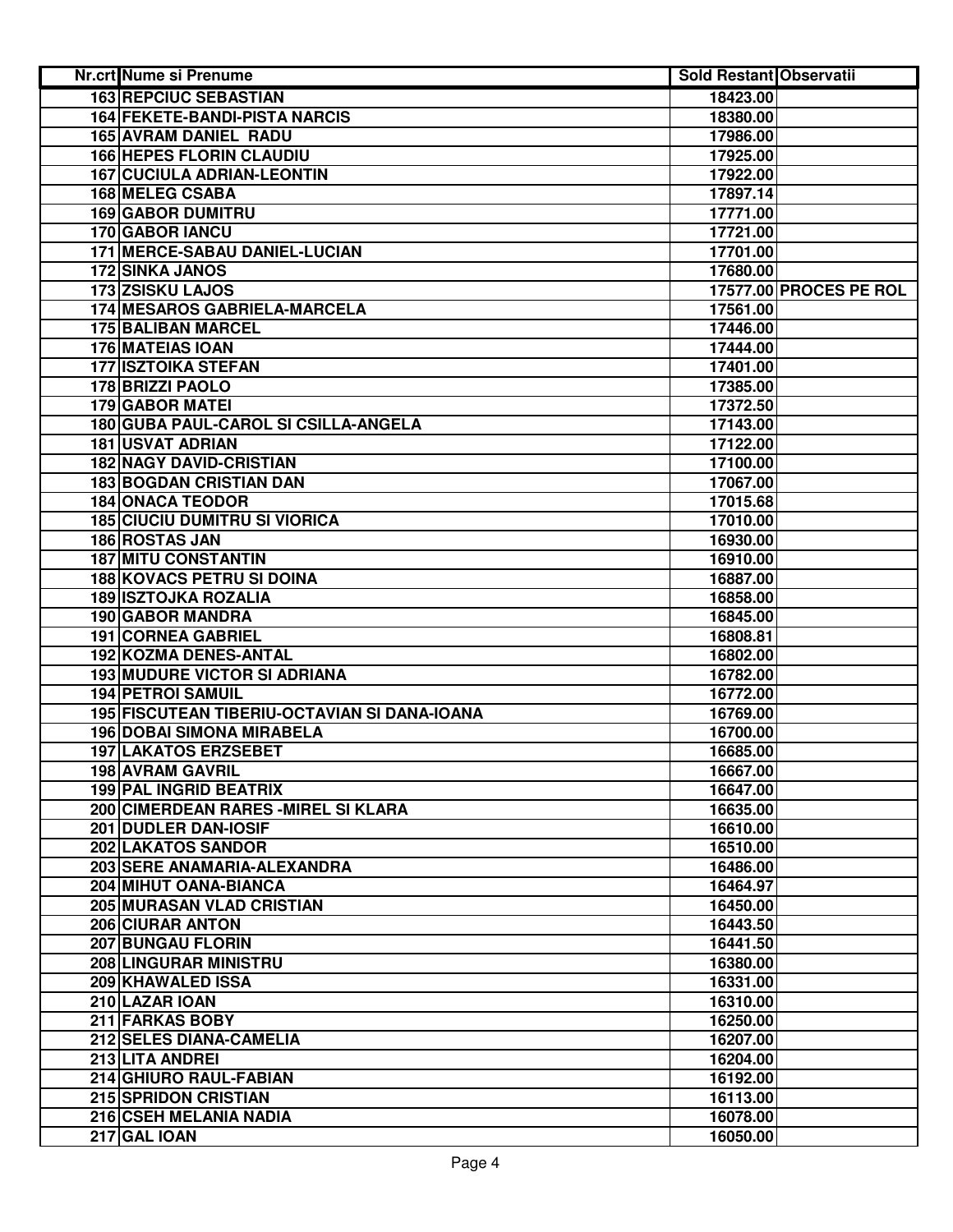| Nr.crt | Nume si Prenume | Sold Restant | Observatii |
|---|---|---|---|
| 163 | REPCIUC SEBASTIAN | 18423.00 | |
| 164 | FEKETE-BANDI-PISTA NARCIS | 18380.00 | |
| 165 | AVRAM DANIEL RADU | 17986.00 | |
| 166 | HEPES FLORIN CLAUDIU | 17925.00 | |
| 167 | CUCIULA ADRIAN-LEONTIN | 17922.00 | |
| 168 | MELEG CSABA | 17897.14 | |
| 169 | GABOR DUMITRU | 17771.00 | |
| 170 | GABOR IANCU | 17721.00 | |
| 171 | MERCE-SABAU DANIEL-LUCIAN | 17701.00 | |
| 172 | SINKA JANOS | 17680.00 | |
| 173 | ZSISKU LAJOS | 17577.00 | PROCES PE ROL |
| 174 | MESAROS GABRIELA-MARCELA | 17561.00 | |
| 175 | BALIBAN MARCEL | 17446.00 | |
| 176 | MATEIAS IOAN | 17444.00 | |
| 177 | ISZTOIKA STEFAN | 17401.00 | |
| 178 | BRIZZI PAOLO | 17385.00 | |
| 179 | GABOR MATEI | 17372.50 | |
| 180 | GUBA PAUL-CAROL SI CSILLA-ANGELA | 17143.00 | |
| 181 | USVAT ADRIAN | 17122.00 | |
| 182 | NAGY DAVID-CRISTIAN | 17100.00 | |
| 183 | BOGDAN CRISTIAN DAN | 17067.00 | |
| 184 | ONACA TEODOR | 17015.68 | |
| 185 | CIUCIU DUMITRU SI VIORICA | 17010.00 | |
| 186 | ROSTAS JAN | 16930.00 | |
| 187 | MITU CONSTANTIN | 16910.00 | |
| 188 | KOVACS PETRU SI DOINA | 16887.00 | |
| 189 | ISZTOJKA ROZALIA | 16858.00 | |
| 190 | GABOR MANDRA | 16845.00 | |
| 191 | CORNEA GABRIEL | 16808.81 | |
| 192 | KOZMA DENES-ANTAL | 16802.00 | |
| 193 | MUDURE VICTOR SI ADRIANA | 16782.00 | |
| 194 | PETROI SAMUIL | 16772.00 | |
| 195 | FISCUTEAN TIBERIU-OCTAVIAN SI DANA-IOANA | 16769.00 | |
| 196 | DOBAI SIMONA MIRABELA | 16700.00 | |
| 197 | LAKATOS ERZSEBET | 16685.00 | |
| 198 | AVRAM GAVRIL | 16667.00 | |
| 199 | PAL INGRID BEATRIX | 16647.00 | |
| 200 | CIMERDEAN RARES -MIREL SI KLARA | 16635.00 | |
| 201 | DUDLER DAN-IOSIF | 16610.00 | |
| 202 | LAKATOS SANDOR | 16510.00 | |
| 203 | SERE ANAMARIA-ALEXANDRA | 16486.00 | |
| 204 | MIHUT OANA-BIANCA | 16464.97 | |
| 205 | MURASAN VLAD CRISTIAN | 16450.00 | |
| 206 | CIURAR ANTON | 16443.50 | |
| 207 | BUNGAU FLORIN | 16441.50 | |
| 208 | LINGURAR MINISTRU | 16380.00 | |
| 209 | KHAWALED ISSA | 16331.00 | |
| 210 | LAZAR IOAN | 16310.00 | |
| 211 | FARKAS BOBY | 16250.00 | |
| 212 | SELES DIANA-CAMELIA | 16207.00 | |
| 213 | LITA ANDREI | 16204.00 | |
| 214 | GHIURO RAUL-FABIAN | 16192.00 | |
| 215 | SPRIDON CRISTIAN | 16113.00 | |
| 216 | CSEH MELANIA NADIA | 16078.00 | |
| 217 | GAL IOAN | 16050.00 | |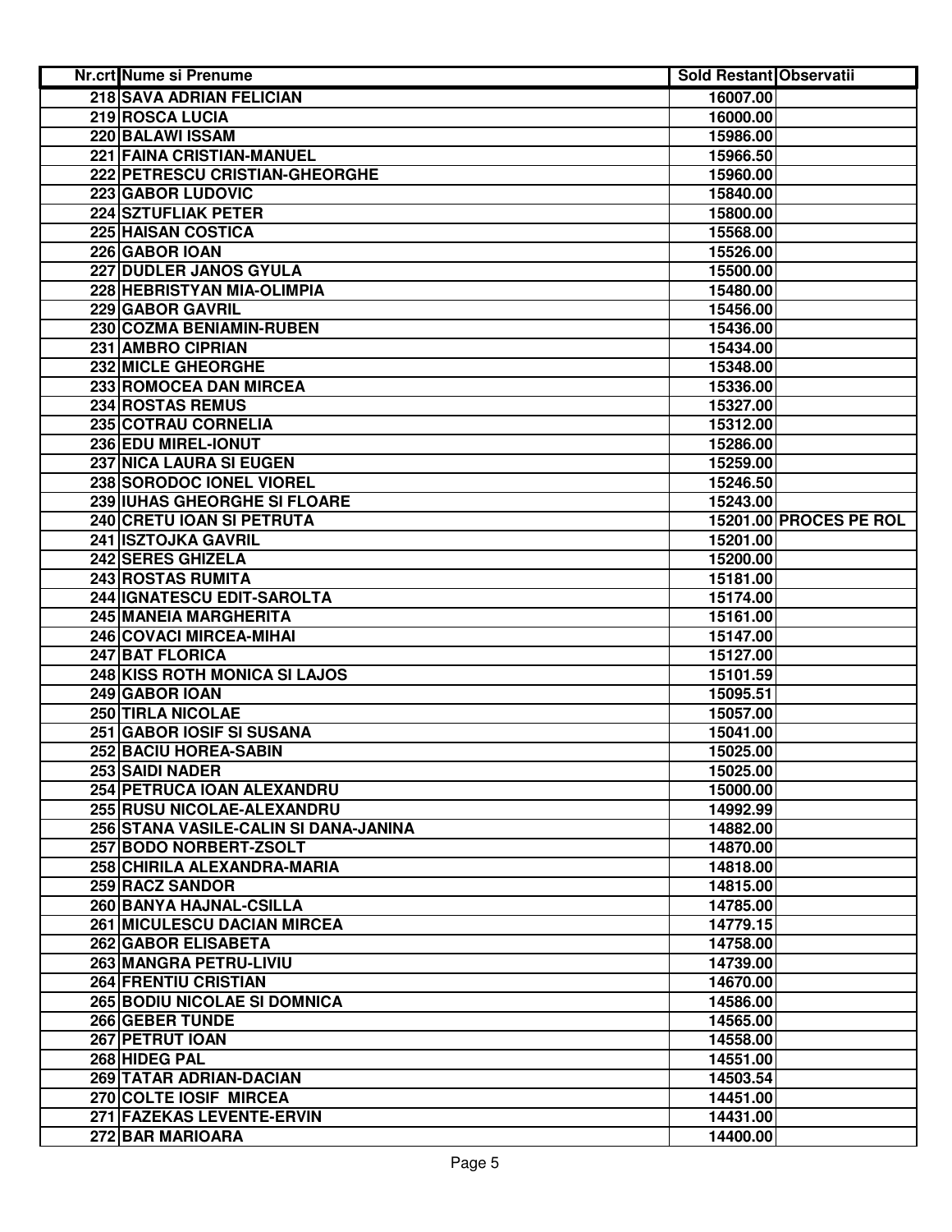| Nr.crt | Nume si Prenume | Sold Restant | Observatii |
| --- | --- | --- | --- |
| 218 | SAVA ADRIAN FELICIAN | 16007.00 | |
| 219 | ROSCA LUCIA | 16000.00 | |
| 220 | BALAWI ISSAM | 15986.00 | |
| 221 | FAINA CRISTIAN-MANUEL | 15966.50 | |
| 222 | PETRESCU CRISTIAN-GHEORGHE | 15960.00 | |
| 223 | GABOR LUDOVIC | 15840.00 | |
| 224 | SZTUFLIAK PETER | 15800.00 | |
| 225 | HAISAN COSTICA | 15568.00 | |
| 226 | GABOR IOAN | 15526.00 | |
| 227 | DUDLER JANOS GYULA | 15500.00 | |
| 228 | HEBRISTYAN MIA-OLIMPIA | 15480.00 | |
| 229 | GABOR GAVRIL | 15456.00 | |
| 230 | COZMA BENIAMIN-RUBEN | 15436.00 | |
| 231 | AMBRO CIPRIAN | 15434.00 | |
| 232 | MICLE GHEORGHE | 15348.00 | |
| 233 | ROMOCEA DAN MIRCEA | 15336.00 | |
| 234 | ROSTAS REMUS | 15327.00 | |
| 235 | COTRAU CORNELIA | 15312.00 | |
| 236 | EDU MIREL-IONUT | 15286.00 | |
| 237 | NICA LAURA SI EUGEN | 15259.00 | |
| 238 | SORODOC IONEL VIOREL | 15246.50 | |
| 239 | IUHAS GHEORGHE SI FLOARE | 15243.00 | |
| 240 | CRETU IOAN SI PETRUTA | 15201.00 | PROCES PE ROL |
| 241 | ISZTOJKA GAVRIL | 15201.00 | |
| 242 | SERES GHIZELA | 15200.00 | |
| 243 | ROSTAS RUMITA | 15181.00 | |
| 244 | IGNATESCU EDIT-SAROLTA | 15174.00 | |
| 245 | MANEIA MARGHERITA | 15161.00 | |
| 246 | COVACI MIRCEA-MIHAI | 15147.00 | |
| 247 | BAT FLORICA | 15127.00 | |
| 248 | KISS ROTH MONICA SI LAJOS | 15101.59 | |
| 249 | GABOR IOAN | 15095.51 | |
| 250 | TIRLA NICOLAE | 15057.00 | |
| 251 | GABOR IOSIF SI SUSANA | 15041.00 | |
| 252 | BACIU HOREA-SABIN | 15025.00 | |
| 253 | SAIDI NADER | 15025.00 | |
| 254 | PETRUCA IOAN ALEXANDRU | 15000.00 | |
| 255 | RUSU NICOLAE-ALEXANDRU | 14992.99 | |
| 256 | STANA VASILE-CALIN SI DANA-JANINA | 14882.00 | |
| 257 | BODO NORBERT-ZSOLT | 14870.00 | |
| 258 | CHIRILA ALEXANDRA-MARIA | 14818.00 | |
| 259 | RACZ SANDOR | 14815.00 | |
| 260 | BANYA HAJNAL-CSILLA | 14785.00 | |
| 261 | MICULESCU DACIAN MIRCEA | 14779.15 | |
| 262 | GABOR ELISABETA | 14758.00 | |
| 263 | MANGRA PETRU-LIVIU | 14739.00 | |
| 264 | FRENTIU CRISTIAN | 14670.00 | |
| 265 | BODIU NICOLAE SI DOMNICA | 14586.00 | |
| 266 | GEBER TUNDE | 14565.00 | |
| 267 | PETRUT IOAN | 14558.00 | |
| 268 | HIDEG PAL | 14551.00 | |
| 269 | TATAR ADRIAN-DACIAN | 14503.54 | |
| 270 | COLTE IOSIF MIRCEA | 14451.00 | |
| 271 | FAZEKAS LEVENTE-ERVIN | 14431.00 | |
| 272 | BAR MARIOARA | 14400.00 | |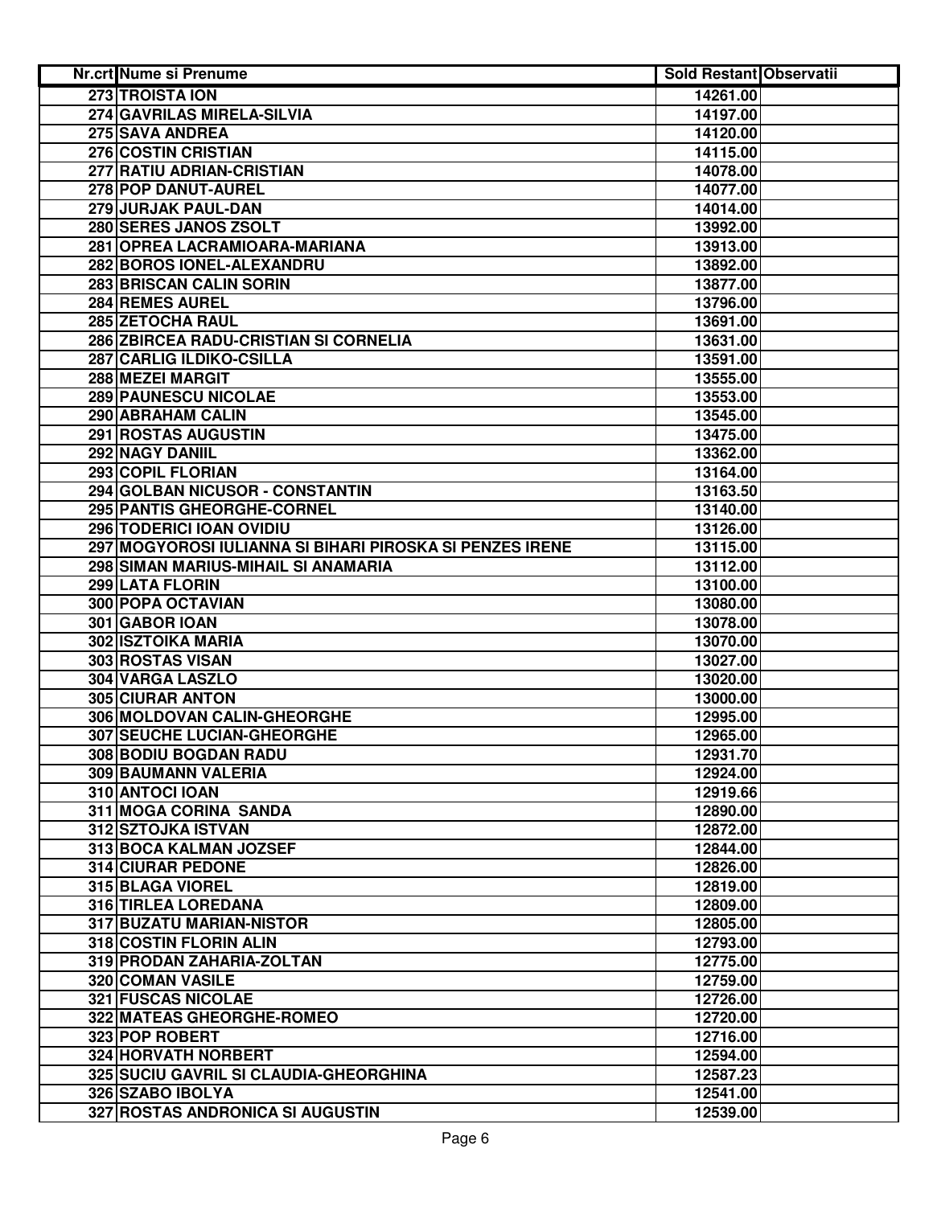| Nr.crt | Nume si Prenume | Sold Restant | Observatii |
|---|---|---|---|
| 273 | TROISTA ION | 14261.00 | |
| 274 | GAVRILAS MIRELA-SILVIA | 14197.00 | |
| 275 | SAVA ANDREA | 14120.00 | |
| 276 | COSTIN CRISTIAN | 14115.00 | |
| 277 | RATIU ADRIAN-CRISTIAN | 14078.00 | |
| 278 | POP DANUT-AUREL | 14077.00 | |
| 279 | JURJAK PAUL-DAN | 14014.00 | |
| 280 | SERES JANOS ZSOLT | 13992.00 | |
| 281 | OPREA LACRAMIOARA-MARIANA | 13913.00 | |
| 282 | BOROS IONEL-ALEXANDRU | 13892.00 | |
| 283 | BRISCAN CALIN SORIN | 13877.00 | |
| 284 | REMES AUREL | 13796.00 | |
| 285 | ZETOCHA RAUL | 13691.00 | |
| 286 | ZBIRCEA RADU-CRISTIAN SI CORNELIA | 13631.00 | |
| 287 | CARLIG ILDIKO-CSILLA | 13591.00 | |
| 288 | MEZEI MARGIT | 13555.00 | |
| 289 | PAUNESCU NICOLAE | 13553.00 | |
| 290 | ABRAHAM CALIN | 13545.00 | |
| 291 | ROSTAS AUGUSTIN | 13475.00 | |
| 292 | NAGY DANIIL | 13362.00 | |
| 293 | COPIL FLORIAN | 13164.00 | |
| 294 | GOLBAN NICUSOR - CONSTANTIN | 13163.50 | |
| 295 | PANTIS GHEORGHE-CORNEL | 13140.00 | |
| 296 | TODERICI IOAN OVIDIU | 13126.00 | |
| 297 | MOGYOROSI IULIANNA SI BIHARI PIROSKA SI PENZES IRENE | 13115.00 | |
| 298 | SIMAN MARIUS-MIHAIL SI ANAMARIA | 13112.00 | |
| 299 | LATA FLORIN | 13100.00 | |
| 300 | POPA OCTAVIAN | 13080.00 | |
| 301 | GABOR IOAN | 13078.00 | |
| 302 | ISZTOIKA MARIA | 13070.00 | |
| 303 | ROSTAS VISAN | 13027.00 | |
| 304 | VARGA LASZLO | 13020.00 | |
| 305 | CIURAR ANTON | 13000.00 | |
| 306 | MOLDOVAN CALIN-GHEORGHE | 12995.00 | |
| 307 | SEUCHE LUCIAN-GHEORGHE | 12965.00 | |
| 308 | BODIU BOGDAN RADU | 12931.70 | |
| 309 | BAUMANN VALERIA | 12924.00 | |
| 310 | ANTOCI IOAN | 12919.66 | |
| 311 | MOGA CORINA SANDA | 12890.00 | |
| 312 | SZTOJKA ISTVAN | 12872.00 | |
| 313 | BOCA KALMAN JOZSEF | 12844.00 | |
| 314 | CIURAR PEDONE | 12826.00 | |
| 315 | BLAGA VIOREL | 12819.00 | |
| 316 | TIRLEA LOREDANA | 12809.00 | |
| 317 | BUZATU MARIAN-NISTOR | 12805.00 | |
| 318 | COSTIN FLORIN ALIN | 12793.00 | |
| 319 | PRODAN ZAHARIA-ZOLTAN | 12775.00 | |
| 320 | COMAN VASILE | 12759.00 | |
| 321 | FUSCAS NICOLAE | 12726.00 | |
| 322 | MATEAS GHEORGHE-ROMEO | 12720.00 | |
| 323 | POP ROBERT | 12716.00 | |
| 324 | HORVATH NORBERT | 12594.00 | |
| 325 | SUCIU GAVRIL SI CLAUDIA-GHEORGHINA | 12587.23 | |
| 326 | SZABO IBOLYA | 12541.00 | |
| 327 | ROSTAS ANDRONICA SI AUGUSTIN | 12539.00 | |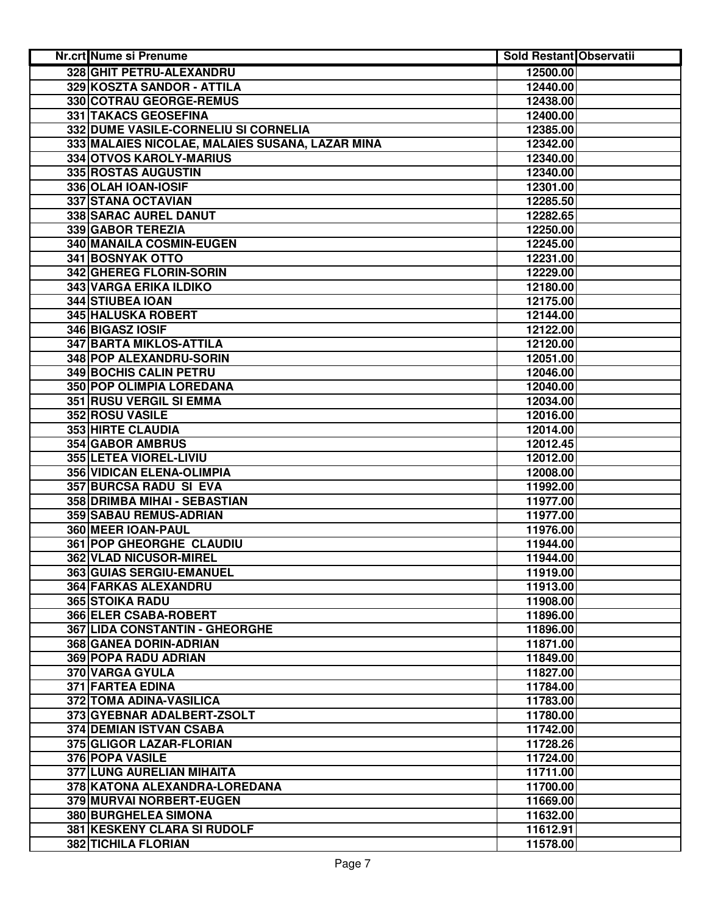| Nr.crt | Nume si Prenume | Sold Restant | Observatii |
|---|---|---|---|
| 328 | GHIT PETRU-ALEXANDRU | 12500.00 | |
| 329 | KOSZTA SANDOR - ATTILA | 12440.00 | |
| 330 | COTRAU GEORGE-REMUS | 12438.00 | |
| 331 | TAKACS GEOSEFINA | 12400.00 | |
| 332 | DUME VASILE-CORNELIU SI CORNELIA | 12385.00 | |
| 333 | MALAIES NICOLAE, MALAIES SUSANA, LAZAR MINA | 12342.00 | |
| 334 | OTVOS KAROLY-MARIUS | 12340.00 | |
| 335 | ROSTAS AUGUSTIN | 12340.00 | |
| 336 | OLAH IOAN-IOSIF | 12301.00 | |
| 337 | STANA OCTAVIAN | 12285.50 | |
| 338 | SARAC AUREL DANUT | 12282.65 | |
| 339 | GABOR TEREZIA | 12250.00 | |
| 340 | MANAILA COSMIN-EUGEN | 12245.00 | |
| 341 | BOSNYAK OTTO | 12231.00 | |
| 342 | GHEREG FLORIN-SORIN | 12229.00 | |
| 343 | VARGA ERIKA ILDIKO | 12180.00 | |
| 344 | STIUBEA IOAN | 12175.00 | |
| 345 | HALUSKA ROBERT | 12144.00 | |
| 346 | BIGASZ IOSIF | 12122.00 | |
| 347 | BARTA MIKLOS-ATTILA | 12120.00 | |
| 348 | POP ALEXANDRU-SORIN | 12051.00 | |
| 349 | BOCHIS CALIN PETRU | 12046.00 | |
| 350 | POP OLIMPIA LOREDANA | 12040.00 | |
| 351 | RUSU VERGIL SI EMMA | 12034.00 | |
| 352 | ROSU VASILE | 12016.00 | |
| 353 | HIRTE CLAUDIA | 12014.00 | |
| 354 | GABOR AMBRUS | 12012.45 | |
| 355 | LETEA VIOREL-LIVIU | 12012.00 | |
| 356 | VIDICAN ELENA-OLIMPIA | 12008.00 | |
| 357 | BURCSA RADU SI EVA | 11992.00 | |
| 358 | DRIMBA MIHAI - SEBASTIAN | 11977.00 | |
| 359 | SABAU REMUS-ADRIAN | 11977.00 | |
| 360 | MEER IOAN-PAUL | 11976.00 | |
| 361 | POP GHEORGHE CLAUDIU | 11944.00 | |
| 362 | VLAD NICUSOR-MIREL | 11944.00 | |
| 363 | GUIAS SERGIU-EMANUEL | 11919.00 | |
| 364 | FARKAS ALEXANDRU | 11913.00 | |
| 365 | STOIKA RADU | 11908.00 | |
| 366 | ELER CSABA-ROBERT | 11896.00 | |
| 367 | LIDA CONSTANTIN - GHEORGHE | 11896.00 | |
| 368 | GANEA DORIN-ADRIAN | 11871.00 | |
| 369 | POPA RADU ADRIAN | 11849.00 | |
| 370 | VARGA GYULA | 11827.00 | |
| 371 | FARTEA EDINA | 11784.00 | |
| 372 | TOMA ADINA-VASILICA | 11783.00 | |
| 373 | GYEBNAR ADALBERT-ZSOLT | 11780.00 | |
| 374 | DEMIAN ISTVAN CSABA | 11742.00 | |
| 375 | GLIGOR LAZAR-FLORIAN | 11728.26 | |
| 376 | POPA VASILE | 11724.00 | |
| 377 | LUNG AURELIAN MIHAITA | 11711.00 | |
| 378 | KATONA ALEXANDRA-LOREDANA | 11700.00 | |
| 379 | MURVAI NORBERT-EUGEN | 11669.00 | |
| 380 | BURGHELEA SIMONA | 11632.00 | |
| 381 | KESKENY CLARA SI RUDOLF | 11612.91 | |
| 382 | TICHILA FLORIAN | 11578.00 | |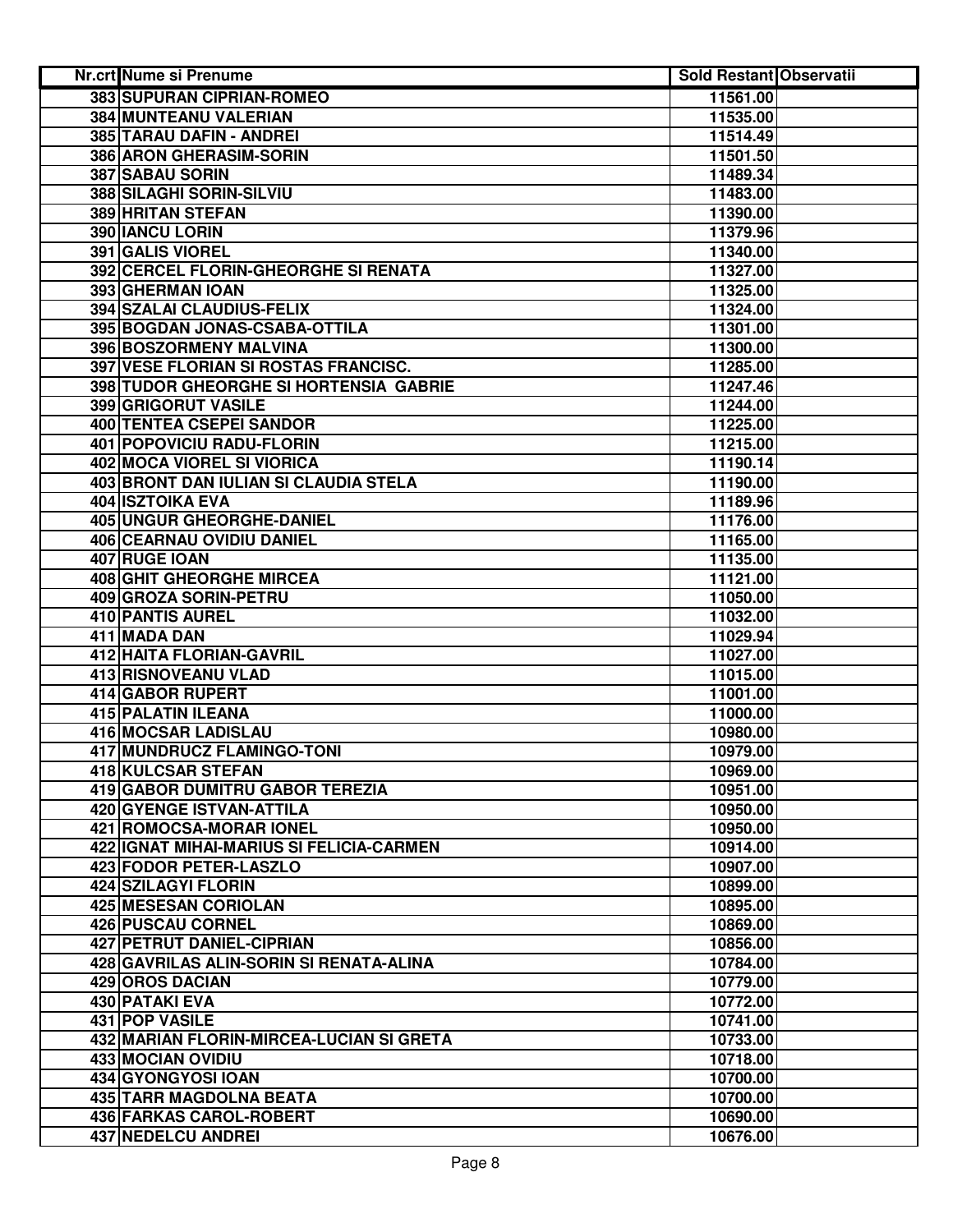| Nr.crt | Nume si Prenume | Sold Restant | Observatii |
|---|---|---|---|
| 383 | SUPURAN CIPRIAN-ROMEO | 11561.00 | |
| 384 | MUNTEANU VALERIAN | 11535.00 | |
| 385 | TARAU DAFIN - ANDREI | 11514.49 | |
| 386 | ARON GHERASIM-SORIN | 11501.50 | |
| 387 | SABAU SORIN | 11489.34 | |
| 388 | SILAGHI SORIN-SILVIU | 11483.00 | |
| 389 | HRITAN STEFAN | 11390.00 | |
| 390 | IANCU LORIN | 11379.96 | |
| 391 | GALIS VIOREL | 11340.00 | |
| 392 | CERCEL FLORIN-GHEORGHE SI RENATA | 11327.00 | |
| 393 | GHERMAN IOAN | 11325.00 | |
| 394 | SZALAI CLAUDIUS-FELIX | 11324.00 | |
| 395 | BOGDAN JONAS-CSABA-OTTILA | 11301.00 | |
| 396 | BOSZORMENY MALVINA | 11300.00 | |
| 397 | VESE FLORIAN SI ROSTAS FRANCISC. | 11285.00 | |
| 398 | TUDOR GHEORGHE SI HORTENSIA GABRIE | 11247.46 | |
| 399 | GRIGORUT VASILE | 11244.00 | |
| 400 | TENTEA CSEPEI SANDOR | 11225.00 | |
| 401 | POPOVICIU RADU-FLORIN | 11215.00 | |
| 402 | MOCA VIOREL SI VIORICA | 11190.14 | |
| 403 | BRONT DAN IULIAN SI CLAUDIA STELA | 11190.00 | |
| 404 | ISZTOIKA EVA | 11189.96 | |
| 405 | UNGUR GHEORGHE-DANIEL | 11176.00 | |
| 406 | CEARNAU OVIDIU DANIEL | 11165.00 | |
| 407 | RUGE IOAN | 11135.00 | |
| 408 | GHIT GHEORGHE MIRCEA | 11121.00 | |
| 409 | GROZA SORIN-PETRU | 11050.00 | |
| 410 | PANTIS AUREL | 11032.00 | |
| 411 | MADA DAN | 11029.94 | |
| 412 | HAITA FLORIAN-GAVRIL | 11027.00 | |
| 413 | RISNOVEANU VLAD | 11015.00 | |
| 414 | GABOR RUPERT | 11001.00 | |
| 415 | PALATIN ILEANA | 11000.00 | |
| 416 | MOCSAR LADISLAU | 10980.00 | |
| 417 | MUNDRUCZ FLAMINGO-TONI | 10979.00 | |
| 418 | KULCSAR STEFAN | 10969.00 | |
| 419 | GABOR DUMITRU GABOR TEREZIA | 10951.00 | |
| 420 | GYENGE ISTVAN-ATTILA | 10950.00 | |
| 421 | ROMOCSA-MORAR IONEL | 10950.00 | |
| 422 | IGNAT MIHAI-MARIUS SI FELICIA-CARMEN | 10914.00 | |
| 423 | FODOR PETER-LASZLO | 10907.00 | |
| 424 | SZILAGYI FLORIN | 10899.00 | |
| 425 | MESESAN CORIOLAN | 10895.00 | |
| 426 | PUSCAU CORNEL | 10869.00 | |
| 427 | PETRUT DANIEL-CIPRIAN | 10856.00 | |
| 428 | GAVRILAS ALIN-SORIN SI RENATA-ALINA | 10784.00 | |
| 429 | OROS DACIAN | 10779.00 | |
| 430 | PATAKI EVA | 10772.00 | |
| 431 | POP VASILE | 10741.00 | |
| 432 | MARIAN FLORIN-MIRCEA-LUCIAN SI GRETA | 10733.00 | |
| 433 | MOCIAN OVIDIU | 10718.00 | |
| 434 | GYONGYOSI IOAN | 10700.00 | |
| 435 | TARR MAGDOLNA BEATA | 10700.00 | |
| 436 | FARKAS CAROL-ROBERT | 10690.00 | |
| 437 | NEDELCU ANDREI | 10676.00 | |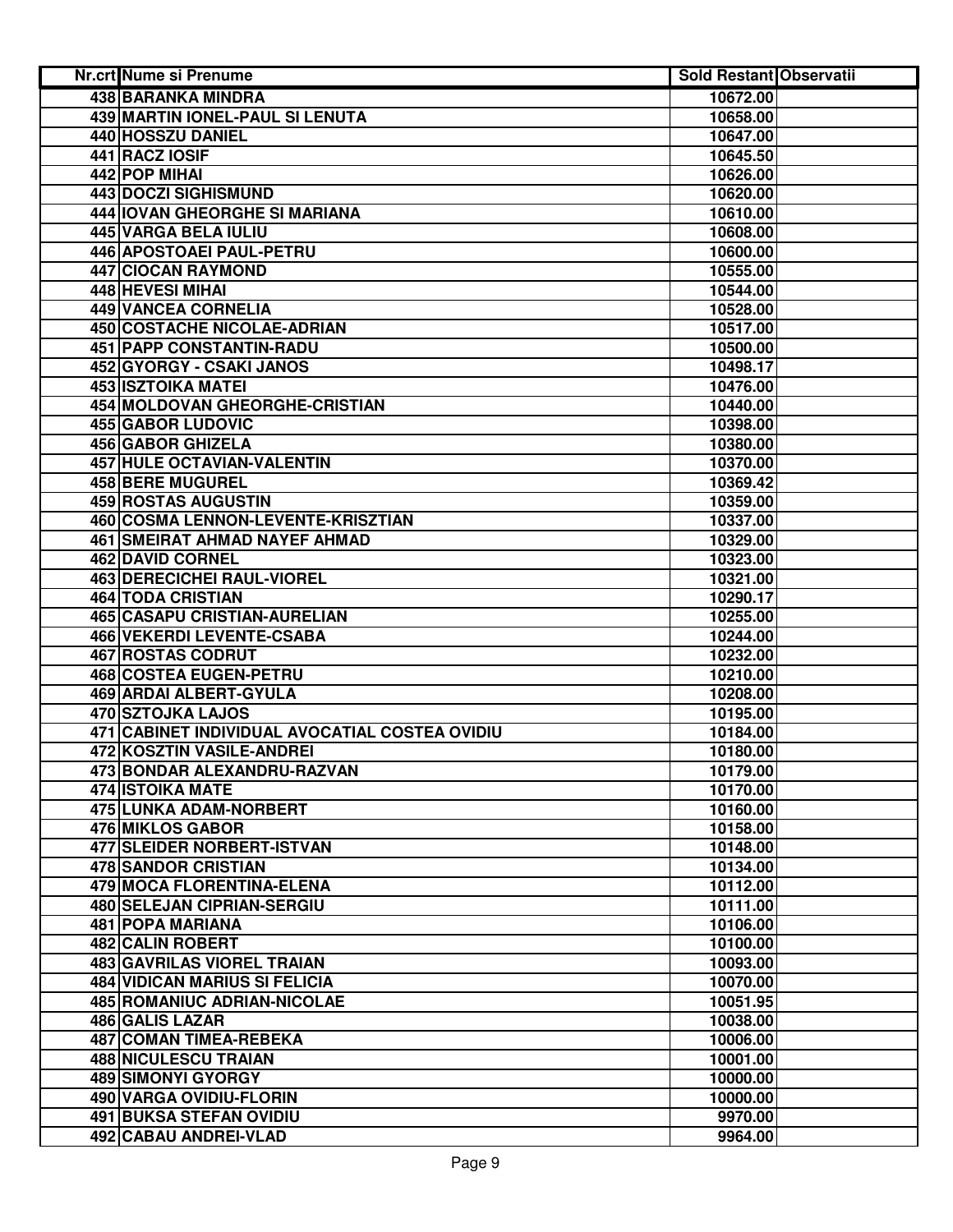| Nr.crt | Nume si Prenume | Sold Restant | Observatii |
|---|---|---|---|
| 438 | BARANKA MINDRA | 10672.00 | |
| 439 | MARTIN IONEL-PAUL SI LENUTA | 10658.00 | |
| 440 | HOSSZU DANIEL | 10647.00 | |
| 441 | RACZ IOSIF | 10645.50 | |
| 442 | POP MIHAI | 10626.00 | |
| 443 | DOCZI SIGHISMUND | 10620.00 | |
| 444 | IOVAN GHEORGHE SI MARIANA | 10610.00 | |
| 445 | VARGA BELA IULIU | 10608.00 | |
| 446 | APOSTOAEI PAUL-PETRU | 10600.00 | |
| 447 | CIOCAN RAYMOND | 10555.00 | |
| 448 | HEVESI MIHAI | 10544.00 | |
| 449 | VANCEA CORNELIA | 10528.00 | |
| 450 | COSTACHE NICOLAE-ADRIAN | 10517.00 | |
| 451 | PAPP CONSTANTIN-RADU | 10500.00 | |
| 452 | GYORGY - CSAKI JANOS | 10498.17 | |
| 453 | ISZTOIKA MATEI | 10476.00 | |
| 454 | MOLDOVAN GHEORGHE-CRISTIAN | 10440.00 | |
| 455 | GABOR LUDOVIC | 10398.00 | |
| 456 | GABOR GHIZELA | 10380.00 | |
| 457 | HULE OCTAVIAN-VALENTIN | 10370.00 | |
| 458 | BERE MUGUREL | 10369.42 | |
| 459 | ROSTAS AUGUSTIN | 10359.00 | |
| 460 | COSMA LENNON-LEVENTE-KRISZTIAN | 10337.00 | |
| 461 | SMEIRAT AHMAD NAYEF AHMAD | 10329.00 | |
| 462 | DAVID CORNEL | 10323.00 | |
| 463 | DERECICHEI RAUL-VIOREL | 10321.00 | |
| 464 | TODA CRISTIAN | 10290.17 | |
| 465 | CASAPU CRISTIAN-AURELIAN | 10255.00 | |
| 466 | VEKERDI LEVENTE-CSABA | 10244.00 | |
| 467 | ROSTAS CODRUT | 10232.00 | |
| 468 | COSTEA EUGEN-PETRU | 10210.00 | |
| 469 | ARDAI ALBERT-GYULA | 10208.00 | |
| 470 | SZTOJKA LAJOS | 10195.00 | |
| 471 | CABINET INDIVIDUAL AVOCATIAL COSTEA OVIDIU | 10184.00 | |
| 472 | KOSZTIN VASILE-ANDREI | 10180.00 | |
| 473 | BONDAR ALEXANDRU-RAZVAN | 10179.00 | |
| 474 | ISTOIKA MATE | 10170.00 | |
| 475 | LUNKA ADAM-NORBERT | 10160.00 | |
| 476 | MIKLOS GABOR | 10158.00 | |
| 477 | SLEIDER NORBERT-ISTVAN | 10148.00 | |
| 478 | SANDOR CRISTIAN | 10134.00 | |
| 479 | MOCA FLORENTINA-ELENA | 10112.00 | |
| 480 | SELEJAN CIPRIAN-SERGIU | 10111.00 | |
| 481 | POPA MARIANA | 10106.00 | |
| 482 | CALIN ROBERT | 10100.00 | |
| 483 | GAVRILAS VIOREL TRAIAN | 10093.00 | |
| 484 | VIDICAN MARIUS SI FELICIA | 10070.00 | |
| 485 | ROMANIUC ADRIAN-NICOLAE | 10051.95 | |
| 486 | GALIS LAZAR | 10038.00 | |
| 487 | COMAN TIMEA-REBEKA | 10006.00 | |
| 488 | NICULESCU TRAIAN | 10001.00 | |
| 489 | SIMONYI GYORGY | 10000.00 | |
| 490 | VARGA OVIDIU-FLORIN | 10000.00 | |
| 491 | BUKSA STEFAN OVIDIU | 9970.00 | |
| 492 | CABAU ANDREI-VLAD | 9964.00 | |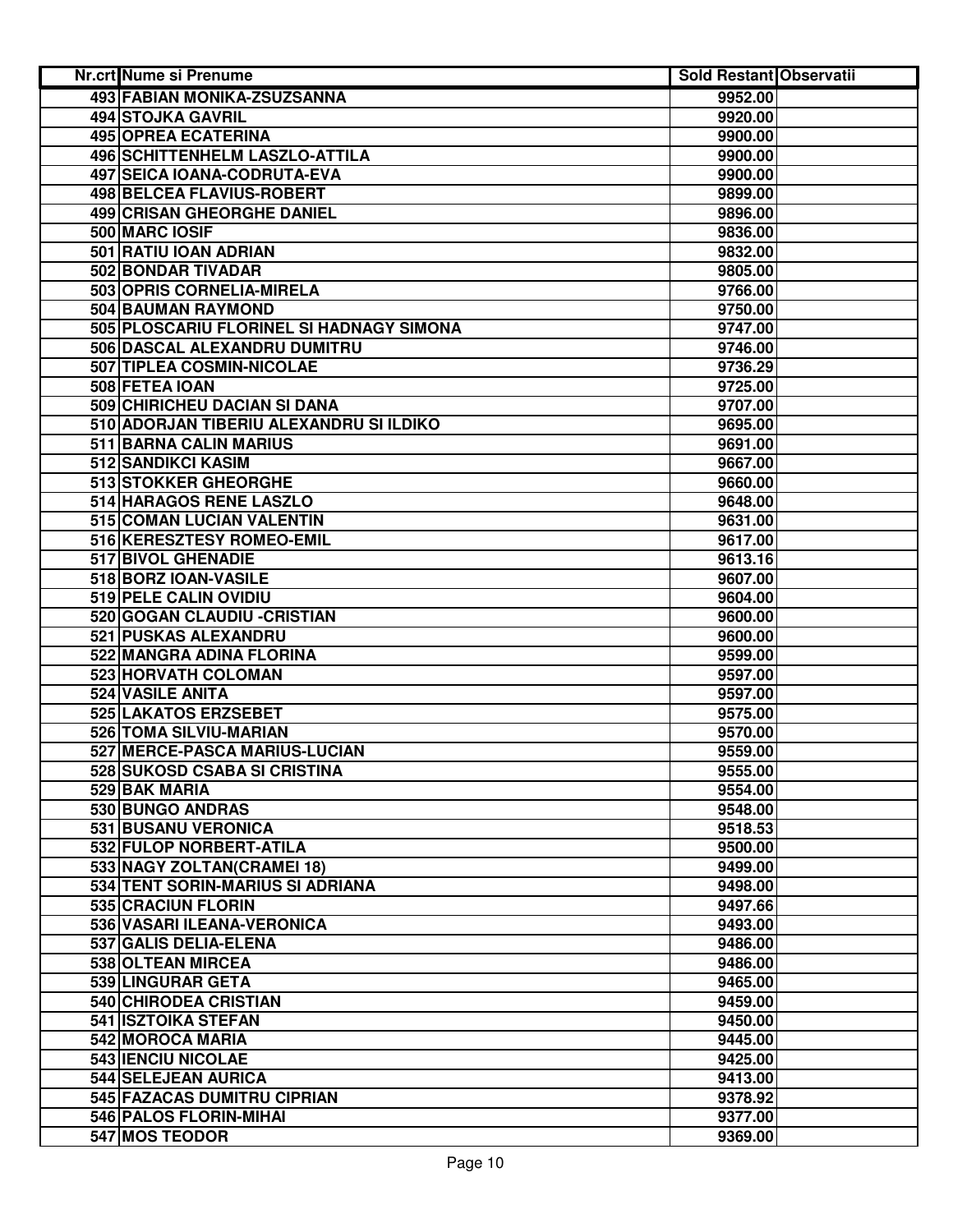| Nr.crt | Nume si Prenume | Sold Restant | Observatii |
|---|---|---|---|
| 493 | FABIAN MONIKA-ZSUZSANNA | 9952.00 | |
| 494 | STOJKA GAVRIL | 9920.00 | |
| 495 | OPREA ECATERINA | 9900.00 | |
| 496 | SCHITTENHELM LASZLO-ATTILA | 9900.00 | |
| 497 | SEICA IOANA-CODRUTA-EVA | 9900.00 | |
| 498 | BELCEA FLAVIUS-ROBERT | 9899.00 | |
| 499 | CRISAN GHEORGHE DANIEL | 9896.00 | |
| 500 | MARC IOSIF | 9836.00 | |
| 501 | RATIU IOAN ADRIAN | 9832.00 | |
| 502 | BONDAR TIVADAR | 9805.00 | |
| 503 | OPRIS CORNELIA-MIRELA | 9766.00 | |
| 504 | BAUMAN RAYMOND | 9750.00 | |
| 505 | PLOSCARIU FLORINEL SI HADNAGY SIMONA | 9747.00 | |
| 506 | DASCAL ALEXANDRU DUMITRU | 9746.00 | |
| 507 | TIPLEA COSMIN-NICOLAE | 9736.29 | |
| 508 | FETEA IOAN | 9725.00 | |
| 509 | CHIRICHEU DACIAN SI DANA | 9707.00 | |
| 510 | ADORJAN TIBERIU ALEXANDRU SI ILDIKO | 9695.00 | |
| 511 | BARNA CALIN MARIUS | 9691.00 | |
| 512 | SANDIKCI KASIM | 9667.00 | |
| 513 | STOKKER GHEORGHE | 9660.00 | |
| 514 | HARAGOS RENE LASZLO | 9648.00 | |
| 515 | COMAN LUCIAN VALENTIN | 9631.00 | |
| 516 | KERESZTESY ROMEO-EMIL | 9617.00 | |
| 517 | BIVOL GHENADIE | 9613.16 | |
| 518 | BORZ IOAN-VASILE | 9607.00 | |
| 519 | PELE CALIN OVIDIU | 9604.00 | |
| 520 | GOGAN CLAUDIU -CRISTIAN | 9600.00 | |
| 521 | PUSKAS ALEXANDRU | 9600.00 | |
| 522 | MANGRA ADINA FLORINA | 9599.00 | |
| 523 | HORVATH COLOMAN | 9597.00 | |
| 524 | VASILE ANITA | 9597.00 | |
| 525 | LAKATOS ERZSEBET | 9575.00 | |
| 526 | TOMA SILVIU-MARIAN | 9570.00 | |
| 527 | MERCE-PASCA MARIUS-LUCIAN | 9559.00 | |
| 528 | SUKOSD CSABA SI CRISTINA | 9555.00 | |
| 529 | BAK MARIA | 9554.00 | |
| 530 | BUNGO ANDRAS | 9548.00 | |
| 531 | BUSANU VERONICA | 9518.53 | |
| 532 | FULOP NORBERT-ATILA | 9500.00 | |
| 533 | NAGY ZOLTAN(CRAMEI 18) | 9499.00 | |
| 534 | TENT SORIN-MARIUS SI ADRIANA | 9498.00 | |
| 535 | CRACIUN FLORIN | 9497.66 | |
| 536 | VASARI ILEANA-VERONICA | 9493.00 | |
| 537 | GALIS DELIA-ELENA | 9486.00 | |
| 538 | OLTEAN MIRCEA | 9486.00 | |
| 539 | LINGURAR GETA | 9465.00 | |
| 540 | CHIRODEA CRISTIAN | 9459.00 | |
| 541 | ISZTOIKA STEFAN | 9450.00 | |
| 542 | MOROCA MARIA | 9445.00 | |
| 543 | IENCIU NICOLAE | 9425.00 | |
| 544 | SELEJEAN AURICA | 9413.00 | |
| 545 | FAZACAS DUMITRU CIPRIAN | 9378.92 | |
| 546 | PALOS FLORIN-MIHAI | 9377.00 | |
| 547 | MOS TEODOR | 9369.00 | |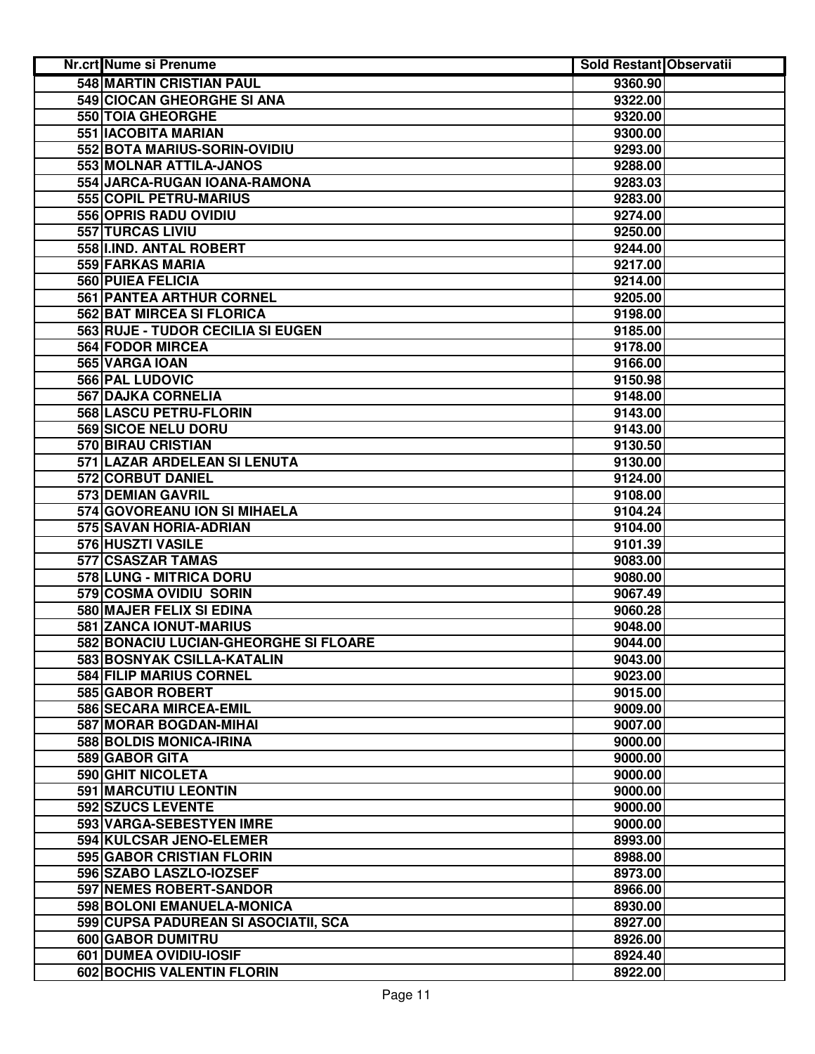| Nr.crt | Nume si Prenume | Sold Restant | Observatii |
|---|---|---|---|
| 548 | MARTIN CRISTIAN PAUL | 9360.90 | |
| 549 | CIOCAN GHEORGHE SI ANA | 9322.00 | |
| 550 | TOIA GHEORGHE | 9320.00 | |
| 551 | IACOBITA MARIAN | 9300.00 | |
| 552 | BOTA MARIUS-SORIN-OVIDIU | 9293.00 | |
| 553 | MOLNAR ATTILA-JANOS | 9288.00 | |
| 554 | JARCA-RUGAN IOANA-RAMONA | 9283.03 | |
| 555 | COPIL PETRU-MARIUS | 9283.00 | |
| 556 | OPRIS RADU OVIDIU | 9274.00 | |
| 557 | TURCAS LIVIU | 9250.00 | |
| 558 | I.IND. ANTAL ROBERT | 9244.00 | |
| 559 | FARKAS MARIA | 9217.00 | |
| 560 | PUIEA FELICIA | 9214.00 | |
| 561 | PANTEA ARTHUR CORNEL | 9205.00 | |
| 562 | BAT MIRCEA SI FLORICA | 9198.00 | |
| 563 | RUJE - TUDOR CECILIA SI EUGEN | 9185.00 | |
| 564 | FODOR MIRCEA | 9178.00 | |
| 565 | VARGA IOAN | 9166.00 | |
| 566 | PAL LUDOVIC | 9150.98 | |
| 567 | DAJKA CORNELIA | 9148.00 | |
| 568 | LASCU PETRU-FLORIN | 9143.00 | |
| 569 | SICOE NELU DORU | 9143.00 | |
| 570 | BIRAU CRISTIAN | 9130.50 | |
| 571 | LAZAR ARDELEAN SI LENUTA | 9130.00 | |
| 572 | CORBUT DANIEL | 9124.00 | |
| 573 | DEMIAN GAVRIL | 9108.00 | |
| 574 | GOVOREANU ION SI MIHAELA | 9104.24 | |
| 575 | SAVAN HORIA-ADRIAN | 9104.00 | |
| 576 | HUSZTI VASILE | 9101.39 | |
| 577 | CSASZAR TAMAS | 9083.00 | |
| 578 | LUNG - MITRICA DORU | 9080.00 | |
| 579 | COSMA OVIDIU SORIN | 9067.49 | |
| 580 | MAJER FELIX SI EDINA | 9060.28 | |
| 581 | ZANCA IONUT-MARIUS | 9048.00 | |
| 582 | BONACIU LUCIAN-GHEORGHE SI FLOARE | 9044.00 | |
| 583 | BOSNYAK CSILLA-KATALIN | 9043.00 | |
| 584 | FILIP MARIUS CORNEL | 9023.00 | |
| 585 | GABOR ROBERT | 9015.00 | |
| 586 | SECARA MIRCEA-EMIL | 9009.00 | |
| 587 | MORAR BOGDAN-MIHAI | 9007.00 | |
| 588 | BOLDIS MONICA-IRINA | 9000.00 | |
| 589 | GABOR GITA | 9000.00 | |
| 590 | GHIT NICOLETA | 9000.00 | |
| 591 | MARCUTIU LEONTIN | 9000.00 | |
| 592 | SZUCS LEVENTE | 9000.00 | |
| 593 | VARGA-SEBESTYEN IMRE | 9000.00 | |
| 594 | KULCSAR JENO-ELEMER | 8993.00 | |
| 595 | GABOR CRISTIAN FLORIN | 8988.00 | |
| 596 | SZABO LASZLO-IOZSEF | 8973.00 | |
| 597 | NEMES ROBERT-SANDOR | 8966.00 | |
| 598 | BOLONI EMANUELA-MONICA | 8930.00 | |
| 599 | CUPSA PADUREAN SI ASOCIATII, SCA | 8927.00 | |
| 600 | GABOR DUMITRU | 8926.00 | |
| 601 | DUMEA OVIDIU-IOSIF | 8924.40 | |
| 602 | BOCHIS VALENTIN FLORIN | 8922.00 | |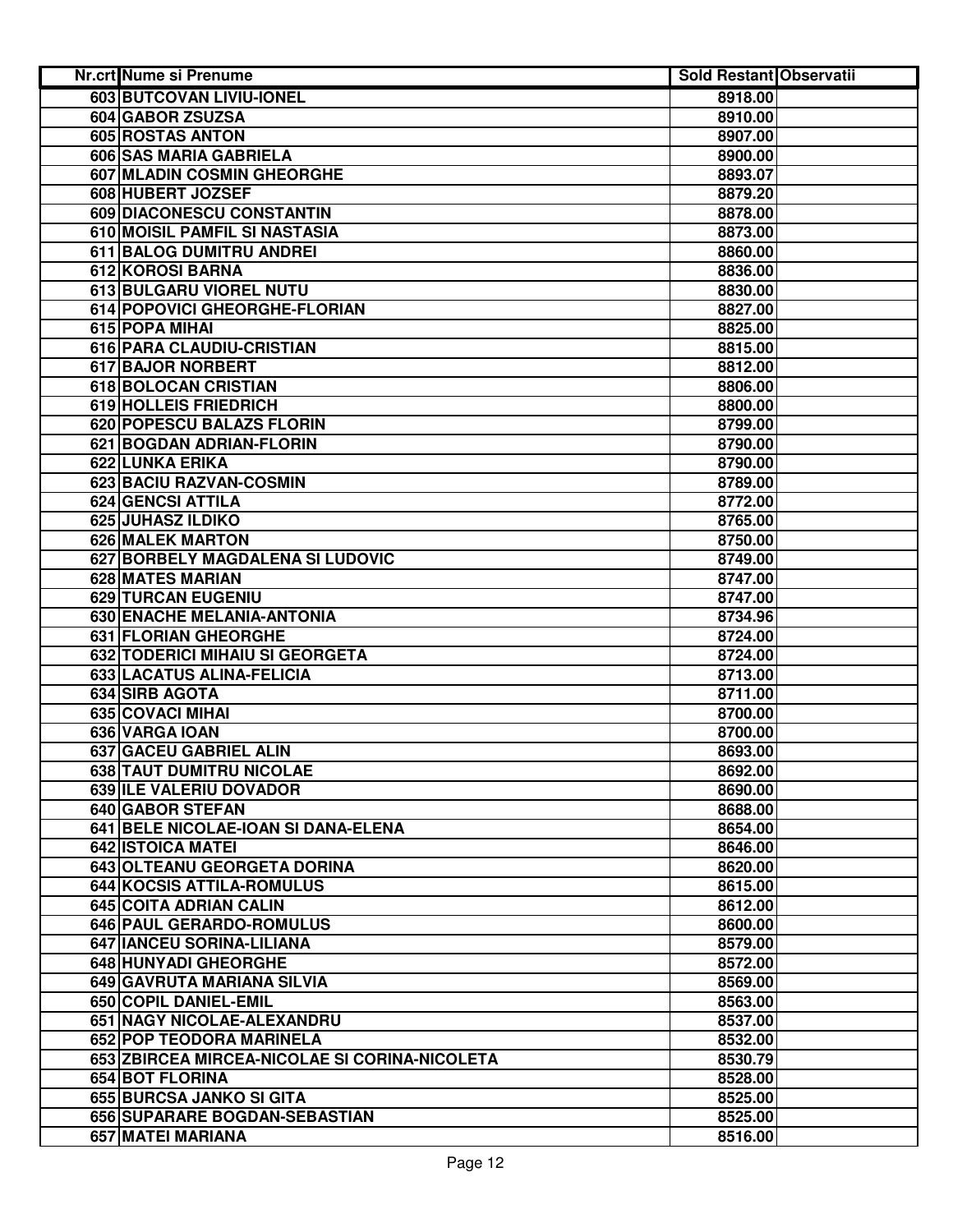| Nr.crt | Nume si Prenume | Sold Restant | Observatii |
|---|---|---|---|
| 603 | BUTCOVAN LIVIU-IONEL | 8918.00 | |
| 604 | GABOR ZSUZSA | 8910.00 | |
| 605 | ROSTAS ANTON | 8907.00 | |
| 606 | SAS MARIA GABRIELA | 8900.00 | |
| 607 | MLADIN COSMIN GHEORGHE | 8893.07 | |
| 608 | HUBERT JOZSEF | 8879.20 | |
| 609 | DIACONESCU CONSTANTIN | 8878.00 | |
| 610 | MOISIL PAMFIL SI NASTASIA | 8873.00 | |
| 611 | BALOG DUMITRU ANDREI | 8860.00 | |
| 612 | KOROSI BARNA | 8836.00 | |
| 613 | BULGARU VIOREL NUTU | 8830.00 | |
| 614 | POPOVICI GHEORGHE-FLORIAN | 8827.00 | |
| 615 | POPA MIHAI | 8825.00 | |
| 616 | PARA CLAUDIU-CRISTIAN | 8815.00 | |
| 617 | BAJOR NORBERT | 8812.00 | |
| 618 | BOLOCAN CRISTIAN | 8806.00 | |
| 619 | HOLLEIS FRIEDRICH | 8800.00 | |
| 620 | POPESCU BALAZS FLORIN | 8799.00 | |
| 621 | BOGDAN ADRIAN-FLORIN | 8790.00 | |
| 622 | LUNKA ERIKA | 8790.00 | |
| 623 | BACIU RAZVAN-COSMIN | 8789.00 | |
| 624 | GENCSI ATTILA | 8772.00 | |
| 625 | JUHASZ ILDIKO | 8765.00 | |
| 626 | MALEK MARTON | 8750.00 | |
| 627 | BORBELY MAGDALENA SI LUDOVIC | 8749.00 | |
| 628 | MATES MARIAN | 8747.00 | |
| 629 | TURCAN EUGENIU | 8747.00 | |
| 630 | ENACHE MELANIA-ANTONIA | 8734.96 | |
| 631 | FLORIAN GHEORGHE | 8724.00 | |
| 632 | TODERICI MIHAIU SI GEORGETA | 8724.00 | |
| 633 | LACATUS ALINA-FELICIA | 8713.00 | |
| 634 | SIRB AGOTA | 8711.00 | |
| 635 | COVACI MIHAI | 8700.00 | |
| 636 | VARGA IOAN | 8700.00 | |
| 637 | GACEU GABRIEL ALIN | 8693.00 | |
| 638 | TAUT DUMITRU NICOLAE | 8692.00 | |
| 639 | ILE VALERIU DOVADOR | 8690.00 | |
| 640 | GABOR STEFAN | 8688.00 | |
| 641 | BELE NICOLAE-IOAN SI DANA-ELENA | 8654.00 | |
| 642 | ISTOICA MATEI | 8646.00 | |
| 643 | OLTEANU GEORGETA DORINA | 8620.00 | |
| 644 | KOCSIS ATTILA-ROMULUS | 8615.00 | |
| 645 | COITA ADRIAN CALIN | 8612.00 | |
| 646 | PAUL GERARDO-ROMULUS | 8600.00 | |
| 647 | IANCEU SORINA-LILIANA | 8579.00 | |
| 648 | HUNYADI GHEORGHE | 8572.00 | |
| 649 | GAVRUTA MARIANA SILVIA | 8569.00 | |
| 650 | COPIL DANIEL-EMIL | 8563.00 | |
| 651 | NAGY NICOLAE-ALEXANDRU | 8537.00 | |
| 652 | POP TEODORA MARINELA | 8532.00 | |
| 653 | ZBIRCEA MIRCEA-NICOLAE SI CORINA-NICOLETA | 8530.79 | |
| 654 | BOT FLORINA | 8528.00 | |
| 655 | BURCSA JANKO SI GITA | 8525.00 | |
| 656 | SUPARARE BOGDAN-SEBASTIAN | 8525.00 | |
| 657 | MATEI MARIANA | 8516.00 | |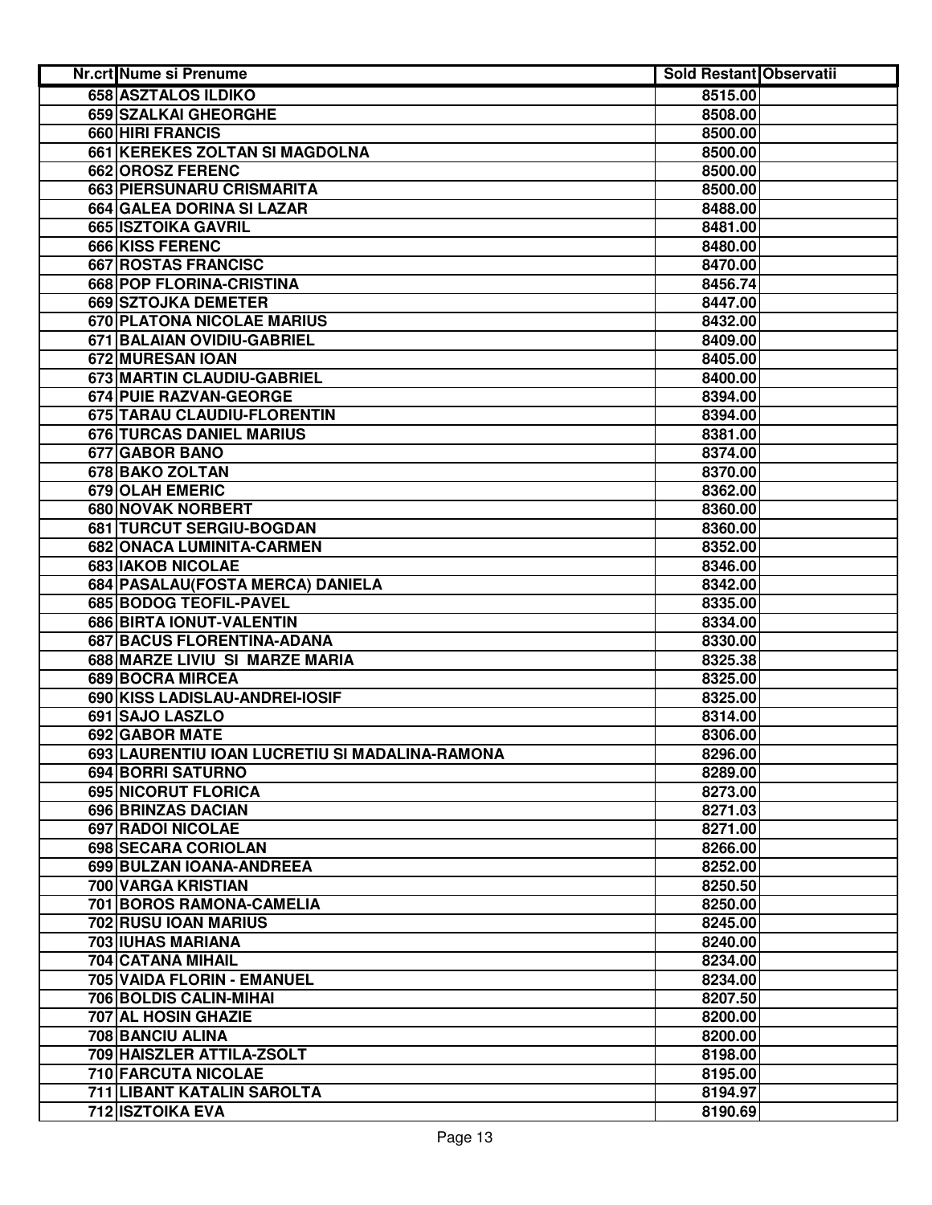| Nr.crt | Nume si Prenume | Sold Restant | Observatii |
|---|---|---|---|
| 658 | ASZTALOS ILDIKO | 8515.00 | |
| 659 | SZALKAI GHEORGHE | 8508.00 | |
| 660 | HIRI FRANCIS | 8500.00 | |
| 661 | KEREKES ZOLTAN SI MAGDOLNA | 8500.00 | |
| 662 | OROSZ FERENC | 8500.00 | |
| 663 | PIERSUNARU CRISMARITA | 8500.00 | |
| 664 | GALEA DORINA SI LAZAR | 8488.00 | |
| 665 | ISZTOIKA GAVRIL | 8481.00 | |
| 666 | KISS FERENC | 8480.00 | |
| 667 | ROSTAS FRANCISC | 8470.00 | |
| 668 | POP FLORINA-CRISTINA | 8456.74 | |
| 669 | SZTOJKA DEMETER | 8447.00 | |
| 670 | PLATONA NICOLAE MARIUS | 8432.00 | |
| 671 | BALAIAN OVIDIU-GABRIEL | 8409.00 | |
| 672 | MURESAN IOAN | 8405.00 | |
| 673 | MARTIN CLAUDIU-GABRIEL | 8400.00 | |
| 674 | PUIE RAZVAN-GEORGE | 8394.00 | |
| 675 | TARAU CLAUDIU-FLORENTIN | 8394.00 | |
| 676 | TURCAS DANIEL MARIUS | 8381.00 | |
| 677 | GABOR BANO | 8374.00 | |
| 678 | BAKO ZOLTAN | 8370.00 | |
| 679 | OLAH EMERIC | 8362.00 | |
| 680 | NOVAK NORBERT | 8360.00 | |
| 681 | TURCUT SERGIU-BOGDAN | 8360.00 | |
| 682 | ONACA LUMINITA-CARMEN | 8352.00 | |
| 683 | IAKOB NICOLAE | 8346.00 | |
| 684 | PASALAU(FOSTA MERCA) DANIELA | 8342.00 | |
| 685 | BODOG TEOFIL-PAVEL | 8335.00 | |
| 686 | BIRTA IONUT-VALENTIN | 8334.00 | |
| 687 | BACUS FLORENTINA-ADANA | 8330.00 | |
| 688 | MARZE LIVIU SI MARZE MARIA | 8325.38 | |
| 689 | BOCRA MIRCEA | 8325.00 | |
| 690 | KISS LADISLAU-ANDREI-IOSIF | 8325.00 | |
| 691 | SAJO LASZLO | 8314.00 | |
| 692 | GABOR MATE | 8306.00 | |
| 693 | LAURENTIU IOAN LUCRETIU SI MADALINA-RAMONA | 8296.00 | |
| 694 | BORRI SATURNO | 8289.00 | |
| 695 | NICORUT FLORICA | 8273.00 | |
| 696 | BRINZAS DACIAN | 8271.03 | |
| 697 | RADOI NICOLAE | 8271.00 | |
| 698 | SECARA CORIOLAN | 8266.00 | |
| 699 | BULZAN IOANA-ANDREEA | 8252.00 | |
| 700 | VARGA KRISTIAN | 8250.50 | |
| 701 | BOROS RAMONA-CAMELIA | 8250.00 | |
| 702 | RUSU IOAN MARIUS | 8245.00 | |
| 703 | IUHAS MARIANA | 8240.00 | |
| 704 | CATANA MIHAIL | 8234.00 | |
| 705 | VAIDA FLORIN - EMANUEL | 8234.00 | |
| 706 | BOLDIS CALIN-MIHAI | 8207.50 | |
| 707 | AL HOSIN GHAZIE | 8200.00 | |
| 708 | BANCIU ALINA | 8200.00 | |
| 709 | HAISZLER ATTILA-ZSOLT | 8198.00 | |
| 710 | FARCUTA NICOLAE | 8195.00 | |
| 711 | LIBANT KATALIN SAROLTA | 8194.97 | |
| 712 | ISZTOIKA EVA | 8190.69 | |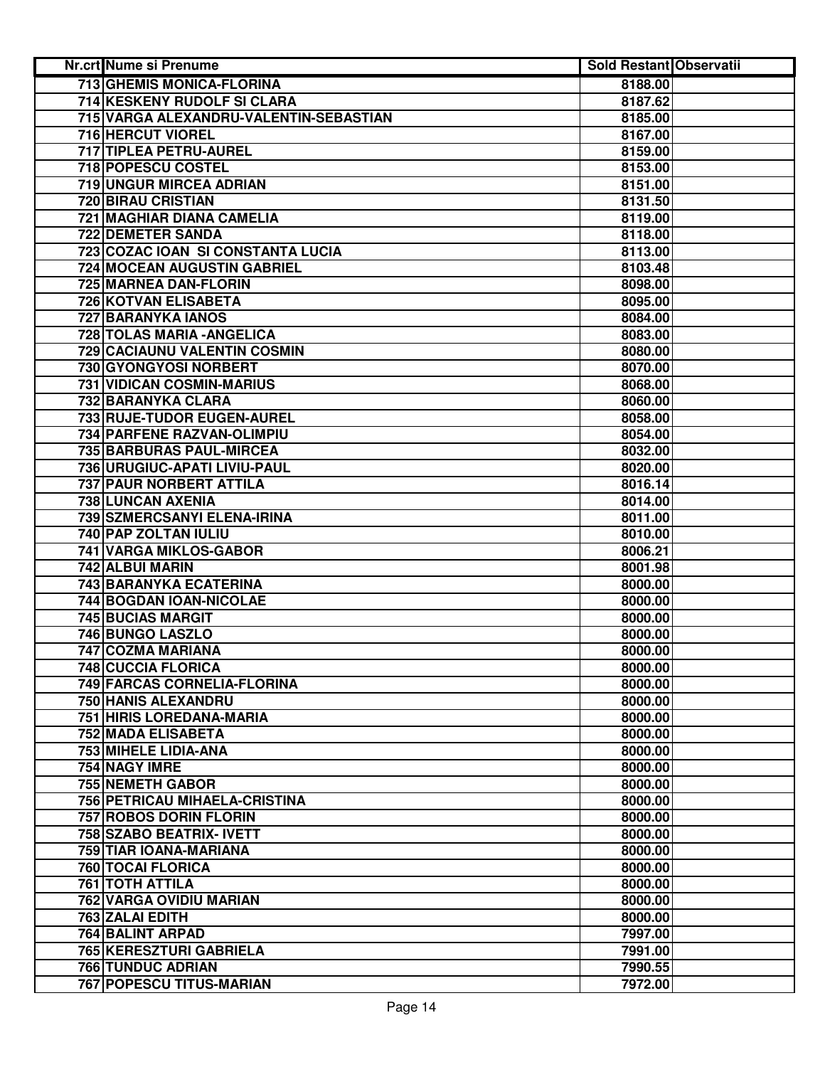| Nr.crt | Nume si Prenume | Sold Restant | Observatii |
|---|---|---|---|
| 713 | GHEMIS MONICA-FLORINA | 8188.00 | |
| 714 | KESKENY RUDOLF SI CLARA | 8187.62 | |
| 715 | VARGA ALEXANDRU-VALENTIN-SEBASTIAN | 8185.00 | |
| 716 | HERCUT VIOREL | 8167.00 | |
| 717 | TIPLEA PETRU-AUREL | 8159.00 | |
| 718 | POPESCU COSTEL | 8153.00 | |
| 719 | UNGUR MIRCEA ADRIAN | 8151.00 | |
| 720 | BIRAU CRISTIAN | 8131.50 | |
| 721 | MAGHIAR DIANA CAMELIA | 8119.00 | |
| 722 | DEMETER SANDA | 8118.00 | |
| 723 | COZAC IOAN SI CONSTANTA LUCIA | 8113.00 | |
| 724 | MOCEAN AUGUSTIN GABRIEL | 8103.48 | |
| 725 | MARNEA DAN-FLORIN | 8098.00 | |
| 726 | KOTVAN ELISABETA | 8095.00 | |
| 727 | BARANYKA IANOS | 8084.00 | |
| 728 | TOLAS MARIA -ANGELICA | 8083.00 | |
| 729 | CACIAUNU VALENTIN COSMIN | 8080.00 | |
| 730 | GYONGYOSI NORBERT | 8070.00 | |
| 731 | VIDICAN COSMIN-MARIUS | 8068.00 | |
| 732 | BARANYKA CLARA | 8060.00 | |
| 733 | RUJE-TUDOR EUGEN-AUREL | 8058.00 | |
| 734 | PARFENE RAZVAN-OLIMPIU | 8054.00 | |
| 735 | BARBURAS PAUL-MIRCEA | 8032.00 | |
| 736 | URUGIUC-APATI LIVIU-PAUL | 8020.00 | |
| 737 | PAUR NORBERT ATTILA | 8016.14 | |
| 738 | LUNCAN AXENIA | 8014.00 | |
| 739 | SZMERCSANYI ELENA-IRINA | 8011.00 | |
| 740 | PAP ZOLTAN IULIU | 8010.00 | |
| 741 | VARGA MIKLOS-GABOR | 8006.21 | |
| 742 | ALBUI MARIN | 8001.98 | |
| 743 | BARANYKA ECATERINA | 8000.00 | |
| 744 | BOGDAN IOAN-NICOLAE | 8000.00 | |
| 745 | BUCIAS MARGIT | 8000.00 | |
| 746 | BUNGO LASZLO | 8000.00 | |
| 747 | COZMA MARIANA | 8000.00 | |
| 748 | CUCCIA FLORICA | 8000.00 | |
| 749 | FARCAS CORNELIA-FLORINA | 8000.00 | |
| 750 | HANIS ALEXANDRU | 8000.00 | |
| 751 | HIRIS LOREDANA-MARIA | 8000.00 | |
| 752 | MADA ELISABETA | 8000.00 | |
| 753 | MIHELE LIDIA-ANA | 8000.00 | |
| 754 | NAGY IMRE | 8000.00 | |
| 755 | NEMETH GABOR | 8000.00 | |
| 756 | PETRICAU MIHAELA-CRISTINA | 8000.00 | |
| 757 | ROBOS DORIN FLORIN | 8000.00 | |
| 758 | SZABO BEATRIX- IVETT | 8000.00 | |
| 759 | TIAR IOANA-MARIANA | 8000.00 | |
| 760 | TOCAI FLORICA | 8000.00 | |
| 761 | TOTH ATTILA | 8000.00 | |
| 762 | VARGA OVIDIU MARIAN | 8000.00 | |
| 763 | ZALAI EDITH | 8000.00 | |
| 764 | BALINT ARPAD | 7997.00 | |
| 765 | KERESZTURI GABRIELA | 7991.00 | |
| 766 | TUNDUC ADRIAN | 7990.55 | |
| 767 | POPESCU TITUS-MARIAN | 7972.00 | |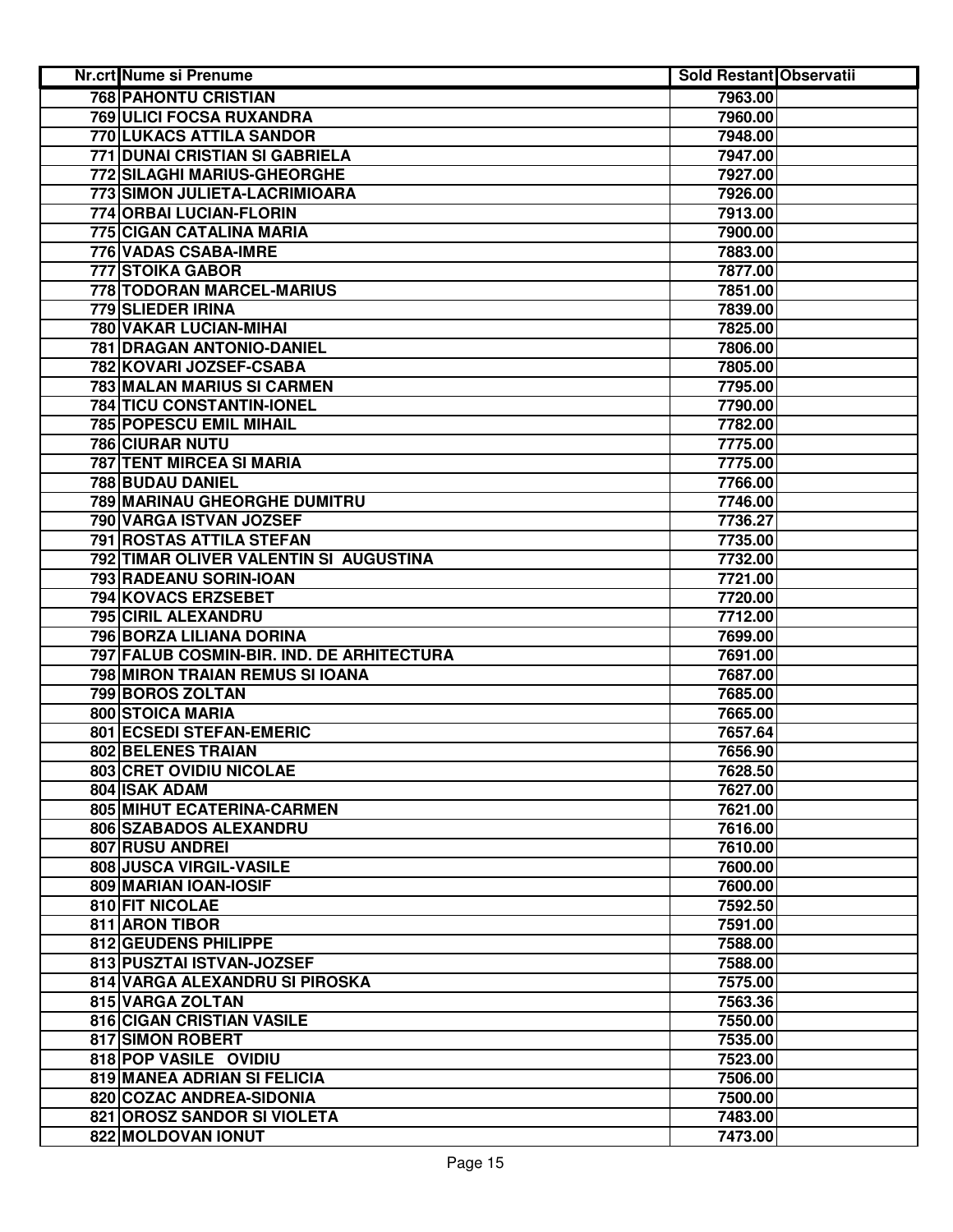| Nr.crt | Nume si Prenume | Sold Restant | Observatii |
|---|---|---|---|
| 768 | PAHONTU CRISTIAN | 7963.00 | |
| 769 | ULICI FOCSA RUXANDRA | 7960.00 | |
| 770 | LUKACS ATTILA SANDOR | 7948.00 | |
| 771 | DUNAI CRISTIAN SI GABRIELA | 7947.00 | |
| 772 | SILAGHI MARIUS-GHEORGHE | 7927.00 | |
| 773 | SIMON JULIETA-LACRIMIOARA | 7926.00 | |
| 774 | ORBAI LUCIAN-FLORIN | 7913.00 | |
| 775 | CIGAN CATALINA MARIA | 7900.00 | |
| 776 | VADAS CSABA-IMRE | 7883.00 | |
| 777 | STOIKA GABOR | 7877.00 | |
| 778 | TODORAN MARCEL-MARIUS | 7851.00 | |
| 779 | SLIEDER IRINA | 7839.00 | |
| 780 | VAKAR LUCIAN-MIHAI | 7825.00 | |
| 781 | DRAGAN ANTONIO-DANIEL | 7806.00 | |
| 782 | KOVARI JOZSEF-CSABA | 7805.00 | |
| 783 | MALAN MARIUS SI CARMEN | 7795.00 | |
| 784 | TICU CONSTANTIN-IONEL | 7790.00 | |
| 785 | POPESCU EMIL MIHAIL | 7782.00 | |
| 786 | CIURAR NUTU | 7775.00 | |
| 787 | TENT MIRCEA SI MARIA | 7775.00 | |
| 788 | BUDAU DANIEL | 7766.00 | |
| 789 | MARINAU GHEORGHE DUMITRU | 7746.00 | |
| 790 | VARGA ISTVAN JOZSEF | 7736.27 | |
| 791 | ROSTAS ATTILA STEFAN | 7735.00 | |
| 792 | TIMAR OLIVER VALENTIN SI AUGUSTINA | 7732.00 | |
| 793 | RADEANU SORIN-IOAN | 7721.00 | |
| 794 | KOVACS ERZSEBET | 7720.00 | |
| 795 | CIRIL ALEXANDRU | 7712.00 | |
| 796 | BORZA LILIANA DORINA | 7699.00 | |
| 797 | FALUB COSMIN-BIR. IND. DE ARHITECTURA | 7691.00 | |
| 798 | MIRON TRAIAN REMUS SI IOANA | 7687.00 | |
| 799 | BOROS ZOLTAN | 7685.00 | |
| 800 | STOICA MARIA | 7665.00 | |
| 801 | ECSEDI STEFAN-EMERIC | 7657.64 | |
| 802 | BELENES TRAIAN | 7656.90 | |
| 803 | CRET OVIDIU NICOLAE | 7628.50 | |
| 804 | ISAK ADAM | 7627.00 | |
| 805 | MIHUT ECATERINA-CARMEN | 7621.00 | |
| 806 | SZABADOS ALEXANDRU | 7616.00 | |
| 807 | RUSU ANDREI | 7610.00 | |
| 808 | JUSCA VIRGIL-VASILE | 7600.00 | |
| 809 | MARIAN IOAN-IOSIF | 7600.00 | |
| 810 | FIT NICOLAE | 7592.50 | |
| 811 | ARON TIBOR | 7591.00 | |
| 812 | GEUDENS PHILIPPE | 7588.00 | |
| 813 | PUSZTAI ISTVAN-JOZSEF | 7588.00 | |
| 814 | VARGA ALEXANDRU SI PIROSKA | 7575.00 | |
| 815 | VARGA ZOLTAN | 7563.36 | |
| 816 | CIGAN CRISTIAN VASILE | 7550.00 | |
| 817 | SIMON ROBERT | 7535.00 | |
| 818 | POP VASILE OVIDIU | 7523.00 | |
| 819 | MANEA ADRIAN SI FELICIA | 7506.00 | |
| 820 | COZAC ANDREA-SIDONIA | 7500.00 | |
| 821 | OROSZ SANDOR SI VIOLETA | 7483.00 | |
| 822 | MOLDOVAN IONUT | 7473.00 | |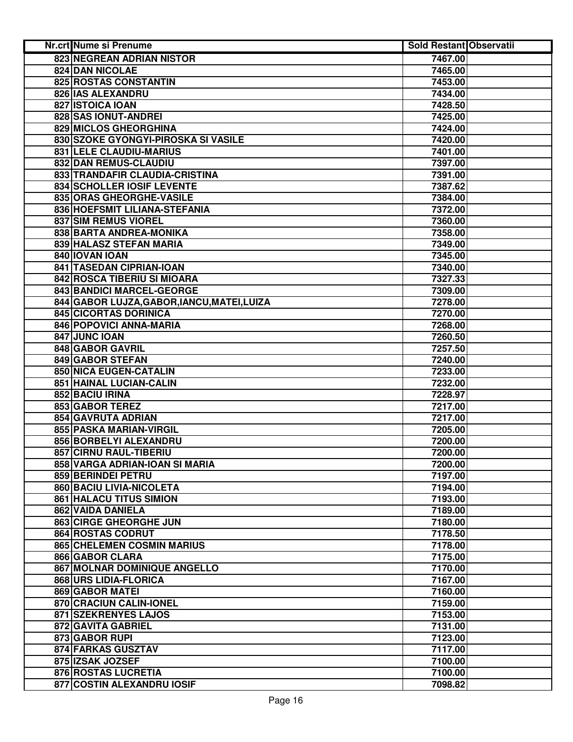| Nr.crt | Nume si Prenume | Sold Restant | Observatii |
|---|---|---|---|
| 823 | NEGREAN ADRIAN NISTOR | 7467.00 | |
| 824 | DAN NICOLAE | 7465.00 | |
| 825 | ROSTAS CONSTANTIN | 7453.00 | |
| 826 | IAS ALEXANDRU | 7434.00 | |
| 827 | ISTOICA IOAN | 7428.50 | |
| 828 | SAS IONUT-ANDREI | 7425.00 | |
| 829 | MICLOS GHEORGHINA | 7424.00 | |
| 830 | SZOKE GYONGYI-PIROSKA SI VASILE | 7420.00 | |
| 831 | LELE CLAUDIU-MARIUS | 7401.00 | |
| 832 | DAN REMUS-CLAUDIU | 7397.00 | |
| 833 | TRANDAFIR CLAUDIA-CRISTINA | 7391.00 | |
| 834 | SCHOLLER IOSIF LEVENTE | 7387.62 | |
| 835 | ORAS GHEORGHE-VASILE | 7384.00 | |
| 836 | HOEFSMIT LILIANA-STEFANIA | 7372.00 | |
| 837 | SIM REMUS VIOREL | 7360.00 | |
| 838 | BARTA ANDREA-MONIKA | 7358.00 | |
| 839 | HALASZ STEFAN MARIA | 7349.00 | |
| 840 | IOVAN IOAN | 7345.00 | |
| 841 | TASEDAN CIPRIAN-IOAN | 7340.00 | |
| 842 | ROSCA TIBERIU SI MIOARA | 7327.33 | |
| 843 | BANDICI MARCEL-GEORGE | 7309.00 | |
| 844 | GABOR LUJZA,GABOR,IANCU,MATEI,LUIZA | 7278.00 | |
| 845 | CICORTAS DORINICA | 7270.00 | |
| 846 | POPOVICI ANNA-MARIA | 7268.00 | |
| 847 | JUNC IOAN | 7260.50 | |
| 848 | GABOR GAVRIL | 7257.50 | |
| 849 | GABOR STEFAN | 7240.00 | |
| 850 | NICA EUGEN-CATALIN | 7233.00 | |
| 851 | HAINAL LUCIAN-CALIN | 7232.00 | |
| 852 | BACIU IRINA | 7228.97 | |
| 853 | GABOR TEREZ | 7217.00 | |
| 854 | GAVRUTA ADRIAN | 7217.00 | |
| 855 | PASKA MARIAN-VIRGIL | 7205.00 | |
| 856 | BORBELYI ALEXANDRU | 7200.00 | |
| 857 | CIRNU RAUL-TIBERIU | 7200.00 | |
| 858 | VARGA ADRIAN-IOAN SI MARIA | 7200.00 | |
| 859 | BERINDEI PETRU | 7197.00 | |
| 860 | BACIU LIVIA-NICOLETA | 7194.00 | |
| 861 | HALACU TITUS SIMION | 7193.00 | |
| 862 | VAIDA DANIELA | 7189.00 | |
| 863 | CIRGE GHEORGHE JUN | 7180.00 | |
| 864 | ROSTAS CODRUT | 7178.50 | |
| 865 | CHELEMEN COSMIN MARIUS | 7178.00 | |
| 866 | GABOR CLARA | 7175.00 | |
| 867 | MOLNAR DOMINIQUE ANGELLO | 7170.00 | |
| 868 | URS LIDIA-FLORICA | 7167.00 | |
| 869 | GABOR MATEI | 7160.00 | |
| 870 | CRACIUN CALIN-IONEL | 7159.00 | |
| 871 | SZEKRENYES LAJOS | 7153.00 | |
| 872 | GAVITA GABRIEL | 7131.00 | |
| 873 | GABOR RUPI | 7123.00 | |
| 874 | FARKAS GUSZTAV | 7117.00 | |
| 875 | IZSAK JOZSEF | 7100.00 | |
| 876 | ROSTAS LUCRETIA | 7100.00 | |
| 877 | COSTIN ALEXANDRU IOSIF | 7098.82 | |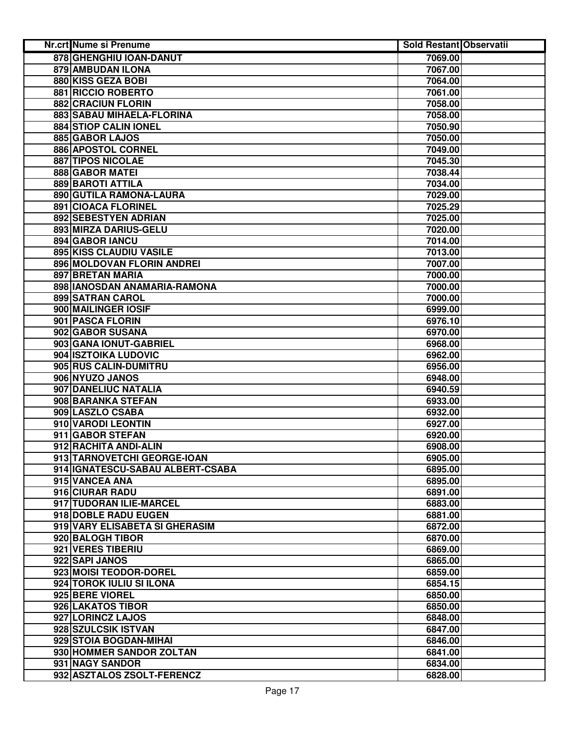| Nr.crt | Nume si Prenume | Sold Restant | Observatii |
|---|---|---|---|
| 878 | GHENGHIU IOAN-DANUT | 7069.00 | |
| 879 | AMBUDAN ILONA | 7067.00 | |
| 880 | KISS GEZA BOBI | 7064.00 | |
| 881 | RICCIO ROBERTO | 7061.00 | |
| 882 | CRACIUN FLORIN | 7058.00 | |
| 883 | SABAU MIHAELA-FLORINA | 7058.00 | |
| 884 | STIOP CALIN IONEL | 7050.90 | |
| 885 | GABOR LAJOS | 7050.00 | |
| 886 | APOSTOL CORNEL | 7049.00 | |
| 887 | TIPOS NICOLAE | 7045.30 | |
| 888 | GABOR MATEI | 7038.44 | |
| 889 | BAROTI ATTILA | 7034.00 | |
| 890 | GUTILA RAMONA-LAURA | 7029.00 | |
| 891 | CIOACA FLORINEL | 7025.29 | |
| 892 | SEBESTYEN ADRIAN | 7025.00 | |
| 893 | MIRZA DARIUS-GELU | 7020.00 | |
| 894 | GABOR IANCU | 7014.00 | |
| 895 | KISS CLAUDIU VASILE | 7013.00 | |
| 896 | MOLDOVAN FLORIN ANDREI | 7007.00 | |
| 897 | BRETAN MARIA | 7000.00 | |
| 898 | IANOSDAN ANAMARIA-RAMONA | 7000.00 | |
| 899 | SATRAN CAROL | 7000.00 | |
| 900 | MAILINGER IOSIF | 6999.00 | |
| 901 | PASCA FLORIN | 6976.10 | |
| 902 | GABOR SUSANA | 6970.00 | |
| 903 | GANA IONUT-GABRIEL | 6968.00 | |
| 904 | ISZTOIKA LUDOVIC | 6962.00 | |
| 905 | RUS CALIN-DUMITRU | 6956.00 | |
| 906 | NYUZO JANOS | 6948.00 | |
| 907 | DANELIUC NATALIA | 6940.59 | |
| 908 | BARANKA STEFAN | 6933.00 | |
| 909 | LASZLO CSABA | 6932.00 | |
| 910 | VARODI LEONTIN | 6927.00 | |
| 911 | GABOR STEFAN | 6920.00 | |
| 912 | RACHITA ANDI-ALIN | 6908.00 | |
| 913 | TARNOVETCHI GEORGE-IOAN | 6905.00 | |
| 914 | IGNATESCU-SABAU ALBERT-CSABA | 6895.00 | |
| 915 | VANCEA ANA | 6895.00 | |
| 916 | CIURAR RADU | 6891.00 | |
| 917 | TUDORAN ILIE-MARCEL | 6883.00 | |
| 918 | DOBLE RADU EUGEN | 6881.00 | |
| 919 | VARY ELISABETA SI GHERASIM | 6872.00 | |
| 920 | BALOGH TIBOR | 6870.00 | |
| 921 | VERES TIBERIU | 6869.00 | |
| 922 | SAPI JANOS | 6865.00 | |
| 923 | MOISI TEODOR-DOREL | 6859.00 | |
| 924 | TOROK IULIU SI ILONA | 6854.15 | |
| 925 | BERE VIOREL | 6850.00 | |
| 926 | LAKATOS TIBOR | 6850.00 | |
| 927 | LORINCZ LAJOS | 6848.00 | |
| 928 | SZULCSIK ISTVAN | 6847.00 | |
| 929 | STOIA BOGDAN-MIHAI | 6846.00 | |
| 930 | HOMMER SANDOR ZOLTAN | 6841.00 | |
| 931 | NAGY SANDOR | 6834.00 | |
| 932 | ASZTALOS ZSOLT-FERENCZ | 6828.00 | |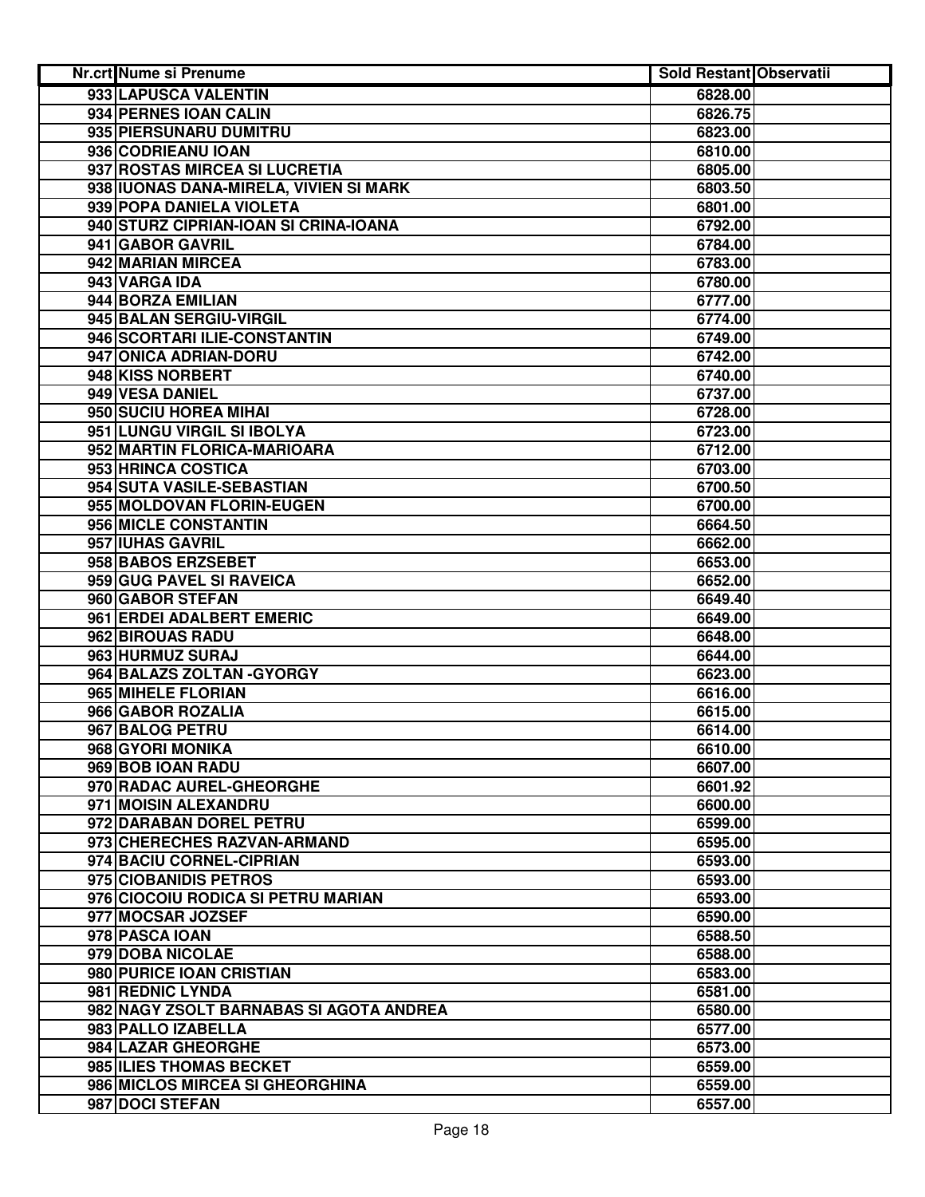| Nr.crt | Nume si Prenume | Sold Restant | Observatii |
|---|---|---|---|
| 933 | LAPUSCA VALENTIN | 6828.00 | |
| 934 | PERNES IOAN CALIN | 6826.75 | |
| 935 | PIERSUNARU DUMITRU | 6823.00 | |
| 936 | CODRIEANU IOAN | 6810.00 | |
| 937 | ROSTAS MIRCEA SI LUCRETIA | 6805.00 | |
| 938 | IUONAS DANA-MIRELA, VIVIEN SI MARK | 6803.50 | |
| 939 | POPA DANIELA VIOLETA | 6801.00 | |
| 940 | STURZ CIPRIAN-IOAN SI CRINA-IOANA | 6792.00 | |
| 941 | GABOR GAVRIL | 6784.00 | |
| 942 | MARIAN MIRCEA | 6783.00 | |
| 943 | VARGA IDA | 6780.00 | |
| 944 | BORZA EMILIAN | 6777.00 | |
| 945 | BALAN SERGIU-VIRGIL | 6774.00 | |
| 946 | SCORTARI ILIE-CONSTANTIN | 6749.00 | |
| 947 | ONICA ADRIAN-DORU | 6742.00 | |
| 948 | KISS NORBERT | 6740.00 | |
| 949 | VESA DANIEL | 6737.00 | |
| 950 | SUCIU HOREA MIHAI | 6728.00 | |
| 951 | LUNGU VIRGIL SI IBOLYA | 6723.00 | |
| 952 | MARTIN FLORICA-MARIOARA | 6712.00 | |
| 953 | HRINCA COSTICA | 6703.00 | |
| 954 | SUTA VASILE-SEBASTIAN | 6700.50 | |
| 955 | MOLDOVAN FLORIN-EUGEN | 6700.00 | |
| 956 | MICLE CONSTANTIN | 6664.50 | |
| 957 | IUHAS GAVRIL | 6662.00 | |
| 958 | BABOS ERZSEBET | 6653.00 | |
| 959 | GUG PAVEL SI RAVEICA | 6652.00 | |
| 960 | GABOR STEFAN | 6649.40 | |
| 961 | ERDEI ADALBERT EMERIC | 6649.00 | |
| 962 | BIROUAS RADU | 6648.00 | |
| 963 | HURMUZ SURAJ | 6644.00 | |
| 964 | BALAZS ZOLTAN -GYORGY | 6623.00 | |
| 965 | MIHELE FLORIAN | 6616.00 | |
| 966 | GABOR ROZALIA | 6615.00 | |
| 967 | BALOG PETRU | 6614.00 | |
| 968 | GYORI MONIKA | 6610.00 | |
| 969 | BOB IOAN RADU | 6607.00 | |
| 970 | RADAC AUREL-GHEORGHE | 6601.92 | |
| 971 | MOISIN ALEXANDRU | 6600.00 | |
| 972 | DARABAN DOREL PETRU | 6599.00 | |
| 973 | CHERECHES RAZVAN-ARMAND | 6595.00 | |
| 974 | BACIU CORNEL-CIPRIAN | 6593.00 | |
| 975 | CIOBANIDIS PETROS | 6593.00 | |
| 976 | CIOCOIU RODICA SI PETRU MARIAN | 6593.00 | |
| 977 | MOCSAR JOZSEF | 6590.00 | |
| 978 | PASCA IOAN | 6588.50 | |
| 979 | DOBA NICOLAE | 6588.00 | |
| 980 | PURICE IOAN CRISTIAN | 6583.00 | |
| 981 | REDNIC LYNDA | 6581.00 | |
| 982 | NAGY ZSOLT BARNABAS SI AGOTA ANDREA | 6580.00 | |
| 983 | PALLO IZABELLA | 6577.00 | |
| 984 | LAZAR GHEORGHE | 6573.00 | |
| 985 | ILIES THOMAS BECKET | 6559.00 | |
| 986 | MICLOS MIRCEA SI GHEORGHINA | 6559.00 | |
| 987 | DOCI STEFAN | 6557.00 | |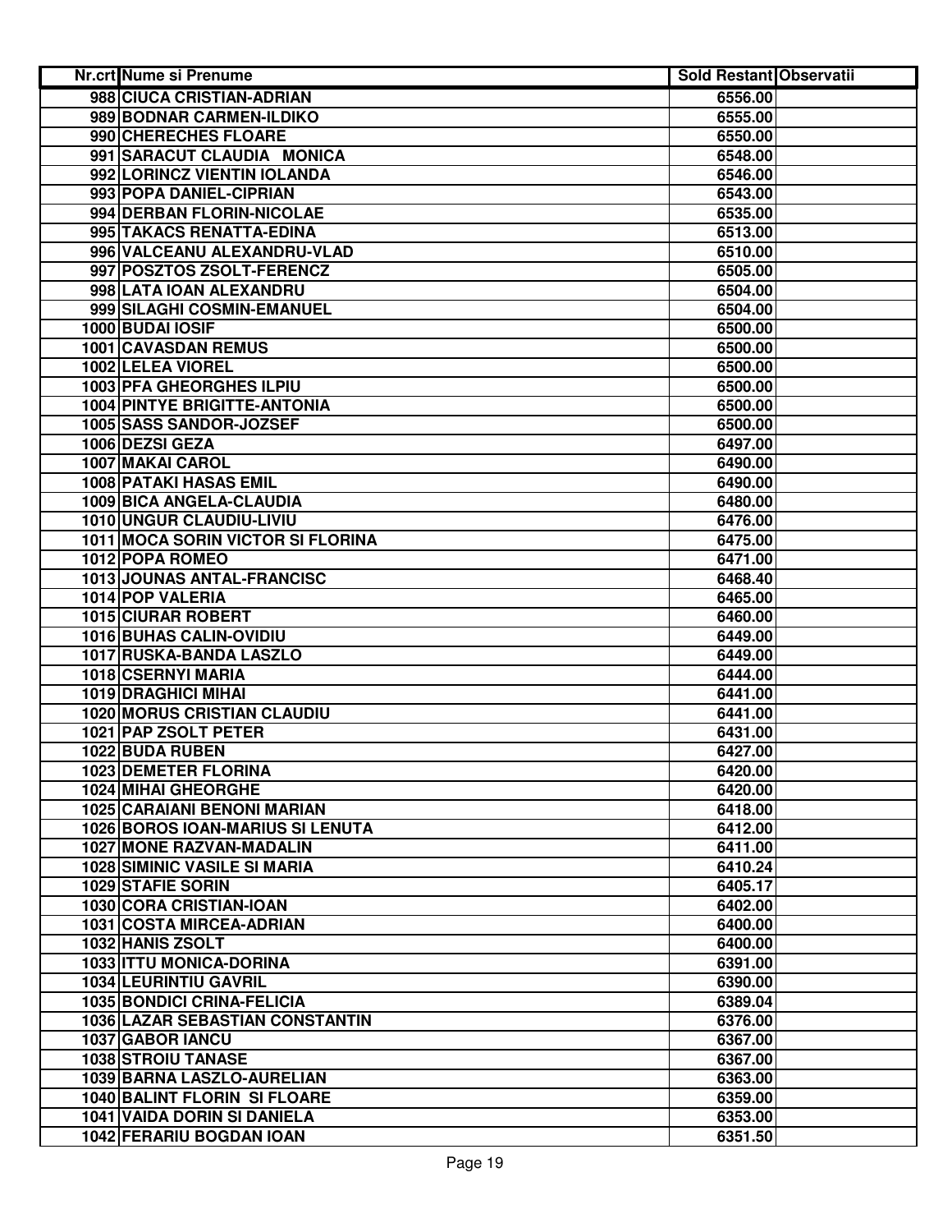| Nr.crt | Nume si Prenume | Sold Restant | Observatii |
|---|---|---|---|
| 988 | CIUCA CRISTIAN-ADRIAN | 6556.00 | |
| 989 | BODNAR CARMEN-ILDIKO | 6555.00 | |
| 990 | CHERECHES FLOARE | 6550.00 | |
| 991 | SARACUT CLAUDIA MONICA | 6548.00 | |
| 992 | LORINCZ VIENTIN IOLANDA | 6546.00 | |
| 993 | POPA DANIEL-CIPRIAN | 6543.00 | |
| 994 | DERBAN FLORIN-NICOLAE | 6535.00 | |
| 995 | TAKACS RENATTA-EDINA | 6513.00 | |
| 996 | VALCEANU ALEXANDRU-VLAD | 6510.00 | |
| 997 | POSZTOS ZSOLT-FERENCZ | 6505.00 | |
| 998 | LATA IOAN ALEXANDRU | 6504.00 | |
| 999 | SILAGHI COSMIN-EMANUEL | 6504.00 | |
| 1000 | BUDAI IOSIF | 6500.00 | |
| 1001 | CAVASDAN REMUS | 6500.00 | |
| 1002 | LELEA VIOREL | 6500.00 | |
| 1003 | PFA GHEORGHES ILPIU | 6500.00 | |
| 1004 | PINTYE BRIGITTE-ANTONIA | 6500.00 | |
| 1005 | SASS SANDOR-JOZSEF | 6500.00 | |
| 1006 | DEZSI GEZA | 6497.00 | |
| 1007 | MAKAI CAROL | 6490.00 | |
| 1008 | PATAKI HASAS EMIL | 6490.00 | |
| 1009 | BICA ANGELA-CLAUDIA | 6480.00 | |
| 1010 | UNGUR CLAUDIU-LIVIU | 6476.00 | |
| 1011 | MOCA SORIN VICTOR SI FLORINA | 6475.00 | |
| 1012 | POPA ROMEO | 6471.00 | |
| 1013 | JOUNAS ANTAL-FRANCISC | 6468.40 | |
| 1014 | POP VALERIA | 6465.00 | |
| 1015 | CIURAR ROBERT | 6460.00 | |
| 1016 | BUHAS CALIN-OVIDIU | 6449.00 | |
| 1017 | RUSKA-BANDA LASZLO | 6449.00 | |
| 1018 | CSERNYI MARIA | 6444.00 | |
| 1019 | DRAGHICI MIHAI | 6441.00 | |
| 1020 | MORUS CRISTIAN CLAUDIU | 6441.00 | |
| 1021 | PAP ZSOLT PETER | 6431.00 | |
| 1022 | BUDA RUBEN | 6427.00 | |
| 1023 | DEMETER FLORINA | 6420.00 | |
| 1024 | MIHAI GHEORGHE | 6420.00 | |
| 1025 | CARAIANI BENONI MARIAN | 6418.00 | |
| 1026 | BOROS IOAN-MARIUS SI LENUTA | 6412.00 | |
| 1027 | MONE RAZVAN-MADALIN | 6411.00 | |
| 1028 | SIMINIC VASILE SI MARIA | 6410.24 | |
| 1029 | STAFIE SORIN | 6405.17 | |
| 1030 | CORA CRISTIAN-IOAN | 6402.00 | |
| 1031 | COSTA MIRCEA-ADRIAN | 6400.00 | |
| 1032 | HANIS ZSOLT | 6400.00 | |
| 1033 | ITTU MONICA-DORINA | 6391.00 | |
| 1034 | LEURINTIU GAVRIL | 6390.00 | |
| 1035 | BONDICI CRINA-FELICIA | 6389.04 | |
| 1036 | LAZAR SEBASTIAN CONSTANTIN | 6376.00 | |
| 1037 | GABOR IANCU | 6367.00 | |
| 1038 | STROIU TANASE | 6367.00 | |
| 1039 | BARNA LASZLO-AURELIAN | 6363.00 | |
| 1040 | BALINT FLORIN SI FLOARE | 6359.00 | |
| 1041 | VAIDA DORIN SI DANIELA | 6353.00 | |
| 1042 | FERARIU BOGDAN IOAN | 6351.50 | |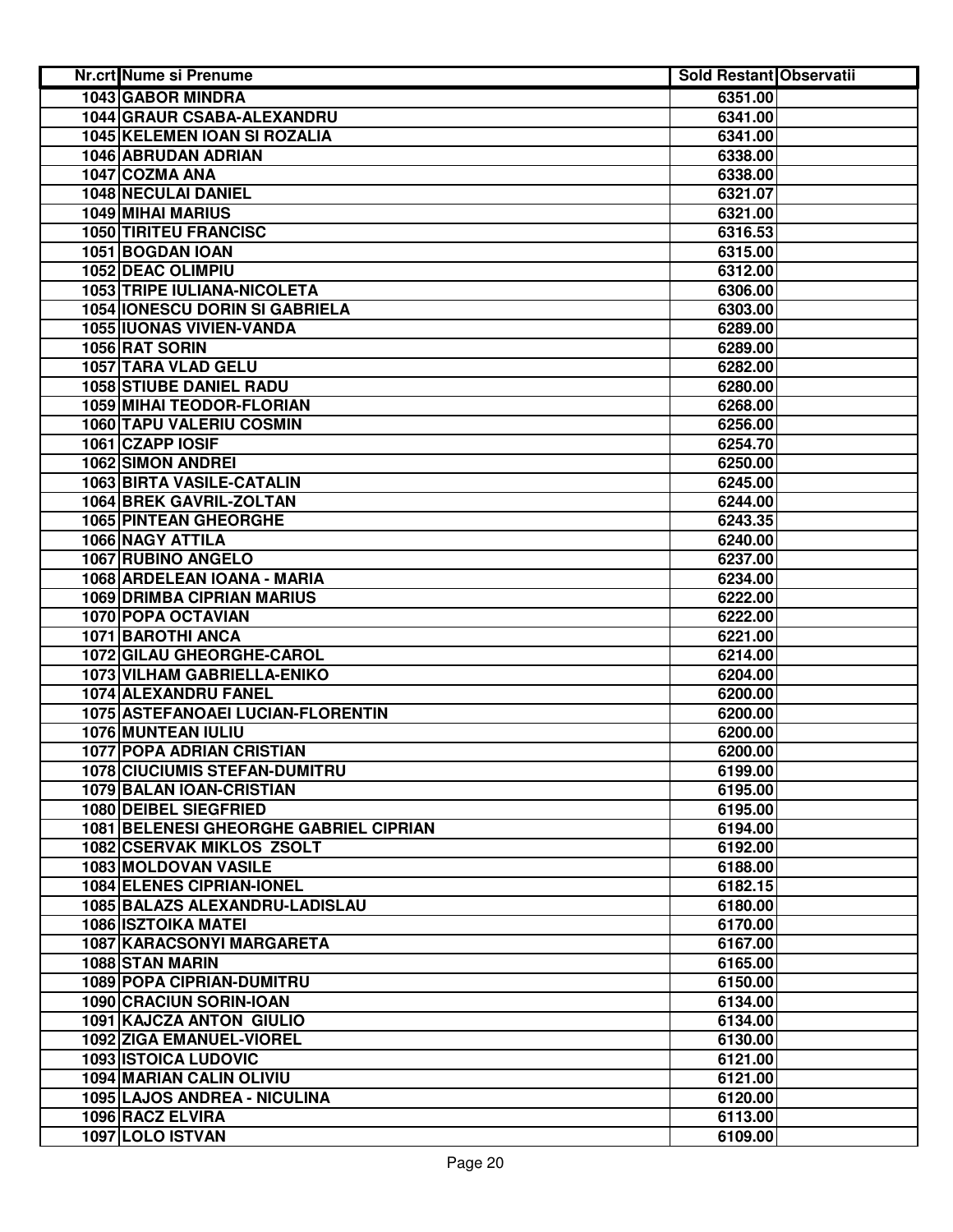| Nr.crt | Nume si Prenume | Sold Restant | Observatii |
|---|---|---|---|
| 1043 | GABOR MINDRA | 6351.00 | |
| 1044 | GRAUR CSABA-ALEXANDRU | 6341.00 | |
| 1045 | KELEMEN IOAN SI ROZALIA | 6341.00 | |
| 1046 | ABRUDAN ADRIAN | 6338.00 | |
| 1047 | COZMA ANA | 6338.00 | |
| 1048 | NECULAI DANIEL | 6321.07 | |
| 1049 | MIHAI MARIUS | 6321.00 | |
| 1050 | TIRITEU FRANCISC | 6316.53 | |
| 1051 | BOGDAN IOAN | 6315.00 | |
| 1052 | DEAC OLIMPIU | 6312.00 | |
| 1053 | TRIPE IULIANA-NICOLETA | 6306.00 | |
| 1054 | IONESCU DORIN SI GABRIELA | 6303.00 | |
| 1055 | IUONAS VIVIEN-VANDA | 6289.00 | |
| 1056 | RAT SORIN | 6289.00 | |
| 1057 | TARA VLAD GELU | 6282.00 | |
| 1058 | STIUBE DANIEL RADU | 6280.00 | |
| 1059 | MIHAI TEODOR-FLORIAN | 6268.00 | |
| 1060 | TAPU VALERIU COSMIN | 6256.00 | |
| 1061 | CZAPP IOSIF | 6254.70 | |
| 1062 | SIMON ANDREI | 6250.00 | |
| 1063 | BIRTA VASILE-CATALIN | 6245.00 | |
| 1064 | BREK GAVRIL-ZOLTAN | 6244.00 | |
| 1065 | PINTEAN GHEORGHE | 6243.35 | |
| 1066 | NAGY ATTILA | 6240.00 | |
| 1067 | RUBINO ANGELO | 6237.00 | |
| 1068 | ARDELEAN IOANA - MARIA | 6234.00 | |
| 1069 | DRIMBA CIPRIAN MARIUS | 6222.00 | |
| 1070 | POPA OCTAVIAN | 6222.00 | |
| 1071 | BAROTHI ANCA | 6221.00 | |
| 1072 | GILAU GHEORGHE-CAROL | 6214.00 | |
| 1073 | VILHAM GABRIELLA-ENIKO | 6204.00 | |
| 1074 | ALEXANDRU FANEL | 6200.00 | |
| 1075 | ASTEFANOAEI LUCIAN-FLORENTIN | 6200.00 | |
| 1076 | MUNTEAN IULIU | 6200.00 | |
| 1077 | POPA ADRIAN CRISTIAN | 6200.00 | |
| 1078 | CIUCIUMIS STEFAN-DUMITRU | 6199.00 | |
| 1079 | BALAN IOAN-CRISTIAN | 6195.00 | |
| 1080 | DEIBEL SIEGFRIED | 6195.00 | |
| 1081 | BELENESI GHEORGHE GABRIEL CIPRIAN | 6194.00 | |
| 1082 | CSERVAK MIKLOS ZSOLT | 6192.00 | |
| 1083 | MOLDOVAN VASILE | 6188.00 | |
| 1084 | ELENES CIPRIAN-IONEL | 6182.15 | |
| 1085 | BALAZS ALEXANDRU-LADISLAU | 6180.00 | |
| 1086 | ISZTOIKA MATEI | 6170.00 | |
| 1087 | KARACSONYI MARGARETA | 6167.00 | |
| 1088 | STAN MARIN | 6165.00 | |
| 1089 | POPA CIPRIAN-DUMITRU | 6150.00 | |
| 1090 | CRACIUN SORIN-IOAN | 6134.00 | |
| 1091 | KAJCZA ANTON GIULIO | 6134.00 | |
| 1092 | ZIGA EMANUEL-VIOREL | 6130.00 | |
| 1093 | ISTOICA LUDOVIC | 6121.00 | |
| 1094 | MARIAN CALIN OLIVIU | 6121.00 | |
| 1095 | LAJOS ANDREA - NICULINA | 6120.00 | |
| 1096 | RACZ ELVIRA | 6113.00 | |
| 1097 | LOLO ISTVAN | 6109.00 | |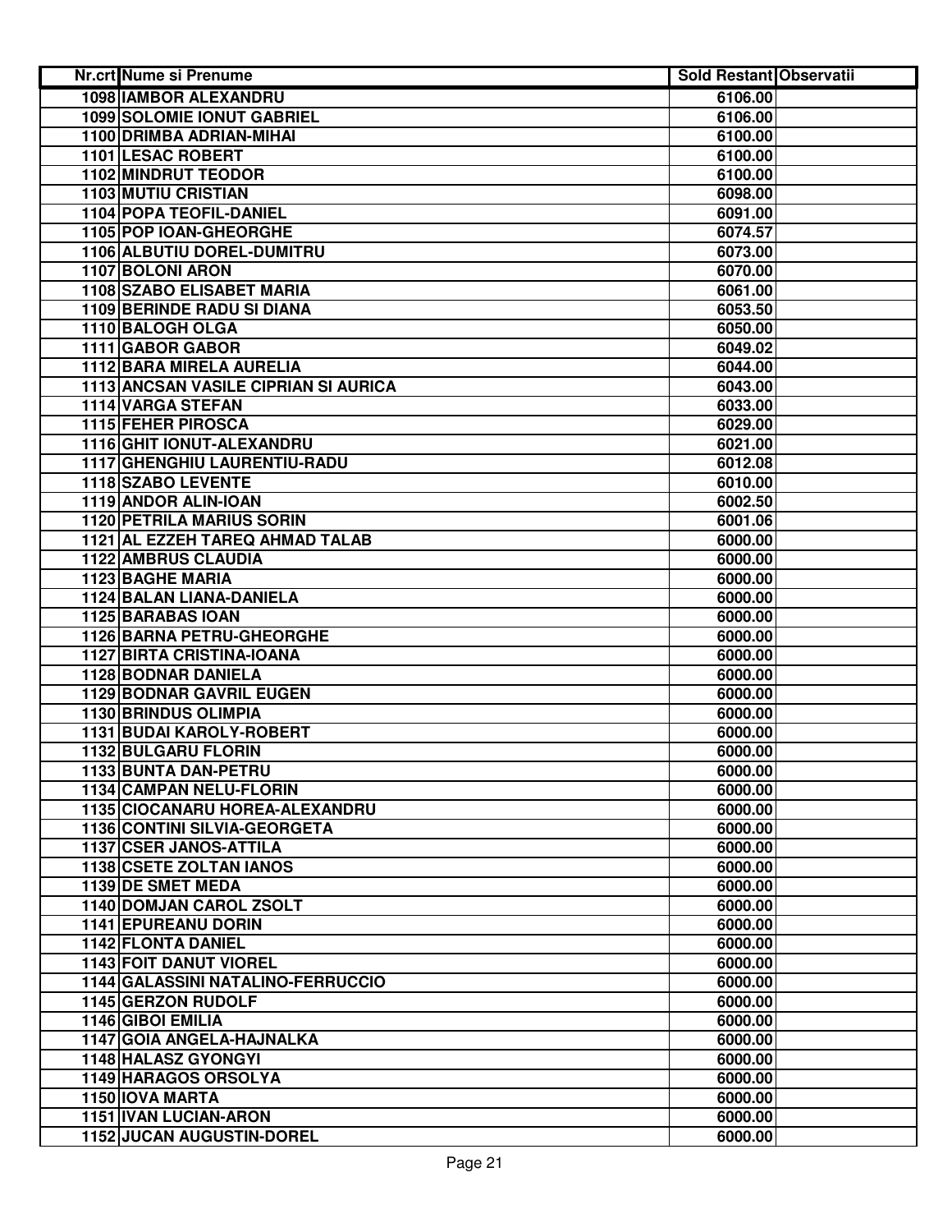| Nr.crt | Nume si Prenume | Sold Restant | Observatii |
| --- | --- | --- | --- |
| 1098 | IAMBOR ALEXANDRU | 6106.00 | |
| 1099 | SOLOMIE IONUT GABRIEL | 6106.00 | |
| 1100 | DRIMBA ADRIAN-MIHAI | 6100.00 | |
| 1101 | LESAC ROBERT | 6100.00 | |
| 1102 | MINDRUT TEODOR | 6100.00 | |
| 1103 | MUTIU CRISTIAN | 6098.00 | |
| 1104 | POPA TEOFIL-DANIEL | 6091.00 | |
| 1105 | POP IOAN-GHEORGHE | 6074.57 | |
| 1106 | ALBUTIU DOREL-DUMITRU | 6073.00 | |
| 1107 | BOLONI ARON | 6070.00 | |
| 1108 | SZABO ELISABET MARIA | 6061.00 | |
| 1109 | BERINDE RADU SI DIANA | 6053.50 | |
| 1110 | BALOGH OLGA | 6050.00 | |
| 1111 | GABOR GABOR | 6049.02 | |
| 1112 | BARA MIRELA AURELIA | 6044.00 | |
| 1113 | ANCSAN VASILE CIPRIAN SI AURICA | 6043.00 | |
| 1114 | VARGA STEFAN | 6033.00 | |
| 1115 | FEHER PIROSCA | 6029.00 | |
| 1116 | GHIT IONUT-ALEXANDRU | 6021.00 | |
| 1117 | GHENGHIU LAURENTIU-RADU | 6012.08 | |
| 1118 | SZABO LEVENTE | 6010.00 | |
| 1119 | ANDOR ALIN-IOAN | 6002.50 | |
| 1120 | PETRILA MARIUS SORIN | 6001.06 | |
| 1121 | AL EZZEH TAREQ AHMAD TALAB | 6000.00 | |
| 1122 | AMBRUS CLAUDIA | 6000.00 | |
| 1123 | BAGHE MARIA | 6000.00 | |
| 1124 | BALAN LIANA-DANIELA | 6000.00 | |
| 1125 | BARABAS IOAN | 6000.00 | |
| 1126 | BARNA PETRU-GHEORGHE | 6000.00 | |
| 1127 | BIRTA CRISTINA-IOANA | 6000.00 | |
| 1128 | BODNAR DANIELA | 6000.00 | |
| 1129 | BODNAR GAVRIL EUGEN | 6000.00 | |
| 1130 | BRINDUS OLIMPIA | 6000.00 | |
| 1131 | BUDAI KAROLY-ROBERT | 6000.00 | |
| 1132 | BULGARU FLORIN | 6000.00 | |
| 1133 | BUNTA DAN-PETRU | 6000.00 | |
| 1134 | CAMPAN NELU-FLORIN | 6000.00 | |
| 1135 | CIOCANARU HOREA-ALEXANDRU | 6000.00 | |
| 1136 | CONTINI SILVIA-GEORGETA | 6000.00 | |
| 1137 | CSER JANOS-ATTILA | 6000.00 | |
| 1138 | CSETE ZOLTAN IANOS | 6000.00 | |
| 1139 | DE SMET MEDA | 6000.00 | |
| 1140 | DOMJAN CAROL ZSOLT | 6000.00 | |
| 1141 | EPUREANU DORIN | 6000.00 | |
| 1142 | FLONTA DANIEL | 6000.00 | |
| 1143 | FOIT DANUT VIOREL | 6000.00 | |
| 1144 | GALASSINI NATALINO-FERRUCCIO | 6000.00 | |
| 1145 | GERZON RUDOLF | 6000.00 | |
| 1146 | GIBOI EMILIA | 6000.00 | |
| 1147 | GOIA ANGELA-HAJNALKA | 6000.00 | |
| 1148 | HALASZ GYONGYI | 6000.00 | |
| 1149 | HARAGOS ORSOLYA | 6000.00 | |
| 1150 | IOVA MARTA | 6000.00 | |
| 1151 | IVAN LUCIAN-ARON | 6000.00 | |
| 1152 | JUCAN AUGUSTIN-DOREL | 6000.00 | |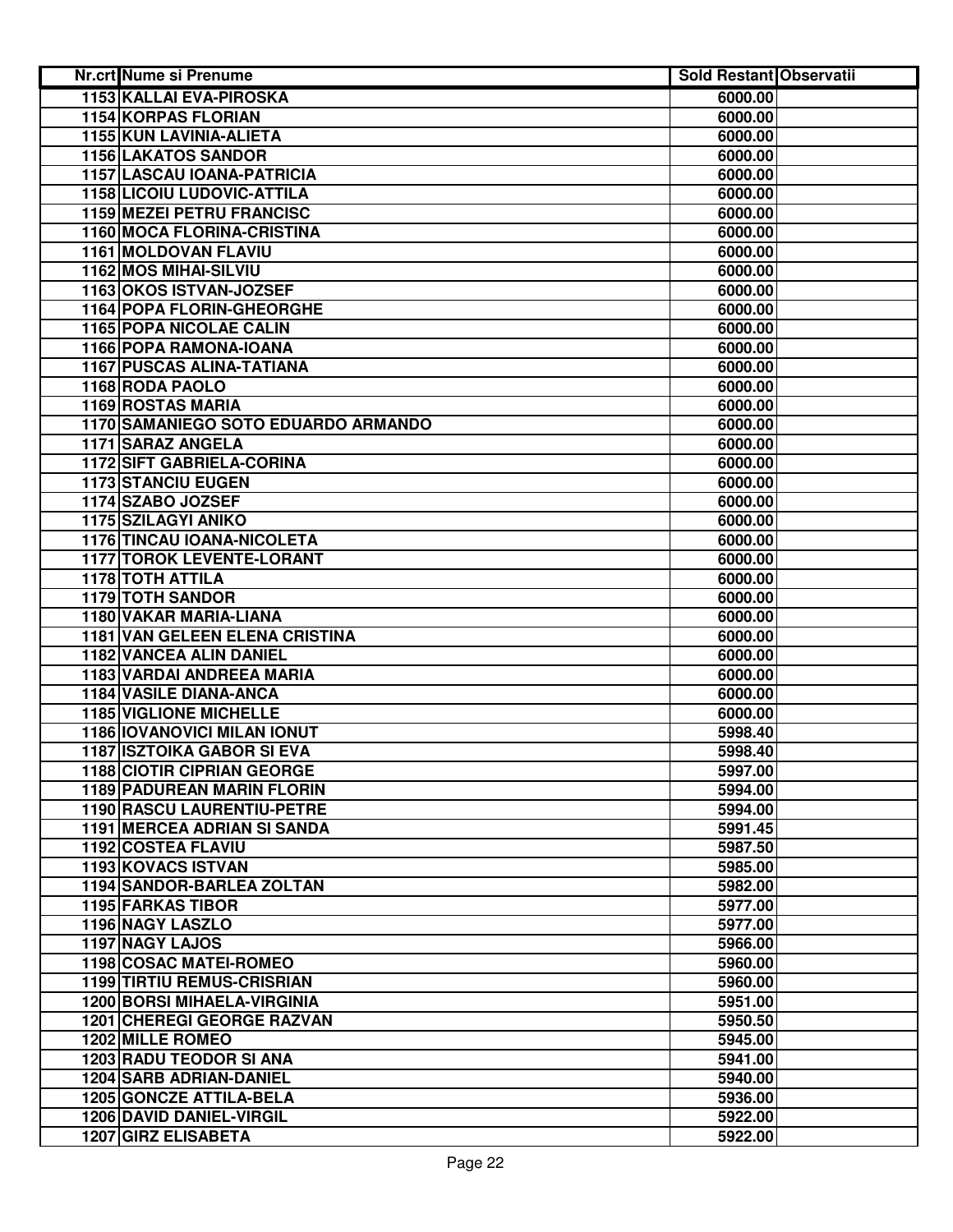| Nr.crt | Nume si Prenume | Sold Restant | Observatii |
|---|---|---|---|
| 1153 | KALLAI EVA-PIROSKA | 6000.00 | |
| 1154 | KORPAS FLORIAN | 6000.00 | |
| 1155 | KUN LAVINIA-ALIETA | 6000.00 | |
| 1156 | LAKATOS SANDOR | 6000.00 | |
| 1157 | LASCAU IOANA-PATRICIA | 6000.00 | |
| 1158 | LICOIU LUDOVIC-ATTILA | 6000.00 | |
| 1159 | MEZEI PETRU FRANCISC | 6000.00 | |
| 1160 | MOCA FLORINA-CRISTINA | 6000.00 | |
| 1161 | MOLDOVAN FLAVIU | 6000.00 | |
| 1162 | MOS MIHAI-SILVIU | 6000.00 | |
| 1163 | OKOS ISTVAN-JOZSEF | 6000.00 | |
| 1164 | POPA FLORIN-GHEORGHE | 6000.00 | |
| 1165 | POPA NICOLAE CALIN | 6000.00 | |
| 1166 | POPA RAMONA-IOANA | 6000.00 | |
| 1167 | PUSCAS ALINA-TATIANA | 6000.00 | |
| 1168 | RODA PAOLO | 6000.00 | |
| 1169 | ROSTAS MARIA | 6000.00 | |
| 1170 | SAMANIEGO SOTO EDUARDO ARMANDO | 6000.00 | |
| 1171 | SARAZ ANGELA | 6000.00 | |
| 1172 | SIFT GABRIELA-CORINA | 6000.00 | |
| 1173 | STANCIU EUGEN | 6000.00 | |
| 1174 | SZABO JOZSEF | 6000.00 | |
| 1175 | SZILAGYI ANIKO | 6000.00 | |
| 1176 | TINCAU IOANA-NICOLETA | 6000.00 | |
| 1177 | TOROK LEVENTE-LORANT | 6000.00 | |
| 1178 | TOTH ATTILA | 6000.00 | |
| 1179 | TOTH SANDOR | 6000.00 | |
| 1180 | VAKAR MARIA-LIANA | 6000.00 | |
| 1181 | VAN GELEEN ELENA CRISTINA | 6000.00 | |
| 1182 | VANCEA ALIN DANIEL | 6000.00 | |
| 1183 | VARDAI ANDREEA MARIA | 6000.00 | |
| 1184 | VASILE DIANA-ANCA | 6000.00 | |
| 1185 | VIGLIONE MICHELLE | 6000.00 | |
| 1186 | IOVANOVICI MILAN IONUT | 5998.40 | |
| 1187 | ISZTOIKA GABOR SI EVA | 5998.40 | |
| 1188 | CIOTIR CIPRIAN GEORGE | 5997.00 | |
| 1189 | PADUREAN MARIN FLORIN | 5994.00 | |
| 1190 | RASCU LAURENTIU-PETRE | 5994.00 | |
| 1191 | MERCEA ADRIAN SI SANDA | 5991.45 | |
| 1192 | COSTEA FLAVIU | 5987.50 | |
| 1193 | KOVACS ISTVAN | 5985.00 | |
| 1194 | SANDOR-BARLEA ZOLTAN | 5982.00 | |
| 1195 | FARKAS TIBOR | 5977.00 | |
| 1196 | NAGY LASZLO | 5977.00 | |
| 1197 | NAGY LAJOS | 5966.00 | |
| 1198 | COSAC MATEI-ROMEO | 5960.00 | |
| 1199 | TIRTIU REMUS-CRISRIAN | 5960.00 | |
| 1200 | BORSI MIHAELA-VIRGINIA | 5951.00 | |
| 1201 | CHEREGI GEORGE RAZVAN | 5950.50 | |
| 1202 | MILLE ROMEO | 5945.00 | |
| 1203 | RADU TEODOR SI ANA | 5941.00 | |
| 1204 | SARB ADRIAN-DANIEL | 5940.00 | |
| 1205 | GONCZE ATTILA-BELA | 5936.00 | |
| 1206 | DAVID DANIEL-VIRGIL | 5922.00 | |
| 1207 | GIRZ ELISABETA | 5922.00 | |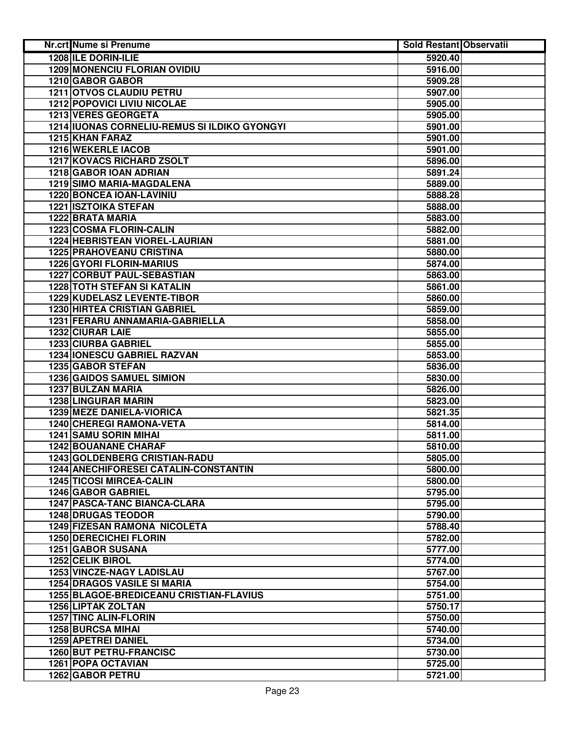| Nr.crt | Nume si Prenume | Sold Restant | Observatii |
|---|---|---|---|
| 1208 | ILE DORIN-ILIE | 5920.40 | |
| 1209 | MONENCIU FLORIAN OVIDIU | 5916.00 | |
| 1210 | GABOR GABOR | 5909.28 | |
| 1211 | OTVOS CLAUDIU PETRU | 5907.00 | |
| 1212 | POPOVICI LIVIU NICOLAE | 5905.00 | |
| 1213 | VERES GEORGETA | 5905.00 | |
| 1214 | IUONAS CORNELIU-REMUS SI ILDIKO GYONGYI | 5901.00 | |
| 1215 | KHAN FARAZ | 5901.00 | |
| 1216 | WEKERLE IACOB | 5901.00 | |
| 1217 | KOVACS RICHARD ZSOLT | 5896.00 | |
| 1218 | GABOR IOAN ADRIAN | 5891.24 | |
| 1219 | SIMO MARIA-MAGDALENA | 5889.00 | |
| 1220 | BONCEA IOAN-LAVINIU | 5888.28 | |
| 1221 | ISZTOIKA STEFAN | 5888.00 | |
| 1222 | BRATA MARIA | 5883.00 | |
| 1223 | COSMA FLORIN-CALIN | 5882.00 | |
| 1224 | HEBRISTEAN VIOREL-LAURIAN | 5881.00 | |
| 1225 | PRAHOVEANU CRISTINA | 5880.00 | |
| 1226 | GYORI FLORIN-MARIUS | 5874.00 | |
| 1227 | CORBUT PAUL-SEBASTIAN | 5863.00 | |
| 1228 | TOTH STEFAN SI KATALIN | 5861.00 | |
| 1229 | KUDELASZ LEVENTE-TIBOR | 5860.00 | |
| 1230 | HIRTEA CRISTIAN GABRIEL | 5859.00 | |
| 1231 | FERARU ANNAMARIA-GABRIELLA | 5858.00 | |
| 1232 | CIURAR LAIE | 5855.00 | |
| 1233 | CIURBA GABRIEL | 5855.00 | |
| 1234 | IONESCU GABRIEL RAZVAN | 5853.00 | |
| 1235 | GABOR STEFAN | 5836.00 | |
| 1236 | GAIDOS SAMUEL SIMION | 5830.00 | |
| 1237 | BULZAN MARIA | 5826.00 | |
| 1238 | LINGURAR MARIN | 5823.00 | |
| 1239 | MEZE DANIELA-VIORICA | 5821.35 | |
| 1240 | CHEREGI RAMONA-VETA | 5814.00 | |
| 1241 | SAMU SORIN MIHAI | 5811.00 | |
| 1242 | BOUANANE CHARAF | 5810.00 | |
| 1243 | GOLDENBERG CRISTIAN-RADU | 5805.00 | |
| 1244 | ANECHIFORESEI CATALIN-CONSTANTIN | 5800.00 | |
| 1245 | TICOSI MIRCEA-CALIN | 5800.00 | |
| 1246 | GABOR GABRIEL | 5795.00 | |
| 1247 | PASCA-TANC BIANCA-CLARA | 5795.00 | |
| 1248 | DRUGAS TEODOR | 5790.00 | |
| 1249 | FIZESAN RAMONA NICOLETA | 5788.40 | |
| 1250 | DERECICHEI FLORIN | 5782.00 | |
| 1251 | GABOR SUSANA | 5777.00 | |
| 1252 | CELIK BIROL | 5774.00 | |
| 1253 | VINCZE-NAGY LADISLAU | 5767.00 | |
| 1254 | DRAGOS VASILE SI MARIA | 5754.00 | |
| 1255 | BLAGOE-BREDICEANU CRISTIAN-FLAVIUS | 5751.00 | |
| 1256 | LIPTAK ZOLTAN | 5750.17 | |
| 1257 | TINC ALIN-FLORIN | 5750.00 | |
| 1258 | BURCSA MIHAI | 5740.00 | |
| 1259 | APETREI DANIEL | 5734.00 | |
| 1260 | BUT PETRU-FRANCISC | 5730.00 | |
| 1261 | POPA OCTAVIAN | 5725.00 | |
| 1262 | GABOR PETRU | 5721.00 | |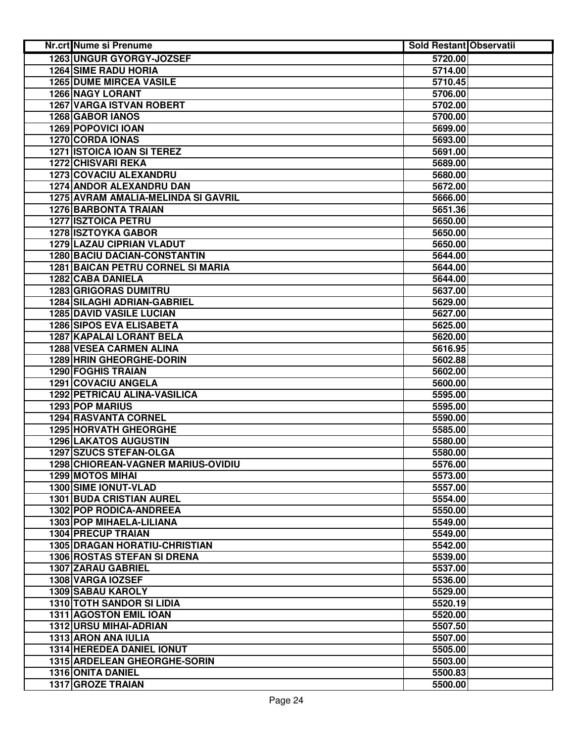| Nr.crt | Nume si Prenume | Sold Restant | Observatii |
|---|---|---|---|
| 1263 | UNGUR GYORGY-JOZSEF | 5720.00 | |
| 1264 | SIME RADU HORIA | 5714.00 | |
| 1265 | DUME MIRCEA VASILE | 5710.45 | |
| 1266 | NAGY LORANT | 5706.00 | |
| 1267 | VARGA ISTVAN ROBERT | 5702.00 | |
| 1268 | GABOR IANOS | 5700.00 | |
| 1269 | POPOVICI IOAN | 5699.00 | |
| 1270 | CORDA IONAS | 5693.00 | |
| 1271 | ISTOICA IOAN SI TEREZ | 5691.00 | |
| 1272 | CHISVARI REKA | 5689.00 | |
| 1273 | COVACIU ALEXANDRU | 5680.00 | |
| 1274 | ANDOR ALEXANDRU DAN | 5672.00 | |
| 1275 | AVRAM AMALIA-MELINDA SI GAVRIL | 5666.00 | |
| 1276 | BARBONTA TRAIAN | 5651.36 | |
| 1277 | ISZTOICA PETRU | 5650.00 | |
| 1278 | ISZTOYKA GABOR | 5650.00 | |
| 1279 | LAZAU CIPRIAN VLADUT | 5650.00 | |
| 1280 | BACIU DACIAN-CONSTANTIN | 5644.00 | |
| 1281 | BAICAN PETRU CORNEL SI MARIA | 5644.00 | |
| 1282 | CABA DANIELA | 5644.00 | |
| 1283 | GRIGORAS DUMITRU | 5637.00 | |
| 1284 | SILAGHI ADRIAN-GABRIEL | 5629.00 | |
| 1285 | DAVID VASILE LUCIAN | 5627.00 | |
| 1286 | SIPOS EVA ELISABETA | 5625.00 | |
| 1287 | KAPALAI LORANT BELA | 5620.00 | |
| 1288 | VESEA CARMEN ALINA | 5616.95 | |
| 1289 | HRIN GHEORGHE-DORIN | 5602.88 | |
| 1290 | FOGHIS TRAIAN | 5602.00 | |
| 1291 | COVACIU ANGELA | 5600.00 | |
| 1292 | PETRICAU ALINA-VASILICA | 5595.00 | |
| 1293 | POP MARIUS | 5595.00 | |
| 1294 | RASVANTA CORNEL | 5590.00 | |
| 1295 | HORVATH GHEORGHE | 5585.00 | |
| 1296 | LAKATOS AUGUSTIN | 5580.00 | |
| 1297 | SZUCS STEFAN-OLGA | 5580.00 | |
| 1298 | CHIOREAN-VAGNER MARIUS-OVIDIU | 5576.00 | |
| 1299 | MOTOS MIHAI | 5573.00 | |
| 1300 | SIME IONUT-VLAD | 5557.00 | |
| 1301 | BUDA CRISTIAN AUREL | 5554.00 | |
| 1302 | POP RODICA-ANDREEA | 5550.00 | |
| 1303 | POP MIHAELA-LILIANA | 5549.00 | |
| 1304 | PRECUP TRAIAN | 5549.00 | |
| 1305 | DRAGAN HORATIU-CHRISTIAN | 5542.00 | |
| 1306 | ROSTAS STEFAN SI DRENA | 5539.00 | |
| 1307 | ZARAU GABRIEL | 5537.00 | |
| 1308 | VARGA IOZSEF | 5536.00 | |
| 1309 | SABAU KAROLY | 5529.00 | |
| 1310 | TOTH SANDOR SI LIDIA | 5520.19 | |
| 1311 | AGOSTON EMIL IOAN | 5520.00 | |
| 1312 | URSU MIHAI-ADRIAN | 5507.50 | |
| 1313 | ARON ANA IULIA | 5507.00 | |
| 1314 | HEREDEA DANIEL IONUT | 5505.00 | |
| 1315 | ARDELEAN GHEORGHE-SORIN | 5503.00 | |
| 1316 | ONITA DANIEL | 5500.83 | |
| 1317 | GROZE TRAIAN | 5500.00 | |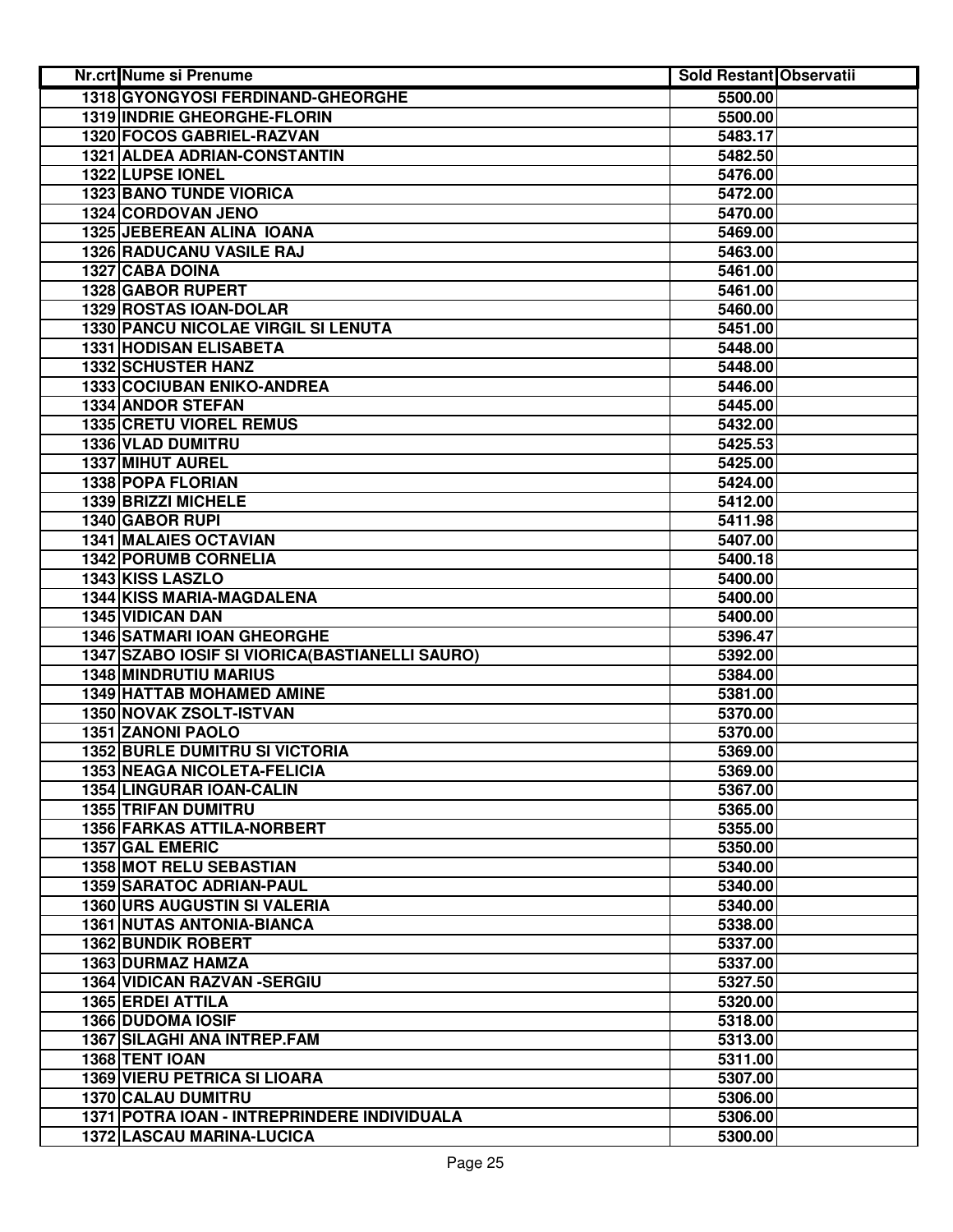| Nr.crt | Nume si Prenume | Sold Restant | Observatii |
|---|---|---|---|
| 1318 | GYONGYOSI FERDINAND-GHEORGHE | 5500.00 | |
| 1319 | INDRIE GHEORGHE-FLORIN | 5500.00 | |
| 1320 | FOCOS GABRIEL-RAZVAN | 5483.17 | |
| 1321 | ALDEA ADRIAN-CONSTANTIN | 5482.50 | |
| 1322 | LUPSE IONEL | 5476.00 | |
| 1323 | BANO TUNDE VIORICA | 5472.00 | |
| 1324 | CORDOVAN JENO | 5470.00 | |
| 1325 | JEBEREAN ALINA IOANA | 5469.00 | |
| 1326 | RADUCANU VASILE RAJ | 5463.00 | |
| 1327 | CABA DOINA | 5461.00 | |
| 1328 | GABOR RUPERT | 5461.00 | |
| 1329 | ROSTAS IOAN-DOLAR | 5460.00 | |
| 1330 | PANCU NICOLAE VIRGIL SI LENUTA | 5451.00 | |
| 1331 | HODISAN ELISABETA | 5448.00 | |
| 1332 | SCHUSTER HANZ | 5448.00 | |
| 1333 | COCIUBAN ENIKO-ANDREA | 5446.00 | |
| 1334 | ANDOR STEFAN | 5445.00 | |
| 1335 | CRETU VIOREL REMUS | 5432.00 | |
| 1336 | VLAD DUMITRU | 5425.53 | |
| 1337 | MIHUT AUREL | 5425.00 | |
| 1338 | POPA FLORIAN | 5424.00 | |
| 1339 | BRIZZI MICHELE | 5412.00 | |
| 1340 | GABOR RUPI | 5411.98 | |
| 1341 | MALAIES OCTAVIAN | 5407.00 | |
| 1342 | PORUMB CORNELIA | 5400.18 | |
| 1343 | KISS LASZLO | 5400.00 | |
| 1344 | KISS MARIA-MAGDALENA | 5400.00 | |
| 1345 | VIDICAN DAN | 5400.00 | |
| 1346 | SATMARI IOAN GHEORGHE | 5396.47 | |
| 1347 | SZABO IOSIF SI VIORICA(BASTIANELLI SAURO) | 5392.00 | |
| 1348 | MINDRUTIU MARIUS | 5384.00 | |
| 1349 | HATTAB MOHAMED AMINE | 5381.00 | |
| 1350 | NOVAK ZSOLT-ISTVAN | 5370.00 | |
| 1351 | ZANONI PAOLO | 5370.00 | |
| 1352 | BURLE DUMITRU SI VICTORIA | 5369.00 | |
| 1353 | NEAGA NICOLETA-FELICIA | 5369.00 | |
| 1354 | LINGURAR IOAN-CALIN | 5367.00 | |
| 1355 | TRIFAN DUMITRU | 5365.00 | |
| 1356 | FARKAS ATTILA-NORBERT | 5355.00 | |
| 1357 | GAL EMERIC | 5350.00 | |
| 1358 | MOT RELU SEBASTIAN | 5340.00 | |
| 1359 | SARATOC ADRIAN-PAUL | 5340.00 | |
| 1360 | URS AUGUSTIN SI VALERIA | 5340.00 | |
| 1361 | NUTAS ANTONIA-BIANCA | 5338.00 | |
| 1362 | BUNDIK ROBERT | 5337.00 | |
| 1363 | DURMAZ HAMZA | 5337.00 | |
| 1364 | VIDICAN RAZVAN -SERGIU | 5327.50 | |
| 1365 | ERDEI ATTILA | 5320.00 | |
| 1366 | DUDOMA IOSIF | 5318.00 | |
| 1367 | SILAGHI ANA INTREP.FAM | 5313.00 | |
| 1368 | TENT IOAN | 5311.00 | |
| 1369 | VIERU PETRICA SI LIOARA | 5307.00 | |
| 1370 | CALAU DUMITRU | 5306.00 | |
| 1371 | POTRA IOAN - INTREPRINDERE INDIVIDUALA | 5306.00 | |
| 1372 | LASCAU MARINA-LUCICA | 5300.00 | |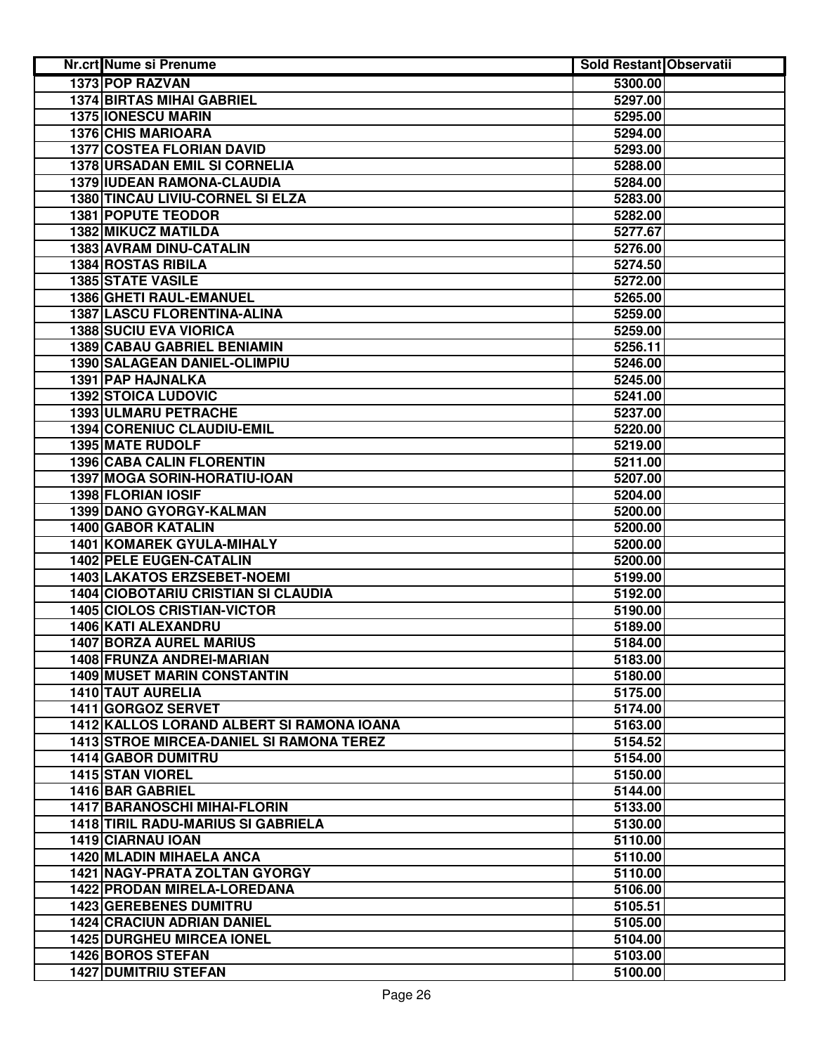| Nr.crt | Nume si Prenume | Sold Restant | Observatii |
|---|---|---|---|
| 1373 | POP RAZVAN | 5300.00 | |
| 1374 | BIRTAS MIHAI GABRIEL | 5297.00 | |
| 1375 | IONESCU MARIN | 5295.00 | |
| 1376 | CHIS MARIOARA | 5294.00 | |
| 1377 | COSTEA FLORIAN DAVID | 5293.00 | |
| 1378 | URSADAN EMIL SI CORNELIA | 5288.00 | |
| 1379 | IUDEAN RAMONA-CLAUDIA | 5284.00 | |
| 1380 | TINCAU LIVIU-CORNEL SI ELZA | 5283.00 | |
| 1381 | POPUTE TEODOR | 5282.00 | |
| 1382 | MIKUCZ MATILDA | 5277.67 | |
| 1383 | AVRAM DINU-CATALIN | 5276.00 | |
| 1384 | ROSTAS RIBILA | 5274.50 | |
| 1385 | STATE VASILE | 5272.00 | |
| 1386 | GHETI RAUL-EMANUEL | 5265.00 | |
| 1387 | LASCU FLORENTINA-ALINA | 5259.00 | |
| 1388 | SUCIU EVA VIORICA | 5259.00 | |
| 1389 | CABAU GABRIEL BENIAMIN | 5256.11 | |
| 1390 | SALAGEAN DANIEL-OLIMPIU | 5246.00 | |
| 1391 | PAP HAJNALKA | 5245.00 | |
| 1392 | STOICA LUDOVIC | 5241.00 | |
| 1393 | ULMARU PETRACHE | 5237.00 | |
| 1394 | CORENIUC CLAUDIU-EMIL | 5220.00 | |
| 1395 | MATE RUDOLF | 5219.00 | |
| 1396 | CABA CALIN FLORENTIN | 5211.00 | |
| 1397 | MOGA SORIN-HORATIU-IOAN | 5207.00 | |
| 1398 | FLORIAN IOSIF | 5204.00 | |
| 1399 | DANO GYORGY-KALMAN | 5200.00 | |
| 1400 | GABOR KATALIN | 5200.00 | |
| 1401 | KOMAREK GYULA-MIHALY | 5200.00 | |
| 1402 | PELE EUGEN-CATALIN | 5200.00 | |
| 1403 | LAKATOS ERZSEBET-NOEMI | 5199.00 | |
| 1404 | CIOBOTARIU CRISTIAN SI CLAUDIA | 5192.00 | |
| 1405 | CIOLOS CRISTIAN-VICTOR | 5190.00 | |
| 1406 | KATI ALEXANDRU | 5189.00 | |
| 1407 | BORZA AUREL MARIUS | 5184.00 | |
| 1408 | FRUNZA ANDREI-MARIAN | 5183.00 | |
| 1409 | MUSET MARIN CONSTANTIN | 5180.00 | |
| 1410 | TAUT AURELIA | 5175.00 | |
| 1411 | GORGOZ SERVET | 5174.00 | |
| 1412 | KALLOS LORAND ALBERT SI RAMONA IOANA | 5163.00 | |
| 1413 | STROE MIRCEA-DANIEL SI RAMONA TEREZ | 5154.52 | |
| 1414 | GABOR DUMITRU | 5154.00 | |
| 1415 | STAN VIOREL | 5150.00 | |
| 1416 | BAR GABRIEL | 5144.00 | |
| 1417 | BARANOSCHI MIHAI-FLORIN | 5133.00 | |
| 1418 | TIRIL RADU-MARIUS SI GABRIELA | 5130.00 | |
| 1419 | CIARNAU IOAN | 5110.00 | |
| 1420 | MLADIN MIHAELA ANCA | 5110.00 | |
| 1421 | NAGY-PRATA ZOLTAN GYORGY | 5110.00 | |
| 1422 | PRODAN MIRELA-LOREDANA | 5106.00 | |
| 1423 | GEREBENES DUMITRU | 5105.51 | |
| 1424 | CRACIUN ADRIAN DANIEL | 5105.00 | |
| 1425 | DURGHEU MIRCEA IONEL | 5104.00 | |
| 1426 | BOROS STEFAN | 5103.00 | |
| 1427 | DUMITRIU STEFAN | 5100.00 | |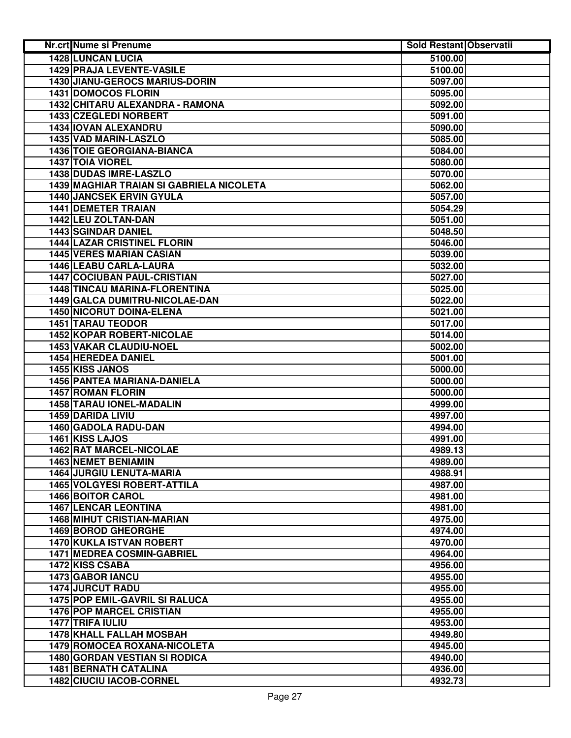| Nr.crt | Nume si Prenume | Sold Restant | Observatii |
|---|---|---|---|
| 1428 | LUNCAN LUCIA | 5100.00 | |
| 1429 | PRAJA LEVENTE-VASILE | 5100.00 | |
| 1430 | JIANU-GEROCS MARIUS-DORIN | 5097.00 | |
| 1431 | DOMOCOS FLORIN | 5095.00 | |
| 1432 | CHITARU ALEXANDRA - RAMONA | 5092.00 | |
| 1433 | CZEGLEDI NORBERT | 5091.00 | |
| 1434 | IOVAN ALEXANDRU | 5090.00 | |
| 1435 | VAD MARIN-LASZLO | 5085.00 | |
| 1436 | TOIE GEORGIANA-BIANCA | 5084.00 | |
| 1437 | TOIA VIOREL | 5080.00 | |
| 1438 | DUDAS IMRE-LASZLO | 5070.00 | |
| 1439 | MAGHIAR TRAIAN SI GABRIELA NICOLETA | 5062.00 | |
| 1440 | JANCSEK ERVIN GYULA | 5057.00 | |
| 1441 | DEMETER TRAIAN | 5054.29 | |
| 1442 | LEU ZOLTAN-DAN | 5051.00 | |
| 1443 | SGINDAR DANIEL | 5048.50 | |
| 1444 | LAZAR CRISTINEL FLORIN | 5046.00 | |
| 1445 | VERES MARIAN CASIAN | 5039.00 | |
| 1446 | LEABU CARLA-LAURA | 5032.00 | |
| 1447 | COCIUBAN PAUL-CRISTIAN | 5027.00 | |
| 1448 | TINCAU MARINA-FLORENTINA | 5025.00 | |
| 1449 | GALCA DUMITRU-NICOLAE-DAN | 5022.00 | |
| 1450 | NICORUT DOINA-ELENA | 5021.00 | |
| 1451 | TARAU TEODOR | 5017.00 | |
| 1452 | KOPAR ROBERT-NICOLAE | 5014.00 | |
| 1453 | VAKAR CLAUDIU-NOEL | 5002.00 | |
| 1454 | HEREDEA DANIEL | 5001.00 | |
| 1455 | KISS JANOS | 5000.00 | |
| 1456 | PANTEA MARIANA-DANIELA | 5000.00 | |
| 1457 | ROMAN FLORIN | 5000.00 | |
| 1458 | TARAU IONEL-MADALIN | 4999.00 | |
| 1459 | DARIDA LIVIU | 4997.00 | |
| 1460 | GADOLA RADU-DAN | 4994.00 | |
| 1461 | KISS LAJOS | 4991.00 | |
| 1462 | RAT MARCEL-NICOLAE | 4989.13 | |
| 1463 | NEMET BENIAMIN | 4989.00 | |
| 1464 | JURGIU LENUTA-MARIA | 4988.91 | |
| 1465 | VOLGYESI ROBERT-ATTILA | 4987.00 | |
| 1466 | BOITOR CAROL | 4981.00 | |
| 1467 | LENCAR LEONTINA | 4981.00 | |
| 1468 | MIHUT CRISTIAN-MARIAN | 4975.00 | |
| 1469 | BOROD GHEORGHE | 4974.00 | |
| 1470 | KUKLA ISTVAN ROBERT | 4970.00 | |
| 1471 | MEDREA COSMIN-GABRIEL | 4964.00 | |
| 1472 | KISS CSABA | 4956.00 | |
| 1473 | GABOR IANCU | 4955.00 | |
| 1474 | JURCUT RADU | 4955.00 | |
| 1475 | POP EMIL-GAVRIL SI RALUCA | 4955.00 | |
| 1476 | POP MARCEL CRISTIAN | 4955.00 | |
| 1477 | TRIFA IULIU | 4953.00 | |
| 1478 | KHALL FALLAH MOSBAH | 4949.80 | |
| 1479 | ROMOCEA ROXANA-NICOLETA | 4945.00 | |
| 1480 | GORDAN VESTIAN SI RODICA | 4940.00 | |
| 1481 | BERNATH CATALINA | 4936.00 | |
| 1482 | CIUCIU IACOB-CORNEL | 4932.73 | |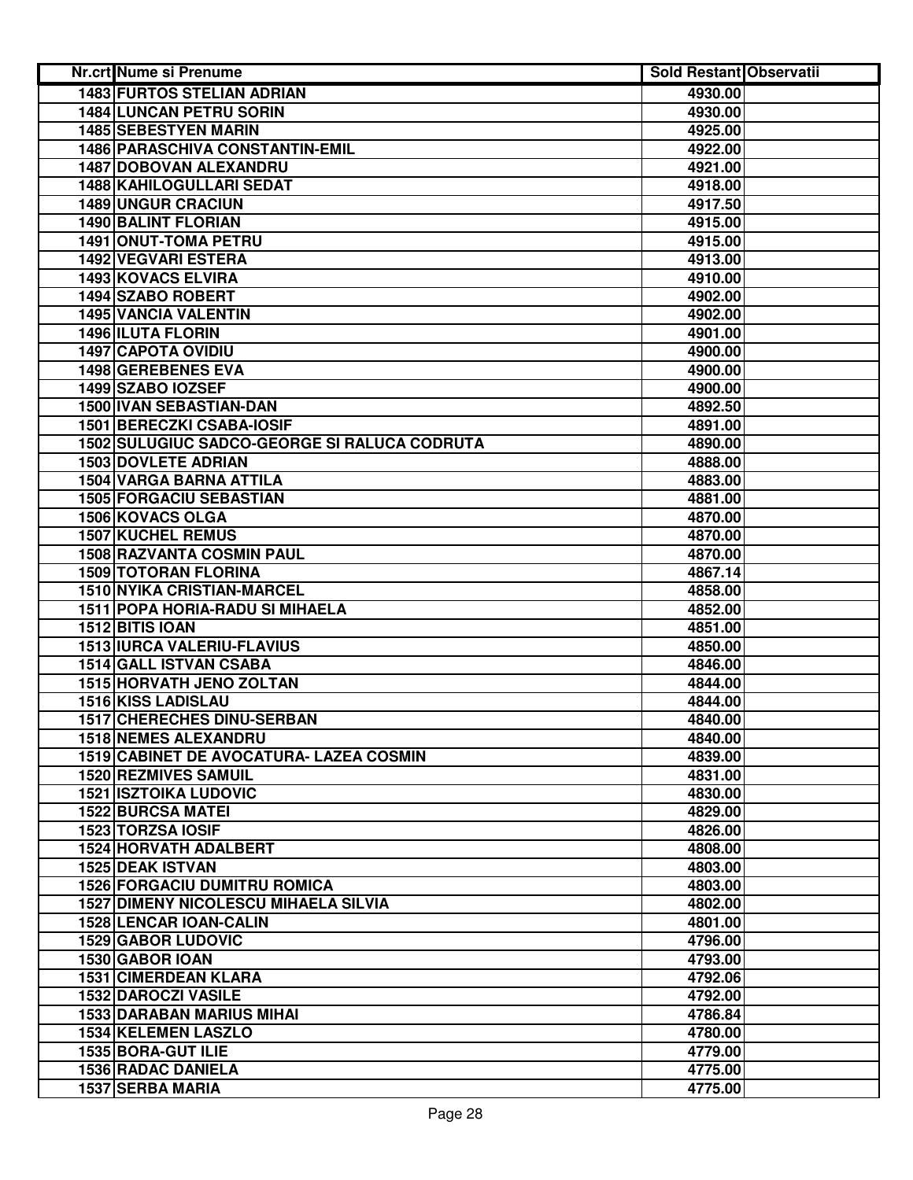| Nr.crt | Nume si Prenume | Sold Restant | Observatii |
| --- | --- | --- | --- |
| 1483 | FURTOS STELIAN ADRIAN | 4930.00 | |
| 1484 | LUNCAN PETRU SORIN | 4930.00 | |
| 1485 | SEBESTYEN MARIN | 4925.00 | |
| 1486 | PARASCHIVA CONSTANTIN-EMIL | 4922.00 | |
| 1487 | DOBOVAN ALEXANDRU | 4921.00 | |
| 1488 | KAHILOGULLARI SEDAT | 4918.00 | |
| 1489 | UNGUR CRACIUN | 4917.50 | |
| 1490 | BALINT FLORIAN | 4915.00 | |
| 1491 | ONUT-TOMA PETRU | 4915.00 | |
| 1492 | VEGVARI ESTERA | 4913.00 | |
| 1493 | KOVACS ELVIRA | 4910.00 | |
| 1494 | SZABO ROBERT | 4902.00 | |
| 1495 | VANCIA VALENTIN | 4902.00 | |
| 1496 | ILUTA FLORIN | 4901.00 | |
| 1497 | CAPOTA OVIDIU | 4900.00 | |
| 1498 | GEREBENES EVA | 4900.00 | |
| 1499 | SZABO IOZSEF | 4900.00 | |
| 1500 | IVAN SEBASTIAN-DAN | 4892.50 | |
| 1501 | BERECZKI CSABA-IOSIF | 4891.00 | |
| 1502 | SULUGIUC SADCO-GEORGE SI RALUCA CODRUTA | 4890.00 | |
| 1503 | DOVLETE ADRIAN | 4888.00 | |
| 1504 | VARGA BARNA ATTILA | 4883.00 | |
| 1505 | FORGACIU SEBASTIAN | 4881.00 | |
| 1506 | KOVACS OLGA | 4870.00 | |
| 1507 | KUCHEL REMUS | 4870.00 | |
| 1508 | RAZVANTA COSMIN PAUL | 4870.00 | |
| 1509 | TOTORAN FLORINA | 4867.14 | |
| 1510 | NYIKA CRISTIAN-MARCEL | 4858.00 | |
| 1511 | POPA HORIA-RADU SI MIHAELA | 4852.00 | |
| 1512 | BITIS IOAN | 4851.00 | |
| 1513 | IURCA VALERIU-FLAVIUS | 4850.00 | |
| 1514 | GALL ISTVAN CSABA | 4846.00 | |
| 1515 | HORVATH JENO ZOLTAN | 4844.00 | |
| 1516 | KISS LADISLAU | 4844.00 | |
| 1517 | CHERECHES DINU-SERBAN | 4840.00 | |
| 1518 | NEMES ALEXANDRU | 4840.00 | |
| 1519 | CABINET DE AVOCATURA- LAZEA COSMIN | 4839.00 | |
| 1520 | REZMIVES SAMUIL | 4831.00 | |
| 1521 | ISZTOIKA LUDOVIC | 4830.00 | |
| 1522 | BURCSA MATEI | 4829.00 | |
| 1523 | TORZSA IOSIF | 4826.00 | |
| 1524 | HORVATH ADALBERT | 4808.00 | |
| 1525 | DEAK ISTVAN | 4803.00 | |
| 1526 | FORGACIU DUMITRU ROMICA | 4803.00 | |
| 1527 | DIMENY NICOLESCU MIHAELA SILVIA | 4802.00 | |
| 1528 | LENCAR IOAN-CALIN | 4801.00 | |
| 1529 | GABOR LUDOVIC | 4796.00 | |
| 1530 | GABOR IOAN | 4793.00 | |
| 1531 | CIMERDEAN KLARA | 4792.06 | |
| 1532 | DAROCZI VASILE | 4792.00 | |
| 1533 | DARABAN MARIUS MIHAI | 4786.84 | |
| 1534 | KELEMEN LASZLO | 4780.00 | |
| 1535 | BORA-GUT ILIE | 4779.00 | |
| 1536 | RADAC DANIELA | 4775.00 | |
| 1537 | SERBA MARIA | 4775.00 | |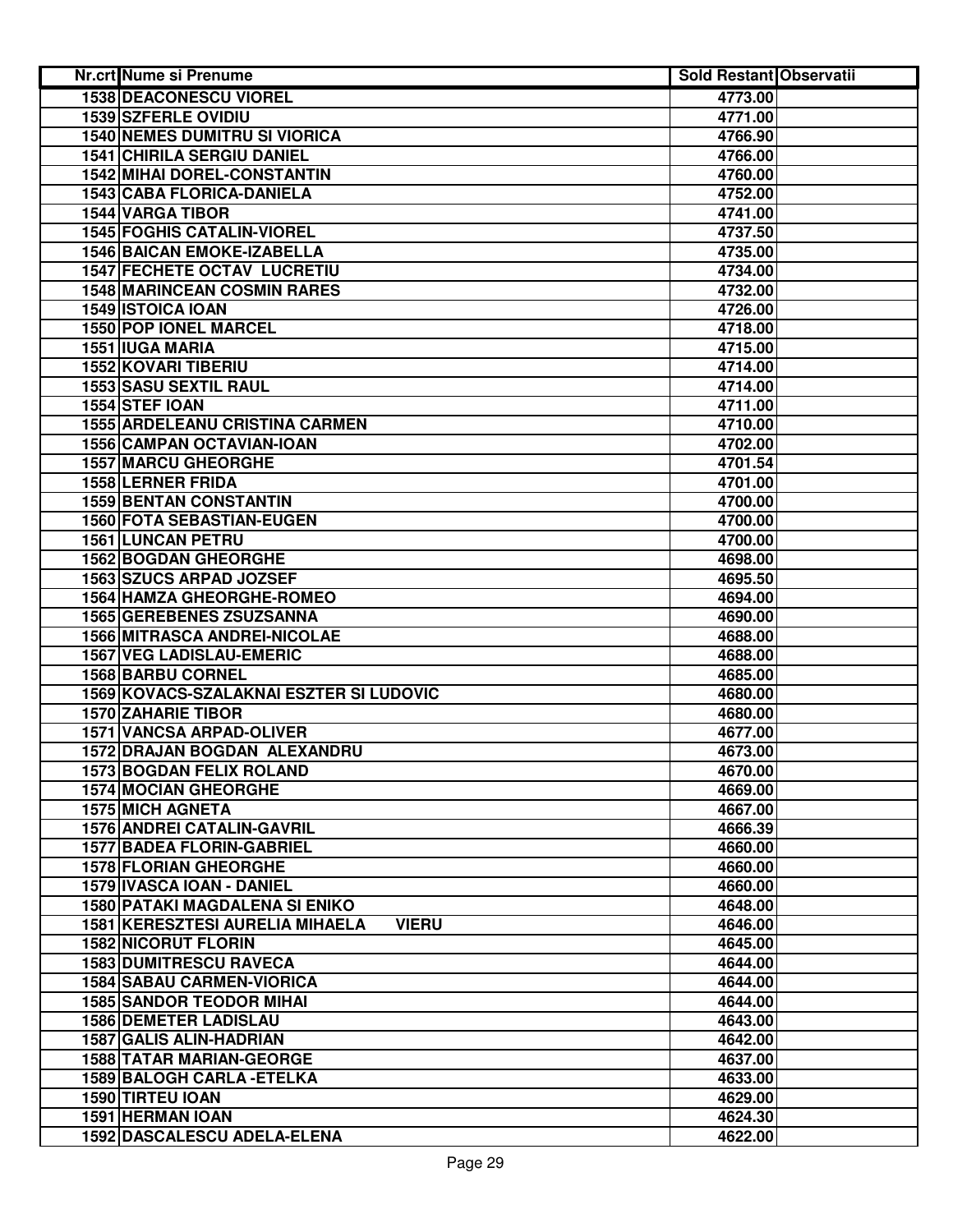| Nr.crt | Nume si Prenume | Sold Restant | Observatii |
|---|---|---|---|
| 1538 | DEACONESCU VIOREL | 4773.00 | |
| 1539 | SZFERLE OVIDIU | 4771.00 | |
| 1540 | NEMES DUMITRU SI VIORICA | 4766.90 | |
| 1541 | CHIRILA SERGIU DANIEL | 4766.00 | |
| 1542 | MIHAI DOREL-CONSTANTIN | 4760.00 | |
| 1543 | CABA FLORICA-DANIELA | 4752.00 | |
| 1544 | VARGA TIBOR | 4741.00 | |
| 1545 | FOGHIS CATALIN-VIOREL | 4737.50 | |
| 1546 | BAICAN EMOKE-IZABELLA | 4735.00 | |
| 1547 | FECHETE OCTAV LUCRETIU | 4734.00 | |
| 1548 | MARINCEAN COSMIN RARES | 4732.00 | |
| 1549 | ISTOICA IOAN | 4726.00 | |
| 1550 | POP IONEL MARCEL | 4718.00 | |
| 1551 | IUGA MARIA | 4715.00 | |
| 1552 | KOVARI TIBERIU | 4714.00 | |
| 1553 | SASU SEXTIL RAUL | 4714.00 | |
| 1554 | STEF IOAN | 4711.00 | |
| 1555 | ARDELEANU CRISTINA CARMEN | 4710.00 | |
| 1556 | CAMPAN OCTAVIAN-IOAN | 4702.00 | |
| 1557 | MARCU GHEORGHE | 4701.54 | |
| 1558 | LERNER FRIDA | 4701.00 | |
| 1559 | BENTAN CONSTANTIN | 4700.00 | |
| 1560 | FOTA SEBASTIAN-EUGEN | 4700.00 | |
| 1561 | LUNCAN PETRU | 4700.00 | |
| 1562 | BOGDAN GHEORGHE | 4698.00 | |
| 1563 | SZUCS ARPAD JOZSEF | 4695.50 | |
| 1564 | HAMZA GHEORGHE-ROMEO | 4694.00 | |
| 1565 | GEREBENES ZSUZSANNA | 4690.00 | |
| 1566 | MITRASCA ANDREI-NICOLAE | 4688.00 | |
| 1567 | VEG LADISLAU-EMERIC | 4688.00 | |
| 1568 | BARBU CORNEL | 4685.00 | |
| 1569 | KOVACS-SZALAKNAI ESZTER SI LUDOVIC | 4680.00 | |
| 1570 | ZAHARIE TIBOR | 4680.00 | |
| 1571 | VANCSA ARPAD-OLIVER | 4677.00 | |
| 1572 | DRAJAN BOGDAN ALEXANDRU | 4673.00 | |
| 1573 | BOGDAN FELIX ROLAND | 4670.00 | |
| 1574 | MOCIAN GHEORGHE | 4669.00 | |
| 1575 | MICH AGNETA | 4667.00 | |
| 1576 | ANDREI CATALIN-GAVRIL | 4666.39 | |
| 1577 | BADEA FLORIN-GABRIEL | 4660.00 | |
| 1578 | FLORIAN GHEORGHE | 4660.00 | |
| 1579 | IVASCA IOAN - DANIEL | 4660.00 | |
| 1580 | PATAKI MAGDALENA SI ENIKO | 4648.00 | |
| 1581 | KERESZTESI AURELIA MIHAELA VIERU | 4646.00 | |
| 1582 | NICORUT FLORIN | 4645.00 | |
| 1583 | DUMITRESCU RAVECA | 4644.00 | |
| 1584 | SABAU CARMEN-VIORICA | 4644.00 | |
| 1585 | SANDOR TEODOR MIHAI | 4644.00 | |
| 1586 | DEMETER LADISLAU | 4643.00 | |
| 1587 | GALIS ALIN-HADRIAN | 4642.00 | |
| 1588 | TATAR MARIAN-GEORGE | 4637.00 | |
| 1589 | BALOGH CARLA -ETELKA | 4633.00 | |
| 1590 | TIRTEU IOAN | 4629.00 | |
| 1591 | HERMAN IOAN | 4624.30 | |
| 1592 | DASCALESCU ADELA-ELENA | 4622.00 | |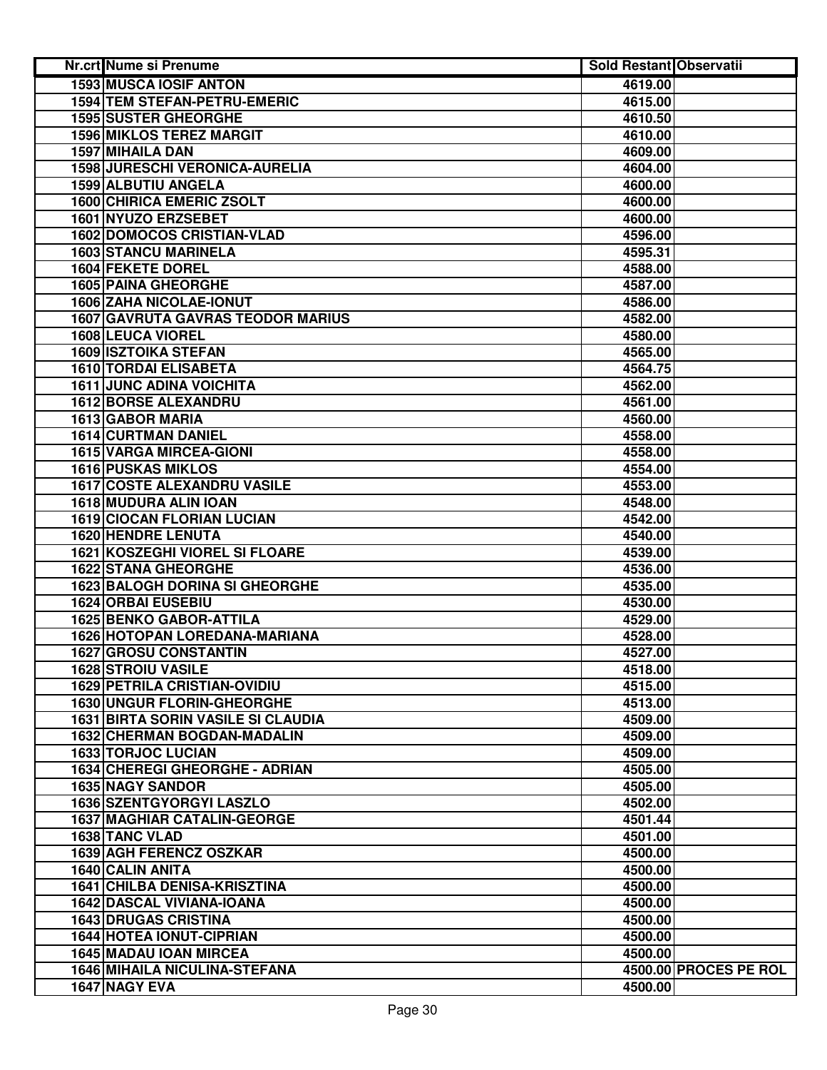| Nr.crt | Nume si Prenume | Sold Restant | Observatii |
| --- | --- | --- | --- |
| 1593 | MUSCA IOSIF ANTON | 4619.00 | |
| 1594 | TEM STEFAN-PETRU-EMERIC | 4615.00 | |
| 1595 | SUSTER GHEORGHE | 4610.50 | |
| 1596 | MIKLOS TEREZ MARGIT | 4610.00 | |
| 1597 | MIHAILA DAN | 4609.00 | |
| 1598 | JURESCHI VERONICA-AURELIA | 4604.00 | |
| 1599 | ALBUTIU ANGELA | 4600.00 | |
| 1600 | CHIRICA EMERIC ZSOLT | 4600.00 | |
| 1601 | NYUZO ERZSEBET | 4600.00 | |
| 1602 | DOMOCOS CRISTIAN-VLAD | 4596.00 | |
| 1603 | STANCU MARINELA | 4595.31 | |
| 1604 | FEKETE DOREL | 4588.00 | |
| 1605 | PAINA GHEORGHE | 4587.00 | |
| 1606 | ZAHA NICOLAE-IONUT | 4586.00 | |
| 1607 | GAVRUTA GAVRAS TEODOR MARIUS | 4582.00 | |
| 1608 | LEUCA VIOREL | 4580.00 | |
| 1609 | ISZTOIKA STEFAN | 4565.00 | |
| 1610 | TORDAI ELISABETA | 4564.75 | |
| 1611 | JUNC ADINA VOICHITA | 4562.00 | |
| 1612 | BORSE ALEXANDRU | 4561.00 | |
| 1613 | GABOR MARIA | 4560.00 | |
| 1614 | CURTMAN DANIEL | 4558.00 | |
| 1615 | VARGA MIRCEA-GIONI | 4558.00 | |
| 1616 | PUSKAS MIKLOS | 4554.00 | |
| 1617 | COSTE ALEXANDRU VASILE | 4553.00 | |
| 1618 | MUDURA ALIN IOAN | 4548.00 | |
| 1619 | CIOCAN FLORIAN LUCIAN | 4542.00 | |
| 1620 | HENDRE LENUTA | 4540.00 | |
| 1621 | KOSZEGHI VIOREL SI FLOARE | 4539.00 | |
| 1622 | STANA GHEORGHE | 4536.00 | |
| 1623 | BALOGH DORINA SI GHEORGHE | 4535.00 | |
| 1624 | ORBAI EUSEBIU | 4530.00 | |
| 1625 | BENKO GABOR-ATTILA | 4529.00 | |
| 1626 | HOTOPAN LOREDANA-MARIANA | 4528.00 | |
| 1627 | GROSU CONSTANTIN | 4527.00 | |
| 1628 | STROIU VASILE | 4518.00 | |
| 1629 | PETRILA CRISTIAN-OVIDIU | 4515.00 | |
| 1630 | UNGUR FLORIN-GHEORGHE | 4513.00 | |
| 1631 | BIRTA SORIN VASILE SI CLAUDIA | 4509.00 | |
| 1632 | CHERMAN BOGDAN-MADALIN | 4509.00 | |
| 1633 | TORJOC LUCIAN | 4509.00 | |
| 1634 | CHEREGI GHEORGHE - ADRIAN | 4505.00 | |
| 1635 | NAGY SANDOR | 4505.00 | |
| 1636 | SZENTGYORGYI LASZLO | 4502.00 | |
| 1637 | MAGHIAR CATALIN-GEORGE | 4501.44 | |
| 1638 | TANC VLAD | 4501.00 | |
| 1639 | AGH FERENCZ OSZKAR | 4500.00 | |
| 1640 | CALIN ANITA | 4500.00 | |
| 1641 | CHILBA DENISA-KRISZTINA | 4500.00 | |
| 1642 | DASCAL VIVIANA-IOANA | 4500.00 | |
| 1643 | DRUGAS CRISTINA | 4500.00 | |
| 1644 | HOTEA IONUT-CIPRIAN | 4500.00 | |
| 1645 | MADAU IOAN MIRCEA | 4500.00 | |
| 1646 | MIHAILA NICULINA-STEFANA | 4500.00 | PROCES PE ROL |
| 1647 | NAGY EVA | 4500.00 | |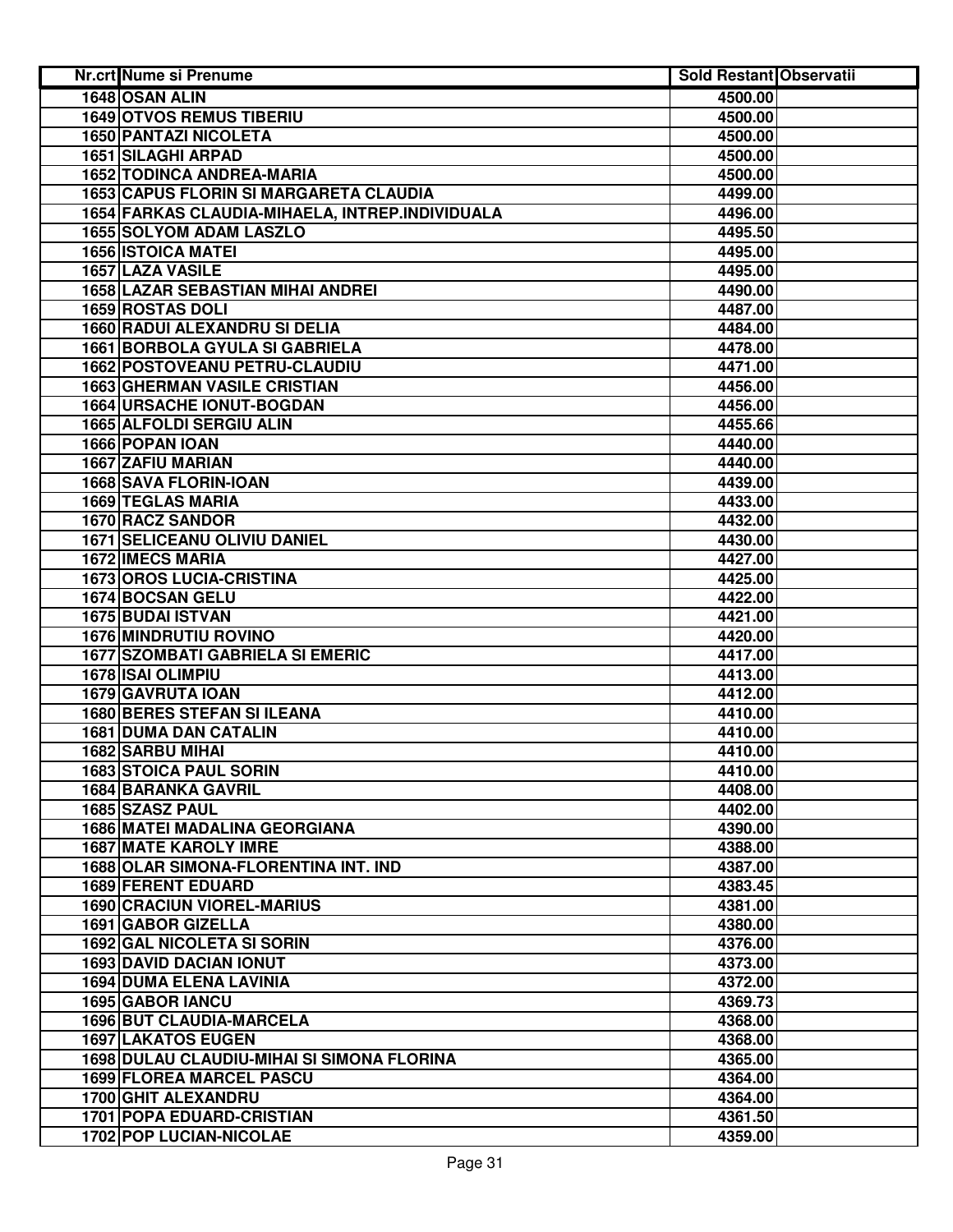| Nr.crt | Nume si Prenume | Sold Restant | Observatii |
|---|---|---|---|
| 1648 | OSAN ALIN | 4500.00 | |
| 1649 | OTVOS REMUS TIBERIU | 4500.00 | |
| 1650 | PANTAZI NICOLETA | 4500.00 | |
| 1651 | SILAGHI ARPAD | 4500.00 | |
| 1652 | TODINCA ANDREA-MARIA | 4500.00 | |
| 1653 | CAPUS FLORIN SI MARGARETA CLAUDIA | 4499.00 | |
| 1654 | FARKAS CLAUDIA-MIHAELA, INTREP.INDIVIDUALA | 4496.00 | |
| 1655 | SOLYOM ADAM LASZLO | 4495.50 | |
| 1656 | ISTOICA MATEI | 4495.00 | |
| 1657 | LAZA VASILE | 4495.00 | |
| 1658 | LAZAR SEBASTIAN MIHAI ANDREI | 4490.00 | |
| 1659 | ROSTAS DOLI | 4487.00 | |
| 1660 | RADUI ALEXANDRU SI DELIA | 4484.00 | |
| 1661 | BORBOLA GYULA SI GABRIELA | 4478.00 | |
| 1662 | POSTOVEANU PETRU-CLAUDIU | 4471.00 | |
| 1663 | GHERMAN VASILE CRISTIAN | 4456.00 | |
| 1664 | URSACHE IONUT-BOGDAN | 4456.00 | |
| 1665 | ALFOLDI SERGIU ALIN | 4455.66 | |
| 1666 | POPAN IOAN | 4440.00 | |
| 1667 | ZAFIU MARIAN | 4440.00 | |
| 1668 | SAVA FLORIN-IOAN | 4439.00 | |
| 1669 | TEGLAS MARIA | 4433.00 | |
| 1670 | RACZ SANDOR | 4432.00 | |
| 1671 | SELICEANU OLIVIU DANIEL | 4430.00 | |
| 1672 | IMECS MARIA | 4427.00 | |
| 1673 | OROS LUCIA-CRISTINA | 4425.00 | |
| 1674 | BOCSAN GELU | 4422.00 | |
| 1675 | BUDAI ISTVAN | 4421.00 | |
| 1676 | MINDRUTIU ROVINO | 4420.00 | |
| 1677 | SZOMBATI GABRIELA SI EMERIC | 4417.00 | |
| 1678 | ISAI OLIMPIU | 4413.00 | |
| 1679 | GAVRUTA IOAN | 4412.00 | |
| 1680 | BERES STEFAN SI ILEANA | 4410.00 | |
| 1681 | DUMA DAN CATALIN | 4410.00 | |
| 1682 | SARBU MIHAI | 4410.00 | |
| 1683 | STOICA PAUL SORIN | 4410.00 | |
| 1684 | BARANKA GAVRIL | 4408.00 | |
| 1685 | SZASZ PAUL | 4402.00 | |
| 1686 | MATEI MADALINA GEORGIANA | 4390.00 | |
| 1687 | MATE KAROLY IMRE | 4388.00 | |
| 1688 | OLAR SIMONA-FLORENTINA INT. IND | 4387.00 | |
| 1689 | FERENT EDUARD | 4383.45 | |
| 1690 | CRACIUN VIOREL-MARIUS | 4381.00 | |
| 1691 | GABOR GIZELLA | 4380.00 | |
| 1692 | GAL NICOLETA SI SORIN | 4376.00 | |
| 1693 | DAVID DACIAN IONUT | 4373.00 | |
| 1694 | DUMA ELENA LAVINIA | 4372.00 | |
| 1695 | GABOR IANCU | 4369.73 | |
| 1696 | BUT CLAUDIA-MARCELA | 4368.00 | |
| 1697 | LAKATOS EUGEN | 4368.00 | |
| 1698 | DULAU CLAUDIU-MIHAI SI SIMONA FLORINA | 4365.00 | |
| 1699 | FLOREA MARCEL PASCU | 4364.00 | |
| 1700 | GHIT ALEXANDRU | 4364.00 | |
| 1701 | POPA EDUARD-CRISTIAN | 4361.50 | |
| 1702 | POP LUCIAN-NICOLAE | 4359.00 | |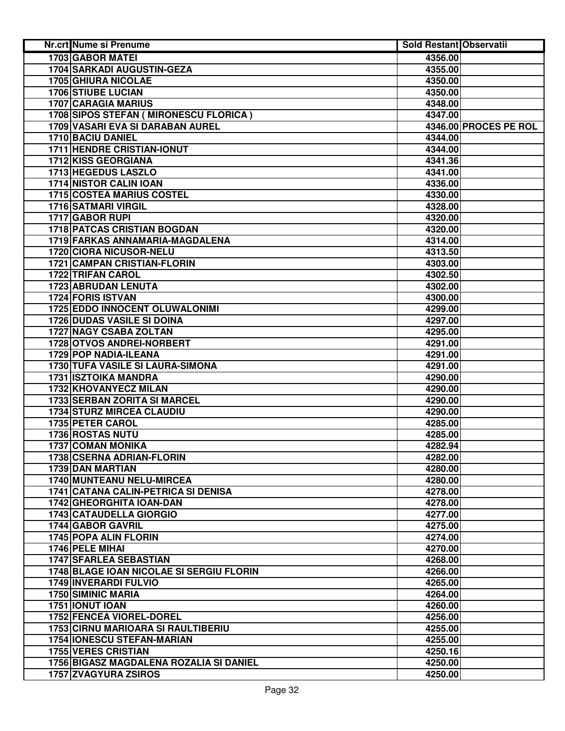| Nr.crt | Nume si Prenume | Sold Restant | Observatii |
|---|---|---|---|
| 1703 | GABOR MATEI | 4356.00 | |
| 1704 | SARKADI AUGUSTIN-GEZA | 4355.00 | |
| 1705 | GHIURA NICOLAE | 4350.00 | |
| 1706 | STIUBE LUCIAN | 4350.00 | |
| 1707 | CARAGIA MARIUS | 4348.00 | |
| 1708 | SIPOS STEFAN ( MIRONESCU FLORICA ) | 4347.00 | |
| 1709 | VASARI EVA SI DARABAN AUREL | 4346.00 | PROCES PE ROL |
| 1710 | BACIU DANIEL | 4344.00 | |
| 1711 | HENDRE CRISTIAN-IONUT | 4344.00 | |
| 1712 | KISS GEORGIANA | 4341.36 | |
| 1713 | HEGEDUS LASZLO | 4341.00 | |
| 1714 | NISTOR CALIN IOAN | 4336.00 | |
| 1715 | COSTEA MARIUS COSTEL | 4330.00 | |
| 1716 | SATMARI VIRGIL | 4328.00 | |
| 1717 | GABOR RUPI | 4320.00 | |
| 1718 | PATCAS CRISTIAN BOGDAN | 4320.00 | |
| 1719 | FARKAS ANNAMARIA-MAGDALENA | 4314.00 | |
| 1720 | CIORA NICUSOR-NELU | 4313.50 | |
| 1721 | CAMPAN CRISTIAN-FLORIN | 4303.00 | |
| 1722 | TRIFAN CAROL | 4302.50 | |
| 1723 | ABRUDAN LENUTA | 4302.00 | |
| 1724 | FORIS ISTVAN | 4300.00 | |
| 1725 | EDDO INNOCENT OLUWALONIMI | 4299.00 | |
| 1726 | DUDAS VASILE SI DOINA | 4297.00 | |
| 1727 | NAGY CSABA ZOLTAN | 4295.00 | |
| 1728 | OTVOS ANDREI-NORBERT | 4291.00 | |
| 1729 | POP NADIA-ILEANA | 4291.00 | |
| 1730 | TUFA VASILE SI LAURA-SIMONA | 4291.00 | |
| 1731 | ISZTOIKA MANDRA | 4290.00 | |
| 1732 | KHOVANYECZ MILAN | 4290.00 | |
| 1733 | SERBAN ZORITA SI MARCEL | 4290.00 | |
| 1734 | STURZ MIRCEA CLAUDIU | 4290.00 | |
| 1735 | PETER CAROL | 4285.00 | |
| 1736 | ROSTAS NUTU | 4285.00 | |
| 1737 | COMAN MONIKA | 4282.94 | |
| 1738 | CSERNA ADRIAN-FLORIN | 4282.00 | |
| 1739 | DAN MARTIAN | 4280.00 | |
| 1740 | MUNTEANU NELU-MIRCEA | 4280.00 | |
| 1741 | CATANA CALIN-PETRICA SI DENISA | 4278.00 | |
| 1742 | GHEORGHITA IOAN-DAN | 4278.00 | |
| 1743 | CATAUDELLA GIORGIO | 4277.00 | |
| 1744 | GABOR GAVRIL | 4275.00 | |
| 1745 | POPA ALIN FLORIN | 4274.00 | |
| 1746 | PELE MIHAI | 4270.00 | |
| 1747 | SFARLEA SEBASTIAN | 4268.00 | |
| 1748 | BLAGE IOAN NICOLAE SI SERGIU FLORIN | 4266.00 | |
| 1749 | INVERARDI FULVIO | 4265.00 | |
| 1750 | SIMINIC MARIA | 4264.00 | |
| 1751 | IONUT IOAN | 4260.00 | |
| 1752 | FENCEA VIOREL-DOREL | 4256.00 | |
| 1753 | CIRNU MARIOARA SI RAULTIBERIU | 4255.00 | |
| 1754 | IONESCU STEFAN-MARIAN | 4255.00 | |
| 1755 | VERES CRISTIAN | 4250.16 | |
| 1756 | BIGASZ MAGDALENA ROZALIA SI DANIEL | 4250.00 | |
| 1757 | ZVAGYURA ZSIROS | 4250.00 | |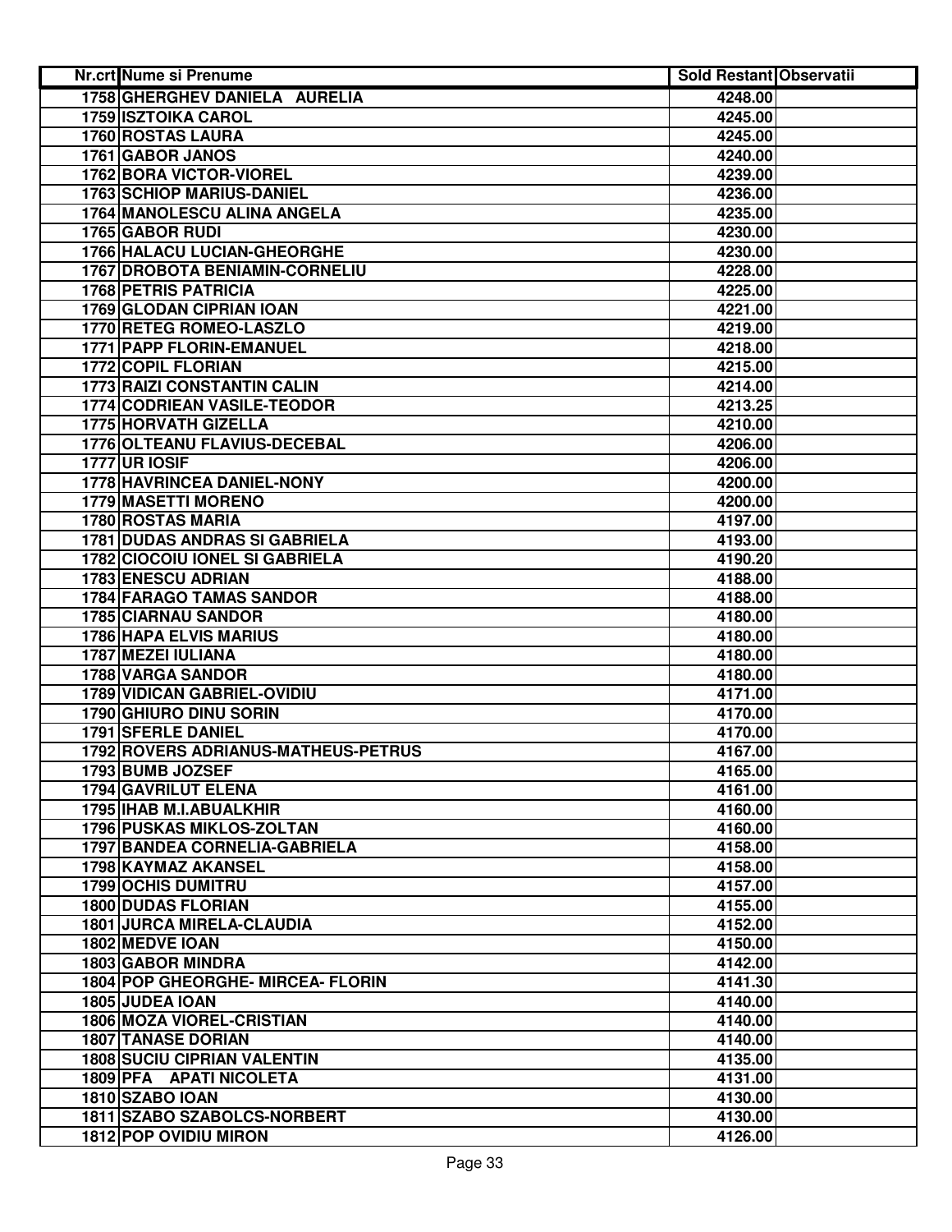| Nr.crt | Nume si Prenume | Sold Restant | Observatii |
|---|---|---|---|
| 1758 | GHERGHEV DANIELA AURELIA | 4248.00 | |
| 1759 | ISZTOIKA CAROL | 4245.00 | |
| 1760 | ROSTAS LAURA | 4245.00 | |
| 1761 | GABOR JANOS | 4240.00 | |
| 1762 | BORA VICTOR-VIOREL | 4239.00 | |
| 1763 | SCHIOP MARIUS-DANIEL | 4236.00 | |
| 1764 | MANOLESCU ALINA ANGELA | 4235.00 | |
| 1765 | GABOR RUDI | 4230.00 | |
| 1766 | HALACU LUCIAN-GHEORGHE | 4230.00 | |
| 1767 | DROBOTA BENIAMIN-CORNELIU | 4228.00 | |
| 1768 | PETRIS PATRICIA | 4225.00 | |
| 1769 | GLODAN CIPRIAN IOAN | 4221.00 | |
| 1770 | RETEG ROMEO-LASZLO | 4219.00 | |
| 1771 | PAPP FLORIN-EMANUEL | 4218.00 | |
| 1772 | COPIL FLORIAN | 4215.00 | |
| 1773 | RAIZI CONSTANTIN CALIN | 4214.00 | |
| 1774 | CODRIEAN VASILE-TEODOR | 4213.25 | |
| 1775 | HORVATH GIZELLA | 4210.00 | |
| 1776 | OLTEANU FLAVIUS-DECEBAL | 4206.00 | |
| 1777 | UR IOSIF | 4206.00 | |
| 1778 | HAVRINCEA DANIEL-NONY | 4200.00 | |
| 1779 | MASETTI MORENO | 4200.00 | |
| 1780 | ROSTAS MARIA | 4197.00 | |
| 1781 | DUDAS ANDRAS SI GABRIELA | 4193.00 | |
| 1782 | CIOCOIU IONEL SI GABRIELA | 4190.20 | |
| 1783 | ENESCU ADRIAN | 4188.00 | |
| 1784 | FARAGO TAMAS SANDOR | 4188.00 | |
| 1785 | CIARNAU SANDOR | 4180.00 | |
| 1786 | HAPA ELVIS MARIUS | 4180.00 | |
| 1787 | MEZEI IULIANA | 4180.00 | |
| 1788 | VARGA SANDOR | 4180.00 | |
| 1789 | VIDICAN GABRIEL-OVIDIU | 4171.00 | |
| 1790 | GHIURO DINU SORIN | 4170.00 | |
| 1791 | SFERLE DANIEL | 4170.00 | |
| 1792 | ROVERS ADRIANUS-MATHEUS-PETRUS | 4167.00 | |
| 1793 | BUMB JOZSEF | 4165.00 | |
| 1794 | GAVRILUT ELENA | 4161.00 | |
| 1795 | IHAB M.I.ABUALKHIR | 4160.00 | |
| 1796 | PUSKAS MIKLOS-ZOLTAN | 4160.00 | |
| 1797 | BANDEA CORNELIA-GABRIELA | 4158.00 | |
| 1798 | KAYMAZ AKANSEL | 4158.00 | |
| 1799 | OCHIS DUMITRU | 4157.00 | |
| 1800 | DUDAS FLORIAN | 4155.00 | |
| 1801 | JURCA MIRELA-CLAUDIA | 4152.00 | |
| 1802 | MEDVE IOAN | 4150.00 | |
| 1803 | GABOR MINDRA | 4142.00 | |
| 1804 | POP GHEORGHE- MIRCEA- FLORIN | 4141.30 | |
| 1805 | JUDEA IOAN | 4140.00 | |
| 1806 | MOZA VIOREL-CRISTIAN | 4140.00 | |
| 1807 | TANASE DORIAN | 4140.00 | |
| 1808 | SUCIU CIPRIAN VALENTIN | 4135.00 | |
| 1809 | PFA APATI NICOLETA | 4131.00 | |
| 1810 | SZABO IOAN | 4130.00 | |
| 1811 | SZABO SZABOLCS-NORBERT | 4130.00 | |
| 1812 | POP OVIDIU MIRON | 4126.00 | |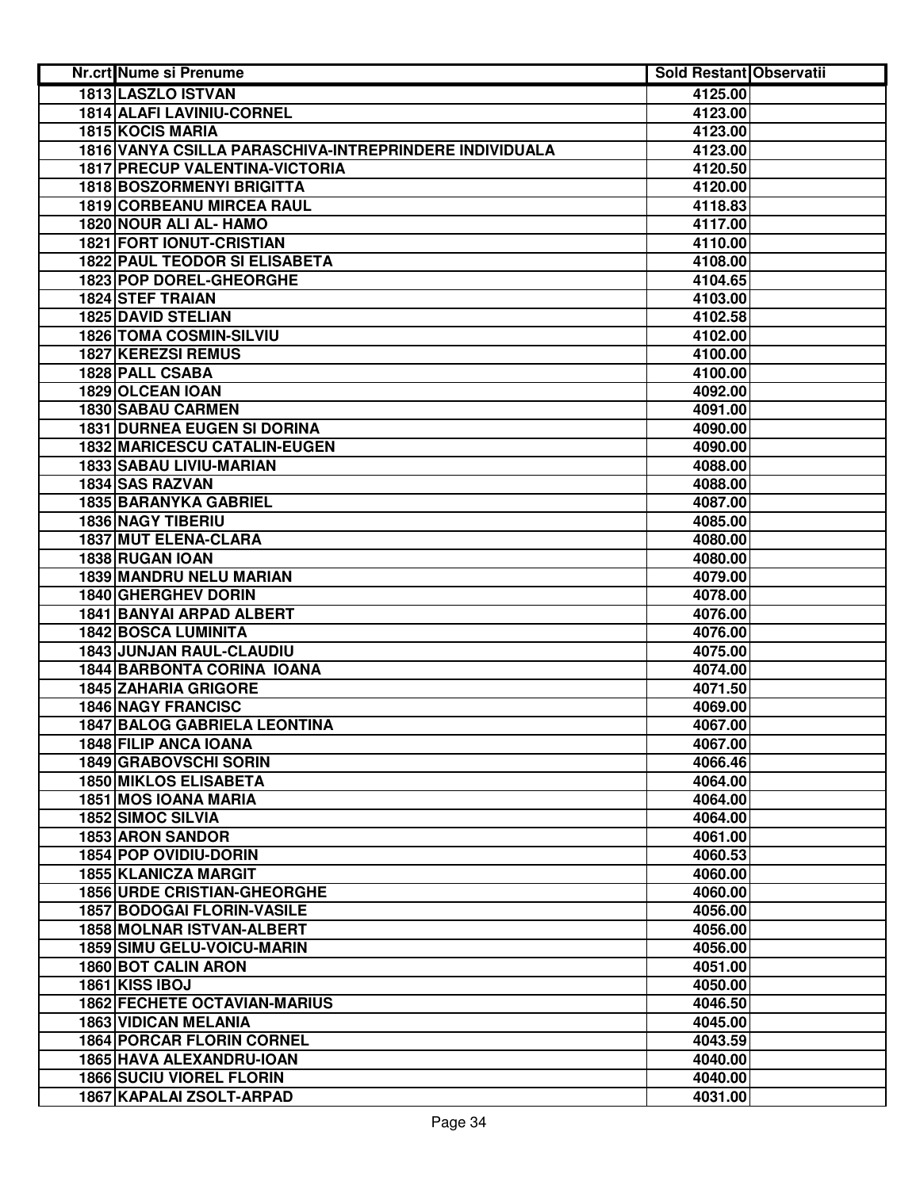| Nr.crt | Nume si Prenume | Sold Restant | Observatii |
| --- | --- | --- | --- |
| 1813 | LASZLO ISTVAN | 4125.00 | |
| 1814 | ALAFI LAVINIU-CORNEL | 4123.00 | |
| 1815 | KOCIS MARIA | 4123.00 | |
| 1816 | VANYA CSILLA PARASCHIVA-INTREPRINDERE INDIVIDUALA | 4123.00 | |
| 1817 | PRECUP VALENTINA-VICTORIA | 4120.50 | |
| 1818 | BOSZORMENYI BRIGITTA | 4120.00 | |
| 1819 | CORBEANU MIRCEA RAUL | 4118.83 | |
| 1820 | NOUR ALI AL- HAMO | 4117.00 | |
| 1821 | FORT IONUT-CRISTIAN | 4110.00 | |
| 1822 | PAUL TEODOR SI ELISABETA | 4108.00 | |
| 1823 | POP DOREL-GHEORGHE | 4104.65 | |
| 1824 | STEF TRAIAN | 4103.00 | |
| 1825 | DAVID STELIAN | 4102.58 | |
| 1826 | TOMA COSMIN-SILVIU | 4102.00 | |
| 1827 | KEREZSI REMUS | 4100.00 | |
| 1828 | PALL CSABA | 4100.00 | |
| 1829 | OLCEAN IOAN | 4092.00 | |
| 1830 | SABAU CARMEN | 4091.00 | |
| 1831 | DURNEA EUGEN SI DORINA | 4090.00 | |
| 1832 | MARICESCU CATALIN-EUGEN | 4090.00 | |
| 1833 | SABAU LIVIU-MARIAN | 4088.00 | |
| 1834 | SAS RAZVAN | 4088.00 | |
| 1835 | BARANYKA GABRIEL | 4087.00 | |
| 1836 | NAGY TIBERIU | 4085.00 | |
| 1837 | MUT ELENA-CLARA | 4080.00 | |
| 1838 | RUGAN IOAN | 4080.00 | |
| 1839 | MANDRU NELU MARIAN | 4079.00 | |
| 1840 | GHERGHEV DORIN | 4078.00 | |
| 1841 | BANYAI ARPAD ALBERT | 4076.00 | |
| 1842 | BOSCA LUMINITA | 4076.00 | |
| 1843 | JUNJAN RAUL-CLAUDIU | 4075.00 | |
| 1844 | BARBONTA CORINA IOANA | 4074.00 | |
| 1845 | ZAHARIA GRIGORE | 4071.50 | |
| 1846 | NAGY FRANCISC | 4069.00 | |
| 1847 | BALOG GABRIELA LEONTINA | 4067.00 | |
| 1848 | FILIP ANCA IOANA | 4067.00 | |
| 1849 | GRABOVSCHI SORIN | 4066.46 | |
| 1850 | MIKLOS ELISABETA | 4064.00 | |
| 1851 | MOS IOANA MARIA | 4064.00 | |
| 1852 | SIMOC SILVIA | 4064.00 | |
| 1853 | ARON SANDOR | 4061.00 | |
| 1854 | POP OVIDIU-DORIN | 4060.53 | |
| 1855 | KLANICZA MARGIT | 4060.00 | |
| 1856 | URDE CRISTIAN-GHEORGHE | 4060.00 | |
| 1857 | BODOGAI FLORIN-VASILE | 4056.00 | |
| 1858 | MOLNAR ISTVAN-ALBERT | 4056.00 | |
| 1859 | SIMU GELU-VOICU-MARIN | 4056.00 | |
| 1860 | BOT CALIN ARON | 4051.00 | |
| 1861 | KISS IBOJ | 4050.00 | |
| 1862 | FECHETE OCTAVIAN-MARIUS | 4046.50 | |
| 1863 | VIDICAN MELANIA | 4045.00 | |
| 1864 | PORCAR FLORIN CORNEL | 4043.59 | |
| 1865 | HAVA ALEXANDRU-IOAN | 4040.00 | |
| 1866 | SUCIU VIOREL FLORIN | 4040.00 | |
| 1867 | KAPALAI ZSOLT-ARPAD | 4031.00 | |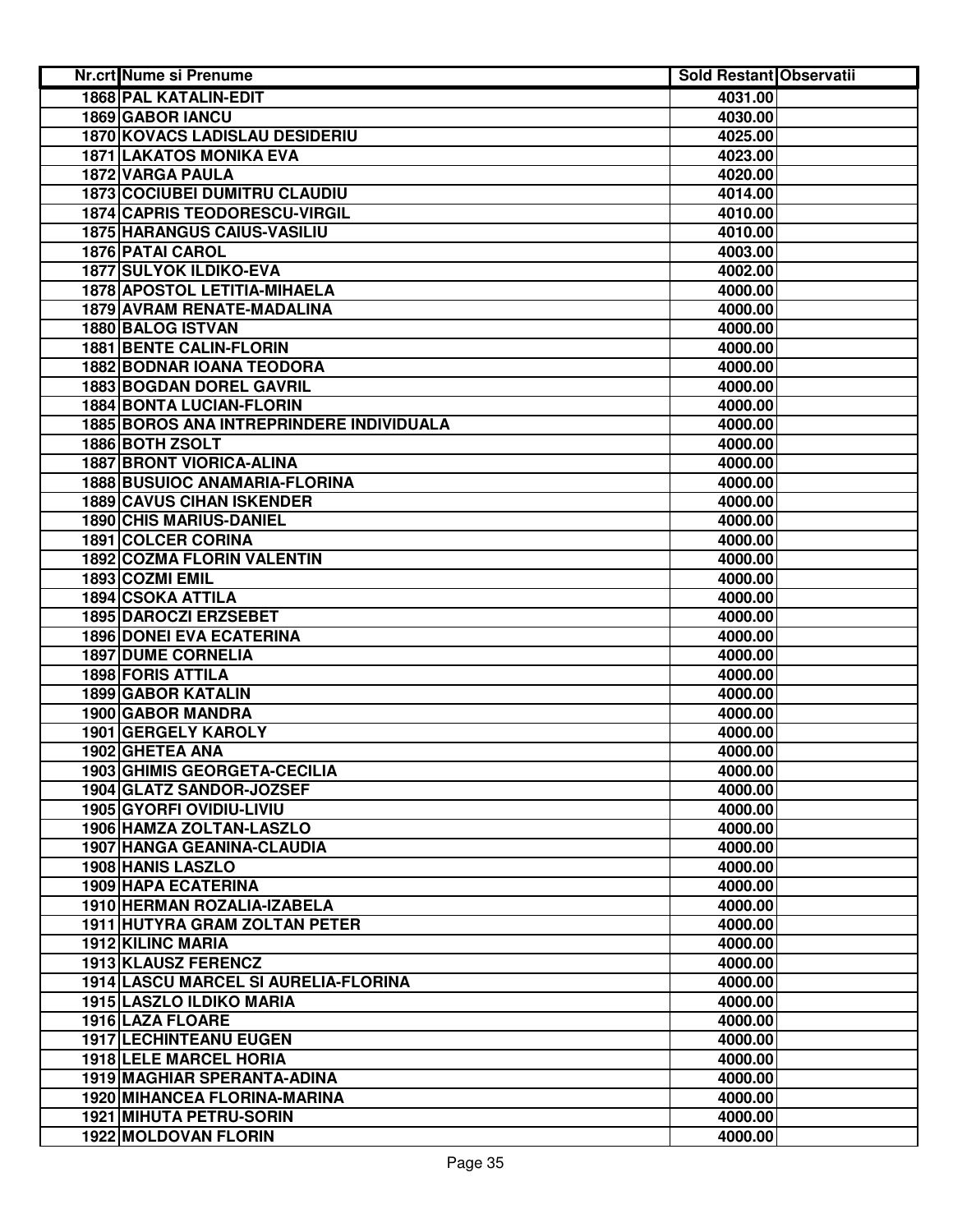| Nr.crt | Nume si Prenume | Sold Restant | Observatii |
|---|---|---|---|
| 1868 | PAL KATALIN-EDIT | 4031.00 | |
| 1869 | GABOR IANCU | 4030.00 | |
| 1870 | KOVACS LADISLAU DESIDERIU | 4025.00 | |
| 1871 | LAKATOS MONIKA EVA | 4023.00 | |
| 1872 | VARGA PAULA | 4020.00 | |
| 1873 | COCIUBEI DUMITRU CLAUDIU | 4014.00 | |
| 1874 | CAPRIS TEODORESCU-VIRGIL | 4010.00 | |
| 1875 | HARANGUS CAIUS-VASILIU | 4010.00 | |
| 1876 | PATAI CAROL | 4003.00 | |
| 1877 | SULYOK ILDIKO-EVA | 4002.00 | |
| 1878 | APOSTOL LETITIA-MIHAELA | 4000.00 | |
| 1879 | AVRAM RENATE-MADALINA | 4000.00 | |
| 1880 | BALOG ISTVAN | 4000.00 | |
| 1881 | BENTE CALIN-FLORIN | 4000.00 | |
| 1882 | BODNAR IOANA TEODORA | 4000.00 | |
| 1883 | BOGDAN DOREL GAVRIL | 4000.00 | |
| 1884 | BONTA LUCIAN-FLORIN | 4000.00 | |
| 1885 | BOROS ANA INTREPRINDERE INDIVIDUALA | 4000.00 | |
| 1886 | BOTH ZSOLT | 4000.00 | |
| 1887 | BRONT VIORICA-ALINA | 4000.00 | |
| 1888 | BUSUIOC ANAMARIA-FLORINA | 4000.00 | |
| 1889 | CAVUS CIHAN ISKENDER | 4000.00 | |
| 1890 | CHIS MARIUS-DANIEL | 4000.00 | |
| 1891 | COLCER CORINA | 4000.00 | |
| 1892 | COZMA FLORIN VALENTIN | 4000.00 | |
| 1893 | COZMI EMIL | 4000.00 | |
| 1894 | CSOKA ATTILA | 4000.00 | |
| 1895 | DAROCZI ERZSEBET | 4000.00 | |
| 1896 | DONEI EVA ECATERINA | 4000.00 | |
| 1897 | DUME CORNELIA | 4000.00 | |
| 1898 | FORIS ATTILA | 4000.00 | |
| 1899 | GABOR KATALIN | 4000.00 | |
| 1900 | GABOR MANDRA | 4000.00 | |
| 1901 | GERGELY KAROLY | 4000.00 | |
| 1902 | GHETEA ANA | 4000.00 | |
| 1903 | GHIMIS GEORGETA-CECILIA | 4000.00 | |
| 1904 | GLATZ SANDOR-JOZSEF | 4000.00 | |
| 1905 | GYORFI OVIDIU-LIVIU | 4000.00 | |
| 1906 | HAMZA ZOLTAN-LASZLO | 4000.00 | |
| 1907 | HANGA GEANINA-CLAUDIA | 4000.00 | |
| 1908 | HANIS LASZLO | 4000.00 | |
| 1909 | HAPA ECATERINA | 4000.00 | |
| 1910 | HERMAN ROZALIA-IZABELA | 4000.00 | |
| 1911 | HUTYRA GRAM ZOLTAN PETER | 4000.00 | |
| 1912 | KILINC MARIA | 4000.00 | |
| 1913 | KLAUSZ FERENCZ | 4000.00 | |
| 1914 | LASCU MARCEL SI AURELIA-FLORINA | 4000.00 | |
| 1915 | LASZLO ILDIKO MARIA | 4000.00 | |
| 1916 | LAZA FLOARE | 4000.00 | |
| 1917 | LECHINTEANU EUGEN | 4000.00 | |
| 1918 | LELE MARCEL HORIA | 4000.00 | |
| 1919 | MAGHIAR SPERANTA-ADINA | 4000.00 | |
| 1920 | MIHANCEA FLORINA-MARINA | 4000.00 | |
| 1921 | MIHUTA PETRU-SORIN | 4000.00 | |
| 1922 | MOLDOVAN FLORIN | 4000.00 | |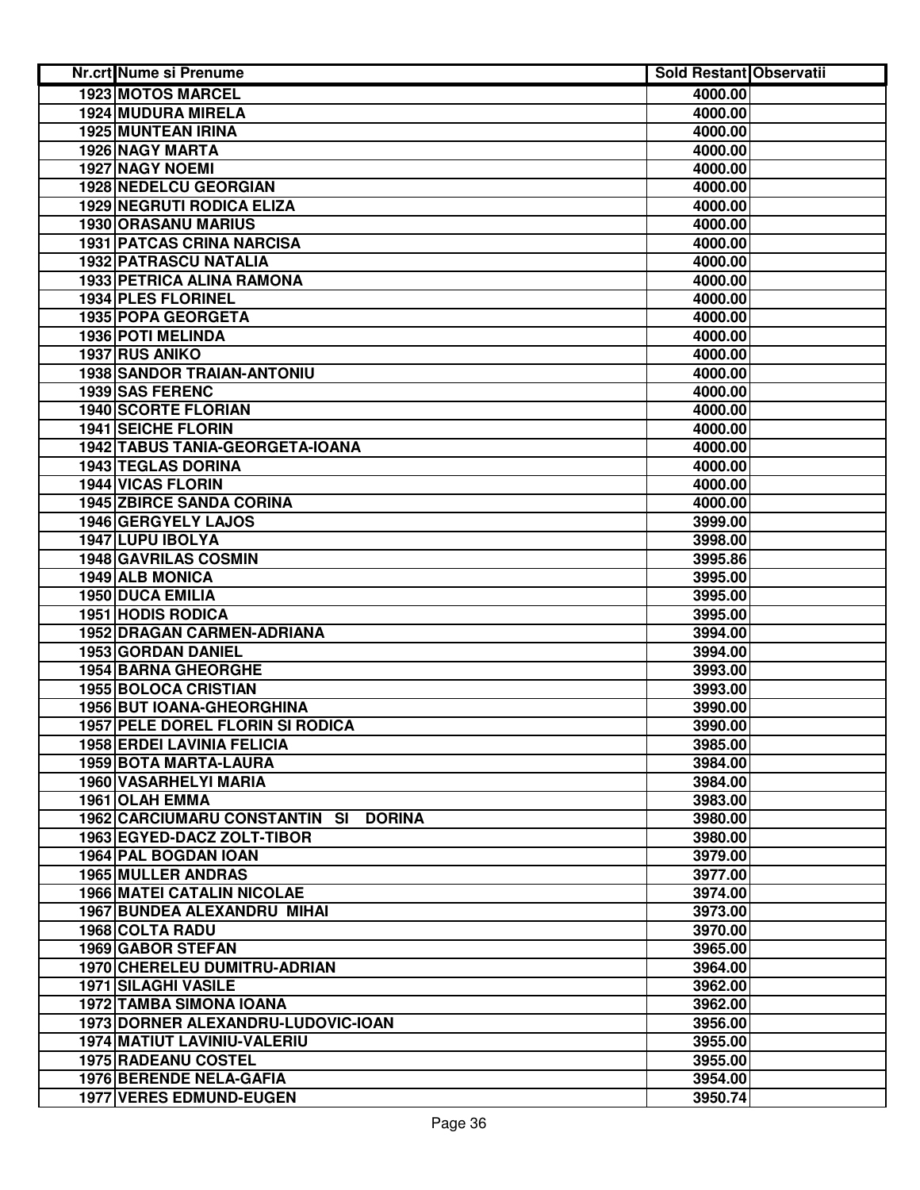| Nr.crt | Nume si Prenume | Sold Restant | Observatii |
|---|---|---|---|
| 1923 | MOTOS MARCEL | 4000.00 | |
| 1924 | MUDURA MIRELA | 4000.00 | |
| 1925 | MUNTEAN IRINA | 4000.00 | |
| 1926 | NAGY MARTA | 4000.00 | |
| 1927 | NAGY NOEMI | 4000.00 | |
| 1928 | NEDELCU GEORGIAN | 4000.00 | |
| 1929 | NEGRUTI RODICA ELIZA | 4000.00 | |
| 1930 | ORASANU MARIUS | 4000.00 | |
| 1931 | PATCAS CRINA NARCISA | 4000.00 | |
| 1932 | PATRASCU NATALIA | 4000.00 | |
| 1933 | PETRICA ALINA RAMONA | 4000.00 | |
| 1934 | PLES FLORINEL | 4000.00 | |
| 1935 | POPA GEORGETA | 4000.00 | |
| 1936 | POTI MELINDA | 4000.00 | |
| 1937 | RUS ANIKO | 4000.00 | |
| 1938 | SANDOR TRAIAN-ANTONIU | 4000.00 | |
| 1939 | SAS FERENC | 4000.00 | |
| 1940 | SCORTE FLORIAN | 4000.00 | |
| 1941 | SEICHE FLORIN | 4000.00 | |
| 1942 | TABUS TANIA-GEORGETA-IOANA | 4000.00 | |
| 1943 | TEGLAS DORINA | 4000.00 | |
| 1944 | VICAS FLORIN | 4000.00 | |
| 1945 | ZBIRCE SANDA CORINA | 4000.00 | |
| 1946 | GERGYELY LAJOS | 3999.00 | |
| 1947 | LUPU IBOLYA | 3998.00 | |
| 1948 | GAVRILAS COSMIN | 3995.86 | |
| 1949 | ALB MONICA | 3995.00 | |
| 1950 | DUCA EMILIA | 3995.00 | |
| 1951 | HODIS RODICA | 3995.00 | |
| 1952 | DRAGAN CARMEN-ADRIANA | 3994.00 | |
| 1953 | GORDAN DANIEL | 3994.00 | |
| 1954 | BARNA GHEORGHE | 3993.00 | |
| 1955 | BOLOCA CRISTIAN | 3993.00 | |
| 1956 | BUT IOANA-GHEORGHINA | 3990.00 | |
| 1957 | PELE DOREL FLORIN SI RODICA | 3990.00 | |
| 1958 | ERDEI LAVINIA FELICIA | 3985.00 | |
| 1959 | BOTA MARTA-LAURA | 3984.00 | |
| 1960 | VASARHELYI MARIA | 3984.00 | |
| 1961 | OLAH EMMA | 3983.00 | |
| 1962 | CARCIUMARU CONSTANTIN SI DORINA | 3980.00 | |
| 1963 | EGYED-DACZ ZOLT-TIBOR | 3980.00 | |
| 1964 | PAL BOGDAN IOAN | 3979.00 | |
| 1965 | MULLER ANDRAS | 3977.00 | |
| 1966 | MATEI CATALIN NICOLAE | 3974.00 | |
| 1967 | BUNDEA ALEXANDRU MIHAI | 3973.00 | |
| 1968 | COLTA RADU | 3970.00 | |
| 1969 | GABOR STEFAN | 3965.00 | |
| 1970 | CHERELEU DUMITRU-ADRIAN | 3964.00 | |
| 1971 | SILAGHI VASILE | 3962.00 | |
| 1972 | TAMBA SIMONA IOANA | 3962.00 | |
| 1973 | DORNER ALEXANDRU-LUDOVIC-IOAN | 3956.00 | |
| 1974 | MATIUT LAVINIU-VALERIU | 3955.00 | |
| 1975 | RADEANU COSTEL | 3955.00 | |
| 1976 | BERENDE NELA-GAFIA | 3954.00 | |
| 1977 | VERES EDMUND-EUGEN | 3950.74 | |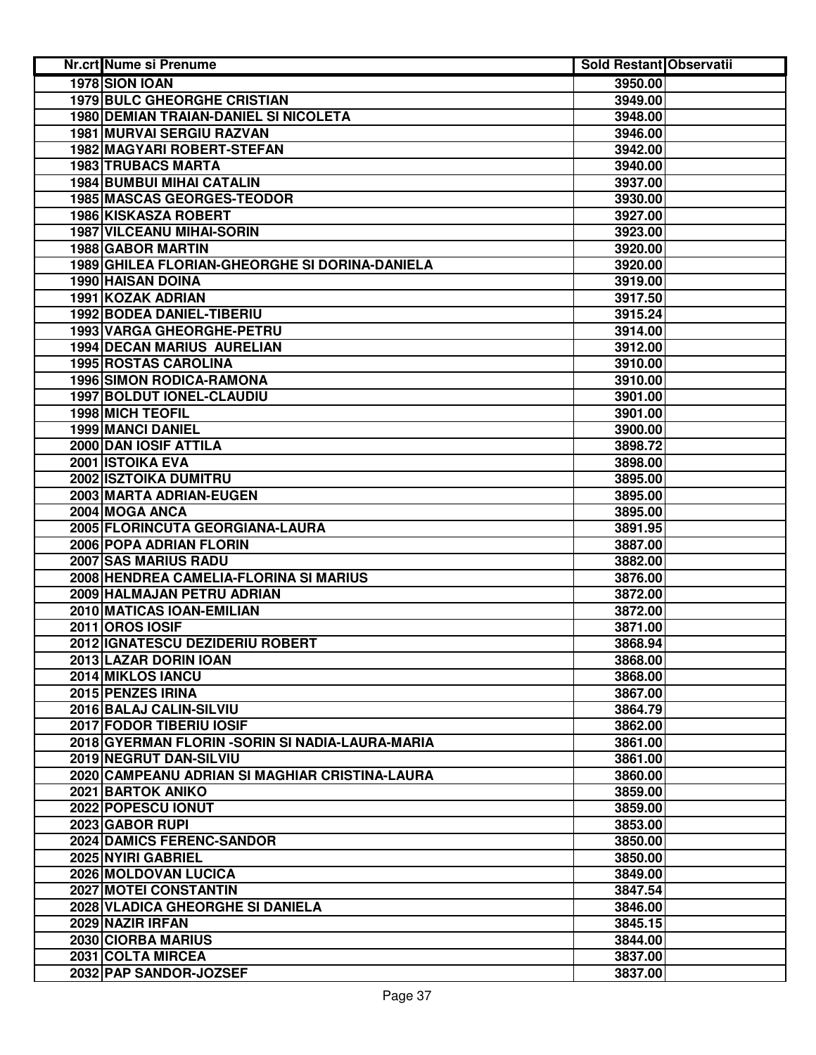| Nr.crt | Nume si Prenume | Sold Restant | Observatii |
|---|---|---|---|
| 1978 | SION IOAN | 3950.00 | |
| 1979 | BULC GHEORGHE CRISTIAN | 3949.00 | |
| 1980 | DEMIAN TRAIAN-DANIEL SI NICOLETA | 3948.00 | |
| 1981 | MURVAI SERGIU RAZVAN | 3946.00 | |
| 1982 | MAGYARI ROBERT-STEFAN | 3942.00 | |
| 1983 | TRUBACS MARTA | 3940.00 | |
| 1984 | BUMBUI MIHAI CATALIN | 3937.00 | |
| 1985 | MASCAS GEORGES-TEODOR | 3930.00 | |
| 1986 | KISKASZA ROBERT | 3927.00 | |
| 1987 | VILCEANU MIHAI-SORIN | 3923.00 | |
| 1988 | GABOR MARTIN | 3920.00 | |
| 1989 | GHILEA FLORIAN-GHEORGHE SI DORINA-DANIELA | 3920.00 | |
| 1990 | HAISAN DOINA | 3919.00 | |
| 1991 | KOZAK ADRIAN | 3917.50 | |
| 1992 | BODEA DANIEL-TIBERIU | 3915.24 | |
| 1993 | VARGA GHEORGHE-PETRU | 3914.00 | |
| 1994 | DECAN MARIUS AURELIAN | 3912.00 | |
| 1995 | ROSTAS CAROLINA | 3910.00 | |
| 1996 | SIMON RODICA-RAMONA | 3910.00 | |
| 1997 | BOLDUT IONEL-CLAUDIU | 3901.00 | |
| 1998 | MICH TEOFIL | 3901.00 | |
| 1999 | MANCI DANIEL | 3900.00 | |
| 2000 | DAN IOSIF ATTILA | 3898.72 | |
| 2001 | ISTOIKA EVA | 3898.00 | |
| 2002 | ISZTOIKA DUMITRU | 3895.00 | |
| 2003 | MARTA ADRIAN-EUGEN | 3895.00 | |
| 2004 | MOGA ANCA | 3895.00 | |
| 2005 | FLORINCUTA GEORGIANA-LAURA | 3891.95 | |
| 2006 | POPA ADRIAN FLORIN | 3887.00 | |
| 2007 | SAS MARIUS RADU | 3882.00 | |
| 2008 | HENDREA CAMELIA-FLORINA SI MARIUS | 3876.00 | |
| 2009 | HALMAJAN PETRU ADRIAN | 3872.00 | |
| 2010 | MATICAS IOAN-EMILIAN | 3872.00 | |
| 2011 | OROS IOSIF | 3871.00 | |
| 2012 | IGNATESCU DEZIDERIU ROBERT | 3868.94 | |
| 2013 | LAZAR DORIN IOAN | 3868.00 | |
| 2014 | MIKLOS IANCU | 3868.00 | |
| 2015 | PENZES IRINA | 3867.00 | |
| 2016 | BALAJ CALIN-SILVIU | 3864.79 | |
| 2017 | FODOR TIBERIU IOSIF | 3862.00 | |
| 2018 | GYERMAN FLORIN -SORIN SI NADIA-LAURA-MARIA | 3861.00 | |
| 2019 | NEGRUT DAN-SILVIU | 3861.00 | |
| 2020 | CAMPEANU ADRIAN SI MAGHIAR CRISTINA-LAURA | 3860.00 | |
| 2021 | BARTOK ANIKO | 3859.00 | |
| 2022 | POPESCU IONUT | 3859.00 | |
| 2023 | GABOR RUPI | 3853.00 | |
| 2024 | DAMICS FERENC-SANDOR | 3850.00 | |
| 2025 | NYIRI GABRIEL | 3850.00 | |
| 2026 | MOLDOVAN LUCICA | 3849.00 | |
| 2027 | MOTEI CONSTANTIN | 3847.54 | |
| 2028 | VLADICA GHEORGHE SI DANIELA | 3846.00 | |
| 2029 | NAZIR IRFAN | 3845.15 | |
| 2030 | CIORBA MARIUS | 3844.00 | |
| 2031 | COLTA MIRCEA | 3837.00 | |
| 2032 | PAP SANDOR-JOZSEF | 3837.00 | |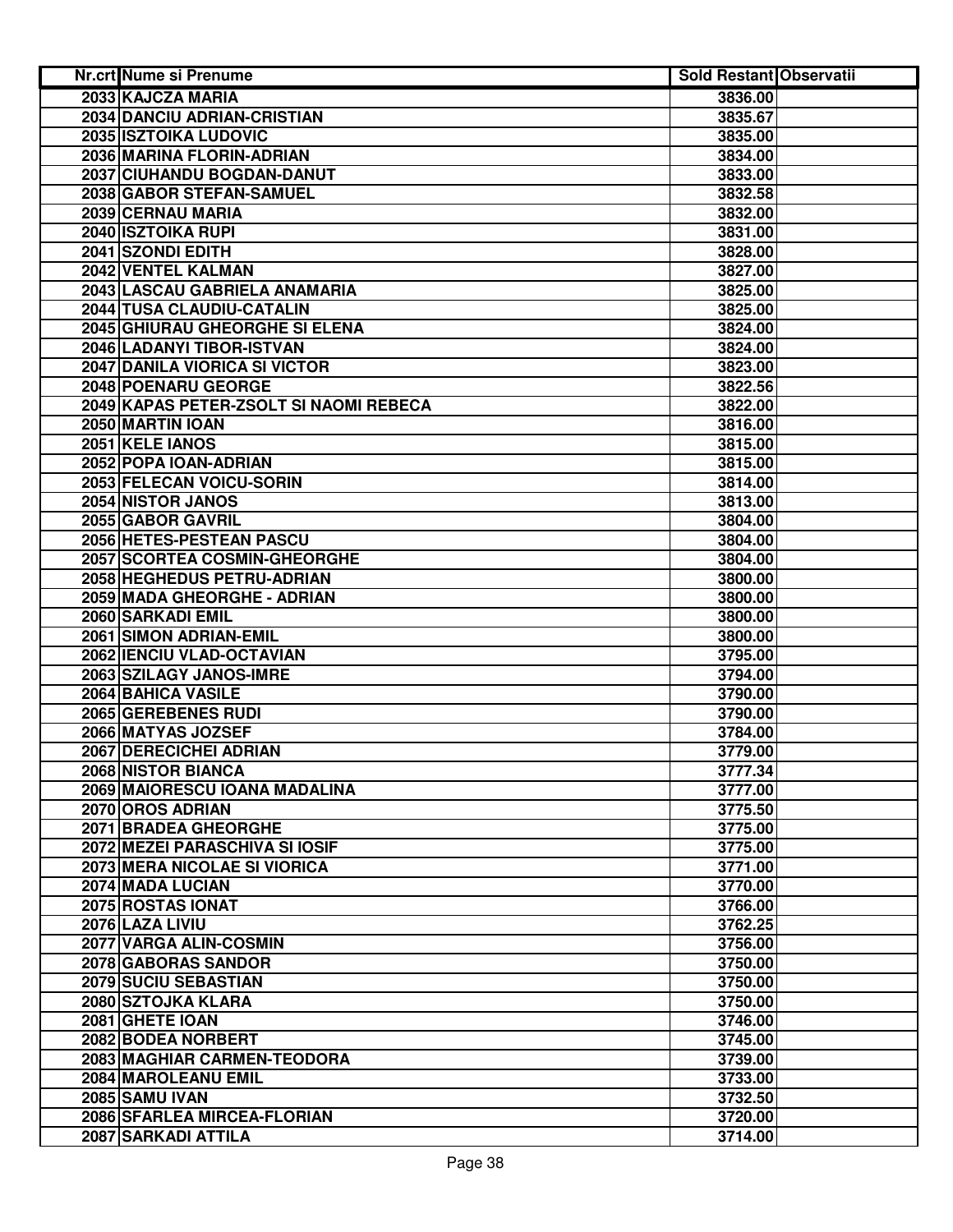| Nr.crt | Nume si Prenume | Sold Restant | Observatii |
|---|---|---|---|
| 2033 | KAJCZA MARIA | 3836.00 | |
| 2034 | DANCIU ADRIAN-CRISTIAN | 3835.67 | |
| 2035 | ISZTOIKA LUDOVIC | 3835.00 | |
| 2036 | MARINA FLORIN-ADRIAN | 3834.00 | |
| 2037 | CIUHANDU BOGDAN-DANUT | 3833.00 | |
| 2038 | GABOR STEFAN-SAMUEL | 3832.58 | |
| 2039 | CERNAU MARIA | 3832.00 | |
| 2040 | ISZTOIKA RUPI | 3831.00 | |
| 2041 | SZONDI EDITH | 3828.00 | |
| 2042 | VENTEL KALMAN | 3827.00 | |
| 2043 | LASCAU GABRIELA ANAMARIA | 3825.00 | |
| 2044 | TUSA CLAUDIU-CATALIN | 3825.00 | |
| 2045 | GHIURAU GHEORGHE SI ELENA | 3824.00 | |
| 2046 | LADANYI TIBOR-ISTVAN | 3824.00 | |
| 2047 | DANILA VIORICA SI VICTOR | 3823.00 | |
| 2048 | POENARU GEORGE | 3822.56 | |
| 2049 | KAPAS PETER-ZSOLT SI NAOMI REBECA | 3822.00 | |
| 2050 | MARTIN IOAN | 3816.00 | |
| 2051 | KELE IANOS | 3815.00 | |
| 2052 | POPA IOAN-ADRIAN | 3815.00 | |
| 2053 | FELECAN VOICU-SORIN | 3814.00 | |
| 2054 | NISTOR JANOS | 3813.00 | |
| 2055 | GABOR GAVRIL | 3804.00 | |
| 2056 | HETES-PESTEAN PASCU | 3804.00 | |
| 2057 | SCORTEA COSMIN-GHEORGHE | 3804.00 | |
| 2058 | HEGHEDUS PETRU-ADRIAN | 3800.00 | |
| 2059 | MADA GHEORGHE - ADRIAN | 3800.00 | |
| 2060 | SARKADI EMIL | 3800.00 | |
| 2061 | SIMON ADRIAN-EMIL | 3800.00 | |
| 2062 | IENCIU VLAD-OCTAVIAN | 3795.00 | |
| 2063 | SZILAGY JANOS-IMRE | 3794.00 | |
| 2064 | BAHICA VASILE | 3790.00 | |
| 2065 | GEREBENES RUDI | 3790.00 | |
| 2066 | MATYAS JOZSEF | 3784.00 | |
| 2067 | DERECICHEI ADRIAN | 3779.00 | |
| 2068 | NISTOR BIANCA | 3777.34 | |
| 2069 | MAIORESCU IOANA MADALINA | 3777.00 | |
| 2070 | OROS ADRIAN | 3775.50 | |
| 2071 | BRADEA GHEORGHE | 3775.00 | |
| 2072 | MEZEI PARASCHIVA SI IOSIF | 3775.00 | |
| 2073 | MERA NICOLAE SI VIORICA | 3771.00 | |
| 2074 | MADA LUCIAN | 3770.00 | |
| 2075 | ROSTAS IONAT | 3766.00 | |
| 2076 | LAZA LIVIU | 3762.25 | |
| 2077 | VARGA ALIN-COSMIN | 3756.00 | |
| 2078 | GABORAS SANDOR | 3750.00 | |
| 2079 | SUCIU SEBASTIAN | 3750.00 | |
| 2080 | SZTOJKA KLARA | 3750.00 | |
| 2081 | GHETE IOAN | 3746.00 | |
| 2082 | BODEA NORBERT | 3745.00 | |
| 2083 | MAGHIAR CARMEN-TEODORA | 3739.00 | |
| 2084 | MAROLEANU EMIL | 3733.00 | |
| 2085 | SAMU IVAN | 3732.50 | |
| 2086 | SFARLEA MIRCEA-FLORIAN | 3720.00 | |
| 2087 | SARKADI ATTILA | 3714.00 | |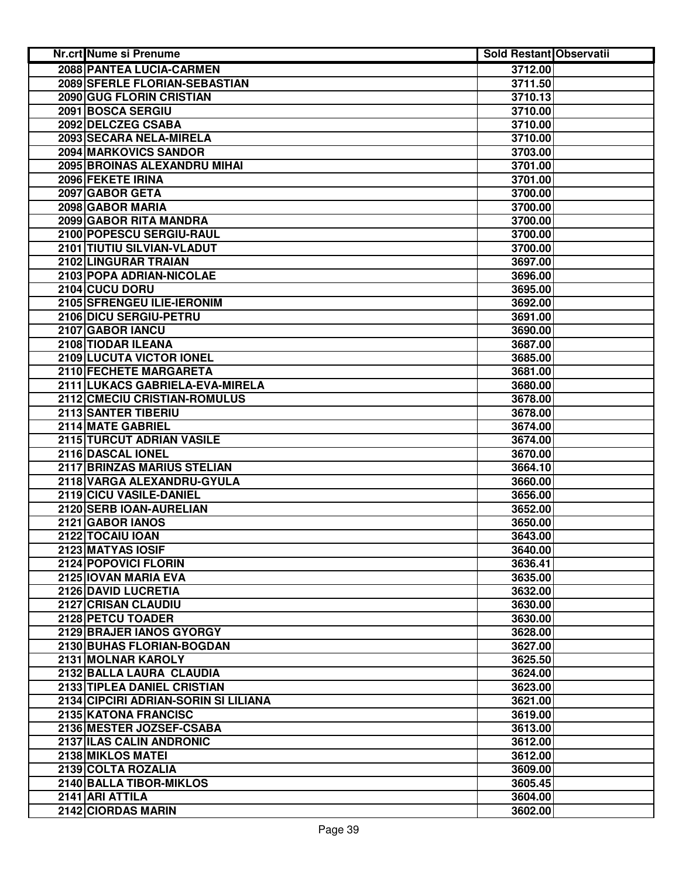| Nr.crt | Nume si Prenume | Sold Restant | Observatii |
|---|---|---|---|
| 2088 | PANTEA LUCIA-CARMEN | 3712.00 | |
| 2089 | SFERLE FLORIAN-SEBASTIAN | 3711.50 | |
| 2090 | GUG FLORIN CRISTIAN | 3710.13 | |
| 2091 | BOSCA SERGIU | 3710.00 | |
| 2092 | DELCZEG CSABA | 3710.00 | |
| 2093 | SECARA NELA-MIRELA | 3710.00 | |
| 2094 | MARKOVICS SANDOR | 3703.00 | |
| 2095 | BROINAS ALEXANDRU MIHAI | 3701.00 | |
| 2096 | FEKETE IRINA | 3701.00 | |
| 2097 | GABOR GETA | 3700.00 | |
| 2098 | GABOR MARIA | 3700.00 | |
| 2099 | GABOR RITA MANDRA | 3700.00 | |
| 2100 | POPESCU SERGIU-RAUL | 3700.00 | |
| 2101 | TIUTIU SILVIAN-VLADUT | 3700.00 | |
| 2102 | LINGURAR TRAIAN | 3697.00 | |
| 2103 | POPA ADRIAN-NICOLAE | 3696.00 | |
| 2104 | CUCU DORU | 3695.00 | |
| 2105 | SFRENGEU ILIE-IERONIM | 3692.00 | |
| 2106 | DICU SERGIU-PETRU | 3691.00 | |
| 2107 | GABOR IANCU | 3690.00 | |
| 2108 | TIODAR ILEANA | 3687.00 | |
| 2109 | LUCUTA VICTOR IONEL | 3685.00 | |
| 2110 | FECHETE MARGARETA | 3681.00 | |
| 2111 | LUKACS GABRIELA-EVA-MIRELA | 3680.00 | |
| 2112 | CMECIU CRISTIAN-ROMULUS | 3678.00 | |
| 2113 | SANTER TIBERIU | 3678.00 | |
| 2114 | MATE GABRIEL | 3674.00 | |
| 2115 | TURCUT ADRIAN VASILE | 3674.00 | |
| 2116 | DASCAL IONEL | 3670.00 | |
| 2117 | BRINZAS MARIUS STELIAN | 3664.10 | |
| 2118 | VARGA ALEXANDRU-GYULA | 3660.00 | |
| 2119 | CICU VASILE-DANIEL | 3656.00 | |
| 2120 | SERB IOAN-AURELIAN | 3652.00 | |
| 2121 | GABOR IANOS | 3650.00 | |
| 2122 | TOCAIU IOAN | 3643.00 | |
| 2123 | MATYAS IOSIF | 3640.00 | |
| 2124 | POPOVICI FLORIN | 3636.41 | |
| 2125 | IOVAN MARIA EVA | 3635.00 | |
| 2126 | DAVID LUCRETIA | 3632.00 | |
| 2127 | CRISAN CLAUDIU | 3630.00 | |
| 2128 | PETCU TOADER | 3630.00 | |
| 2129 | BRAJER IANOS GYORGY | 3628.00 | |
| 2130 | BUHAS FLORIAN-BOGDAN | 3627.00 | |
| 2131 | MOLNAR KAROLY | 3625.50 | |
| 2132 | BALLA LAURA CLAUDIA | 3624.00 | |
| 2133 | TIPLEA DANIEL CRISTIAN | 3623.00 | |
| 2134 | CIPCIRI ADRIAN-SORIN SI LILIANA | 3621.00 | |
| 2135 | KATONA FRANCISC | 3619.00 | |
| 2136 | MESTER JOZSEF-CSABA | 3613.00 | |
| 2137 | ILAS CALIN ANDRONIC | 3612.00 | |
| 2138 | MIKLOS MATEI | 3612.00 | |
| 2139 | COLTA ROZALIA | 3609.00 | |
| 2140 | BALLA TIBOR-MIKLOS | 3605.45 | |
| 2141 | ARI ATTILA | 3604.00 | |
| 2142 | CIORDAS MARIN | 3602.00 | |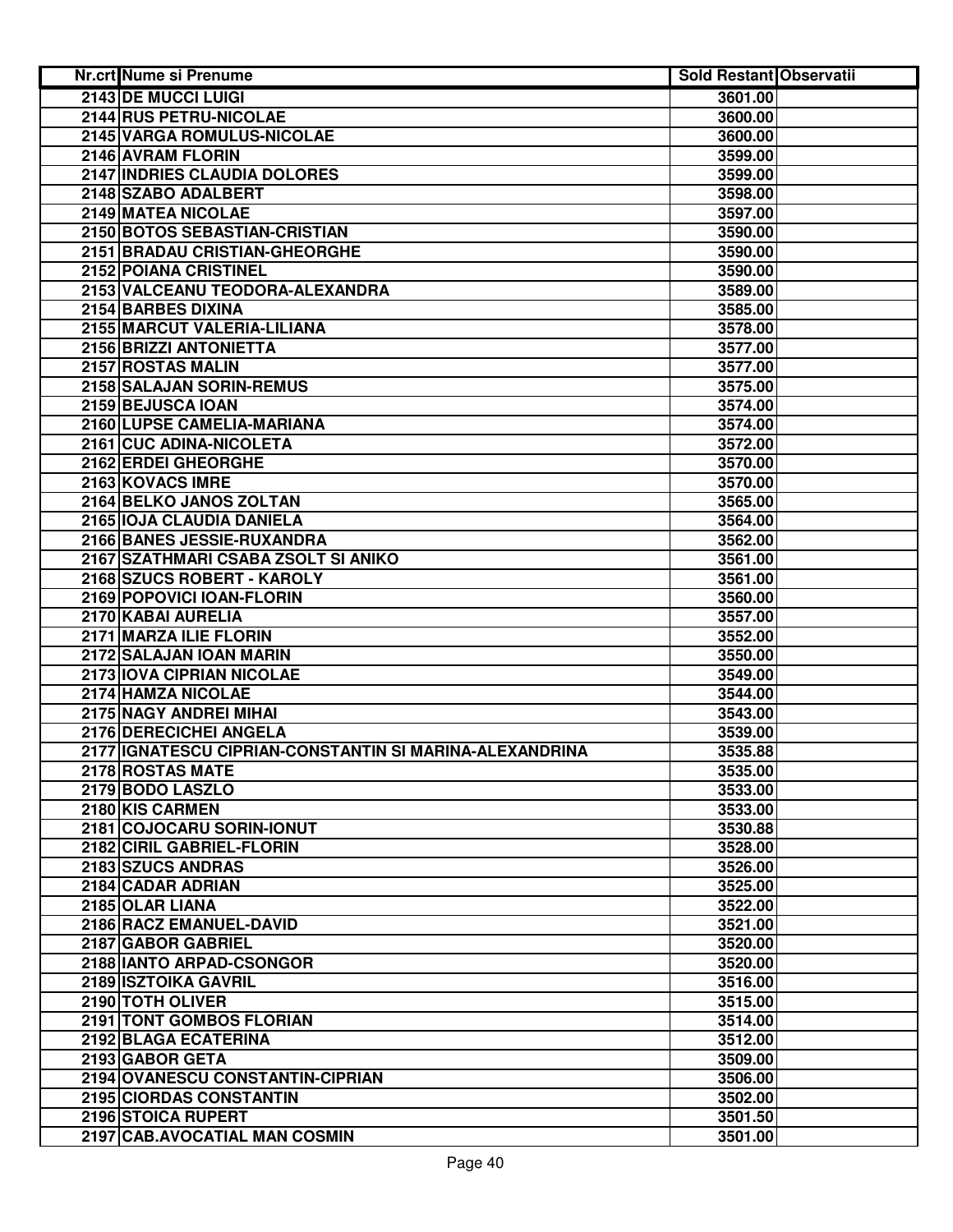| Nr.crt | Nume si Prenume | Sold Restant | Observatii |
|---|---|---|---|
| 2143 | DE MUCCI LUIGI | 3601.00 | |
| 2144 | RUS PETRU-NICOLAE | 3600.00 | |
| 2145 | VARGA ROMULUS-NICOLAE | 3600.00 | |
| 2146 | AVRAM FLORIN | 3599.00 | |
| 2147 | INDRIES CLAUDIA DOLORES | 3599.00 | |
| 2148 | SZABO ADALBERT | 3598.00 | |
| 2149 | MATEA NICOLAE | 3597.00 | |
| 2150 | BOTOS SEBASTIAN-CRISTIAN | 3590.00 | |
| 2151 | BRADAU CRISTIAN-GHEORGHE | 3590.00 | |
| 2152 | POIANA CRISTINEL | 3590.00 | |
| 2153 | VALCEANU TEODORA-ALEXANDRA | 3589.00 | |
| 2154 | BARBES DIXINA | 3585.00 | |
| 2155 | MARCUT VALERIA-LILIANA | 3578.00 | |
| 2156 | BRIZZI ANTONIETTA | 3577.00 | |
| 2157 | ROSTAS MALIN | 3577.00 | |
| 2158 | SALAJAN SORIN-REMUS | 3575.00 | |
| 2159 | BEJUSCA IOAN | 3574.00 | |
| 2160 | LUPSE CAMELIA-MARIANA | 3574.00 | |
| 2161 | CUC ADINA-NICOLETA | 3572.00 | |
| 2162 | ERDEI GHEORGHE | 3570.00 | |
| 2163 | KOVACS IMRE | 3570.00 | |
| 2164 | BELKO JANOS ZOLTAN | 3565.00 | |
| 2165 | IOJA CLAUDIA DANIELA | 3564.00 | |
| 2166 | BANES JESSIE-RUXANDRA | 3562.00 | |
| 2167 | SZATHMARI CSABA ZSOLT SI ANIKO | 3561.00 | |
| 2168 | SZUCS ROBERT - KAROLY | 3561.00 | |
| 2169 | POPOVICI IOAN-FLORIN | 3560.00 | |
| 2170 | KABAI AURELIA | 3557.00 | |
| 2171 | MARZA ILIE FLORIN | 3552.00 | |
| 2172 | SALAJAN IOAN MARIN | 3550.00 | |
| 2173 | IOVA CIPRIAN NICOLAE | 3549.00 | |
| 2174 | HAMZA NICOLAE | 3544.00 | |
| 2175 | NAGY ANDREI MIHAI | 3543.00 | |
| 2176 | DERECICHEI ANGELA | 3539.00 | |
| 2177 | IGNATESCU CIPRIAN-CONSTANTIN SI MARINA-ALEXANDRINA | 3535.88 | |
| 2178 | ROSTAS MATE | 3535.00 | |
| 2179 | BODO LASZLO | 3533.00 | |
| 2180 | KIS CARMEN | 3533.00 | |
| 2181 | COJOCARU SORIN-IONUT | 3530.88 | |
| 2182 | CIRIL GABRIEL-FLORIN | 3528.00 | |
| 2183 | SZUCS ANDRAS | 3526.00 | |
| 2184 | CADAR ADRIAN | 3525.00 | |
| 2185 | OLAR LIANA | 3522.00 | |
| 2186 | RACZ EMANUEL-DAVID | 3521.00 | |
| 2187 | GABOR GABRIEL | 3520.00 | |
| 2188 | IANTO ARPAD-CSONGOR | 3520.00 | |
| 2189 | ISZTOIKA GAVRIL | 3516.00 | |
| 2190 | TOTH OLIVER | 3515.00 | |
| 2191 | TONT GOMBOS FLORIAN | 3514.00 | |
| 2192 | BLAGA ECATERINA | 3512.00 | |
| 2193 | GABOR GETA | 3509.00 | |
| 2194 | OVANESCU CONSTANTIN-CIPRIAN | 3506.00 | |
| 2195 | CIORDAS CONSTANTIN | 3502.00 | |
| 2196 | STOICA RUPERT | 3501.50 | |
| 2197 | CAB.AVOCATIAL MAN COSMIN | 3501.00 | |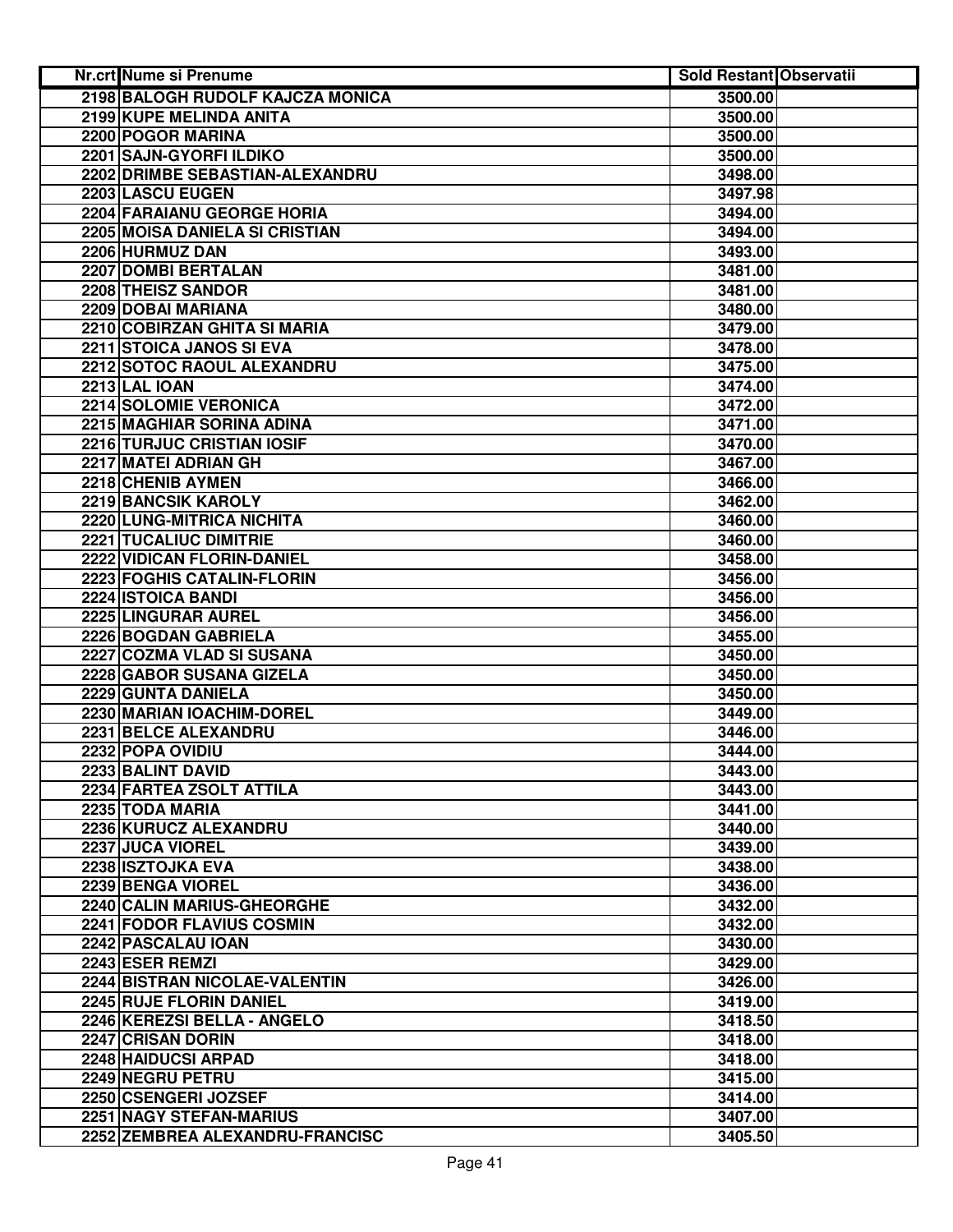| Nr.crt | Nume si Prenume | Sold Restant | Observatii |
|---|---|---|---|
| 2198 | BALOGH RUDOLF KAJCZA MONICA | 3500.00 | |
| 2199 | KUPE MELINDA ANITA | 3500.00 | |
| 2200 | POGOR MARINA | 3500.00 | |
| 2201 | SAJN-GYORFI ILDIKO | 3500.00 | |
| 2202 | DRIMBE SEBASTIAN-ALEXANDRU | 3498.00 | |
| 2203 | LASCU EUGEN | 3497.98 | |
| 2204 | FARAIANU GEORGE HORIA | 3494.00 | |
| 2205 | MOISA DANIELA SI CRISTIAN | 3494.00 | |
| 2206 | HURMUZ DAN | 3493.00 | |
| 2207 | DOMBI BERTALAN | 3481.00 | |
| 2208 | THEISZ SANDOR | 3481.00 | |
| 2209 | DOBAI MARIANA | 3480.00 | |
| 2210 | COBIRZAN GHITA SI MARIA | 3479.00 | |
| 2211 | STOICA JANOS SI EVA | 3478.00 | |
| 2212 | SOTOC RAOUL ALEXANDRU | 3475.00 | |
| 2213 | LAL IOAN | 3474.00 | |
| 2214 | SOLOMIE VERONICA | 3472.00 | |
| 2215 | MAGHIAR SORINA ADINA | 3471.00 | |
| 2216 | TURJUC CRISTIAN IOSIF | 3470.00 | |
| 2217 | MATEI ADRIAN GH | 3467.00 | |
| 2218 | CHENIB AYMEN | 3466.00 | |
| 2219 | BANCSIK KAROLY | 3462.00 | |
| 2220 | LUNG-MITRICA NICHITA | 3460.00 | |
| 2221 | TUCALIUC DIMITRIE | 3460.00 | |
| 2222 | VIDICAN FLORIN-DANIEL | 3458.00 | |
| 2223 | FOGHIS CATALIN-FLORIN | 3456.00 | |
| 2224 | ISTOICA BANDI | 3456.00 | |
| 2225 | LINGURAR AUREL | 3456.00 | |
| 2226 | BOGDAN GABRIELA | 3455.00 | |
| 2227 | COZMA VLAD SI SUSANA | 3450.00 | |
| 2228 | GABOR SUSANA GIZELA | 3450.00 | |
| 2229 | GUNTA DANIELA | 3450.00 | |
| 2230 | MARIAN IOACHIM-DOREL | 3449.00 | |
| 2231 | BELCE ALEXANDRU | 3446.00 | |
| 2232 | POPA OVIDIU | 3444.00 | |
| 2233 | BALINT DAVID | 3443.00 | |
| 2234 | FARTEA ZSOLT ATTILA | 3443.00 | |
| 2235 | TODA MARIA | 3441.00 | |
| 2236 | KURUCZ ALEXANDRU | 3440.00 | |
| 2237 | JUCA VIOREL | 3439.00 | |
| 2238 | ISZTOJKA EVA | 3438.00 | |
| 2239 | BENGA VIOREL | 3436.00 | |
| 2240 | CALIN MARIUS-GHEORGHE | 3432.00 | |
| 2241 | FODOR FLAVIUS COSMIN | 3432.00 | |
| 2242 | PASCALAU IOAN | 3430.00 | |
| 2243 | ESER REMZI | 3429.00 | |
| 2244 | BISTRAN NICOLAE-VALENTIN | 3426.00 | |
| 2245 | RUJE FLORIN DANIEL | 3419.00 | |
| 2246 | KEREZSI BELLA - ANGELO | 3418.50 | |
| 2247 | CRISAN DORIN | 3418.00 | |
| 2248 | HAIDUCSI ARPAD | 3418.00 | |
| 2249 | NEGRU PETRU | 3415.00 | |
| 2250 | CSENGERI JOZSEF | 3414.00 | |
| 2251 | NAGY STEFAN-MARIUS | 3407.00 | |
| 2252 | ZEMBREA ALEXANDRU-FRANCISC | 3405.50 | |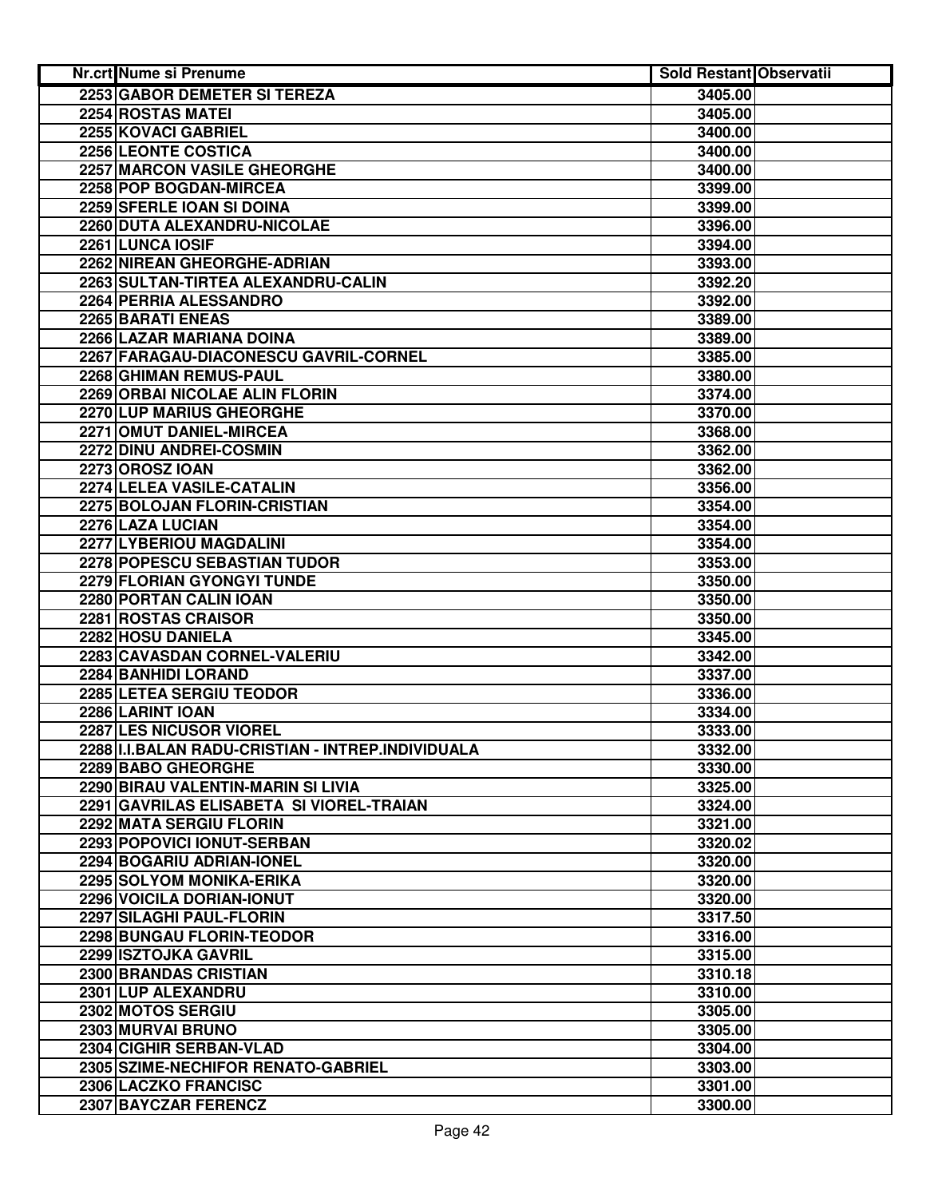| Nr.crt | Nume si Prenume | Sold Restant | Observatii |
|---|---|---|---|
| 2253 | GABOR DEMETER SI TEREZA | 3405.00 | |
| 2254 | ROSTAS MATEI | 3405.00 | |
| 2255 | KOVACI GABRIEL | 3400.00 | |
| 2256 | LEONTE COSTICA | 3400.00 | |
| 2257 | MARCON VASILE GHEORGHE | 3400.00 | |
| 2258 | POP BOGDAN-MIRCEA | 3399.00 | |
| 2259 | SFERLE IOAN SI DOINA | 3399.00 | |
| 2260 | DUTA ALEXANDRU-NICOLAE | 3396.00 | |
| 2261 | LUNCA IOSIF | 3394.00 | |
| 2262 | NIREAN GHEORGHE-ADRIAN | 3393.00 | |
| 2263 | SULTAN-TIRTEA ALEXANDRU-CALIN | 3392.20 | |
| 2264 | PERRIA ALESSANDRO | 3392.00 | |
| 2265 | BARATI ENEAS | 3389.00 | |
| 2266 | LAZAR MARIANA DOINA | 3389.00 | |
| 2267 | FARAGAU-DIACONESCU GAVRIL-CORNEL | 3385.00 | |
| 2268 | GHIMAN REMUS-PAUL | 3380.00 | |
| 2269 | ORBAI NICOLAE ALIN FLORIN | 3374.00 | |
| 2270 | LUP MARIUS GHEORGHE | 3370.00 | |
| 2271 | OMUT DANIEL-MIRCEA | 3368.00 | |
| 2272 | DINU ANDREI-COSMIN | 3362.00 | |
| 2273 | OROSZ IOAN | 3362.00 | |
| 2274 | LELEA VASILE-CATALIN | 3356.00 | |
| 2275 | BOLOJAN FLORIN-CRISTIAN | 3354.00 | |
| 2276 | LAZA LUCIAN | 3354.00 | |
| 2277 | LYBERIOU MAGDALINI | 3354.00 | |
| 2278 | POPESCU SEBASTIAN TUDOR | 3353.00 | |
| 2279 | FLORIAN GYONGYI TUNDE | 3350.00 | |
| 2280 | PORTAN CALIN IOAN | 3350.00 | |
| 2281 | ROSTAS CRAISOR | 3350.00 | |
| 2282 | HOSU DANIELA | 3345.00 | |
| 2283 | CAVASDAN CORNEL-VALERIU | 3342.00 | |
| 2284 | BANHIDI LORAND | 3337.00 | |
| 2285 | LETEA SERGIU TEODOR | 3336.00 | |
| 2286 | LARINT IOAN | 3334.00 | |
| 2287 | LES NICUSOR VIOREL | 3333.00 | |
| 2288 | I.I.BALAN RADU-CRISTIAN - INTREP.INDIVIDUALA | 3332.00 | |
| 2289 | BABO GHEORGHE | 3330.00 | |
| 2290 | BIRAU VALENTIN-MARIN SI LIVIA | 3325.00 | |
| 2291 | GAVRILAS ELISABETA SI VIOREL-TRAIAN | 3324.00 | |
| 2292 | MATA SERGIU FLORIN | 3321.00 | |
| 2293 | POPOVICI IONUT-SERBAN | 3320.02 | |
| 2294 | BOGARIU ADRIAN-IONEL | 3320.00 | |
| 2295 | SOLYOM MONIKA-ERIKA | 3320.00 | |
| 2296 | VOICILA DORIAN-IONUT | 3320.00 | |
| 2297 | SILAGHI PAUL-FLORIN | 3317.50 | |
| 2298 | BUNGAU FLORIN-TEODOR | 3316.00 | |
| 2299 | ISZTOJKA GAVRIL | 3315.00 | |
| 2300 | BRANDAS CRISTIAN | 3310.18 | |
| 2301 | LUP ALEXANDRU | 3310.00 | |
| 2302 | MOTOS SERGIU | 3305.00 | |
| 2303 | MURVAI BRUNO | 3305.00 | |
| 2304 | CIGHIR SERBAN-VLAD | 3304.00 | |
| 2305 | SZIME-NECHIFOR RENATO-GABRIEL | 3303.00 | |
| 2306 | LACZKO FRANCISC | 3301.00 | |
| 2307 | BAYCZAR FERENCZ | 3300.00 | |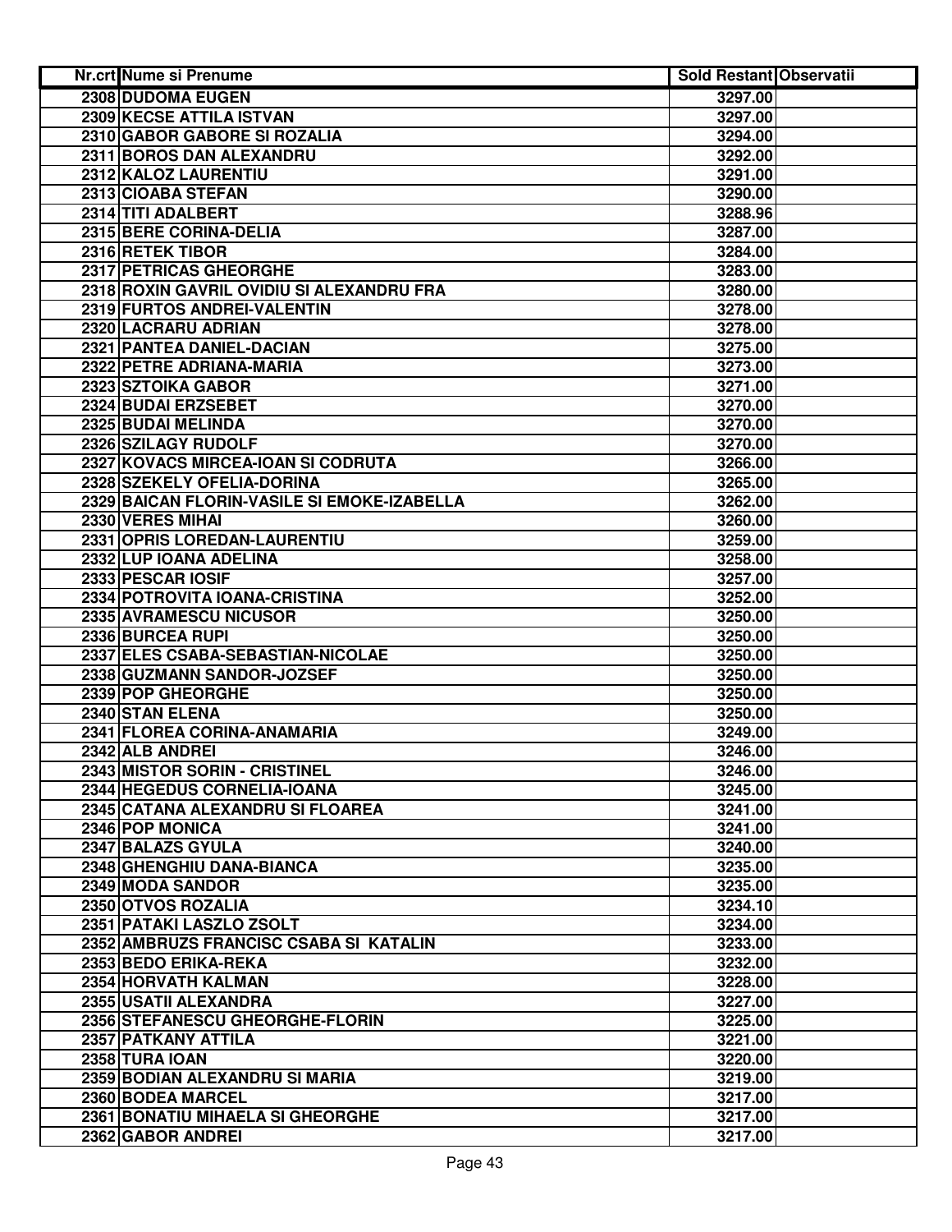| Nr.crt | Nume si Prenume | Sold Restant | Observatii |
|---|---|---|---|
| 2308 | DUDOMA EUGEN | 3297.00 | |
| 2309 | KECSE ATTILA ISTVAN | 3297.00 | |
| 2310 | GABOR GABORE SI ROZALIA | 3294.00 | |
| 2311 | BOROS DAN ALEXANDRU | 3292.00 | |
| 2312 | KALOZ LAURENTIU | 3291.00 | |
| 2313 | CIOABA STEFAN | 3290.00 | |
| 2314 | TITI ADALBERT | 3288.96 | |
| 2315 | BERE CORINA-DELIA | 3287.00 | |
| 2316 | RETEK TIBOR | 3284.00 | |
| 2317 | PETRICAS GHEORGHE | 3283.00 | |
| 2318 | ROXIN GAVRIL OVIDIU SI ALEXANDRU FRA | 3280.00 | |
| 2319 | FURTOS ANDREI-VALENTIN | 3278.00 | |
| 2320 | LACRARU ADRIAN | 3278.00 | |
| 2321 | PANTEA DANIEL-DACIAN | 3275.00 | |
| 2322 | PETRE ADRIANA-MARIA | 3273.00 | |
| 2323 | SZTOIKA GABOR | 3271.00 | |
| 2324 | BUDAI ERZSEBET | 3270.00 | |
| 2325 | BUDAI MELINDA | 3270.00 | |
| 2326 | SZILAGY RUDOLF | 3270.00 | |
| 2327 | KOVACS MIRCEA-IOAN SI CODRUTA | 3266.00 | |
| 2328 | SZEKELY OFELIA-DORINA | 3265.00 | |
| 2329 | BAICAN FLORIN-VASILE SI EMOKE-IZABELLA | 3262.00 | |
| 2330 | VERES MIHAI | 3260.00 | |
| 2331 | OPRIS LOREDAN-LAURENTIU | 3259.00 | |
| 2332 | LUP IOANA ADELINA | 3258.00 | |
| 2333 | PESCAR IOSIF | 3257.00 | |
| 2334 | POTROVITA IOANA-CRISTINA | 3252.00 | |
| 2335 | AVRAMESCU NICUSOR | 3250.00 | |
| 2336 | BURCEA RUPI | 3250.00 | |
| 2337 | ELES CSABA-SEBASTIAN-NICOLAE | 3250.00 | |
| 2338 | GUZMANN SANDOR-JOZSEF | 3250.00 | |
| 2339 | POP GHEORGHE | 3250.00 | |
| 2340 | STAN ELENA | 3250.00 | |
| 2341 | FLOREA CORINA-ANAMARIA | 3249.00 | |
| 2342 | ALB ANDREI | 3246.00 | |
| 2343 | MISTOR SORIN - CRISTINEL | 3246.00 | |
| 2344 | HEGEDUS CORNELIA-IOANA | 3245.00 | |
| 2345 | CATANA ALEXANDRU SI FLOAREA | 3241.00 | |
| 2346 | POP MONICA | 3241.00 | |
| 2347 | BALAZS GYULA | 3240.00 | |
| 2348 | GHENGHIU DANA-BIANCA | 3235.00 | |
| 2349 | MODA SANDOR | 3235.00 | |
| 2350 | OTVOS ROZALIA | 3234.10 | |
| 2351 | PATAKI LASZLO ZSOLT | 3234.00 | |
| 2352 | AMBRUZS FRANCISC CSABA SI KATALIN | 3233.00 | |
| 2353 | BEDO ERIKA-REKA | 3232.00 | |
| 2354 | HORVATH KALMAN | 3228.00 | |
| 2355 | USATII ALEXANDRA | 3227.00 | |
| 2356 | STEFANESCU GHEORGHE-FLORIN | 3225.00 | |
| 2357 | PATKANY ATTILA | 3221.00 | |
| 2358 | TURA IOAN | 3220.00 | |
| 2359 | BODIAN ALEXANDRU SI MARIA | 3219.00 | |
| 2360 | BODEA MARCEL | 3217.00 | |
| 2361 | BONATIU MIHAELA SI GHEORGHE | 3217.00 | |
| 2362 | GABOR ANDREI | 3217.00 | |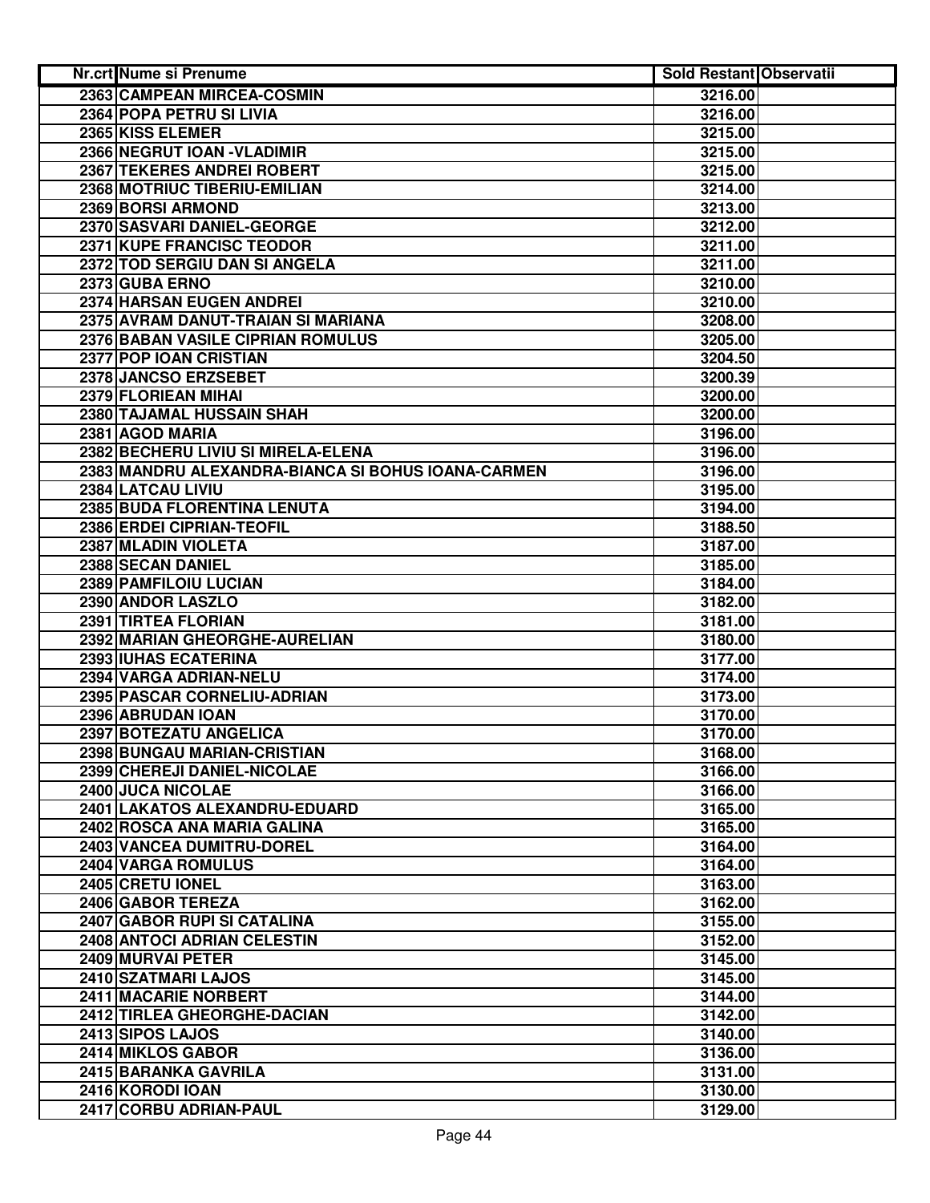| Nr.crt | Nume si Prenume | Sold Restant | Observatii |
|---|---|---|---|
| 2363 | CAMPEAN MIRCEA-COSMIN | 3216.00 | |
| 2364 | POPA PETRU SI LIVIA | 3216.00 | |
| 2365 | KISS ELEMER | 3215.00 | |
| 2366 | NEGRUT IOAN -VLADIMIR | 3215.00 | |
| 2367 | TEKERES ANDREI ROBERT | 3215.00 | |
| 2368 | MOTRIUC TIBERIU-EMILIAN | 3214.00 | |
| 2369 | BORSI ARMOND | 3213.00 | |
| 2370 | SASVARI DANIEL-GEORGE | 3212.00 | |
| 2371 | KUPE FRANCISC TEODOR | 3211.00 | |
| 2372 | TOD SERGIU DAN SI ANGELA | 3211.00 | |
| 2373 | GUBA ERNO | 3210.00 | |
| 2374 | HARSAN EUGEN ANDREI | 3210.00 | |
| 2375 | AVRAM DANUT-TRAIAN SI MARIANA | 3208.00 | |
| 2376 | BABAN VASILE CIPRIAN ROMULUS | 3205.00 | |
| 2377 | POP IOAN CRISTIAN | 3204.50 | |
| 2378 | JANCSO ERZSEBET | 3200.39 | |
| 2379 | FLORIEAN MIHAI | 3200.00 | |
| 2380 | TAJAMAL HUSSAIN SHAH | 3200.00 | |
| 2381 | AGOD MARIA | 3196.00 | |
| 2382 | BECHERU LIVIU SI MIRELA-ELENA | 3196.00 | |
| 2383 | MANDRU ALEXANDRA-BIANCA SI BOHUS IOANA-CARMEN | 3196.00 | |
| 2384 | LATCAU LIVIU | 3195.00 | |
| 2385 | BUDA FLORENTINA LENUTA | 3194.00 | |
| 2386 | ERDEI CIPRIAN-TEOFIL | 3188.50 | |
| 2387 | MLADIN VIOLETA | 3187.00 | |
| 2388 | SECAN DANIEL | 3185.00 | |
| 2389 | PAMFILOIU LUCIAN | 3184.00 | |
| 2390 | ANDOR LASZLO | 3182.00 | |
| 2391 | TIRTEA FLORIAN | 3181.00 | |
| 2392 | MARIAN GHEORGHE-AURELIAN | 3180.00 | |
| 2393 | IUHAS ECATERINA | 3177.00 | |
| 2394 | VARGA ADRIAN-NELU | 3174.00 | |
| 2395 | PASCAR CORNELIU-ADRIAN | 3173.00 | |
| 2396 | ABRUDAN IOAN | 3170.00 | |
| 2397 | BOTEZATU ANGELICA | 3170.00 | |
| 2398 | BUNGAU MARIAN-CRISTIAN | 3168.00 | |
| 2399 | CHEREJI DANIEL-NICOLAE | 3166.00 | |
| 2400 | JUCA NICOLAE | 3166.00 | |
| 2401 | LAKATOS ALEXANDRU-EDUARD | 3165.00 | |
| 2402 | ROSCA ANA MARIA GALINA | 3165.00 | |
| 2403 | VANCEA DUMITRU-DOREL | 3164.00 | |
| 2404 | VARGA ROMULUS | 3164.00 | |
| 2405 | CRETU IONEL | 3163.00 | |
| 2406 | GABOR TEREZA | 3162.00 | |
| 2407 | GABOR RUPI SI CATALINA | 3155.00 | |
| 2408 | ANTOCI ADRIAN CELESTIN | 3152.00 | |
| 2409 | MURVAI PETER | 3145.00 | |
| 2410 | SZATMARI LAJOS | 3145.00 | |
| 2411 | MACARIE NORBERT | 3144.00 | |
| 2412 | TIRLEA GHEORGHE-DACIAN | 3142.00 | |
| 2413 | SIPOS LAJOS | 3140.00 | |
| 2414 | MIKLOS GABOR | 3136.00 | |
| 2415 | BARANKA GAVRILA | 3131.00 | |
| 2416 | KORODI IOAN | 3130.00 | |
| 2417 | CORBU ADRIAN-PAUL | 3129.00 | |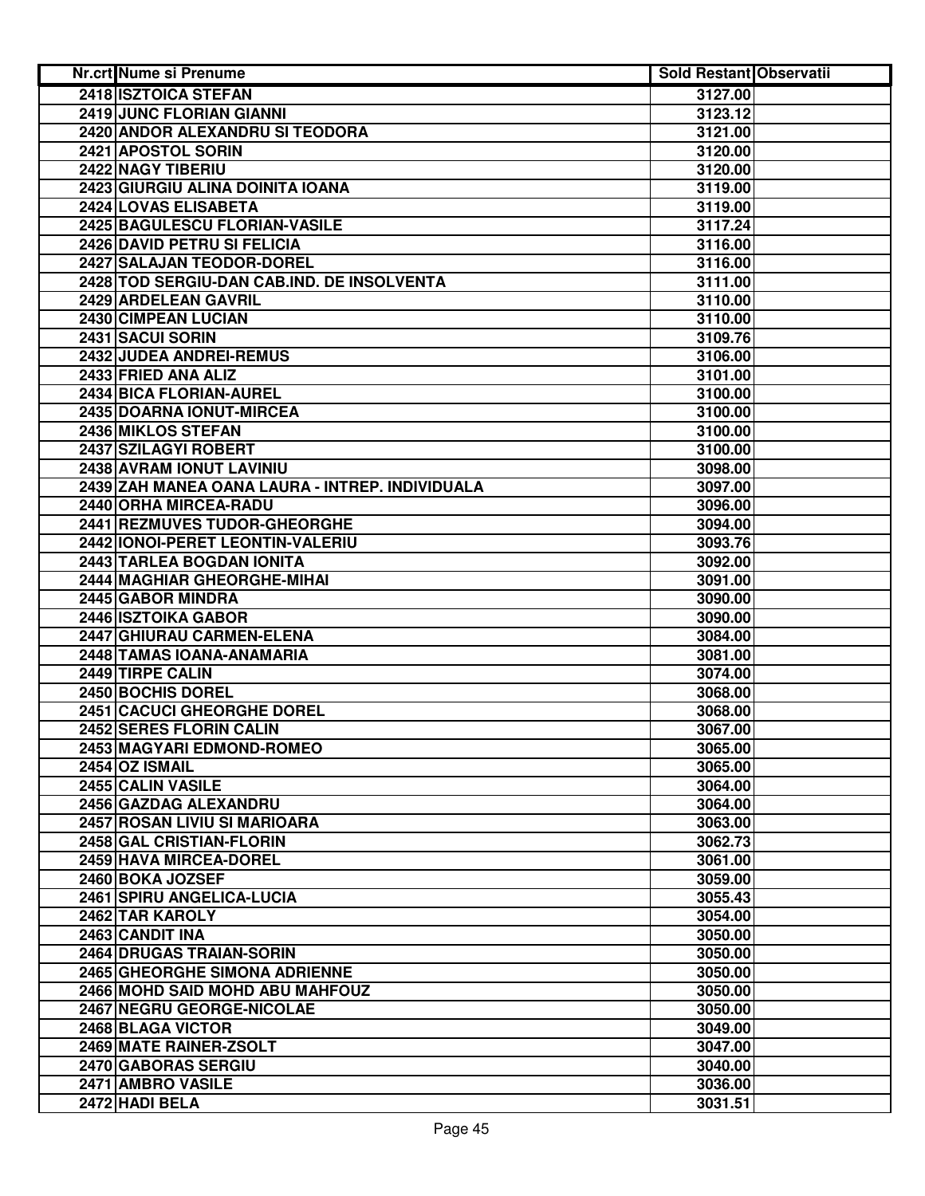| Nr.crt | Nume si Prenume | Sold Restant | Observatii |
|---|---|---|---|
| 2418 | ISZTOICA STEFAN | 3127.00 | |
| 2419 | JUNC FLORIAN GIANNI | 3123.12 | |
| 2420 | ANDOR ALEXANDRU SI TEODORA | 3121.00 | |
| 2421 | APOSTOL SORIN | 3120.00 | |
| 2422 | NAGY TIBERIU | 3120.00 | |
| 2423 | GIURGIU ALINA DOINITA IOANA | 3119.00 | |
| 2424 | LOVAS ELISABETA | 3119.00 | |
| 2425 | BAGULESCU FLORIAN-VASILE | 3117.24 | |
| 2426 | DAVID PETRU SI FELICIA | 3116.00 | |
| 2427 | SALAJAN TEODOR-DOREL | 3116.00 | |
| 2428 | TOD SERGIU-DAN CAB.IND. DE INSOLVENTA | 3111.00 | |
| 2429 | ARDELEAN GAVRIL | 3110.00 | |
| 2430 | CIMPEAN LUCIAN | 3110.00 | |
| 2431 | SACUI SORIN | 3109.76 | |
| 2432 | JUDEA ANDREI-REMUS | 3106.00 | |
| 2433 | FRIED ANA ALIZ | 3101.00 | |
| 2434 | BICA FLORIAN-AUREL | 3100.00 | |
| 2435 | DOARNA IONUT-MIRCEA | 3100.00 | |
| 2436 | MIKLOS STEFAN | 3100.00 | |
| 2437 | SZILAGYI ROBERT | 3100.00 | |
| 2438 | AVRAM IONUT LAVINIU | 3098.00 | |
| 2439 | ZAH MANEA OANA LAURA - INTREP. INDIVIDUALA | 3097.00 | |
| 2440 | ORHA MIRCEA-RADU | 3096.00 | |
| 2441 | REZMUVES TUDOR-GHEORGHE | 3094.00 | |
| 2442 | IONOI-PERET LEONTIN-VALERIU | 3093.76 | |
| 2443 | TARLEA BOGDAN IONITA | 3092.00 | |
| 2444 | MAGHIAR GHEORGHE-MIHAI | 3091.00 | |
| 2445 | GABOR MINDRA | 3090.00 | |
| 2446 | ISZTOIKA GABOR | 3090.00 | |
| 2447 | GHIURAU CARMEN-ELENA | 3084.00 | |
| 2448 | TAMAS IOANA-ANAMARIA | 3081.00 | |
| 2449 | TIRPE CALIN | 3074.00 | |
| 2450 | BOCHIS DOREL | 3068.00 | |
| 2451 | CACUCI GHEORGHE DOREL | 3068.00 | |
| 2452 | SERES FLORIN CALIN | 3067.00 | |
| 2453 | MAGYARI EDMOND-ROMEO | 3065.00 | |
| 2454 | OZ ISMAIL | 3065.00 | |
| 2455 | CALIN VASILE | 3064.00 | |
| 2456 | GAZDAG ALEXANDRU | 3064.00 | |
| 2457 | ROSAN LIVIU SI MARIOARA | 3063.00 | |
| 2458 | GAL CRISTIAN-FLORIN | 3062.73 | |
| 2459 | HAVA MIRCEA-DOREL | 3061.00 | |
| 2460 | BOKA JOZSEF | 3059.00 | |
| 2461 | SPIRU ANGELICA-LUCIA | 3055.43 | |
| 2462 | TAR KAROLY | 3054.00 | |
| 2463 | CANDIT INA | 3050.00 | |
| 2464 | DRUGAS TRAIAN-SORIN | 3050.00 | |
| 2465 | GHEORGHE SIMONA ADRIENNE | 3050.00 | |
| 2466 | MOHD SAID MOHD ABU MAHFOUZ | 3050.00 | |
| 2467 | NEGRU GEORGE-NICOLAE | 3050.00 | |
| 2468 | BLAGA VICTOR | 3049.00 | |
| 2469 | MATE RAINER-ZSOLT | 3047.00 | |
| 2470 | GABORAS SERGIU | 3040.00 | |
| 2471 | AMBRO VASILE | 3036.00 | |
| 2472 | HADI BELA | 3031.51 | |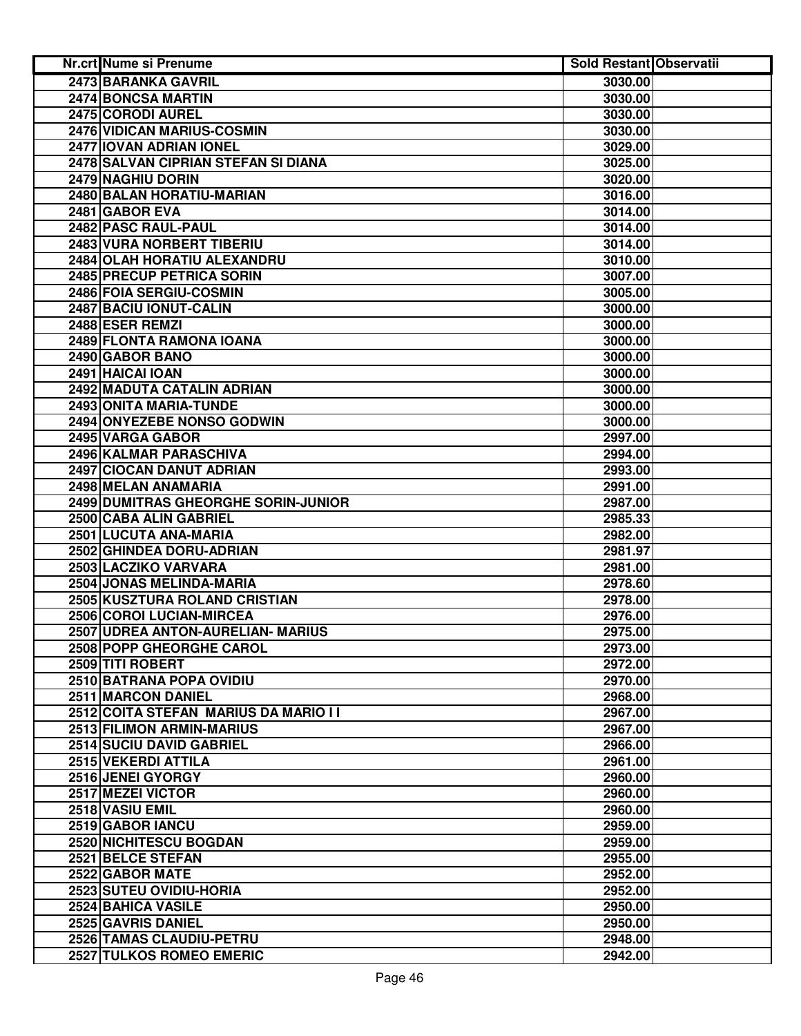| Nr.crt | Nume si Prenume | Sold Restant | Observatii |
|---|---|---|---|
| 2473 | BARANKA GAVRIL | 3030.00 | |
| 2474 | BONCSA MARTIN | 3030.00 | |
| 2475 | CORODI AUREL | 3030.00 | |
| 2476 | VIDICAN MARIUS-COSMIN | 3030.00 | |
| 2477 | IOVAN ADRIAN IONEL | 3029.00 | |
| 2478 | SALVAN CIPRIAN STEFAN SI DIANA | 3025.00 | |
| 2479 | NAGHIU DORIN | 3020.00 | |
| 2480 | BALAN HORATIU-MARIAN | 3016.00 | |
| 2481 | GABOR EVA | 3014.00 | |
| 2482 | PASC RAUL-PAUL | 3014.00 | |
| 2483 | VURA NORBERT TIBERIU | 3014.00 | |
| 2484 | OLAH HORATIU ALEXANDRU | 3010.00 | |
| 2485 | PRECUP PETRICA SORIN | 3007.00 | |
| 2486 | FOIA SERGIU-COSMIN | 3005.00 | |
| 2487 | BACIU IONUT-CALIN | 3000.00 | |
| 2488 | ESER REMZI | 3000.00 | |
| 2489 | FLONTA RAMONA IOANA | 3000.00 | |
| 2490 | GABOR BANO | 3000.00 | |
| 2491 | HAICAI IOAN | 3000.00 | |
| 2492 | MADUTA CATALIN ADRIAN | 3000.00 | |
| 2493 | ONITA MARIA-TUNDE | 3000.00 | |
| 2494 | ONYEZEBE NONSO GODWIN | 3000.00 | |
| 2495 | VARGA GABOR | 2997.00 | |
| 2496 | KALMAR PARASCHIVA | 2994.00 | |
| 2497 | CIOCAN DANUT ADRIAN | 2993.00 | |
| 2498 | MELAN ANAMARIA | 2991.00 | |
| 2499 | DUMITRAS GHEORGHE SORIN-JUNIOR | 2987.00 | |
| 2500 | CABA ALIN GABRIEL | 2985.33 | |
| 2501 | LUCUTA ANA-MARIA | 2982.00 | |
| 2502 | GHINDEA DORU-ADRIAN | 2981.97 | |
| 2503 | LACZIKO VARVARA | 2981.00 | |
| 2504 | JONAS MELINDA-MARIA | 2978.60 | |
| 2505 | KUSZTURA ROLAND CRISTIAN | 2978.00 | |
| 2506 | COROI LUCIAN-MIRCEA | 2976.00 | |
| 2507 | UDREA ANTON-AURELIAN- MARIUS | 2975.00 | |
| 2508 | POPP GHEORGHE CAROL | 2973.00 | |
| 2509 | TITI ROBERT | 2972.00 | |
| 2510 | BATRANA POPA OVIDIU | 2970.00 | |
| 2511 | MARCON DANIEL | 2968.00 | |
| 2512 | COITA STEFAN MARIUS DA MARIO I I | 2967.00 | |
| 2513 | FILIMON ARMIN-MARIUS | 2967.00 | |
| 2514 | SUCIU DAVID GABRIEL | 2966.00 | |
| 2515 | VEKERDI ATTILA | 2961.00 | |
| 2516 | JENEI GYORGY | 2960.00 | |
| 2517 | MEZEI VICTOR | 2960.00 | |
| 2518 | VASIU EMIL | 2960.00 | |
| 2519 | GABOR IANCU | 2959.00 | |
| 2520 | NICHITESCU BOGDAN | 2959.00 | |
| 2521 | BELCE STEFAN | 2955.00 | |
| 2522 | GABOR MATE | 2952.00 | |
| 2523 | SUTEU OVIDIU-HORIA | 2952.00 | |
| 2524 | BAHICA VASILE | 2950.00 | |
| 2525 | GAVRIS DANIEL | 2950.00 | |
| 2526 | TAMAS CLAUDIU-PETRU | 2948.00 | |
| 2527 | TULKOS ROMEO EMERIC | 2942.00 | |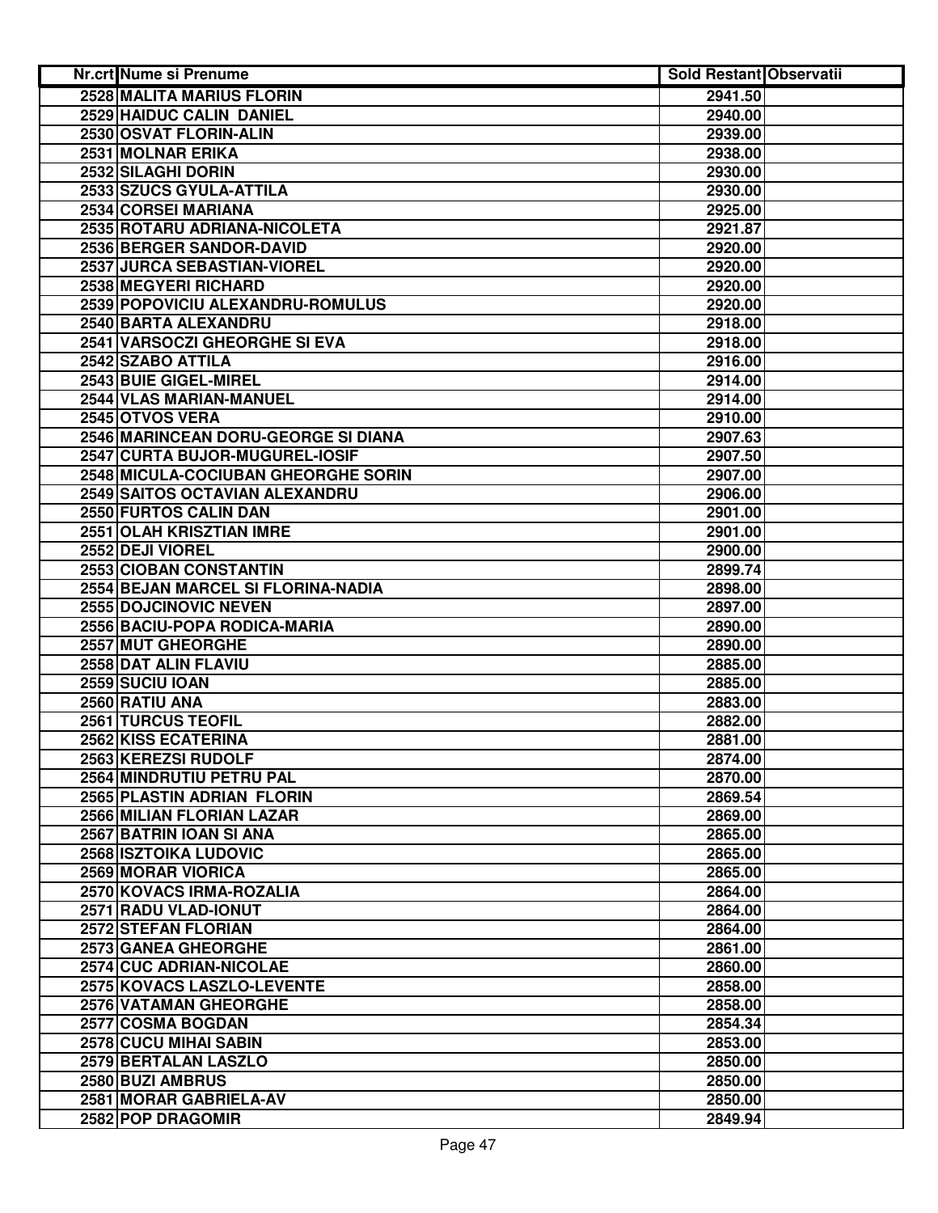| Nr.crt | Nume si Prenume | Sold Restant | Observatii |
|---|---|---|---|
| 2528 | MALITA MARIUS FLORIN | 2941.50 | |
| 2529 | HAIDUC CALIN DANIEL | 2940.00 | |
| 2530 | OSVAT FLORIN-ALIN | 2939.00 | |
| 2531 | MOLNAR ERIKA | 2938.00 | |
| 2532 | SILAGHI DORIN | 2930.00 | |
| 2533 | SZUCS GYULA-ATTILA | 2930.00 | |
| 2534 | CORSEI MARIANA | 2925.00 | |
| 2535 | ROTARU ADRIANA-NICOLETA | 2921.87 | |
| 2536 | BERGER SANDOR-DAVID | 2920.00 | |
| 2537 | JURCA SEBASTIAN-VIOREL | 2920.00 | |
| 2538 | MEGYERI RICHARD | 2920.00 | |
| 2539 | POPOVICIU ALEXANDRU-ROMULUS | 2920.00 | |
| 2540 | BARTA ALEXANDRU | 2918.00 | |
| 2541 | VARSOCZI GHEORGHE SI EVA | 2918.00 | |
| 2542 | SZABO ATTILA | 2916.00 | |
| 2543 | BUIE GIGEL-MIREL | 2914.00 | |
| 2544 | VLAS MARIAN-MANUEL | 2914.00 | |
| 2545 | OTVOS VERA | 2910.00 | |
| 2546 | MARINCEAN DORU-GEORGE SI DIANA | 2907.63 | |
| 2547 | CURTA BUJOR-MUGUREL-IOSIF | 2907.50 | |
| 2548 | MICULA-COCIUBAN GHEORGHE SORIN | 2907.00 | |
| 2549 | SAITOS OCTAVIAN ALEXANDRU | 2906.00 | |
| 2550 | FURTOS CALIN DAN | 2901.00 | |
| 2551 | OLAH KRISZTIAN IMRE | 2901.00 | |
| 2552 | DEJI VIOREL | 2900.00 | |
| 2553 | CIOBAN CONSTANTIN | 2899.74 | |
| 2554 | BEJAN MARCEL SI FLORINA-NADIA | 2898.00 | |
| 2555 | DOJCINOVIC NEVEN | 2897.00 | |
| 2556 | BACIU-POPA RODICA-MARIA | 2890.00 | |
| 2557 | MUT GHEORGHE | 2890.00 | |
| 2558 | DAT ALIN FLAVIU | 2885.00 | |
| 2559 | SUCIU IOAN | 2885.00 | |
| 2560 | RATIU ANA | 2883.00 | |
| 2561 | TURCUS TEOFIL | 2882.00 | |
| 2562 | KISS ECATERINA | 2881.00 | |
| 2563 | KEREZSI RUDOLF | 2874.00 | |
| 2564 | MINDRUTIU PETRU PAL | 2870.00 | |
| 2565 | PLASTIN ADRIAN FLORIN | 2869.54 | |
| 2566 | MILIAN FLORIAN LAZAR | 2869.00 | |
| 2567 | BATRIN IOAN SI ANA | 2865.00 | |
| 2568 | ISZTOIKA LUDOVIC | 2865.00 | |
| 2569 | MORAR VIORICA | 2865.00 | |
| 2570 | KOVACS IRMA-ROZALIA | 2864.00 | |
| 2571 | RADU VLAD-IONUT | 2864.00 | |
| 2572 | STEFAN FLORIAN | 2864.00 | |
| 2573 | GANEA GHEORGHE | 2861.00 | |
| 2574 | CUC ADRIAN-NICOLAE | 2860.00 | |
| 2575 | KOVACS LASZLO-LEVENTE | 2858.00 | |
| 2576 | VATAMAN GHEORGHE | 2858.00 | |
| 2577 | COSMA BOGDAN | 2854.34 | |
| 2578 | CUCU MIHAI SABIN | 2853.00 | |
| 2579 | BERTALAN LASZLO | 2850.00 | |
| 2580 | BUZI AMBRUS | 2850.00 | |
| 2581 | MORAR GABRIELA-AV | 2850.00 | |
| 2582 | POP DRAGOMIR | 2849.94 | |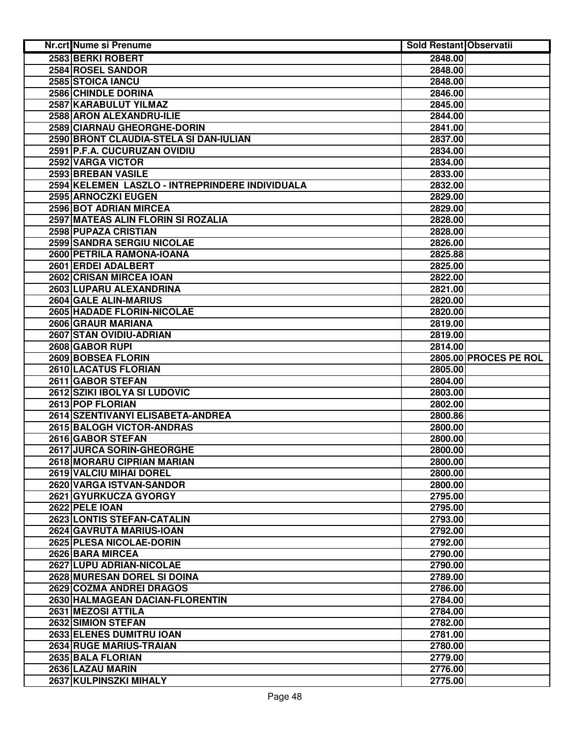| Nr.crt | Nume si Prenume | Sold Restant | Observatii |
|---|---|---|---|
| 2583 | BERKI ROBERT | 2848.00 | |
| 2584 | ROSEL SANDOR | 2848.00 | |
| 2585 | STOICA IANCU | 2848.00 | |
| 2586 | CHINDLE DORINA | 2846.00 | |
| 2587 | KARABULUT YILMAZ | 2845.00 | |
| 2588 | ARON ALEXANDRU-ILIE | 2844.00 | |
| 2589 | CIARNAU GHEORGHE-DORIN | 2841.00 | |
| 2590 | BRONT CLAUDIA-STELA SI DAN-IULIAN | 2837.00 | |
| 2591 | P.F.A. CUCURUZAN OVIDIU | 2834.00 | |
| 2592 | VARGA VICTOR | 2834.00 | |
| 2593 | BREBAN VASILE | 2833.00 | |
| 2594 | KELEMEN LASZLO - INTREPRINDERE INDIVIDUALA | 2832.00 | |
| 2595 | ARNOCZKI EUGEN | 2829.00 | |
| 2596 | BOT ADRIAN MIRCEA | 2829.00 | |
| 2597 | MATEAS ALIN FLORIN SI ROZALIA | 2828.00 | |
| 2598 | PUPAZA CRISTIAN | 2828.00 | |
| 2599 | SANDRA SERGIU NICOLAE | 2826.00 | |
| 2600 | PETRILA RAMONA-IOANA | 2825.88 | |
| 2601 | ERDEI ADALBERT | 2825.00 | |
| 2602 | CRISAN MIRCEA IOAN | 2822.00 | |
| 2603 | LUPARU ALEXANDRINA | 2821.00 | |
| 2604 | GALE ALIN-MARIUS | 2820.00 | |
| 2605 | HADADE FLORIN-NICOLAE | 2820.00 | |
| 2606 | GRAUR MARIANA | 2819.00 | |
| 2607 | STAN OVIDIU-ADRIAN | 2819.00 | |
| 2608 | GABOR RUPI | 2814.00 | |
| 2609 | BOBSEA FLORIN | 2805.00 | PROCES PE ROL |
| 2610 | LACATUS FLORIAN | 2805.00 | |
| 2611 | GABOR STEFAN | 2804.00 | |
| 2612 | SZIKI IBOLYA SI LUDOVIC | 2803.00 | |
| 2613 | POP FLORIAN | 2802.00 | |
| 2614 | SZENTIVANYI ELISABETA-ANDREA | 2800.86 | |
| 2615 | BALOGH VICTOR-ANDRAS | 2800.00 | |
| 2616 | GABOR STEFAN | 2800.00 | |
| 2617 | JURCA SORIN-GHEORGHE | 2800.00 | |
| 2618 | MORARU CIPRIAN MARIAN | 2800.00 | |
| 2619 | VALCIU MIHAI DOREL | 2800.00 | |
| 2620 | VARGA ISTVAN-SANDOR | 2800.00 | |
| 2621 | GYURKUCZA GYORGY | 2795.00 | |
| 2622 | PELE IOAN | 2795.00 | |
| 2623 | LONTIS STEFAN-CATALIN | 2793.00 | |
| 2624 | GAVRUTA MARIUS-IOAN | 2792.00 | |
| 2625 | PLESA NICOLAE-DORIN | 2792.00 | |
| 2626 | BARA MIRCEA | 2790.00 | |
| 2627 | LUPU ADRIAN-NICOLAE | 2790.00 | |
| 2628 | MURESAN DOREL SI DOINA | 2789.00 | |
| 2629 | COZMA ANDREI DRAGOS | 2786.00 | |
| 2630 | HALMAGEAN DACIAN-FLORENTIN | 2784.00 | |
| 2631 | MEZOSI ATTILA | 2784.00 | |
| 2632 | SIMION STEFAN | 2782.00 | |
| 2633 | ELENES DUMITRU IOAN | 2781.00 | |
| 2634 | RUGE MARIUS-TRAIAN | 2780.00 | |
| 2635 | BALA FLORIAN | 2779.00 | |
| 2636 | LAZAU MARIN | 2776.00 | |
| 2637 | KULPINSZKI MIHALY | 2775.00 | |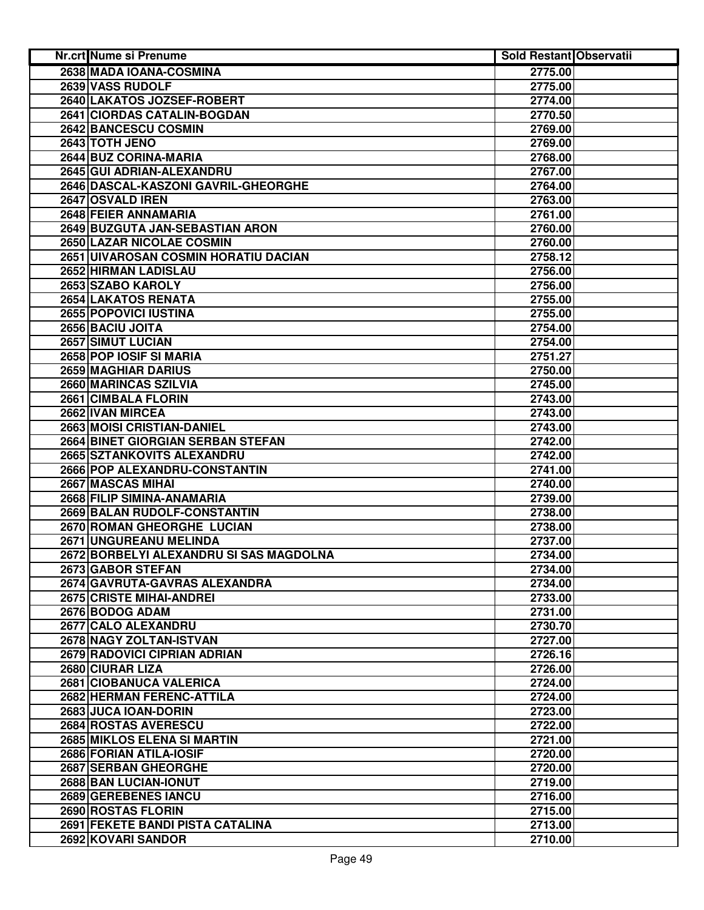| Nr.crt | Nume si Prenume | Sold Restant | Observatii |
|---|---|---|---|
| 2638 | MADA IOANA-COSMINA | 2775.00 | |
| 2639 | VASS RUDOLF | 2775.00 | |
| 2640 | LAKATOS JOZSEF-ROBERT | 2774.00 | |
| 2641 | CIORDAS CATALIN-BOGDAN | 2770.50 | |
| 2642 | BANCESCU COSMIN | 2769.00 | |
| 2643 | TOTH JENO | 2769.00 | |
| 2644 | BUZ CORINA-MARIA | 2768.00 | |
| 2645 | GUI ADRIAN-ALEXANDRU | 2767.00 | |
| 2646 | DASCAL-KASZONI GAVRIL-GHEORGHE | 2764.00 | |
| 2647 | OSVALD IREN | 2763.00 | |
| 2648 | FEIER ANNAMARIA | 2761.00 | |
| 2649 | BUZGUTA JAN-SEBASTIAN ARON | 2760.00 | |
| 2650 | LAZAR NICOLAE COSMIN | 2760.00 | |
| 2651 | UIVAROSAN COSMIN HORATIU DACIAN | 2758.12 | |
| 2652 | HIRMAN LADISLAU | 2756.00 | |
| 2653 | SZABO KAROLY | 2756.00 | |
| 2654 | LAKATOS RENATA | 2755.00 | |
| 2655 | POPOVICI IUSTINA | 2755.00 | |
| 2656 | BACIU JOITA | 2754.00 | |
| 2657 | SIMUT LUCIAN | 2754.00 | |
| 2658 | POP IOSIF SI MARIA | 2751.27 | |
| 2659 | MAGHIAR DARIUS | 2750.00 | |
| 2660 | MARINCAS SZILVIA | 2745.00 | |
| 2661 | CIMBALA FLORIN | 2743.00 | |
| 2662 | IVAN MIRCEA | 2743.00 | |
| 2663 | MOISI CRISTIAN-DANIEL | 2743.00 | |
| 2664 | BINET GIORGIAN SERBAN STEFAN | 2742.00 | |
| 2665 | SZTANKOVITS ALEXANDRU | 2742.00 | |
| 2666 | POP ALEXANDRU-CONSTANTIN | 2741.00 | |
| 2667 | MASCAS MIHAI | 2740.00 | |
| 2668 | FILIP SIMINA-ANAMARIA | 2739.00 | |
| 2669 | BALAN RUDOLF-CONSTANTIN | 2738.00 | |
| 2670 | ROMAN GHEORGHE LUCIAN | 2738.00 | |
| 2671 | UNGUREANU MELINDA | 2737.00 | |
| 2672 | BORBELYI ALEXANDRU SI SAS MAGDOLNA | 2734.00 | |
| 2673 | GABOR STEFAN | 2734.00 | |
| 2674 | GAVRUTA-GAVRAS ALEXANDRA | 2734.00 | |
| 2675 | CRISTE MIHAI-ANDREI | 2733.00 | |
| 2676 | BODOG ADAM | 2731.00 | |
| 2677 | CALO ALEXANDRU | 2730.70 | |
| 2678 | NAGY ZOLTAN-ISTVAN | 2727.00 | |
| 2679 | RADOVICI CIPRIAN ADRIAN | 2726.16 | |
| 2680 | CIURAR LIZA | 2726.00 | |
| 2681 | CIOBANUCA VALERICA | 2724.00 | |
| 2682 | HERMAN FERENC-ATTILA | 2724.00 | |
| 2683 | JUCA IOAN-DORIN | 2723.00 | |
| 2684 | ROSTAS AVERESCU | 2722.00 | |
| 2685 | MIKLOS ELENA SI MARTIN | 2721.00 | |
| 2686 | FORIAN ATILA-IOSIF | 2720.00 | |
| 2687 | SERBAN GHEORGHE | 2720.00 | |
| 2688 | BAN LUCIAN-IONUT | 2719.00 | |
| 2689 | GEREBENES IANCU | 2716.00 | |
| 2690 | ROSTAS FLORIN | 2715.00 | |
| 2691 | FEKETE BANDI PISTA CATALINA | 2713.00 | |
| 2692 | KOVARI SANDOR | 2710.00 | |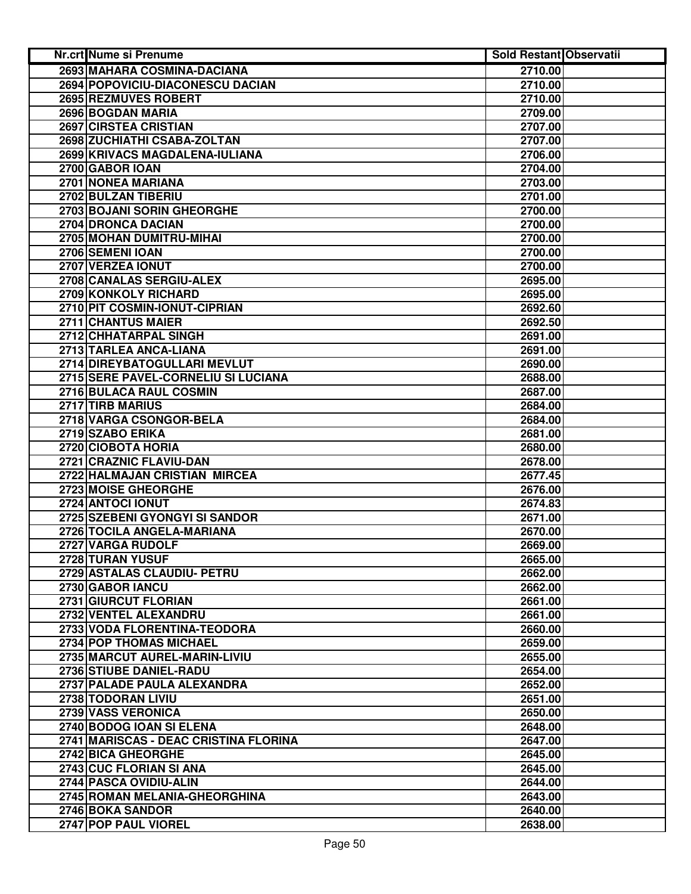| Nr.crt | Nume si Prenume | Sold Restant | Observatii |
|---|---|---|---|
| 2693 | MAHARA COSMINA-DACIANA | 2710.00 | |
| 2694 | POPOVICIU-DIACONESCU DACIAN | 2710.00 | |
| 2695 | REZMUVES ROBERT | 2710.00 | |
| 2696 | BOGDAN MARIA | 2709.00 | |
| 2697 | CIRSTEA CRISTIAN | 2707.00 | |
| 2698 | ZUCHIATHI CSABA-ZOLTAN | 2707.00 | |
| 2699 | KRIVACS MAGDALENA-IULIANA | 2706.00 | |
| 2700 | GABOR IOAN | 2704.00 | |
| 2701 | NONEA MARIANA | 2703.00 | |
| 2702 | BULZAN TIBERIU | 2701.00 | |
| 2703 | BOJANI SORIN GHEORGHE | 2700.00 | |
| 2704 | DRONCA DACIAN | 2700.00 | |
| 2705 | MOHAN DUMITRU-MIHAI | 2700.00 | |
| 2706 | SEMENI IOAN | 2700.00 | |
| 2707 | VERZEA IONUT | 2700.00 | |
| 2708 | CANALAS SERGIU-ALEX | 2695.00 | |
| 2709 | KONKOLY RICHARD | 2695.00 | |
| 2710 | PIT COSMIN-IONUT-CIPRIAN | 2692.60 | |
| 2711 | CHANTUS MAIER | 2692.50 | |
| 2712 | CHHATARPAL SINGH | 2691.00 | |
| 2713 | TARLEA ANCA-LIANA | 2691.00 | |
| 2714 | DIREYBATOGULLARI MEVLUT | 2690.00 | |
| 2715 | SERE PAVEL-CORNELIU SI LUCIANA | 2688.00 | |
| 2716 | BULACA RAUL COSMIN | 2687.00 | |
| 2717 | TIRB MARIUS | 2684.00 | |
| 2718 | VARGA CSONGOR-BELA | 2684.00 | |
| 2719 | SZABO ERIKA | 2681.00 | |
| 2720 | CIOBOTA HORIA | 2680.00 | |
| 2721 | CRAZNIC FLAVIU-DAN | 2678.00 | |
| 2722 | HALMAJAN CRISTIAN MIRCEA | 2677.45 | |
| 2723 | MOISE GHEORGHE | 2676.00 | |
| 2724 | ANTOCI IONUT | 2674.83 | |
| 2725 | SZEBENI GYONGYI SI SANDOR | 2671.00 | |
| 2726 | TOCILA ANGELA-MARIANA | 2670.00 | |
| 2727 | VARGA RUDOLF | 2669.00 | |
| 2728 | TURAN YUSUF | 2665.00 | |
| 2729 | ASTALAS CLAUDIU- PETRU | 2662.00 | |
| 2730 | GABOR IANCU | 2662.00 | |
| 2731 | GIURCUT FLORIAN | 2661.00 | |
| 2732 | VENTEL ALEXANDRU | 2661.00 | |
| 2733 | VODA FLORENTINA-TEODORA | 2660.00 | |
| 2734 | POP THOMAS MICHAEL | 2659.00 | |
| 2735 | MARCUT AUREL-MARIN-LIVIU | 2655.00 | |
| 2736 | STIUBE DANIEL-RADU | 2654.00 | |
| 2737 | PALADE PAULA ALEXANDRA | 2652.00 | |
| 2738 | TODORAN LIVIU | 2651.00 | |
| 2739 | VASS VERONICA | 2650.00 | |
| 2740 | BODOG IOAN SI ELENA | 2648.00 | |
| 2741 | MARISCAS - DEAC CRISTINA FLORINA | 2647.00 | |
| 2742 | BICA GHEORGHE | 2645.00 | |
| 2743 | CUC FLORIAN SI ANA | 2645.00 | |
| 2744 | PASCA OVIDIU-ALIN | 2644.00 | |
| 2745 | ROMAN MELANIA-GHEORGHINA | 2643.00 | |
| 2746 | BOKA SANDOR | 2640.00 | |
| 2747 | POP PAUL VIOREL | 2638.00 | |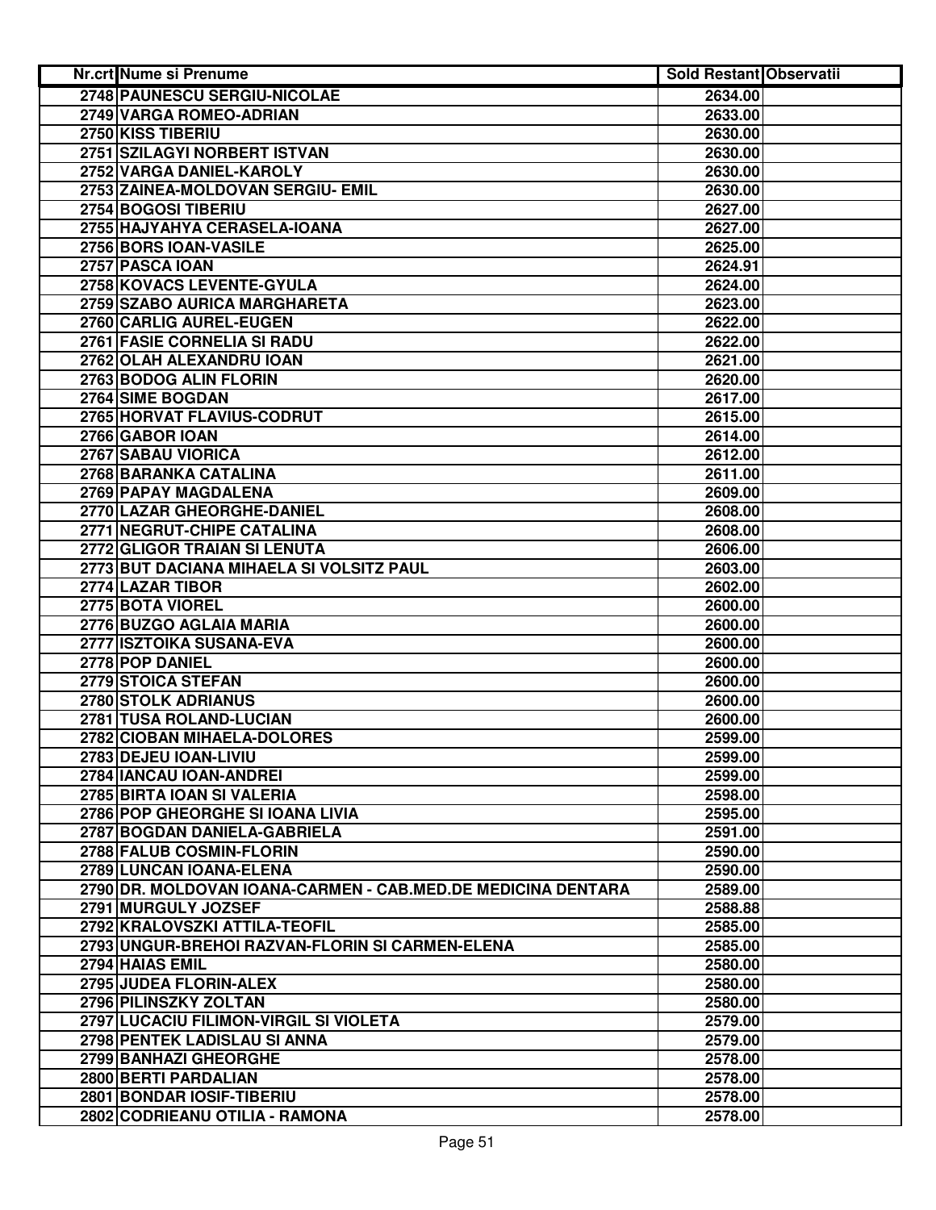| Nr.crt | Nume si Prenume | Sold Restant | Observatii |
|---|---|---|---|
| 2748 | PAUNESCU SERGIU-NICOLAE | 2634.00 | |
| 2749 | VARGA ROMEO-ADRIAN | 2633.00 | |
| 2750 | KISS TIBERIU | 2630.00 | |
| 2751 | SZILAGYI NORBERT ISTVAN | 2630.00 | |
| 2752 | VARGA DANIEL-KAROLY | 2630.00 | |
| 2753 | ZAINEA-MOLDOVAN SERGIU- EMIL | 2630.00 | |
| 2754 | BOGOSI TIBERIU | 2627.00 | |
| 2755 | HAJYAHYA CERASELA-IOANA | 2627.00 | |
| 2756 | BORS IOAN-VASILE | 2625.00 | |
| 2757 | PASCA IOAN | 2624.91 | |
| 2758 | KOVACS LEVENTE-GYULA | 2624.00 | |
| 2759 | SZABO AURICA MARGHARETA | 2623.00 | |
| 2760 | CARLIG AUREL-EUGEN | 2622.00 | |
| 2761 | FASIE CORNELIA SI RADU | 2622.00 | |
| 2762 | OLAH ALEXANDRU IOAN | 2621.00 | |
| 2763 | BODOG ALIN FLORIN | 2620.00 | |
| 2764 | SIME BOGDAN | 2617.00 | |
| 2765 | HORVAT FLAVIUS-CODRUT | 2615.00 | |
| 2766 | GABOR IOAN | 2614.00 | |
| 2767 | SABAU VIORICA | 2612.00 | |
| 2768 | BARANKA CATALINA | 2611.00 | |
| 2769 | PAPAY MAGDALENA | 2609.00 | |
| 2770 | LAZAR GHEORGHE-DANIEL | 2608.00 | |
| 2771 | NEGRUT-CHIPE CATALINA | 2608.00 | |
| 2772 | GLIGOR TRAIAN SI LENUTA | 2606.00 | |
| 2773 | BUT DACIANA MIHAELA SI VOLSITZ PAUL | 2603.00 | |
| 2774 | LAZAR TIBOR | 2602.00 | |
| 2775 | BOTA VIOREL | 2600.00 | |
| 2776 | BUZGO AGLAIA MARIA | 2600.00 | |
| 2777 | ISZTOIKA SUSANA-EVA | 2600.00 | |
| 2778 | POP DANIEL | 2600.00 | |
| 2779 | STOICA STEFAN | 2600.00 | |
| 2780 | STOLK ADRIANUS | 2600.00 | |
| 2781 | TUSA ROLAND-LUCIAN | 2600.00 | |
| 2782 | CIOBAN MIHAELA-DOLORES | 2599.00 | |
| 2783 | DEJEU IOAN-LIVIU | 2599.00 | |
| 2784 | IANCAU IOAN-ANDREI | 2599.00 | |
| 2785 | BIRTA IOAN SI VALERIA | 2598.00 | |
| 2786 | POP GHEORGHE SI IOANA LIVIA | 2595.00 | |
| 2787 | BOGDAN DANIELA-GABRIELA | 2591.00 | |
| 2788 | FALUB COSMIN-FLORIN | 2590.00 | |
| 2789 | LUNCAN IOANA-ELENA | 2590.00 | |
| 2790 | DR. MOLDOVAN IOANA-CARMEN - CAB.MED.DE MEDICINA DENTARA | 2589.00 | |
| 2791 | MURGULY JOZSEF | 2588.88 | |
| 2792 | KRALOVSZKI ATTILA-TEOFIL | 2585.00 | |
| 2793 | UNGUR-BREHOI RAZVAN-FLORIN SI CARMEN-ELENA | 2585.00 | |
| 2794 | HAIAS EMIL | 2580.00 | |
| 2795 | JUDEA FLORIN-ALEX | 2580.00 | |
| 2796 | PILINSZKY ZOLTAN | 2580.00 | |
| 2797 | LUCACIU FILIMON-VIRGIL SI VIOLETA | 2579.00 | |
| 2798 | PENTEK LADISLAU SI ANNA | 2579.00 | |
| 2799 | BANHAZI GHEORGHE | 2578.00 | |
| 2800 | BERTI PARDALIAN | 2578.00 | |
| 2801 | BONDAR IOSIF-TIBERIU | 2578.00 | |
| 2802 | CODRIEANU OTILIA - RAMONA | 2578.00 | |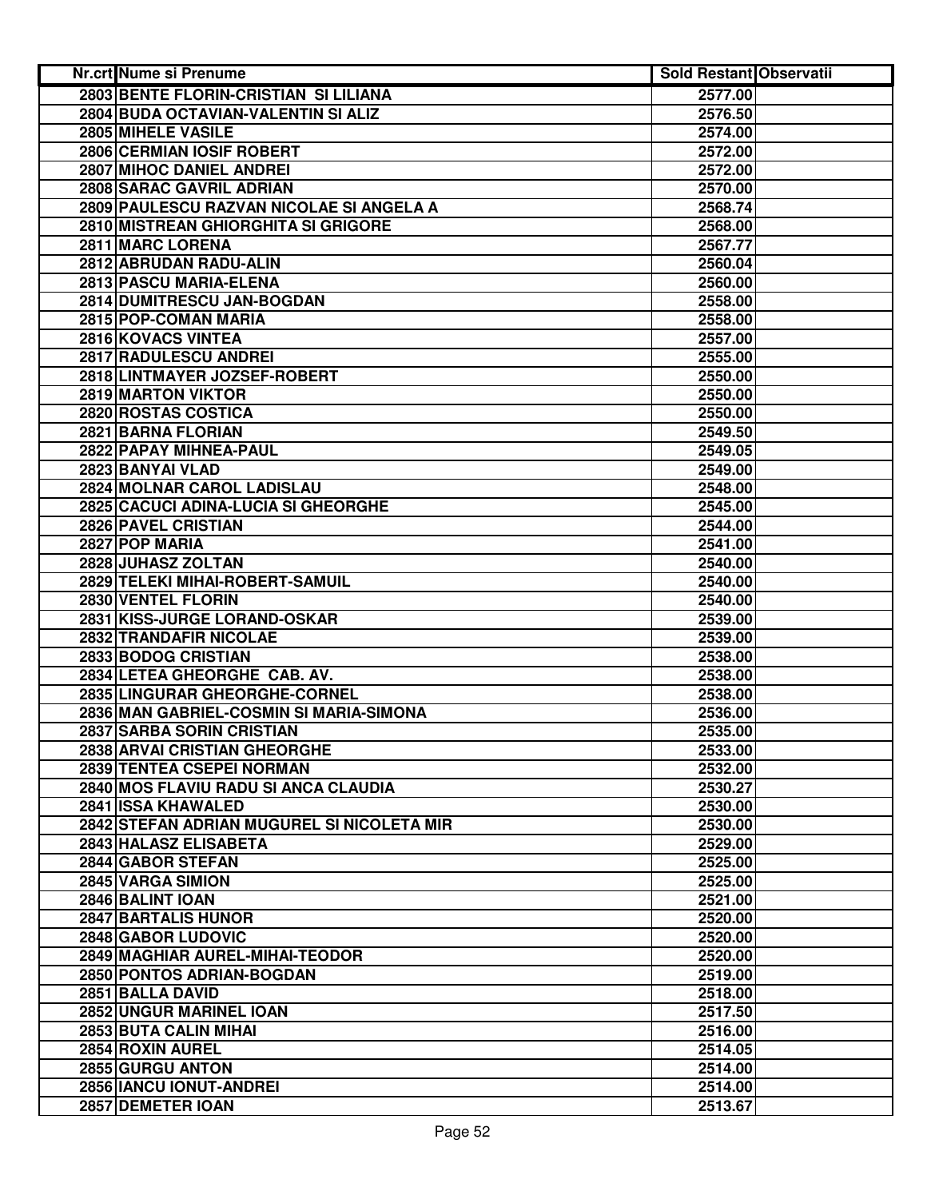| Nr.crt | Nume si Prenume | Sold Restant | Observatii |
|---|---|---|---|
| 2803 | BENTE FLORIN-CRISTIAN SI LILIANA | 2577.00 | |
| 2804 | BUDA OCTAVIAN-VALENTIN SI ALIZ | 2576.50 | |
| 2805 | MIHELE VASILE | 2574.00 | |
| 2806 | CERMIAN IOSIF ROBERT | 2572.00 | |
| 2807 | MIHOC DANIEL ANDREI | 2572.00 | |
| 2808 | SARAC GAVRIL ADRIAN | 2570.00 | |
| 2809 | PAULESCU RAZVAN NICOLAE SI ANGELA A | 2568.74 | |
| 2810 | MISTREAN GHIORGHITA SI GRIGORE | 2568.00 | |
| 2811 | MARC LORENA | 2567.77 | |
| 2812 | ABRUDAN RADU-ALIN | 2560.04 | |
| 2813 | PASCU MARIA-ELENA | 2560.00 | |
| 2814 | DUMITRESCU JAN-BOGDAN | 2558.00 | |
| 2815 | POP-COMAN MARIA | 2558.00 | |
| 2816 | KOVACS VINTEA | 2557.00 | |
| 2817 | RADULESCU ANDREI | 2555.00 | |
| 2818 | LINTMAYER JOZSEF-ROBERT | 2550.00 | |
| 2819 | MARTON VIKTOR | 2550.00 | |
| 2820 | ROSTAS COSTICA | 2550.00 | |
| 2821 | BARNA FLORIAN | 2549.50 | |
| 2822 | PAPAY MIHNEA-PAUL | 2549.05 | |
| 2823 | BANYAI VLAD | 2549.00 | |
| 2824 | MOLNAR CAROL LADISLAU | 2548.00 | |
| 2825 | CACUCI ADINA-LUCIA SI GHEORGHE | 2545.00 | |
| 2826 | PAVEL CRISTIAN | 2544.00 | |
| 2827 | POP MARIA | 2541.00 | |
| 2828 | JUHASZ ZOLTAN | 2540.00 | |
| 2829 | TELEKI MIHAI-ROBERT-SAMUIL | 2540.00 | |
| 2830 | VENTEL FLORIN | 2540.00 | |
| 2831 | KISS-JURGE LORAND-OSKAR | 2539.00 | |
| 2832 | TRANDAFIR NICOLAE | 2539.00 | |
| 2833 | BODOG CRISTIAN | 2538.00 | |
| 2834 | LETEA GHEORGHE CAB. AV. | 2538.00 | |
| 2835 | LINGURAR GHEORGHE-CORNEL | 2538.00 | |
| 2836 | MAN GABRIEL-COSMIN SI MARIA-SIMONA | 2536.00 | |
| 2837 | SARBA SORIN CRISTIAN | 2535.00 | |
| 2838 | ARVAI CRISTIAN GHEORGHE | 2533.00 | |
| 2839 | TENTEA CSEPEI NORMAN | 2532.00 | |
| 2840 | MOS FLAVIU RADU SI ANCA CLAUDIA | 2530.27 | |
| 2841 | ISSA KHAWALED | 2530.00 | |
| 2842 | STEFAN ADRIAN MUGUREL SI NICOLETA MIR | 2530.00 | |
| 2843 | HALASZ ELISABETA | 2529.00 | |
| 2844 | GABOR STEFAN | 2525.00 | |
| 2845 | VARGA SIMION | 2525.00 | |
| 2846 | BALINT IOAN | 2521.00 | |
| 2847 | BARTALIS HUNOR | 2520.00 | |
| 2848 | GABOR LUDOVIC | 2520.00 | |
| 2849 | MAGHIAR AUREL-MIHAI-TEODOR | 2520.00 | |
| 2850 | PONTOS ADRIAN-BOGDAN | 2519.00 | |
| 2851 | BALLA DAVID | 2518.00 | |
| 2852 | UNGUR MARINEL IOAN | 2517.50 | |
| 2853 | BUTA CALIN MIHAI | 2516.00 | |
| 2854 | ROXIN AUREL | 2514.05 | |
| 2855 | GURGU ANTON | 2514.00 | |
| 2856 | IANCU IONUT-ANDREI | 2514.00 | |
| 2857 | DEMETER IOAN | 2513.67 | |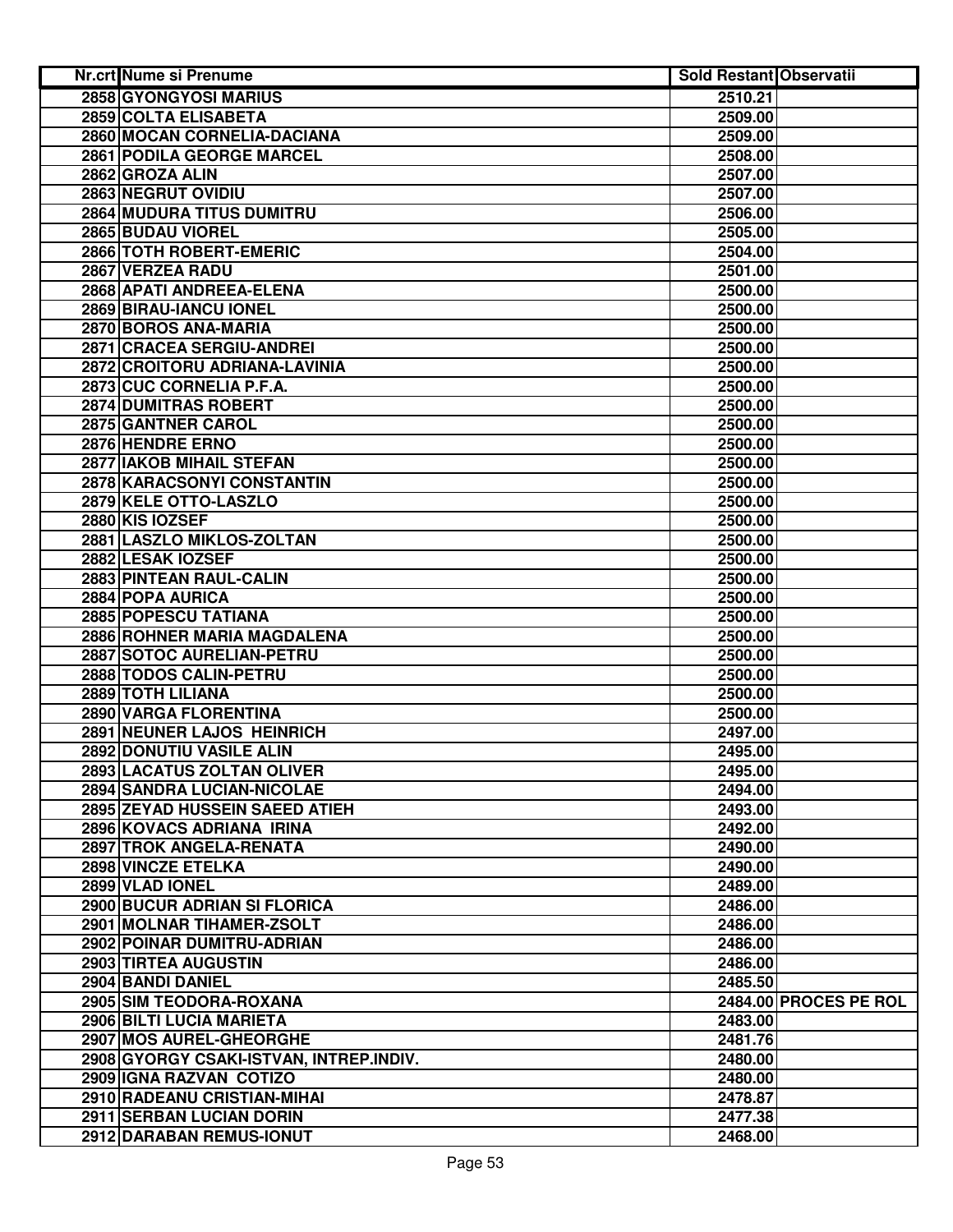| Nr.crt | Nume si Prenume | Sold Restant | Observatii |
|---|---|---|---|
| 2858 | GYONGYOSI MARIUS | 2510.21 | |
| 2859 | COLTA ELISABETA | 2509.00 | |
| 2860 | MOCAN CORNELIA-DACIANA | 2509.00 | |
| 2861 | PODILA GEORGE MARCEL | 2508.00 | |
| 2862 | GROZA ALIN | 2507.00 | |
| 2863 | NEGRUT OVIDIU | 2507.00 | |
| 2864 | MUDURA TITUS DUMITRU | 2506.00 | |
| 2865 | BUDAU VIOREL | 2505.00 | |
| 2866 | TOTH ROBERT-EMERIC | 2504.00 | |
| 2867 | VERZEA RADU | 2501.00 | |
| 2868 | APATI ANDREEA-ELENA | 2500.00 | |
| 2869 | BIRAU-IANCU IONEL | 2500.00 | |
| 2870 | BOROS ANA-MARIA | 2500.00 | |
| 2871 | CRACEA SERGIU-ANDREI | 2500.00 | |
| 2872 | CROITORU ADRIANA-LAVINIA | 2500.00 | |
| 2873 | CUC CORNELIA P.F.A. | 2500.00 | |
| 2874 | DUMITRAS ROBERT | 2500.00 | |
| 2875 | GANTNER CAROL | 2500.00 | |
| 2876 | HENDRE ERNO | 2500.00 | |
| 2877 | IAKOB MIHAIL STEFAN | 2500.00 | |
| 2878 | KARACSONYI CONSTANTIN | 2500.00 | |
| 2879 | KELE OTTO-LASZLO | 2500.00 | |
| 2880 | KIS IOZSEF | 2500.00 | |
| 2881 | LASZLO MIKLOS-ZOLTAN | 2500.00 | |
| 2882 | LESAK IOZSEF | 2500.00 | |
| 2883 | PINTEAN RAUL-CALIN | 2500.00 | |
| 2884 | POPA AURICA | 2500.00 | |
| 2885 | POPESCU TATIANA | 2500.00 | |
| 2886 | ROHNER MARIA MAGDALENA | 2500.00 | |
| 2887 | SOTOC AURELIAN-PETRU | 2500.00 | |
| 2888 | TODOS CALIN-PETRU | 2500.00 | |
| 2889 | TOTH LILIANA | 2500.00 | |
| 2890 | VARGA FLORENTINA | 2500.00 | |
| 2891 | NEUNER LAJOS HEINRICH | 2497.00 | |
| 2892 | DONUTIU VASILE ALIN | 2495.00 | |
| 2893 | LACATUS ZOLTAN OLIVER | 2495.00 | |
| 2894 | SANDRA LUCIAN-NICOLAE | 2494.00 | |
| 2895 | ZEYAD HUSSEIN SAEED ATIEH | 2493.00 | |
| 2896 | KOVACS ADRIANA IRINA | 2492.00 | |
| 2897 | TROK ANGELA-RENATA | 2490.00 | |
| 2898 | VINCZE ETELKA | 2490.00 | |
| 2899 | VLAD IONEL | 2489.00 | |
| 2900 | BUCUR ADRIAN SI FLORICA | 2486.00 | |
| 2901 | MOLNAR TIHAMER-ZSOLT | 2486.00 | |
| 2902 | POINAR DUMITRU-ADRIAN | 2486.00 | |
| 2903 | TIRTEA AUGUSTIN | 2486.00 | |
| 2904 | BANDI DANIEL | 2485.50 | |
| 2905 | SIM TEODORA-ROXANA | 2484.00 | PROCES PE ROL |
| 2906 | BILTI LUCIA MARIETA | 2483.00 | |
| 2907 | MOS AUREL-GHEORGHE | 2481.76 | |
| 2908 | GYORGY CSAKI-ISTVAN, INTREP.INDIV. | 2480.00 | |
| 2909 | IGNA RAZVAN COTIZO | 2480.00 | |
| 2910 | RADEANU CRISTIAN-MIHAI | 2478.87 | |
| 2911 | SERBAN LUCIAN DORIN | 2477.38 | |
| 2912 | DARABAN REMUS-IONUT | 2468.00 | |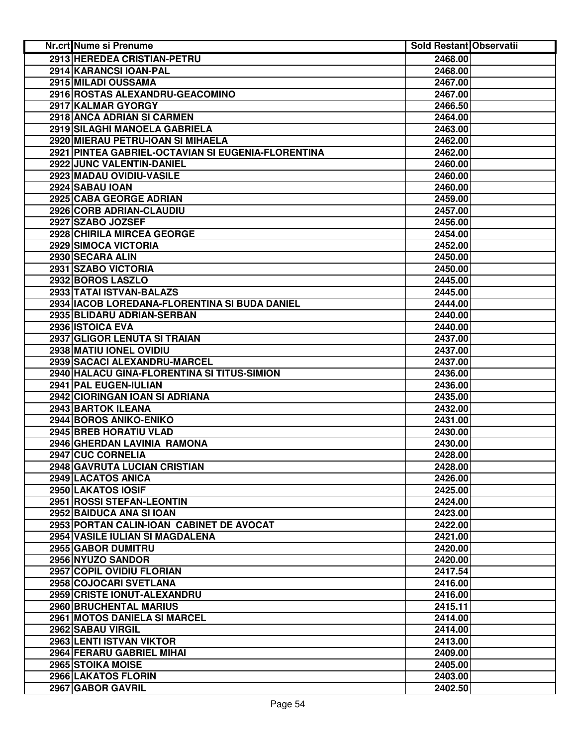| Nr.crt | Nume si Prenume | Sold Restant | Observatii |
|---|---|---|---|
| 2913 | HEREDEA CRISTIAN-PETRU | 2468.00 | |
| 2914 | KARANCSI IOAN-PAL | 2468.00 | |
| 2915 | MILADI OUSSAMA | 2467.00 | |
| 2916 | ROSTAS ALEXANDRU-GEACOMINO | 2467.00 | |
| 2917 | KALMAR GYORGY | 2466.50 | |
| 2918 | ANCA ADRIAN SI CARMEN | 2464.00 | |
| 2919 | SILAGHI MANOELA GABRIELA | 2463.00 | |
| 2920 | MIERAU PETRU-IOAN SI MIHAELA | 2462.00 | |
| 2921 | PINTEA GABRIEL-OCTAVIAN SI EUGENIA-FLORENTINA | 2462.00 | |
| 2922 | JUNC VALENTIN-DANIEL | 2460.00 | |
| 2923 | MADAU OVIDIU-VASILE | 2460.00 | |
| 2924 | SABAU IOAN | 2460.00 | |
| 2925 | CABA GEORGE ADRIAN | 2459.00 | |
| 2926 | CORB ADRIAN-CLAUDIU | 2457.00 | |
| 2927 | SZABO JOZSEF | 2456.00 | |
| 2928 | CHIRILA MIRCEA GEORGE | 2454.00 | |
| 2929 | SIMOCA VICTORIA | 2452.00 | |
| 2930 | SECARA ALIN | 2450.00 | |
| 2931 | SZABO VICTORIA | 2450.00 | |
| 2932 | BOROS LASZLO | 2445.00 | |
| 2933 | TATAI ISTVAN-BALAZS | 2445.00 | |
| 2934 | IACOB LOREDANA-FLORENTINA SI BUDA DANIEL | 2444.00 | |
| 2935 | BLIDARU ADRIAN-SERBAN | 2440.00 | |
| 2936 | ISTOICA EVA | 2440.00 | |
| 2937 | GLIGOR LENUTA SI TRAIAN | 2437.00 | |
| 2938 | MATIU IONEL OVIDIU | 2437.00 | |
| 2939 | SACACI ALEXANDRU-MARCEL | 2437.00 | |
| 2940 | HALACU GINA-FLORENTINA SI TITUS-SIMION | 2436.00 | |
| 2941 | PAL EUGEN-IULIAN | 2436.00 | |
| 2942 | CIORINGAN IOAN SI ADRIANA | 2435.00 | |
| 2943 | BARTOK ILEANA | 2432.00 | |
| 2944 | BOROS ANIKO-ENIKO | 2431.00 | |
| 2945 | BREB HORATIU VLAD | 2430.00 | |
| 2946 | GHERDAN LAVINIA RAMONA | 2430.00 | |
| 2947 | CUC CORNELIA | 2428.00 | |
| 2948 | GAVRUTA LUCIAN CRISTIAN | 2428.00 | |
| 2949 | LACATOS ANICA | 2426.00 | |
| 2950 | LAKATOS IOSIF | 2425.00 | |
| 2951 | ROSSI STEFAN-LEONTIN | 2424.00 | |
| 2952 | BAIDUCA ANA SI IOAN | 2423.00 | |
| 2953 | PORTAN CALIN-IOAN CABINET DE AVOCAT | 2422.00 | |
| 2954 | VASILE IULIAN SI MAGDALENA | 2421.00 | |
| 2955 | GABOR DUMITRU | 2420.00 | |
| 2956 | NYUZO SANDOR | 2420.00 | |
| 2957 | COPIL OVIDIU FLORIAN | 2417.54 | |
| 2958 | COJOCARI SVETLANA | 2416.00 | |
| 2959 | CRISTE IONUT-ALEXANDRU | 2416.00 | |
| 2960 | BRUCHENTAL MARIUS | 2415.11 | |
| 2961 | MOTOS DANIELA SI MARCEL | 2414.00 | |
| 2962 | SABAU VIRGIL | 2414.00 | |
| 2963 | LENTI ISTVAN VIKTOR | 2413.00 | |
| 2964 | FERARU GABRIEL MIHAI | 2409.00 | |
| 2965 | STOIKA MOISE | 2405.00 | |
| 2966 | LAKATOS FLORIN | 2403.00 | |
| 2967 | GABOR GAVRIL | 2402.50 | |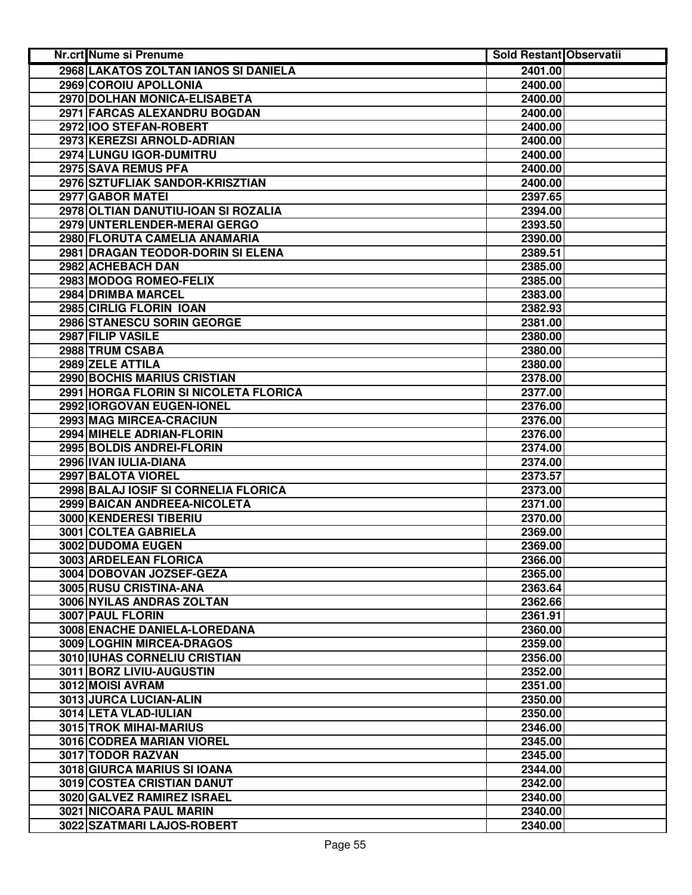| Nr.crt | Nume si Prenume | Sold Restant | Observatii |
|---|---|---|---|
| 2968 | LAKATOS ZOLTAN IANOS SI DANIELA | 2401.00 | |
| 2969 | COROIU APOLLONIA | 2400.00 | |
| 2970 | DOLHAN MONICA-ELISABETA | 2400.00 | |
| 2971 | FARCAS ALEXANDRU BOGDAN | 2400.00 | |
| 2972 | IOO STEFAN-ROBERT | 2400.00 | |
| 2973 | KEREZSI ARNOLD-ADRIAN | 2400.00 | |
| 2974 | LUNGU IGOR-DUMITRU | 2400.00 | |
| 2975 | SAVA REMUS PFA | 2400.00 | |
| 2976 | SZTUFLIAK SANDOR-KRISZTIAN | 2400.00 | |
| 2977 | GABOR MATEI | 2397.65 | |
| 2978 | OLTIAN DANUTIU-IOAN SI ROZALIA | 2394.00 | |
| 2979 | UNTERLENDER-MERAI GERGO | 2393.50 | |
| 2980 | FLORUTA CAMELIA ANAMARIA | 2390.00 | |
| 2981 | DRAGAN TEODOR-DORIN SI ELENA | 2389.51 | |
| 2982 | ACHEBACH DAN | 2385.00 | |
| 2983 | MODOG ROMEO-FELIX | 2385.00 | |
| 2984 | DRIMBA MARCEL | 2383.00 | |
| 2985 | CIRLIG FLORIN IOAN | 2382.93 | |
| 2986 | STANESCU SORIN GEORGE | 2381.00 | |
| 2987 | FILIP VASILE | 2380.00 | |
| 2988 | TRUM CSABA | 2380.00 | |
| 2989 | ZELE ATTILA | 2380.00 | |
| 2990 | BOCHIS MARIUS CRISTIAN | 2378.00 | |
| 2991 | HORGA FLORIN SI NICOLETA FLORICA | 2377.00 | |
| 2992 | IORGOVAN EUGEN-IONEL | 2376.00 | |
| 2993 | MAG MIRCEA-CRACIUN | 2376.00 | |
| 2994 | MIHELE ADRIAN-FLORIN | 2376.00 | |
| 2995 | BOLDIS ANDREI-FLORIN | 2374.00 | |
| 2996 | IVAN IULIA-DIANA | 2374.00 | |
| 2997 | BALOTA VIOREL | 2373.57 | |
| 2998 | BALAJ IOSIF SI CORNELIA FLORICA | 2373.00 | |
| 2999 | BAICAN ANDREEA-NICOLETA | 2371.00 | |
| 3000 | KENDERESI TIBERIU | 2370.00 | |
| 3001 | COLTEA GABRIELA | 2369.00 | |
| 3002 | DUDOMA EUGEN | 2369.00 | |
| 3003 | ARDELEAN FLORICA | 2366.00 | |
| 3004 | DOBOVAN JOZSEF-GEZA | 2365.00 | |
| 3005 | RUSU CRISTINA-ANA | 2363.64 | |
| 3006 | NYILAS ANDRAS ZOLTAN | 2362.66 | |
| 3007 | PAUL FLORIN | 2361.91 | |
| 3008 | ENACHE DANIELA-LOREDANA | 2360.00 | |
| 3009 | LOGHIN MIRCEA-DRAGOS | 2359.00 | |
| 3010 | IUHAS CORNELIU CRISTIAN | 2356.00 | |
| 3011 | BORZ LIVIU-AUGUSTIN | 2352.00 | |
| 3012 | MOISI AVRAM | 2351.00 | |
| 3013 | JURCA LUCIAN-ALIN | 2350.00 | |
| 3014 | LETA VLAD-IULIAN | 2350.00 | |
| 3015 | TROK MIHAI-MARIUS | 2346.00 | |
| 3016 | CODREA MARIAN VIOREL | 2345.00 | |
| 3017 | TODOR RAZVAN | 2345.00 | |
| 3018 | GIURCA MARIUS SI IOANA | 2344.00 | |
| 3019 | COSTEA CRISTIAN DANUT | 2342.00 | |
| 3020 | GALVEZ RAMIREZ ISRAEL | 2340.00 | |
| 3021 | NICOARA PAUL MARIN | 2340.00 | |
| 3022 | SZATMARI LAJOS-ROBERT | 2340.00 | |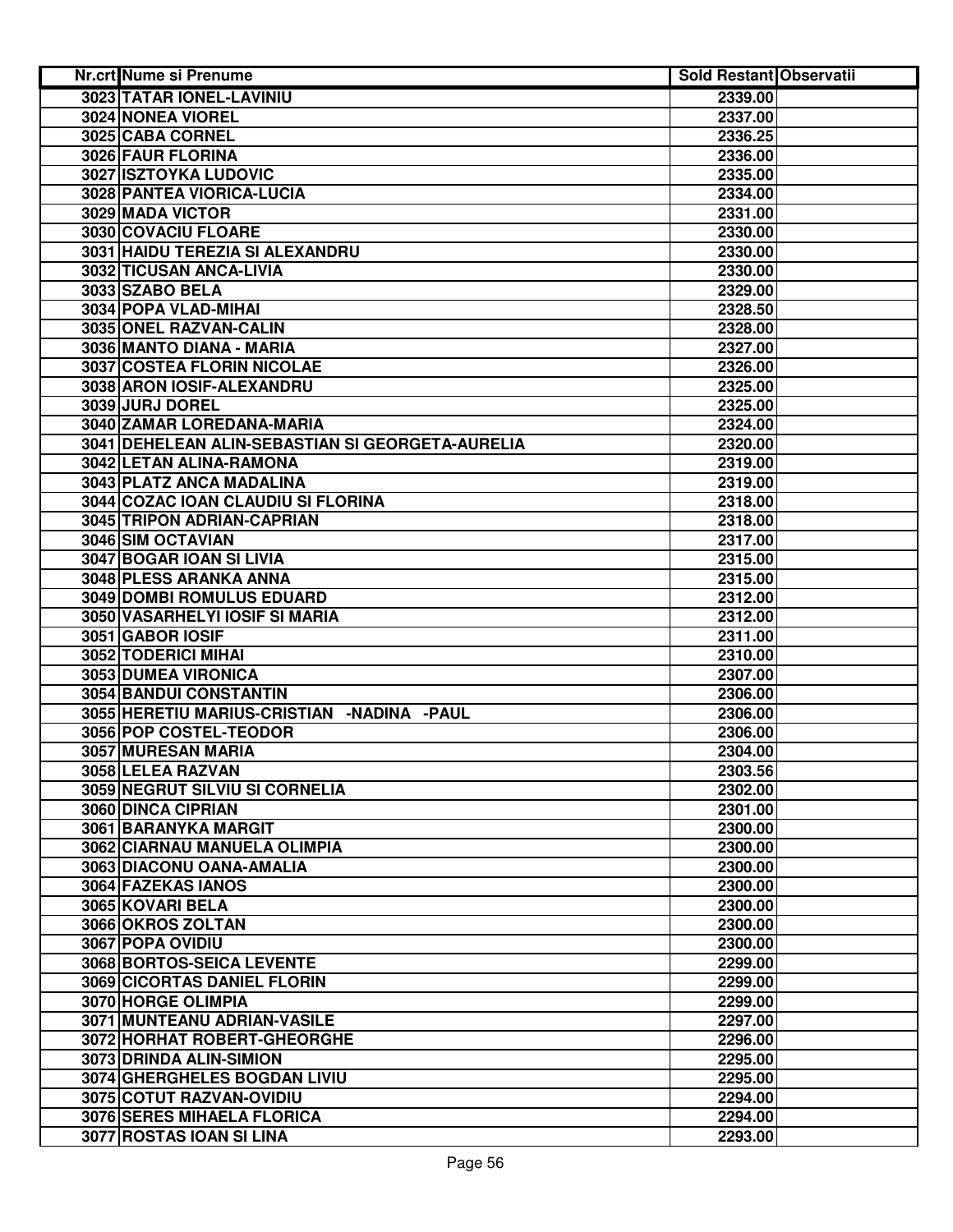| Nr.crt | Nume si Prenume | Sold Restant | Observatii |
|---|---|---|---|
| 3023 | TATAR IONEL-LAVINIU | 2339.00 | |
| 3024 | NONEA VIOREL | 2337.00 | |
| 3025 | CABA CORNEL | 2336.25 | |
| 3026 | FAUR FLORINA | 2336.00 | |
| 3027 | ISZTOYKA LUDOVIC | 2335.00 | |
| 3028 | PANTEA VIORICA-LUCIA | 2334.00 | |
| 3029 | MADA VICTOR | 2331.00 | |
| 3030 | COVACIU FLOARE | 2330.00 | |
| 3031 | HAIDU TEREZIA SI ALEXANDRU | 2330.00 | |
| 3032 | TICUSAN ANCA-LIVIA | 2330.00 | |
| 3033 | SZABO BELA | 2329.00 | |
| 3034 | POPA VLAD-MIHAI | 2328.50 | |
| 3035 | ONEL RAZVAN-CALIN | 2328.00 | |
| 3036 | MANTO DIANA - MARIA | 2327.00 | |
| 3037 | COSTEA FLORIN NICOLAE | 2326.00 | |
| 3038 | ARON IOSIF-ALEXANDRU | 2325.00 | |
| 3039 | JURJ DOREL | 2325.00 | |
| 3040 | ZAMAR LOREDANA-MARIA | 2324.00 | |
| 3041 | DEHELEAN ALIN-SEBASTIAN SI GEORGETA-AURELIA | 2320.00 | |
| 3042 | LETAN ALINA-RAMONA | 2319.00 | |
| 3043 | PLATZ ANCA MADALINA | 2319.00 | |
| 3044 | COZAC IOAN CLAUDIU SI FLORINA | 2318.00 | |
| 3045 | TRIPON ADRIAN-CAPRIAN | 2318.00 | |
| 3046 | SIM OCTAVIAN | 2317.00 | |
| 3047 | BOGAR IOAN SI LIVIA | 2315.00 | |
| 3048 | PLESS ARANKA ANNA | 2315.00 | |
| 3049 | DOMBI ROMULUS EDUARD | 2312.00 | |
| 3050 | VASARHELYI IOSIF SI MARIA | 2312.00 | |
| 3051 | GABOR IOSIF | 2311.00 | |
| 3052 | TODERICI MIHAI | 2310.00 | |
| 3053 | DUMEA VIRONICA | 2307.00 | |
| 3054 | BANDUI CONSTANTIN | 2306.00 | |
| 3055 | HERETIU MARIUS-CRISTIAN -NADINA -PAUL | 2306.00 | |
| 3056 | POP COSTEL-TEODOR | 2306.00 | |
| 3057 | MURESAN MARIA | 2304.00 | |
| 3058 | LELEA RAZVAN | 2303.56 | |
| 3059 | NEGRUT SILVIU SI CORNELIA | 2302.00 | |
| 3060 | DINCA CIPRIAN | 2301.00 | |
| 3061 | BARANYKA MARGIT | 2300.00 | |
| 3062 | CIARNAU MANUELA OLIMPIA | 2300.00 | |
| 3063 | DIACONU OANA-AMALIA | 2300.00 | |
| 3064 | FAZEKAS IANOS | 2300.00 | |
| 3065 | KOVARI BELA | 2300.00 | |
| 3066 | OKROS ZOLTAN | 2300.00 | |
| 3067 | POPA OVIDIU | 2300.00 | |
| 3068 | BORTOS-SEICA LEVENTE | 2299.00 | |
| 3069 | CICORTAS DANIEL FLORIN | 2299.00 | |
| 3070 | HORGE OLIMPIA | 2299.00 | |
| 3071 | MUNTEANU ADRIAN-VASILE | 2297.00 | |
| 3072 | HORHAT ROBERT-GHEORGHE | 2296.00 | |
| 3073 | DRINDA ALIN-SIMION | 2295.00 | |
| 3074 | GHERGHELES BOGDAN LIVIU | 2295.00 | |
| 3075 | COTUT RAZVAN-OVIDIU | 2294.00 | |
| 3076 | SERES MIHAELA FLORICA | 2294.00 | |
| 3077 | ROSTAS IOAN SI LINA | 2293.00 | |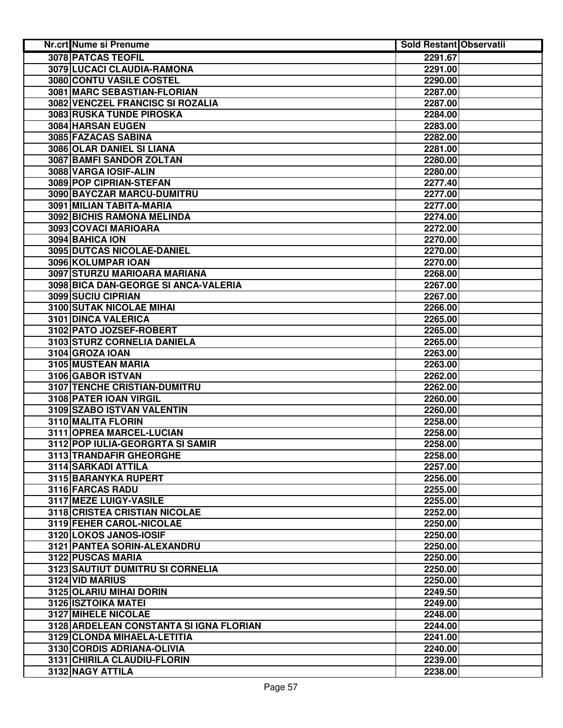| Nr.crt | Nume si Prenume | Sold Restant | Observatii |
|---|---|---|---|
| 3078 | PATCAS TEOFIL | 2291.67 | |
| 3079 | LUCACI CLAUDIA-RAMONA | 2291.00 | |
| 3080 | CONTU VASILE COSTEL | 2290.00 | |
| 3081 | MARC SEBASTIAN-FLORIAN | 2287.00 | |
| 3082 | VENCZEL FRANCISC SI ROZALIA | 2287.00 | |
| 3083 | RUSKA TUNDE PIROSKA | 2284.00 | |
| 3084 | HARSAN EUGEN | 2283.00 | |
| 3085 | FAZACAS SABINA | 2282.00 | |
| 3086 | OLAR DANIEL SI LIANA | 2281.00 | |
| 3087 | BAMFI SANDOR ZOLTAN | 2280.00 | |
| 3088 | VARGA IOSIF-ALIN | 2280.00 | |
| 3089 | POP CIPRIAN-STEFAN | 2277.40 | |
| 3090 | BAYCZAR MARCU-DUMITRU | 2277.00 | |
| 3091 | MILIAN TABITA-MARIA | 2277.00 | |
| 3092 | BICHIS RAMONA MELINDA | 2274.00 | |
| 3093 | COVACI MARIOARA | 2272.00 | |
| 3094 | BAHICA ION | 2270.00 | |
| 3095 | DUTCAS NICOLAE-DANIEL | 2270.00 | |
| 3096 | KOLUMPAR IOAN | 2270.00 | |
| 3097 | STURZU MARIOARA MARIANA | 2268.00 | |
| 3098 | BICA DAN-GEORGE SI ANCA-VALERIA | 2267.00 | |
| 3099 | SUCIU CIPRIAN | 2267.00 | |
| 3100 | SUTAK NICOLAE MIHAI | 2266.00 | |
| 3101 | DINCA VALERICA | 2265.00 | |
| 3102 | PATO JOZSEF-ROBERT | 2265.00 | |
| 3103 | STURZ CORNELIA DANIELA | 2265.00 | |
| 3104 | GROZA IOAN | 2263.00 | |
| 3105 | MUSTEAN MARIA | 2263.00 | |
| 3106 | GABOR ISTVAN | 2262.00 | |
| 3107 | TENCHE CRISTIAN-DUMITRU | 2262.00 | |
| 3108 | PATER IOAN VIRGIL | 2260.00 | |
| 3109 | SZABO ISTVAN VALENTIN | 2260.00 | |
| 3110 | MALITA FLORIN | 2258.00 | |
| 3111 | OPREA MARCEL-LUCIAN | 2258.00 | |
| 3112 | POP IULIA-GEORGRTA SI SAMIR | 2258.00 | |
| 3113 | TRANDAFIR GHEORGHE | 2258.00 | |
| 3114 | SARKADI ATTILA | 2257.00 | |
| 3115 | BARANYKA RUPERT | 2256.00 | |
| 3116 | FARCAS RADU | 2255.00 | |
| 3117 | MEZE LUIGY-VASILE | 2255.00 | |
| 3118 | CRISTEA CRISTIAN NICOLAE | 2252.00 | |
| 3119 | FEHER CAROL-NICOLAE | 2250.00 | |
| 3120 | LOKOS JANOS-IOSIF | 2250.00 | |
| 3121 | PANTEA SORIN-ALEXANDRU | 2250.00 | |
| 3122 | PUSCAS MARIA | 2250.00 | |
| 3123 | SAUTIUT DUMITRU SI CORNELIA | 2250.00 | |
| 3124 | VID MARIUS | 2250.00 | |
| 3125 | OLARIU MIHAI DORIN | 2249.50 | |
| 3126 | ISZTOIKA MATEI | 2249.00 | |
| 3127 | MIHELE NICOLAE | 2248.00 | |
| 3128 | ARDELEAN CONSTANTA SI IGNA FLORIAN | 2244.00 | |
| 3129 | CLONDA MIHAELA-LETITIA | 2241.00 | |
| 3130 | CORDIS ADRIANA-OLIVIA | 2240.00 | |
| 3131 | CHIRILA CLAUDIU-FLORIN | 2239.00 | |
| 3132 | NAGY ATTILA | 2238.00 | |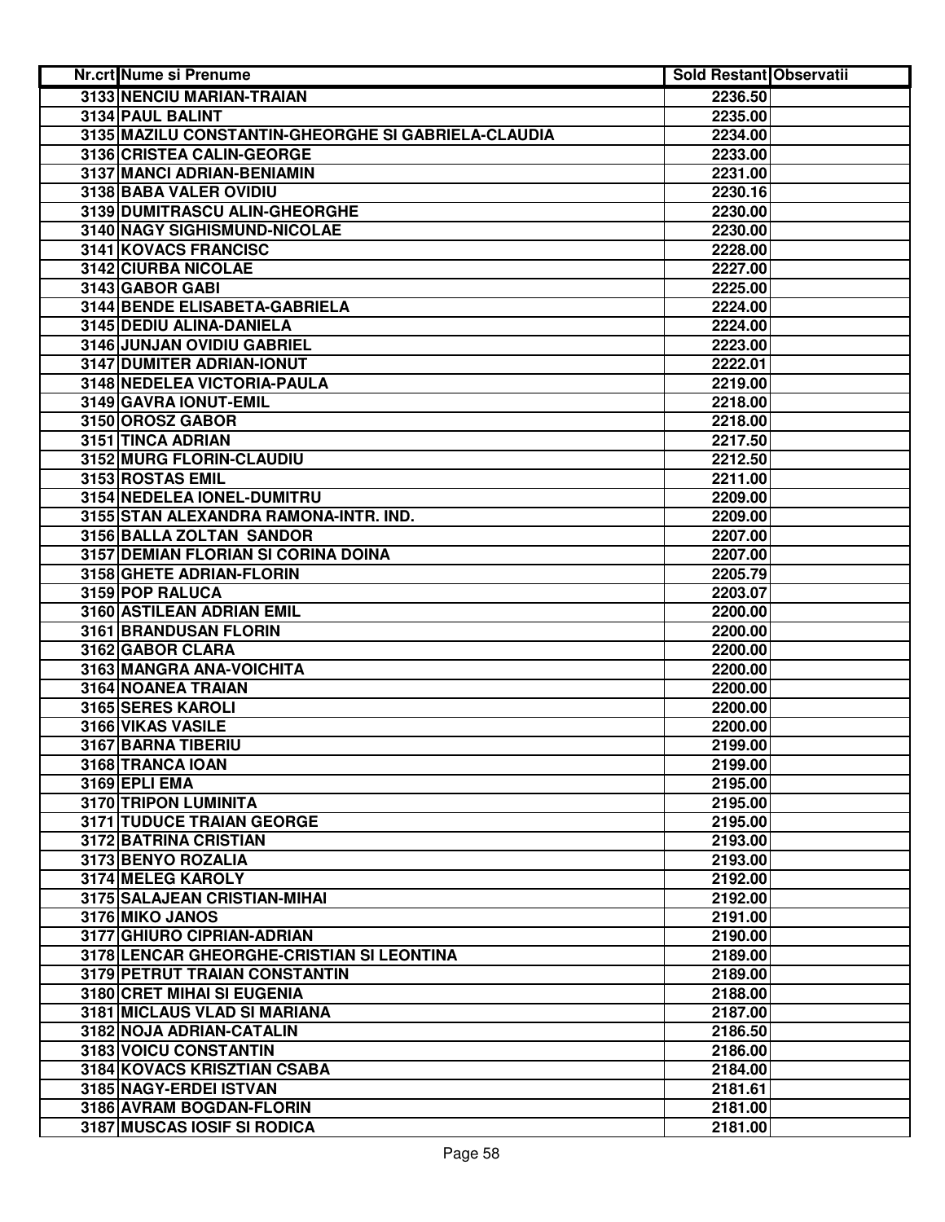| Nr.crt | Nume si Prenume | Sold Restant | Observatii |
|---|---|---|---|
| 3133 | NENCIU MARIAN-TRAIAN | 2236.50 | |
| 3134 | PAUL BALINT | 2235.00 | |
| 3135 | MAZILU CONSTANTIN-GHEORGHE SI GABRIELA-CLAUDIA | 2234.00 | |
| 3136 | CRISTEA CALIN-GEORGE | 2233.00 | |
| 3137 | MANCI ADRIAN-BENIAMIN | 2231.00 | |
| 3138 | BABA VALER OVIDIU | 2230.16 | |
| 3139 | DUMITRASCU ALIN-GHEORGHE | 2230.00 | |
| 3140 | NAGY SIGHISMUND-NICOLAE | 2230.00 | |
| 3141 | KOVACS FRANCISC | 2228.00 | |
| 3142 | CIURBA NICOLAE | 2227.00 | |
| 3143 | GABOR GABI | 2225.00 | |
| 3144 | BENDE ELISABETA-GABRIELA | 2224.00 | |
| 3145 | DEDIU ALINA-DANIELA | 2224.00 | |
| 3146 | JUNJAN OVIDIU GABRIEL | 2223.00 | |
| 3147 | DUMITER ADRIAN-IONUT | 2222.01 | |
| 3148 | NEDELEA VICTORIA-PAULA | 2219.00 | |
| 3149 | GAVRA IONUT-EMIL | 2218.00 | |
| 3150 | OROSZ GABOR | 2218.00 | |
| 3151 | TINCA ADRIAN | 2217.50 | |
| 3152 | MURG FLORIN-CLAUDIU | 2212.50 | |
| 3153 | ROSTAS EMIL | 2211.00 | |
| 3154 | NEDELEA IONEL-DUMITRU | 2209.00 | |
| 3155 | STAN ALEXANDRA RAMONA-INTR. IND. | 2209.00 | |
| 3156 | BALLA ZOLTAN SANDOR | 2207.00 | |
| 3157 | DEMIAN FLORIAN SI CORINA DOINA | 2207.00 | |
| 3158 | GHETE ADRIAN-FLORIN | 2205.79 | |
| 3159 | POP RALUCA | 2203.07 | |
| 3160 | ASTILEAN ADRIAN EMIL | 2200.00 | |
| 3161 | BRANDUSAN FLORIN | 2200.00 | |
| 3162 | GABOR CLARA | 2200.00 | |
| 3163 | MANGRA ANA-VOICHITA | 2200.00 | |
| 3164 | NOANEA TRAIAN | 2200.00 | |
| 3165 | SERES KAROLI | 2200.00 | |
| 3166 | VIKAS VASILE | 2200.00 | |
| 3167 | BARNA TIBERIU | 2199.00 | |
| 3168 | TRANCA IOAN | 2199.00 | |
| 3169 | EPLI EMA | 2195.00 | |
| 3170 | TRIPON LUMINITA | 2195.00 | |
| 3171 | TUDUCE TRAIAN GEORGE | 2195.00 | |
| 3172 | BATRINA CRISTIAN | 2193.00 | |
| 3173 | BENYO ROZALIA | 2193.00 | |
| 3174 | MELEG KAROLY | 2192.00 | |
| 3175 | SALAJEAN CRISTIAN-MIHAI | 2192.00 | |
| 3176 | MIKO JANOS | 2191.00 | |
| 3177 | GHIURO CIPRIAN-ADRIAN | 2190.00 | |
| 3178 | LENCAR GHEORGHE-CRISTIAN SI LEONTINA | 2189.00 | |
| 3179 | PETRUT TRAIAN CONSTANTIN | 2189.00 | |
| 3180 | CRET MIHAI SI EUGENIA | 2188.00 | |
| 3181 | MICLAUS VLAD SI MARIANA | 2187.00 | |
| 3182 | NOJA ADRIAN-CATALIN | 2186.50 | |
| 3183 | VOICU CONSTANTIN | 2186.00 | |
| 3184 | KOVACS KRISZTIAN CSABA | 2184.00 | |
| 3185 | NAGY-ERDEI ISTVAN | 2181.61 | |
| 3186 | AVRAM BOGDAN-FLORIN | 2181.00 | |
| 3187 | MUSCAS IOSIF SI RODICA | 2181.00 | |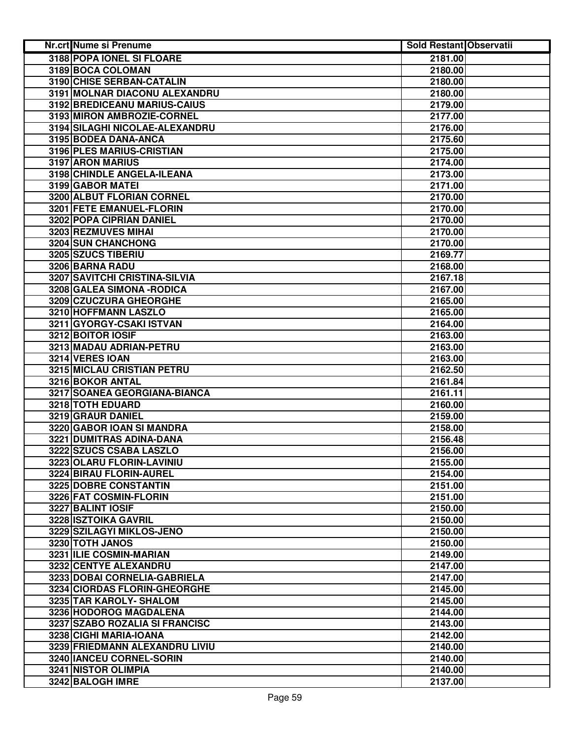| Nr.crt | Nume si Prenume | Sold Restant | Observatii |
|---|---|---|---|
| 3188 | POPA IONEL SI FLOARE | 2181.00 | |
| 3189 | BOCA COLOMAN | 2180.00 | |
| 3190 | CHISE SERBAN-CATALIN | 2180.00 | |
| 3191 | MOLNAR DIACONU ALEXANDRU | 2180.00 | |
| 3192 | BREDICEANU MARIUS-CAIUS | 2179.00 | |
| 3193 | MIRON AMBROZIE-CORNEL | 2177.00 | |
| 3194 | SILAGHI NICOLAE-ALEXANDRU | 2176.00 | |
| 3195 | BODEA DANA-ANCA | 2175.60 | |
| 3196 | PLES MARIUS-CRISTIAN | 2175.00 | |
| 3197 | ARON MARIUS | 2174.00 | |
| 3198 | CHINDLE ANGELA-ILEANA | 2173.00 | |
| 3199 | GABOR MATEI | 2171.00 | |
| 3200 | ALBUT FLORIAN CORNEL | 2170.00 | |
| 3201 | FETE EMANUEL-FLORIN | 2170.00 | |
| 3202 | POPA CIPRIAN DANIEL | 2170.00 | |
| 3203 | REZMUVES MIHAI | 2170.00 | |
| 3204 | SUN CHANCHONG | 2170.00 | |
| 3205 | SZUCS TIBERIU | 2169.77 | |
| 3206 | BARNA RADU | 2168.00 | |
| 3207 | SAVITCHI CRISTINA-SILVIA | 2167.18 | |
| 3208 | GALEA SIMONA -RODICA | 2167.00 | |
| 3209 | CZUCZURA GHEORGHE | 2165.00 | |
| 3210 | HOFFMANN LASZLO | 2165.00 | |
| 3211 | GYORGY-CSAKI ISTVAN | 2164.00 | |
| 3212 | BOITOR IOSIF | 2163.00 | |
| 3213 | MADAU ADRIAN-PETRU | 2163.00 | |
| 3214 | VERES IOAN | 2163.00 | |
| 3215 | MICLAU CRISTIAN PETRU | 2162.50 | |
| 3216 | BOKOR ANTAL | 2161.84 | |
| 3217 | SOANEA GEORGIANA-BIANCA | 2161.11 | |
| 3218 | TOTH EDUARD | 2160.00 | |
| 3219 | GRAUR DANIEL | 2159.00 | |
| 3220 | GABOR IOAN SI MANDRA | 2158.00 | |
| 3221 | DUMITRAS ADINA-DANA | 2156.48 | |
| 3222 | SZUCS CSABA LASZLO | 2156.00 | |
| 3223 | OLARU FLORIN-LAVINIU | 2155.00 | |
| 3224 | BIRAU FLORIN-AUREL | 2154.00 | |
| 3225 | DOBRE CONSTANTIN | 2151.00 | |
| 3226 | FAT COSMIN-FLORIN | 2151.00 | |
| 3227 | BALINT IOSIF | 2150.00 | |
| 3228 | ISZTOIKA GAVRIL | 2150.00 | |
| 3229 | SZILAGYI MIKLOS-JENO | 2150.00 | |
| 3230 | TOTH JANOS | 2150.00 | |
| 3231 | ILIE COSMIN-MARIAN | 2149.00 | |
| 3232 | CENTYE ALEXANDRU | 2147.00 | |
| 3233 | DOBAI CORNELIA-GABRIELA | 2147.00 | |
| 3234 | CIORDAS FLORIN-GHEORGHE | 2145.00 | |
| 3235 | TAR KAROLY- SHALOM | 2145.00 | |
| 3236 | HODOROG MAGDALENA | 2144.00 | |
| 3237 | SZABO ROZALIA SI FRANCISC | 2143.00 | |
| 3238 | CIGHI MARIA-IOANA | 2142.00 | |
| 3239 | FRIEDMANN ALEXANDRU LIVIU | 2140.00 | |
| 3240 | IANCEU CORNEL-SORIN | 2140.00 | |
| 3241 | NISTOR OLIMPIA | 2140.00 | |
| 3242 | BALOGH IMRE | 2137.00 | |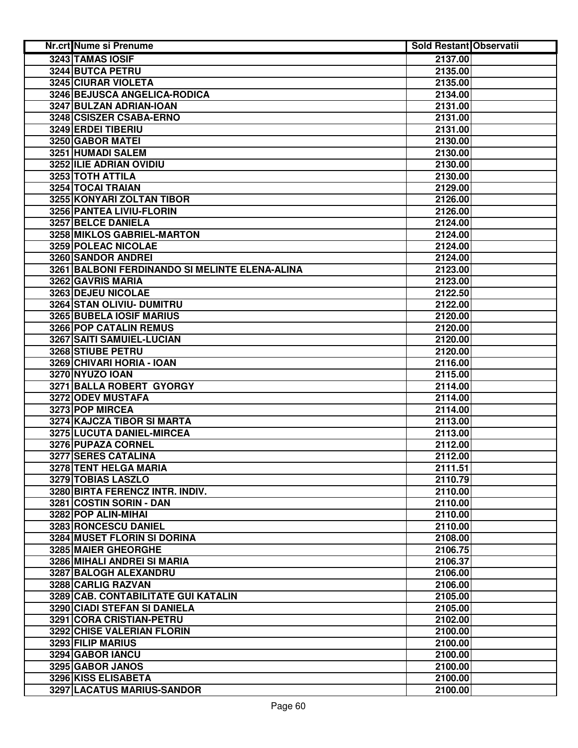| Nr.crt | Nume si Prenume | Sold Restant | Observatii |
|---|---|---|---|
| 3243 | TAMAS IOSIF | 2137.00 | |
| 3244 | BUTCA PETRU | 2135.00 | |
| 3245 | CIURAR VIOLETA | 2135.00 | |
| 3246 | BEJUSCA ANGELICA-RODICA | 2134.00 | |
| 3247 | BULZAN ADRIAN-IOAN | 2131.00 | |
| 3248 | CSISZER CSABA-ERNO | 2131.00 | |
| 3249 | ERDEI TIBERIU | 2131.00 | |
| 3250 | GABOR MATEI | 2130.00 | |
| 3251 | HUMADI SALEM | 2130.00 | |
| 3252 | ILIE ADRIAN OVIDIU | 2130.00 | |
| 3253 | TOTH ATTILA | 2130.00 | |
| 3254 | TOCAI TRAIAN | 2129.00 | |
| 3255 | KONYARI ZOLTAN TIBOR | 2126.00 | |
| 3256 | PANTEA LIVIU-FLORIN | 2126.00 | |
| 3257 | BELCE DANIELA | 2124.00 | |
| 3258 | MIKLOS GABRIEL-MARTON | 2124.00 | |
| 3259 | POLEAC NICOLAE | 2124.00 | |
| 3260 | SANDOR ANDREI | 2124.00 | |
| 3261 | BALBONI FERDINANDO SI MELINTE ELENA-ALINA | 2123.00 | |
| 3262 | GAVRIS MARIA | 2123.00 | |
| 3263 | DEJEU NICOLAE | 2122.50 | |
| 3264 | STAN OLIVIU- DUMITRU | 2122.00 | |
| 3265 | BUBELA IOSIF MARIUS | 2120.00 | |
| 3266 | POP CATALIN REMUS | 2120.00 | |
| 3267 | SAITI SAMUIEL-LUCIAN | 2120.00 | |
| 3268 | STIUBE PETRU | 2120.00 | |
| 3269 | CHIVARI HORIA - IOAN | 2116.00 | |
| 3270 | NYUZO IOAN | 2115.00 | |
| 3271 | BALLA ROBERT GYORGY | 2114.00 | |
| 3272 | ODEV MUSTAFA | 2114.00 | |
| 3273 | POP MIRCEA | 2114.00 | |
| 3274 | KAJCZA TIBOR SI MARTA | 2113.00 | |
| 3275 | LUCUTA DANIEL-MIRCEA | 2113.00 | |
| 3276 | PUPAZA CORNEL | 2112.00 | |
| 3277 | SERES CATALINA | 2112.00 | |
| 3278 | TENT HELGA MARIA | 2111.51 | |
| 3279 | TOBIAS LASZLO | 2110.79 | |
| 3280 | BIRTA FERENCZ INTR. INDIV. | 2110.00 | |
| 3281 | COSTIN SORIN - DAN | 2110.00 | |
| 3282 | POP ALIN-MIHAI | 2110.00 | |
| 3283 | RONCESCU DANIEL | 2110.00 | |
| 3284 | MUSET FLORIN SI DORINA | 2108.00 | |
| 3285 | MAIER GHEORGHE | 2106.75 | |
| 3286 | MIHALI ANDREI SI MARIA | 2106.37 | |
| 3287 | BALOGH ALEXANDRU | 2106.00 | |
| 3288 | CARLIG RAZVAN | 2106.00 | |
| 3289 | CAB. CONTABILITATE GUI KATALIN | 2105.00 | |
| 3290 | CIADI STEFAN SI DANIELA | 2105.00 | |
| 3291 | CORA CRISTIAN-PETRU | 2102.00 | |
| 3292 | CHISE VALERIAN FLORIN | 2100.00 | |
| 3293 | FILIP MARIUS | 2100.00 | |
| 3294 | GABOR IANCU | 2100.00 | |
| 3295 | GABOR JANOS | 2100.00 | |
| 3296 | KISS ELISABETA | 2100.00 | |
| 3297 | LACATUS MARIUS-SANDOR | 2100.00 | |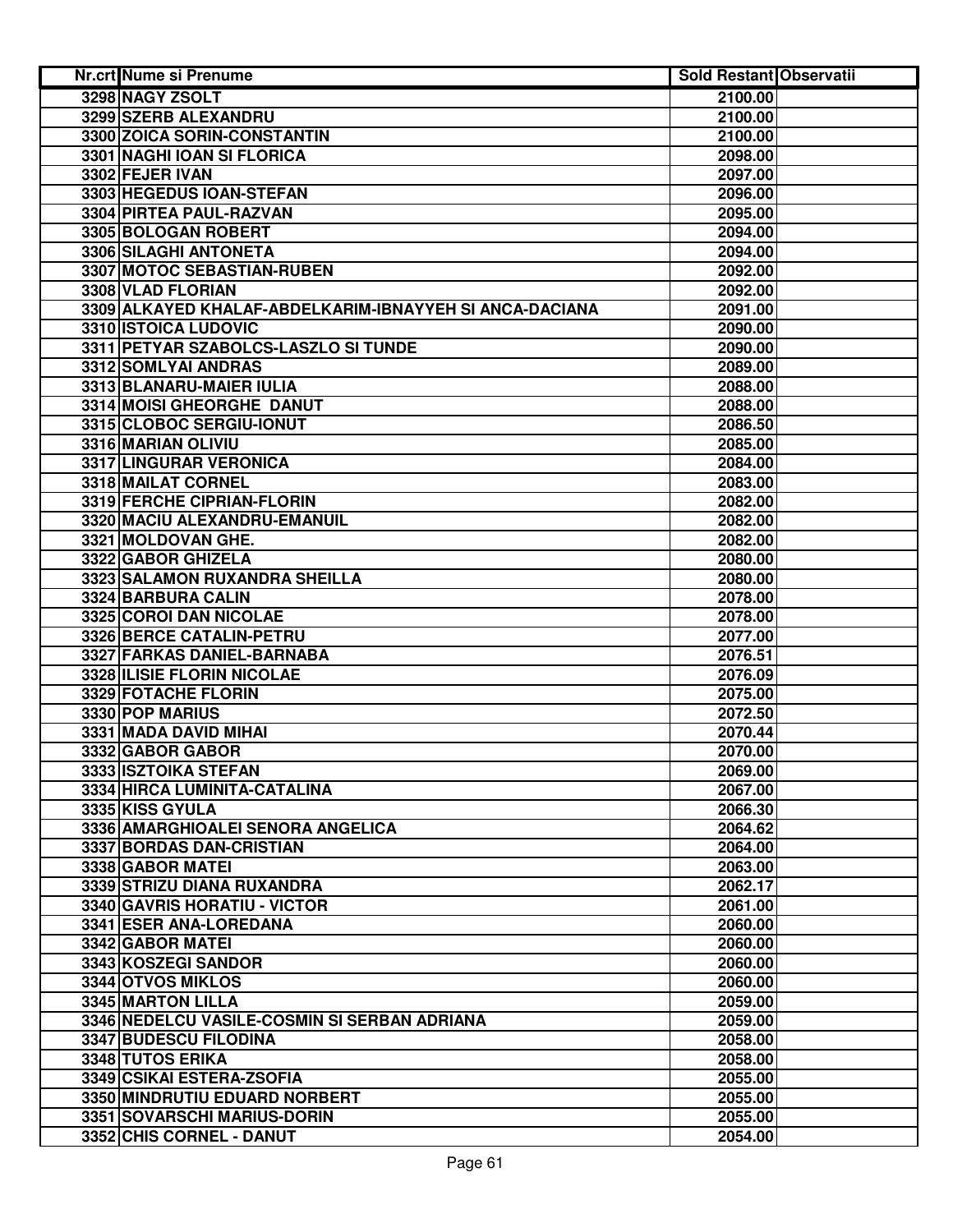| Nr.crt | Nume si Prenume | Sold Restant | Observatii |
|---|---|---|---|
| 3298 | NAGY ZSOLT | 2100.00 | |
| 3299 | SZERB ALEXANDRU | 2100.00 | |
| 3300 | ZOICA SORIN-CONSTANTIN | 2100.00 | |
| 3301 | NAGHI IOAN SI FLORICA | 2098.00 | |
| 3302 | FEJER IVAN | 2097.00 | |
| 3303 | HEGEDUS IOAN-STEFAN | 2096.00 | |
| 3304 | PIRTEA PAUL-RAZVAN | 2095.00 | |
| 3305 | BOLOGAN ROBERT | 2094.00 | |
| 3306 | SILAGHI ANTONETA | 2094.00 | |
| 3307 | MOTOC SEBASTIAN-RUBEN | 2092.00 | |
| 3308 | VLAD FLORIAN | 2092.00 | |
| 3309 | ALKAYED KHALAF-ABDELKARIM-IBNAYYEH SI ANCA-DACIANA | 2091.00 | |
| 3310 | ISTOICA LUDOVIC | 2090.00 | |
| 3311 | PETYAR SZABOLCS-LASZLO SI TUNDE | 2090.00 | |
| 3312 | SOMLYAI ANDRAS | 2089.00 | |
| 3313 | BLANARU-MAIER IULIA | 2088.00 | |
| 3314 | MOISI GHEORGHE DANUT | 2088.00 | |
| 3315 | CLOBOC SERGIU-IONUT | 2086.50 | |
| 3316 | MARIAN OLIVIU | 2085.00 | |
| 3317 | LINGURAR VERONICA | 2084.00 | |
| 3318 | MAILAT CORNEL | 2083.00 | |
| 3319 | FERCHE CIPRIAN-FLORIN | 2082.00 | |
| 3320 | MACIU ALEXANDRU-EMANUIL | 2082.00 | |
| 3321 | MOLDOVAN GHE. | 2082.00 | |
| 3322 | GABOR GHIZELA | 2080.00 | |
| 3323 | SALAMON RUXANDRA SHEILLA | 2080.00 | |
| 3324 | BARBURA CALIN | 2078.00 | |
| 3325 | COROI DAN NICOLAE | 2078.00 | |
| 3326 | BERCE CATALIN-PETRU | 2077.00 | |
| 3327 | FARKAS DANIEL-BARNABA | 2076.51 | |
| 3328 | ILISIE FLORIN NICOLAE | 2076.09 | |
| 3329 | FOTACHE FLORIN | 2075.00 | |
| 3330 | POP MARIUS | 2072.50 | |
| 3331 | MADA DAVID MIHAI | 2070.44 | |
| 3332 | GABOR GABOR | 2070.00 | |
| 3333 | ISZTOIKA STEFAN | 2069.00 | |
| 3334 | HIRCA LUMINITA-CATALINA | 2067.00 | |
| 3335 | KISS GYULA | 2066.30 | |
| 3336 | AMARGHIOALEI SENORA ANGELICA | 2064.62 | |
| 3337 | BORDAS DAN-CRISTIAN | 2064.00 | |
| 3338 | GABOR MATEI | 2063.00 | |
| 3339 | STRIZU DIANA RUXANDRA | 2062.17 | |
| 3340 | GAVRIS HORATIU - VICTOR | 2061.00 | |
| 3341 | ESER ANA-LOREDANA | 2060.00 | |
| 3342 | GABOR MATEI | 2060.00 | |
| 3343 | KOSZEGI SANDOR | 2060.00 | |
| 3344 | OTVOS MIKLOS | 2060.00 | |
| 3345 | MARTON LILLA | 2059.00 | |
| 3346 | NEDELCU VASILE-COSMIN SI SERBAN ADRIANA | 2059.00 | |
| 3347 | BUDESCU FILODINA | 2058.00 | |
| 3348 | TUTOS ERIKA | 2058.00 | |
| 3349 | CSIKAI ESTERA-ZSOFIA | 2055.00 | |
| 3350 | MINDRUTIU EDUARD NORBERT | 2055.00 | |
| 3351 | SOVARSCHI MARIUS-DORIN | 2055.00 | |
| 3352 | CHIS CORNEL - DANUT | 2054.00 | |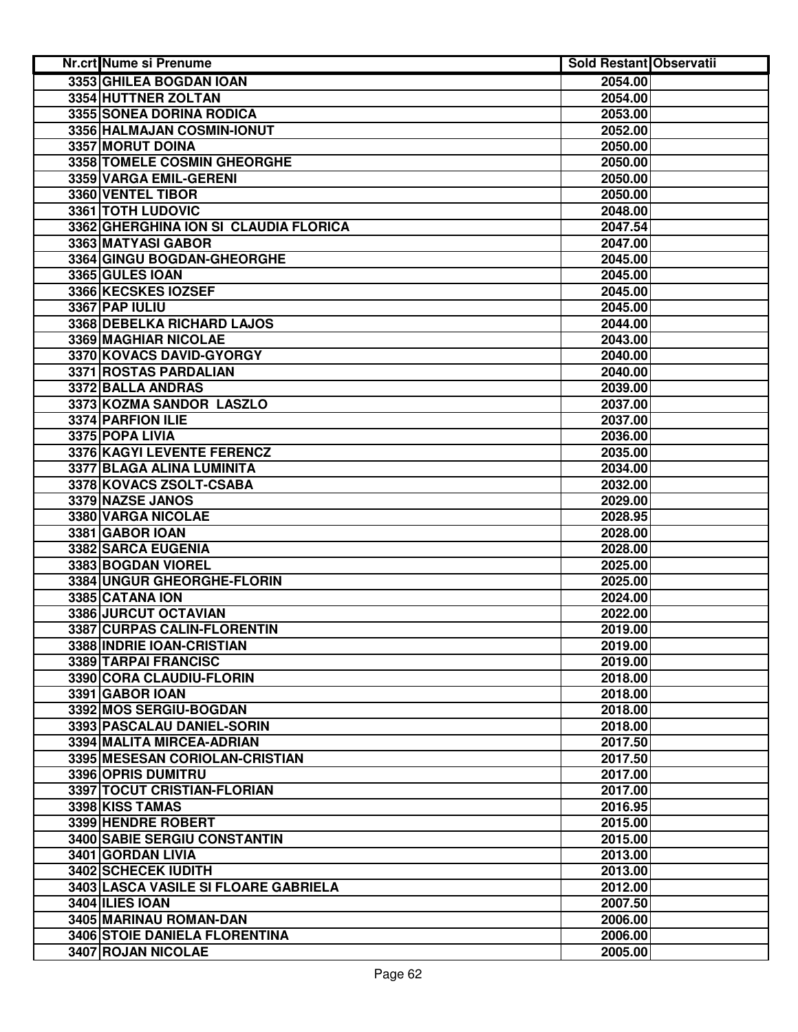| Nr.crt | Nume si Prenume | Sold Restant | Observatii |
|---|---|---|---|
| 3353 | GHILEA BOGDAN IOAN | 2054.00 | |
| 3354 | HUTTNER ZOLTAN | 2054.00 | |
| 3355 | SONEA DORINA RODICA | 2053.00 | |
| 3356 | HALMAJAN COSMIN-IONUT | 2052.00 | |
| 3357 | MORUT DOINA | 2050.00 | |
| 3358 | TOMELE COSMIN GHEORGHE | 2050.00 | |
| 3359 | VARGA EMIL-GERENI | 2050.00 | |
| 3360 | VENTEL TIBOR | 2050.00 | |
| 3361 | TOTH LUDOVIC | 2048.00 | |
| 3362 | GHERGHINA ION SI CLAUDIA FLORICA | 2047.54 | |
| 3363 | MATYASI GABOR | 2047.00 | |
| 3364 | GINGU BOGDAN-GHEORGHE | 2045.00 | |
| 3365 | GULES IOAN | 2045.00 | |
| 3366 | KECSKES IOZSEF | 2045.00 | |
| 3367 | PAP IULIU | 2045.00 | |
| 3368 | DEBELKA RICHARD LAJOS | 2044.00 | |
| 3369 | MAGHIAR NICOLAE | 2043.00 | |
| 3370 | KOVACS DAVID-GYORGY | 2040.00 | |
| 3371 | ROSTAS PARDALIAN | 2040.00 | |
| 3372 | BALLA ANDRAS | 2039.00 | |
| 3373 | KOZMA SANDOR LASZLO | 2037.00 | |
| 3374 | PARFION ILIE | 2037.00 | |
| 3375 | POPA LIVIA | 2036.00 | |
| 3376 | KAGYI LEVENTE FERENCZ | 2035.00 | |
| 3377 | BLAGA ALINA LUMINITA | 2034.00 | |
| 3378 | KOVACS ZSOLT-CSABA | 2032.00 | |
| 3379 | NAZSE JANOS | 2029.00 | |
| 3380 | VARGA NICOLAE | 2028.95 | |
| 3381 | GABOR IOAN | 2028.00 | |
| 3382 | SARCA EUGENIA | 2028.00 | |
| 3383 | BOGDAN VIOREL | 2025.00 | |
| 3384 | UNGUR GHEORGHE-FLORIN | 2025.00 | |
| 3385 | CATANA ION | 2024.00 | |
| 3386 | JURCUT OCTAVIAN | 2022.00 | |
| 3387 | CURPAS CALIN-FLORENTIN | 2019.00 | |
| 3388 | INDRIE IOAN-CRISTIAN | 2019.00 | |
| 3389 | TARPAI FRANCISC | 2019.00 | |
| 3390 | CORA CLAUDIU-FLORIN | 2018.00 | |
| 3391 | GABOR IOAN | 2018.00 | |
| 3392 | MOS SERGIU-BOGDAN | 2018.00 | |
| 3393 | PASCALAU DANIEL-SORIN | 2018.00 | |
| 3394 | MALITA MIRCEA-ADRIAN | 2017.50 | |
| 3395 | MESESAN CORIOLAN-CRISTIAN | 2017.50 | |
| 3396 | OPRIS DUMITRU | 2017.00 | |
| 3397 | TOCUT CRISTIAN-FLORIAN | 2017.00 | |
| 3398 | KISS TAMAS | 2016.95 | |
| 3399 | HENDRE ROBERT | 2015.00 | |
| 3400 | SABIE SERGIU CONSTANTIN | 2015.00 | |
| 3401 | GORDAN LIVIA | 2013.00 | |
| 3402 | SCHECEK IUDITH | 2013.00 | |
| 3403 | LASCA VASILE SI FLOARE GABRIELA | 2012.00 | |
| 3404 | ILIES IOAN | 2007.50 | |
| 3405 | MARINAU ROMAN-DAN | 2006.00 | |
| 3406 | STOIE DANIELA FLORENTINA | 2006.00 | |
| 3407 | ROJAN NICOLAE | 2005.00 | |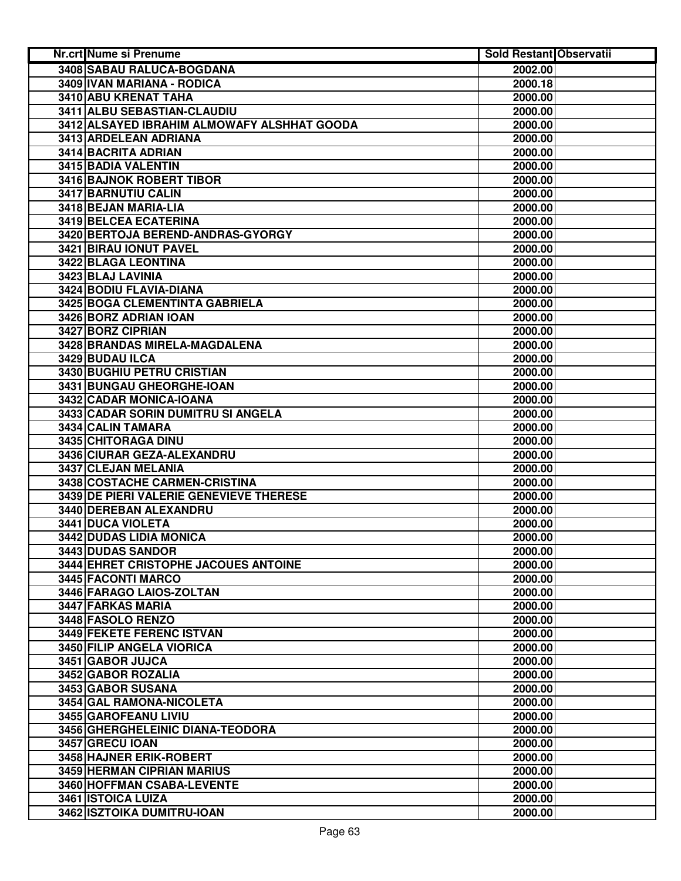| Nr.crt | Nume si Prenume | Sold Restant | Observatii |
|---|---|---|---|
| 3408 | SABAU RALUCA-BOGDANA | 2002.00 | |
| 3409 | IVAN MARIANA - RODICA | 2000.18 | |
| 3410 | ABU KRENAT TAHA | 2000.00 | |
| 3411 | ALBU SEBASTIAN-CLAUDIU | 2000.00 | |
| 3412 | ALSAYED IBRAHIM ALMOWAFY ALSHHAT GOODA | 2000.00 | |
| 3413 | ARDELEAN ADRIANA | 2000.00 | |
| 3414 | BACRITA ADRIAN | 2000.00 | |
| 3415 | BADIA VALENTIN | 2000.00 | |
| 3416 | BAJNOK ROBERT TIBOR | 2000.00 | |
| 3417 | BARNUTIU CALIN | 2000.00 | |
| 3418 | BEJAN MARIA-LIA | 2000.00 | |
| 3419 | BELCEA ECATERINA | 2000.00 | |
| 3420 | BERTOJA BEREND-ANDRAS-GYORGY | 2000.00 | |
| 3421 | BIRAU IONUT PAVEL | 2000.00 | |
| 3422 | BLAGA LEONTINA | 2000.00 | |
| 3423 | BLAJ LAVINIA | 2000.00 | |
| 3424 | BODIU FLAVIA-DIANA | 2000.00 | |
| 3425 | BOGA CLEMENTINTA GABRIELA | 2000.00 | |
| 3426 | BORZ ADRIAN IOAN | 2000.00 | |
| 3427 | BORZ CIPRIAN | 2000.00 | |
| 3428 | BRANDAS MIRELA-MAGDALENA | 2000.00 | |
| 3429 | BUDAU ILCA | 2000.00 | |
| 3430 | BUGHIU PETRU CRISTIAN | 2000.00 | |
| 3431 | BUNGAU GHEORGHE-IOAN | 2000.00 | |
| 3432 | CADAR MONICA-IOANA | 2000.00 | |
| 3433 | CADAR SORIN DUMITRU SI ANGELA | 2000.00 | |
| 3434 | CALIN TAMARA | 2000.00 | |
| 3435 | CHITORAGA DINU | 2000.00 | |
| 3436 | CIURAR GEZA-ALEXANDRU | 2000.00 | |
| 3437 | CLEJAN MELANIA | 2000.00 | |
| 3438 | COSTACHE CARMEN-CRISTINA | 2000.00 | |
| 3439 | DE PIERI VALERIE GENEVIEVE THERESE | 2000.00 | |
| 3440 | DEREBAN ALEXANDRU | 2000.00 | |
| 3441 | DUCA VIOLETA | 2000.00 | |
| 3442 | DUDAS LIDIA MONICA | 2000.00 | |
| 3443 | DUDAS SANDOR | 2000.00 | |
| 3444 | EHRET CRISTOPHE JACOUES ANTOINE | 2000.00 | |
| 3445 | FACONTI MARCO | 2000.00 | |
| 3446 | FARAGO LAIOS-ZOLTAN | 2000.00 | |
| 3447 | FARKAS MARIA | 2000.00 | |
| 3448 | FASOLO RENZO | 2000.00 | |
| 3449 | FEKETE FERENC ISTVAN | 2000.00 | |
| 3450 | FILIP ANGELA VIORICA | 2000.00 | |
| 3451 | GABOR JUJCA | 2000.00 | |
| 3452 | GABOR ROZALIA | 2000.00 | |
| 3453 | GABOR SUSANA | 2000.00 | |
| 3454 | GAL RAMONA-NICOLETA | 2000.00 | |
| 3455 | GAROFEANU LIVIU | 2000.00 | |
| 3456 | GHERGHELEINIC DIANA-TEODORA | 2000.00 | |
| 3457 | GRECU IOAN | 2000.00 | |
| 3458 | HAJNER ERIK-ROBERT | 2000.00 | |
| 3459 | HERMAN CIPRIAN MARIUS | 2000.00 | |
| 3460 | HOFFMAN CSABA-LEVENTE | 2000.00 | |
| 3461 | ISTOICA LUIZA | 2000.00 | |
| 3462 | ISZTOIKA DUMITRU-IOAN | 2000.00 | |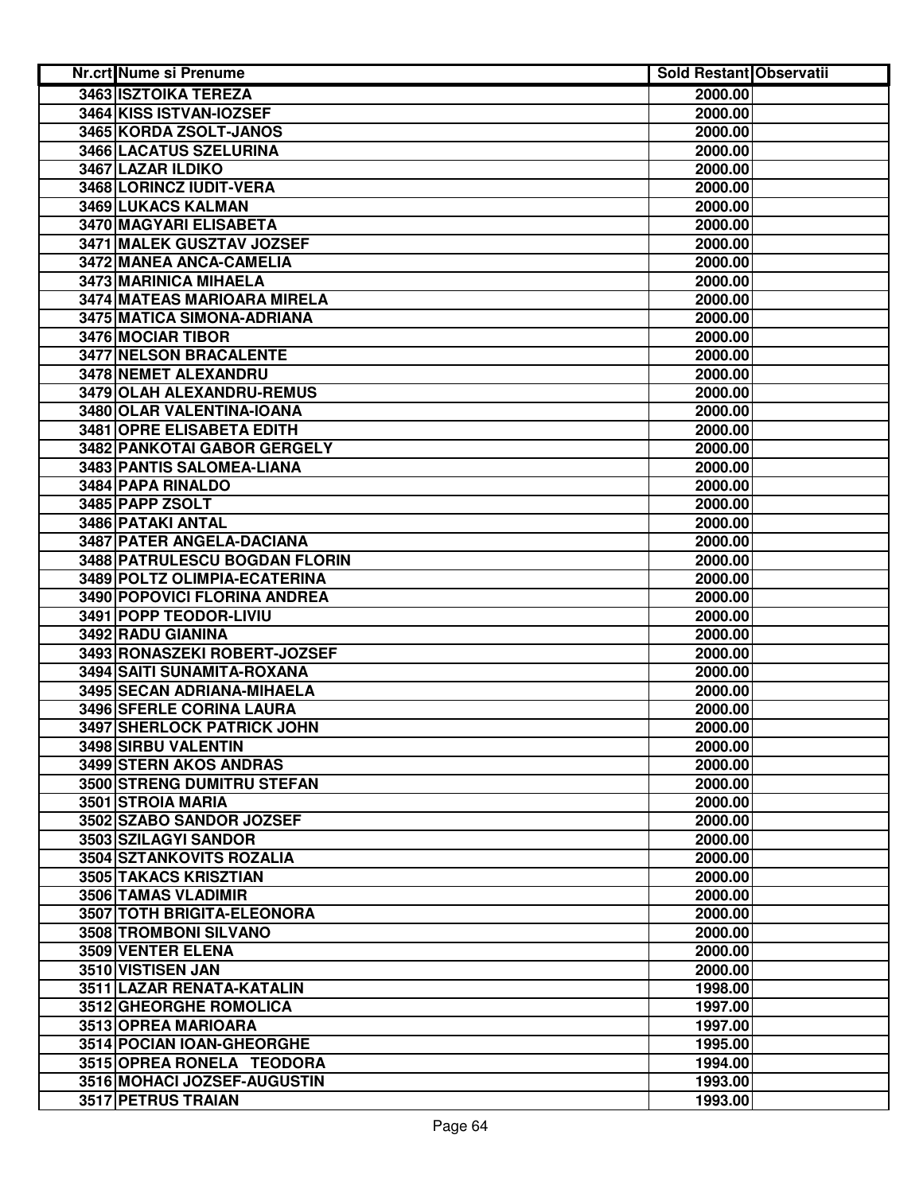| Nr.crt | Nume si Prenume | Sold Restant | Observatii |
|---|---|---|---|
| 3463 | ISZTOIKA TEREZA | 2000.00 | |
| 3464 | KISS ISTVAN-IOZSEF | 2000.00 | |
| 3465 | KORDA ZSOLT-JANOS | 2000.00 | |
| 3466 | LACATUS SZELURINA | 2000.00 | |
| 3467 | LAZAR ILDIKO | 2000.00 | |
| 3468 | LORINCZ IUDIT-VERA | 2000.00 | |
| 3469 | LUKACS KALMAN | 2000.00 | |
| 3470 | MAGYARI ELISABETA | 2000.00 | |
| 3471 | MALEK GUSZTAV JOZSEF | 2000.00 | |
| 3472 | MANEA ANCA-CAMELIA | 2000.00 | |
| 3473 | MARINICA MIHAELA | 2000.00 | |
| 3474 | MATEAS MARIOARA MIRELA | 2000.00 | |
| 3475 | MATICA SIMONA-ADRIANA | 2000.00 | |
| 3476 | MOCIAR TIBOR | 2000.00 | |
| 3477 | NELSON BRACALENTE | 2000.00 | |
| 3478 | NEMET ALEXANDRU | 2000.00 | |
| 3479 | OLAH ALEXANDRU-REMUS | 2000.00 | |
| 3480 | OLAR VALENTINA-IOANA | 2000.00 | |
| 3481 | OPRE ELISABETA EDITH | 2000.00 | |
| 3482 | PANKOTAI GABOR GERGELY | 2000.00 | |
| 3483 | PANTIS SALOMEA-LIANA | 2000.00 | |
| 3484 | PAPA RINALDO | 2000.00 | |
| 3485 | PAPP ZSOLT | 2000.00 | |
| 3486 | PATAKI ANTAL | 2000.00 | |
| 3487 | PATER ANGELA-DACIANA | 2000.00 | |
| 3488 | PATRULESCU BOGDAN FLORIN | 2000.00 | |
| 3489 | POLTZ OLIMPIA-ECATERINA | 2000.00 | |
| 3490 | POPOVICI FLORINA ANDREA | 2000.00 | |
| 3491 | POPP TEODOR-LIVIU | 2000.00 | |
| 3492 | RADU GIANINA | 2000.00 | |
| 3493 | RONASZEKI ROBERT-JOZSEF | 2000.00 | |
| 3494 | SAITI SUNAMITA-ROXANA | 2000.00 | |
| 3495 | SECAN ADRIANA-MIHAELA | 2000.00 | |
| 3496 | SFERLE CORINA LAURA | 2000.00 | |
| 3497 | SHERLOCK PATRICK JOHN | 2000.00 | |
| 3498 | SIRBU VALENTIN | 2000.00 | |
| 3499 | STERN AKOS ANDRAS | 2000.00 | |
| 3500 | STRENG DUMITRU STEFAN | 2000.00 | |
| 3501 | STROIA MARIA | 2000.00 | |
| 3502 | SZABO SANDOR JOZSEF | 2000.00 | |
| 3503 | SZILAGYI SANDOR | 2000.00 | |
| 3504 | SZTANKOVITS ROZALIA | 2000.00 | |
| 3505 | TAKACS KRISZTIAN | 2000.00 | |
| 3506 | TAMAS VLADIMIR | 2000.00 | |
| 3507 | TOTH BRIGITA-ELEONORA | 2000.00 | |
| 3508 | TROMBONI SILVANO | 2000.00 | |
| 3509 | VENTER ELENA | 2000.00 | |
| 3510 | VISTISEN JAN | 2000.00 | |
| 3511 | LAZAR RENATA-KATALIN | 1998.00 | |
| 3512 | GHEORGHE ROMOLICA | 1997.00 | |
| 3513 | OPREA MARIOARA | 1997.00 | |
| 3514 | POCIAN IOAN-GHEORGHE | 1995.00 | |
| 3515 | OPREA RONELA TEODORA | 1994.00 | |
| 3516 | MOHACI JOZSEF-AUGUSTIN | 1993.00 | |
| 3517 | PETRUS TRAIAN | 1993.00 | |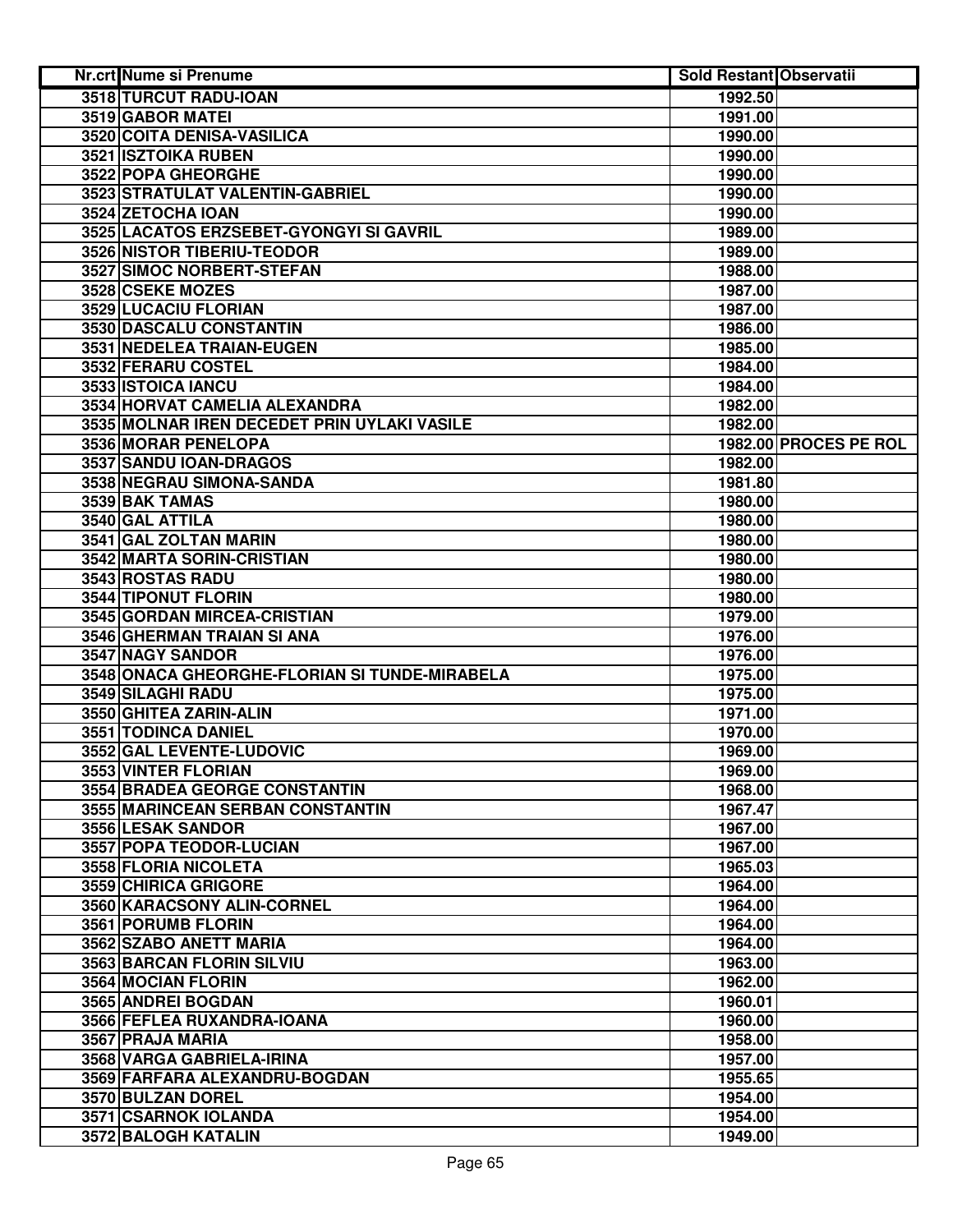| Nr.crt | Nume si Prenume | Sold Restant | Observatii |
|---|---|---|---|
| 3518 | TURCUT RADU-IOAN | 1992.50 | |
| 3519 | GABOR MATEI | 1991.00 | |
| 3520 | COITA DENISA-VASILICA | 1990.00 | |
| 3521 | ISZTOIKA RUBEN | 1990.00 | |
| 3522 | POPA GHEORGHE | 1990.00 | |
| 3523 | STRATULAT VALENTIN-GABRIEL | 1990.00 | |
| 3524 | ZETOCHA IOAN | 1990.00 | |
| 3525 | LACATOS ERZSEBET-GYONGYI SI GAVRIL | 1989.00 | |
| 3526 | NISTOR TIBERIU-TEODOR | 1989.00 | |
| 3527 | SIMOC NORBERT-STEFAN | 1988.00 | |
| 3528 | CSEKE MOZES | 1987.00 | |
| 3529 | LUCACIU FLORIAN | 1987.00 | |
| 3530 | DASCALU CONSTANTIN | 1986.00 | |
| 3531 | NEDELEA TRAIAN-EUGEN | 1985.00 | |
| 3532 | FERARU COSTEL | 1984.00 | |
| 3533 | ISTOICA IANCU | 1984.00 | |
| 3534 | HORVAT CAMELIA ALEXANDRA | 1982.00 | |
| 3535 | MOLNAR IREN DECEDET PRIN UYLAKI VASILE | 1982.00 | |
| 3536 | MORAR PENELOPA | 1982.00 | PROCES PE ROL |
| 3537 | SANDU IOAN-DRAGOS | 1982.00 | |
| 3538 | NEGRAU SIMONA-SANDA | 1981.80 | |
| 3539 | BAK TAMAS | 1980.00 | |
| 3540 | GAL ATTILA | 1980.00 | |
| 3541 | GAL ZOLTAN MARIN | 1980.00 | |
| 3542 | MARTA SORIN-CRISTIAN | 1980.00 | |
| 3543 | ROSTAS RADU | 1980.00 | |
| 3544 | TIPONUT FLORIN | 1980.00 | |
| 3545 | GORDAN MIRCEA-CRISTIAN | 1979.00 | |
| 3546 | GHERMAN TRAIAN SI ANA | 1976.00 | |
| 3547 | NAGY SANDOR | 1976.00 | |
| 3548 | ONACA GHEORGHE-FLORIAN SI TUNDE-MIRABELA | 1975.00 | |
| 3549 | SILAGHI RADU | 1975.00 | |
| 3550 | GHITEA ZARIN-ALIN | 1971.00 | |
| 3551 | TODINCA DANIEL | 1970.00 | |
| 3552 | GAL LEVENTE-LUDOVIC | 1969.00 | |
| 3553 | VINTER FLORIAN | 1969.00 | |
| 3554 | BRADEA GEORGE CONSTANTIN | 1968.00 | |
| 3555 | MARINCEAN SERBAN CONSTANTIN | 1967.47 | |
| 3556 | LESAK SANDOR | 1967.00 | |
| 3557 | POPA TEODOR-LUCIAN | 1967.00 | |
| 3558 | FLORIA NICOLETA | 1965.03 | |
| 3559 | CHIRICA GRIGORE | 1964.00 | |
| 3560 | KARACSONY ALIN-CORNEL | 1964.00 | |
| 3561 | PORUMB FLORIN | 1964.00 | |
| 3562 | SZABO ANETT MARIA | 1964.00 | |
| 3563 | BARCAN FLORIN SILVIU | 1963.00 | |
| 3564 | MOCIAN FLORIN | 1962.00 | |
| 3565 | ANDREI BOGDAN | 1960.01 | |
| 3566 | FEFLEA RUXANDRA-IOANA | 1960.00 | |
| 3567 | PRAJA MARIA | 1958.00 | |
| 3568 | VARGA GABRIELA-IRINA | 1957.00 | |
| 3569 | FARFARA ALEXANDRU-BOGDAN | 1955.65 | |
| 3570 | BULZAN DOREL | 1954.00 | |
| 3571 | CSARNOK IOLANDA | 1954.00 | |
| 3572 | BALOGH KATALIN | 1949.00 | |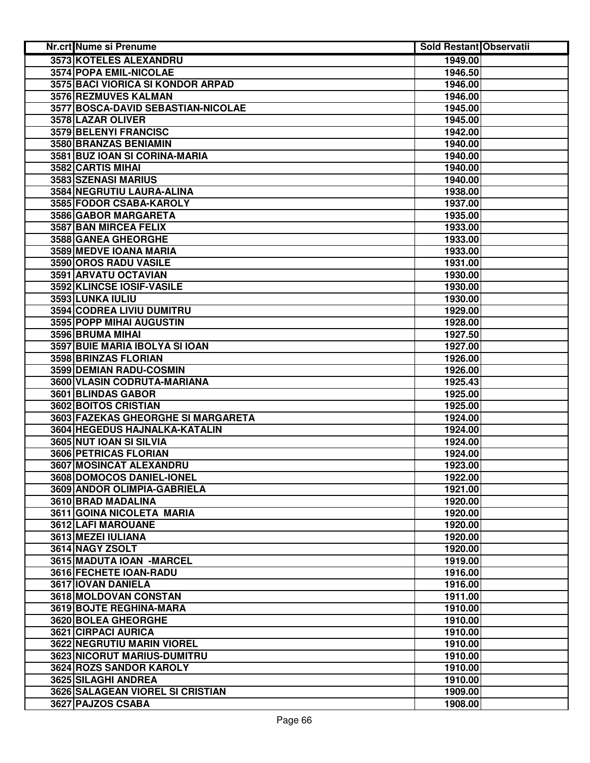| Nr.crt | Nume si Prenume | Sold Restant | Observatii |
|---|---|---|---|
| 3573 | KOTELES ALEXANDRU | 1949.00 | |
| 3574 | POPA EMIL-NICOLAE | 1946.50 | |
| 3575 | BACI VIORICA SI KONDOR ARPAD | 1946.00 | |
| 3576 | REZMUVES KALMAN | 1946.00 | |
| 3577 | BOSCA-DAVID SEBASTIAN-NICOLAE | 1945.00 | |
| 3578 | LAZAR OLIVER | 1945.00 | |
| 3579 | BELENYI FRANCISC | 1942.00 | |
| 3580 | BRANZAS BENIAMIN | 1940.00 | |
| 3581 | BUZ IOAN SI CORINA-MARIA | 1940.00 | |
| 3582 | CARTIS MIHAI | 1940.00 | |
| 3583 | SZENASI MARIUS | 1940.00 | |
| 3584 | NEGRUTIU LAURA-ALINA | 1938.00 | |
| 3585 | FODOR CSABA-KAROLY | 1937.00 | |
| 3586 | GABOR MARGARETA | 1935.00 | |
| 3587 | BAN MIRCEA FELIX | 1933.00 | |
| 3588 | GANEA GHEORGHE | 1933.00 | |
| 3589 | MEDVE IOANA MARIA | 1933.00 | |
| 3590 | OROS RADU VASILE | 1931.00 | |
| 3591 | ARVATU OCTAVIAN | 1930.00 | |
| 3592 | KLINCSE IOSIF-VASILE | 1930.00 | |
| 3593 | LUNKA IULIU | 1930.00 | |
| 3594 | CODREA LIVIU DUMITRU | 1929.00 | |
| 3595 | POPP MIHAI AUGUSTIN | 1928.00 | |
| 3596 | BRUMA MIHAI | 1927.50 | |
| 3597 | BUIE MARIA IBOLYA SI IOAN | 1927.00 | |
| 3598 | BRINZAS FLORIAN | 1926.00 | |
| 3599 | DEMIAN RADU-COSMIN | 1926.00 | |
| 3600 | VLASIN CODRUTA-MARIANA | 1925.43 | |
| 3601 | BLINDAS GABOR | 1925.00 | |
| 3602 | BOITOS CRISTIAN | 1925.00 | |
| 3603 | FAZEKAS GHEORGHE SI MARGARETA | 1924.00 | |
| 3604 | HEGEDUS HAJNALKA-KATALIN | 1924.00 | |
| 3605 | NUT IOAN SI SILVIA | 1924.00 | |
| 3606 | PETRICAS FLORIAN | 1924.00 | |
| 3607 | MOSINCAT ALEXANDRU | 1923.00 | |
| 3608 | DOMOCOS DANIEL-IONEL | 1922.00 | |
| 3609 | ANDOR OLIMPIA-GABRIELA | 1921.00 | |
| 3610 | BRAD MADALINA | 1920.00 | |
| 3611 | GOINA NICOLETA  MARIA | 1920.00 | |
| 3612 | LAFI MAROUANE | 1920.00 | |
| 3613 | MEZEI IULIANA | 1920.00 | |
| 3614 | NAGY ZSOLT | 1920.00 | |
| 3615 | MADUTA IOAN  -MARCEL | 1919.00 | |
| 3616 | FECHETE IOAN-RADU | 1916.00 | |
| 3617 | IOVAN DANIELA | 1916.00 | |
| 3618 | MOLDOVAN CONSTAN | 1911.00 | |
| 3619 | BOJTE REGHINA-MARA | 1910.00 | |
| 3620 | BOLEA GHEORGHE | 1910.00 | |
| 3621 | CIRPACI AURICA | 1910.00 | |
| 3622 | NEGRUTIU MARIN VIOREL | 1910.00 | |
| 3623 | NICORUT MARIUS-DUMITRU | 1910.00 | |
| 3624 | ROZS SANDOR KAROLY | 1910.00 | |
| 3625 | SILAGHI ANDREA | 1910.00 | |
| 3626 | SALAGEAN VIOREL SI CRISTIAN | 1909.00 | |
| 3627 | PAJZOS CSABA | 1908.00 | |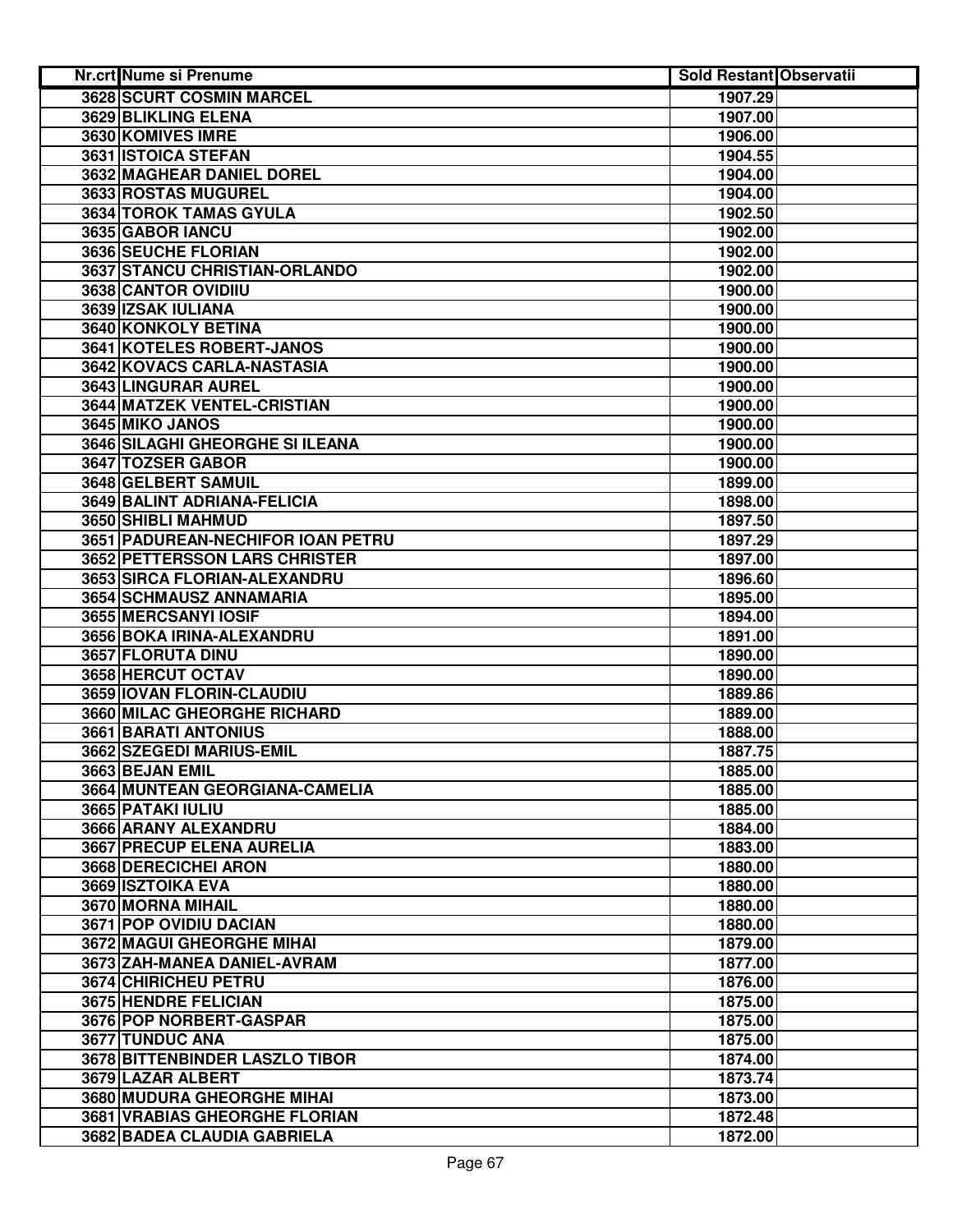| Nr.crt | Nume si Prenume | Sold Restant | Observatii |
|---|---|---|---|
| 3628 | SCURT COSMIN MARCEL | 1907.29 | |
| 3629 | BLIKLING ELENA | 1907.00 | |
| 3630 | KOMIVES IMRE | 1906.00 | |
| 3631 | ISTOICA STEFAN | 1904.55 | |
| 3632 | MAGHEAR DANIEL DOREL | 1904.00 | |
| 3633 | ROSTAS MUGUREL | 1904.00 | |
| 3634 | TOROK TAMAS GYULA | 1902.50 | |
| 3635 | GABOR IANCU | 1902.00 | |
| 3636 | SEUCHE FLORIAN | 1902.00 | |
| 3637 | STANCU CHRISTIAN-ORLANDO | 1902.00 | |
| 3638 | CANTOR OVIDIIU | 1900.00 | |
| 3639 | IZSAK IULIANA | 1900.00 | |
| 3640 | KONKOLY BETINA | 1900.00 | |
| 3641 | KOTELES ROBERT-JANOS | 1900.00 | |
| 3642 | KOVACS CARLA-NASTASIA | 1900.00 | |
| 3643 | LINGURAR AUREL | 1900.00 | |
| 3644 | MATZEK VENTEL-CRISTIAN | 1900.00 | |
| 3645 | MIKO JANOS | 1900.00 | |
| 3646 | SILAGHI GHEORGHE SI ILEANA | 1900.00 | |
| 3647 | TOZSER GABOR | 1900.00 | |
| 3648 | GELBERT SAMUIL | 1899.00 | |
| 3649 | BALINT ADRIANA-FELICIA | 1898.00 | |
| 3650 | SHIBLI MAHMUD | 1897.50 | |
| 3651 | PADUREAN-NECHIFOR IOAN PETRU | 1897.29 | |
| 3652 | PETTERSSON LARS CHRISTER | 1897.00 | |
| 3653 | SIRCA FLORIAN-ALEXANDRU | 1896.60 | |
| 3654 | SCHMAUSZ ANNAMARIA | 1895.00 | |
| 3655 | MERCSANYI IOSIF | 1894.00 | |
| 3656 | BOKA IRINA-ALEXANDRU | 1891.00 | |
| 3657 | FLORUTA DINU | 1890.00 | |
| 3658 | HERCUT OCTAV | 1890.00 | |
| 3659 | IOVAN FLORIN-CLAUDIU | 1889.86 | |
| 3660 | MILAC GHEORGHE RICHARD | 1889.00 | |
| 3661 | BARATI ANTONIUS | 1888.00 | |
| 3662 | SZEGEDI MARIUS-EMIL | 1887.75 | |
| 3663 | BEJAN EMIL | 1885.00 | |
| 3664 | MUNTEAN GEORGIANA-CAMELIA | 1885.00 | |
| 3665 | PATAKI IULIU | 1885.00 | |
| 3666 | ARANY ALEXANDRU | 1884.00 | |
| 3667 | PRECUP ELENA AURELIA | 1883.00 | |
| 3668 | DERECICHEI ARON | 1880.00 | |
| 3669 | ISZTOIKA EVA | 1880.00 | |
| 3670 | MORNA MIHAIL | 1880.00 | |
| 3671 | POP OVIDIU DACIAN | 1880.00 | |
| 3672 | MAGUI GHEORGHE MIHAI | 1879.00 | |
| 3673 | ZAH-MANEA DANIEL-AVRAM | 1877.00 | |
| 3674 | CHIRICHEU PETRU | 1876.00 | |
| 3675 | HENDRE FELICIAN | 1875.00 | |
| 3676 | POP NORBERT-GASPAR | 1875.00 | |
| 3677 | TUNDUC ANA | 1875.00 | |
| 3678 | BITTENBINDER LASZLO TIBOR | 1874.00 | |
| 3679 | LAZAR ALBERT | 1873.74 | |
| 3680 | MUDURA GHEORGHE MIHAI | 1873.00 | |
| 3681 | VRABIAS GHEORGHE FLORIAN | 1872.48 | |
| 3682 | BADEA CLAUDIA GABRIELA | 1872.00 | |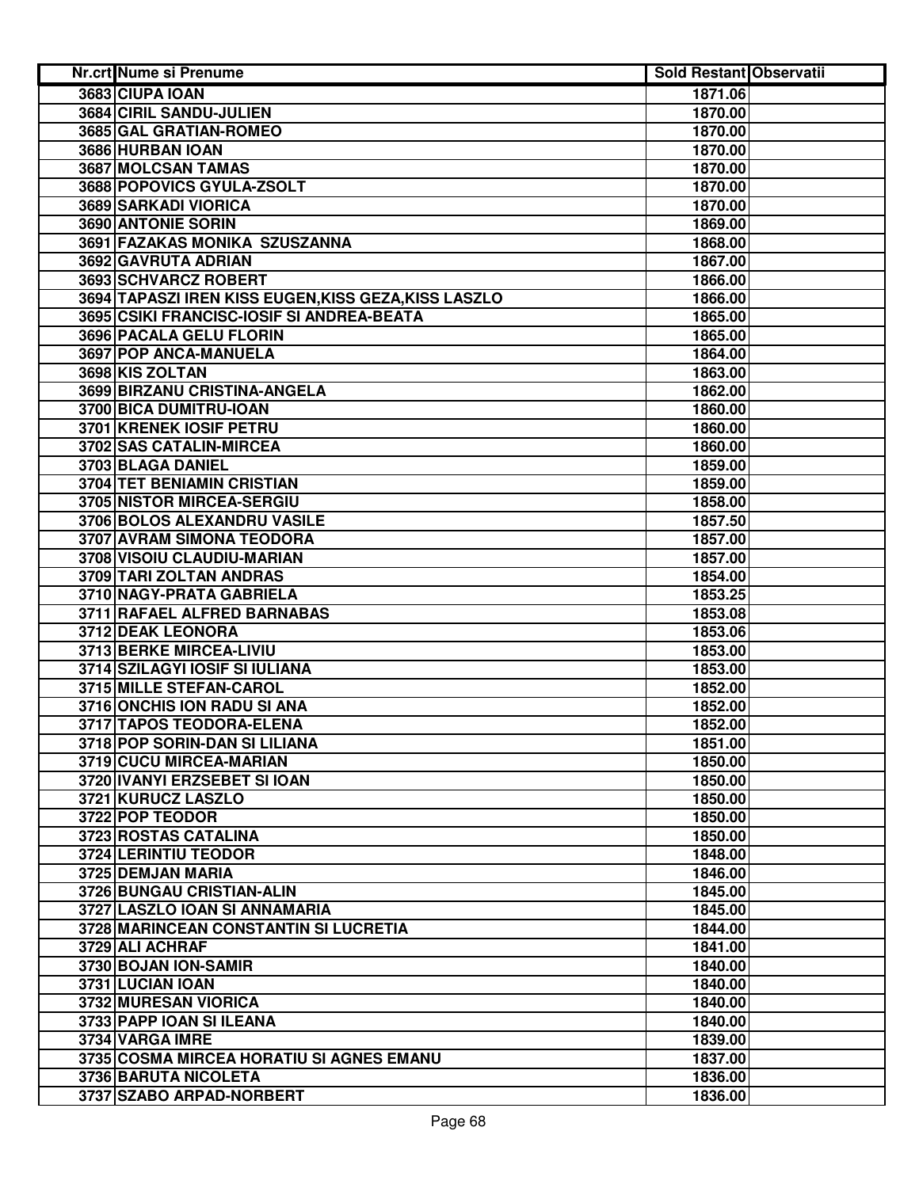| Nr.crt | Nume si Prenume | Sold Restant | Observatii |
|---|---|---|---|
| 3683 | CIUPA IOAN | 1871.06 | |
| 3684 | CIRIL SANDU-JULIEN | 1870.00 | |
| 3685 | GAL GRATIAN-ROMEO | 1870.00 | |
| 3686 | HURBAN IOAN | 1870.00 | |
| 3687 | MOLCSAN TAMAS | 1870.00 | |
| 3688 | POPOVICS GYULA-ZSOLT | 1870.00 | |
| 3689 | SARKADI VIORICA | 1870.00 | |
| 3690 | ANTONIE SORIN | 1869.00 | |
| 3691 | FAZAKAS MONIKA SZUSZANNA | 1868.00 | |
| 3692 | GAVRUTA ADRIAN | 1867.00 | |
| 3693 | SCHVARCZ ROBERT | 1866.00 | |
| 3694 | TAPASZI IREN KISS EUGEN,KISS GEZA,KISS LASZLO | 1866.00 | |
| 3695 | CSIKI FRANCISC-IOSIF SI ANDREA-BEATA | 1865.00 | |
| 3696 | PACALA GELU FLORIN | 1865.00 | |
| 3697 | POP ANCA-MANUELA | 1864.00 | |
| 3698 | KIS ZOLTAN | 1863.00 | |
| 3699 | BIRZANU CRISTINA-ANGELA | 1862.00 | |
| 3700 | BICA DUMITRU-IOAN | 1860.00 | |
| 3701 | KRENEK IOSIF PETRU | 1860.00 | |
| 3702 | SAS CATALIN-MIRCEA | 1860.00 | |
| 3703 | BLAGA DANIEL | 1859.00 | |
| 3704 | TET BENIAMIN CRISTIAN | 1859.00 | |
| 3705 | NISTOR MIRCEA-SERGIU | 1858.00 | |
| 3706 | BOLOS ALEXANDRU VASILE | 1857.50 | |
| 3707 | AVRAM SIMONA TEODORA | 1857.00 | |
| 3708 | VISOIU CLAUDIU-MARIAN | 1857.00 | |
| 3709 | TARI ZOLTAN ANDRAS | 1854.00 | |
| 3710 | NAGY-PRATA GABRIELA | 1853.25 | |
| 3711 | RAFAEL ALFRED BARNABAS | 1853.08 | |
| 3712 | DEAK LEONORA | 1853.06 | |
| 3713 | BERKE MIRCEA-LIVIU | 1853.00 | |
| 3714 | SZILAGYI IOSIF SI IULIANA | 1853.00 | |
| 3715 | MILLE STEFAN-CAROL | 1852.00 | |
| 3716 | ONCHIS ION RADU SI ANA | 1852.00 | |
| 3717 | TAPOS TEODORA-ELENA | 1852.00 | |
| 3718 | POP SORIN-DAN SI LILIANA | 1851.00 | |
| 3719 | CUCU MIRCEA-MARIAN | 1850.00 | |
| 3720 | IVANYI ERZSEBET SI IOAN | 1850.00 | |
| 3721 | KURUCZ LASZLO | 1850.00 | |
| 3722 | POP TEODOR | 1850.00 | |
| 3723 | ROSTAS CATALINA | 1850.00 | |
| 3724 | LERINTIU TEODOR | 1848.00 | |
| 3725 | DEMJAN MARIA | 1846.00 | |
| 3726 | BUNGAU CRISTIAN-ALIN | 1845.00 | |
| 3727 | LASZLO IOAN SI ANNAMARIA | 1845.00 | |
| 3728 | MARINCEAN CONSTANTIN SI LUCRETIA | 1844.00 | |
| 3729 | ALI ACHRAF | 1841.00 | |
| 3730 | BOJAN ION-SAMIR | 1840.00 | |
| 3731 | LUCIAN IOAN | 1840.00 | |
| 3732 | MURESAN VIORICA | 1840.00 | |
| 3733 | PAPP IOAN SI ILEANA | 1840.00 | |
| 3734 | VARGA IMRE | 1839.00 | |
| 3735 | COSMA MIRCEA HORATIU SI AGNES EMANU | 1837.00 | |
| 3736 | BARUTA NICOLETA | 1836.00 | |
| 3737 | SZABO ARPAD-NORBERT | 1836.00 | |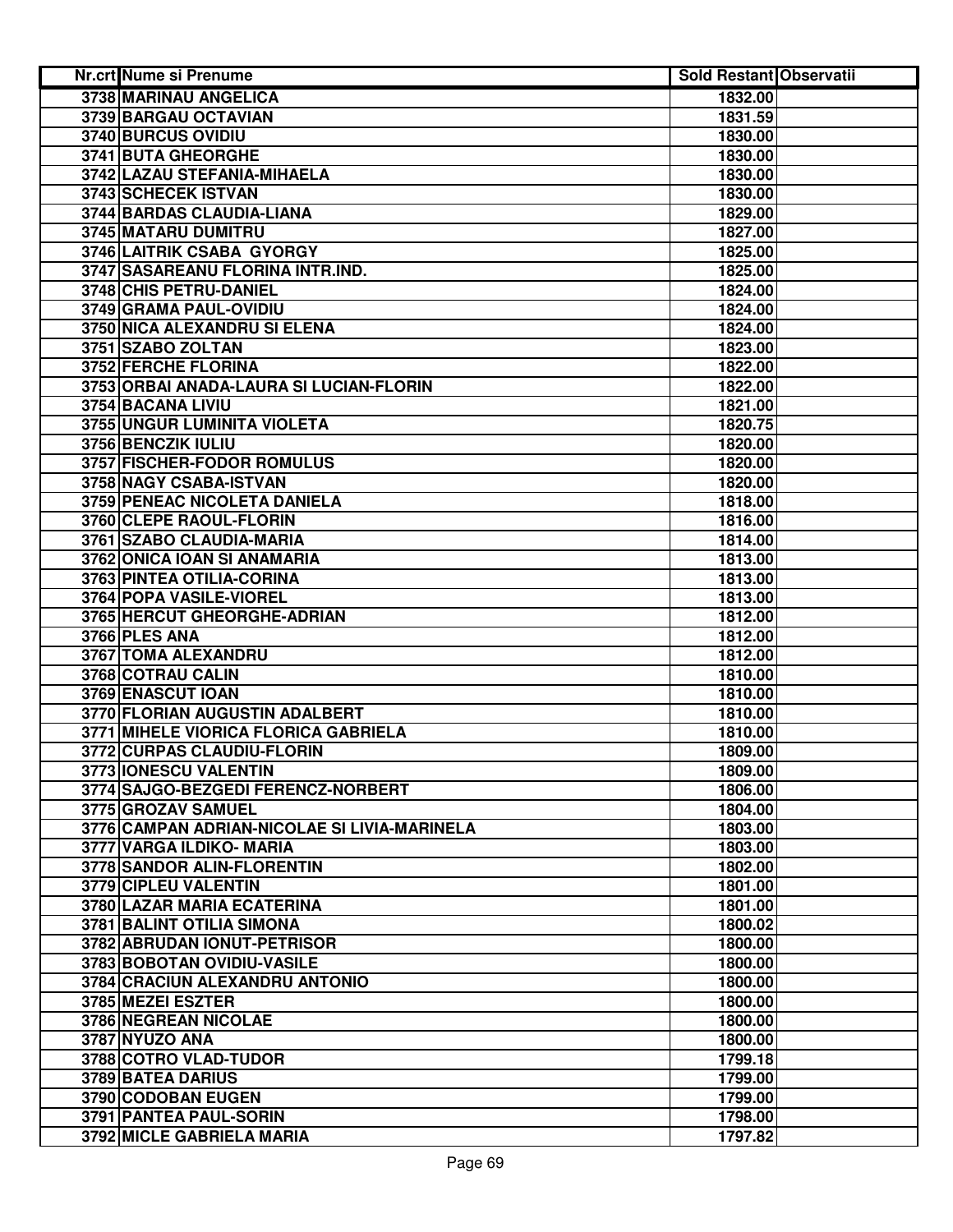| Nr.crt | Nume si Prenume | Sold Restant | Observatii |
| --- | --- | --- | --- |
| 3738 | MARINAU ANGELICA | 1832.00 | |
| 3739 | BARGAU OCTAVIAN | 1831.59 | |
| 3740 | BURCUS OVIDIU | 1830.00 | |
| 3741 | BUTA GHEORGHE | 1830.00 | |
| 3742 | LAZAU STEFANIA-MIHAELA | 1830.00 | |
| 3743 | SCHECEK ISTVAN | 1830.00 | |
| 3744 | BARDAS CLAUDIA-LIANA | 1829.00 | |
| 3745 | MATARU DUMITRU | 1827.00 | |
| 3746 | LAITRIK CSABA GYORGY | 1825.00 | |
| 3747 | SASAREANU FLORINA INTR.IND. | 1825.00 | |
| 3748 | CHIS PETRU-DANIEL | 1824.00 | |
| 3749 | GRAMA PAUL-OVIDIU | 1824.00 | |
| 3750 | NICA ALEXANDRU SI ELENA | 1824.00 | |
| 3751 | SZABO ZOLTAN | 1823.00 | |
| 3752 | FERCHE FLORINA | 1822.00 | |
| 3753 | ORBAI ANADA-LAURA SI LUCIAN-FLORIN | 1822.00 | |
| 3754 | BACANA LIVIU | 1821.00 | |
| 3755 | UNGUR LUMINITA VIOLETA | 1820.75 | |
| 3756 | BENCZIK IULIU | 1820.00 | |
| 3757 | FISCHER-FODOR ROMULUS | 1820.00 | |
| 3758 | NAGY CSABA-ISTVAN | 1820.00 | |
| 3759 | PENEAC NICOLETA DANIELA | 1818.00 | |
| 3760 | CLEPE RAOUL-FLORIN | 1816.00 | |
| 3761 | SZABO CLAUDIA-MARIA | 1814.00 | |
| 3762 | ONICA IOAN SI ANAMARIA | 1813.00 | |
| 3763 | PINTEA OTILIA-CORINA | 1813.00 | |
| 3764 | POPA VASILE-VIOREL | 1813.00 | |
| 3765 | HERCUT GHEORGHE-ADRIAN | 1812.00 | |
| 3766 | PLES ANA | 1812.00 | |
| 3767 | TOMA ALEXANDRU | 1812.00 | |
| 3768 | COTRAU CALIN | 1810.00 | |
| 3769 | ENASCUT IOAN | 1810.00 | |
| 3770 | FLORIAN AUGUSTIN ADALBERT | 1810.00 | |
| 3771 | MIHELE VIORICA FLORICA GABRIELA | 1810.00 | |
| 3772 | CURPAS CLAUDIU-FLORIN | 1809.00 | |
| 3773 | IONESCU VALENTIN | 1809.00 | |
| 3774 | SAJGO-BEZGEDI FERENCZ-NORBERT | 1806.00 | |
| 3775 | GROZAV SAMUEL | 1804.00 | |
| 3776 | CAMPAN ADRIAN-NICOLAE SI LIVIA-MARINELA | 1803.00 | |
| 3777 | VARGA ILDIKO- MARIA | 1803.00 | |
| 3778 | SANDOR ALIN-FLORENTIN | 1802.00 | |
| 3779 | CIPLEU VALENTIN | 1801.00 | |
| 3780 | LAZAR MARIA ECATERINA | 1801.00 | |
| 3781 | BALINT OTILIA SIMONA | 1800.02 | |
| 3782 | ABRUDAN IONUT-PETRISOR | 1800.00 | |
| 3783 | BOBOTAN OVIDIU-VASILE | 1800.00 | |
| 3784 | CRACIUN ALEXANDRU ANTONIO | 1800.00 | |
| 3785 | MEZEI ESZTER | 1800.00 | |
| 3786 | NEGREAN NICOLAE | 1800.00 | |
| 3787 | NYUZO ANA | 1800.00 | |
| 3788 | COTRO VLAD-TUDOR | 1799.18 | |
| 3789 | BATEA DARIUS | 1799.00 | |
| 3790 | CODOBAN EUGEN | 1799.00 | |
| 3791 | PANTEA PAUL-SORIN | 1798.00 | |
| 3792 | MICLE GABRIELA MARIA | 1797.82 | |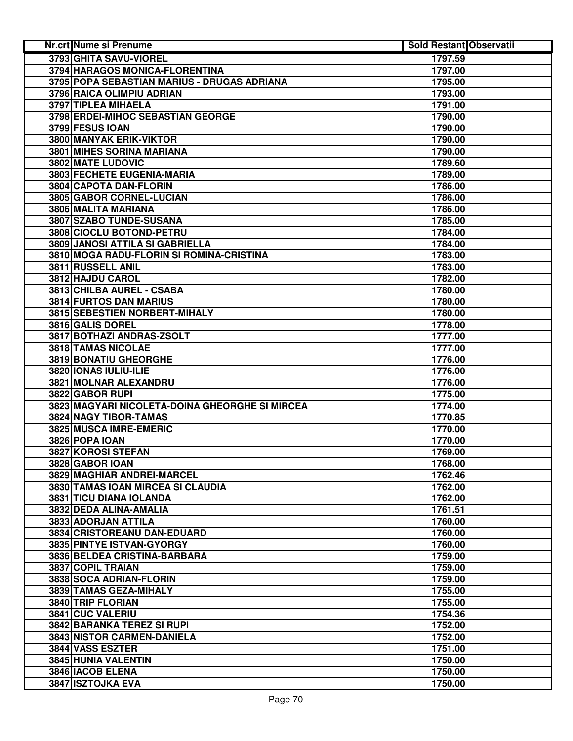| Nr.crt | Nume si Prenume | Sold Restant | Observatii |
| --- | --- | --- | --- |
| 3793 | GHITA SAVU-VIOREL | 1797.59 | |
| 3794 | HARAGOS MONICA-FLORENTINA | 1797.00 | |
| 3795 | POPA SEBASTIAN MARIUS - DRUGAS ADRIANA | 1795.00 | |
| 3796 | RAICA OLIMPIU ADRIAN | 1793.00 | |
| 3797 | TIPLEA MIHAELA | 1791.00 | |
| 3798 | ERDEI-MIHOC SEBASTIAN GEORGE | 1790.00 | |
| 3799 | FESUS IOAN | 1790.00 | |
| 3800 | MANYAK ERIK-VIKTOR | 1790.00 | |
| 3801 | MIHES SORINA MARIANA | 1790.00 | |
| 3802 | MATE LUDOVIC | 1789.60 | |
| 3803 | FECHETE EUGENIA-MARIA | 1789.00 | |
| 3804 | CAPOTA DAN-FLORIN | 1786.00 | |
| 3805 | GABOR CORNEL-LUCIAN | 1786.00 | |
| 3806 | MALITA MARIANA | 1786.00 | |
| 3807 | SZABO TUNDE-SUSANA | 1785.00 | |
| 3808 | CIOCLU BOTOND-PETRU | 1784.00 | |
| 3809 | JANOSI ATTILA SI GABRIELLA | 1784.00 | |
| 3810 | MOGA RADU-FLORIN SI ROMINA-CRISTINA | 1783.00 | |
| 3811 | RUSSELL ANIL | 1783.00 | |
| 3812 | HAJDU CAROL | 1782.00 | |
| 3813 | CHILBA AUREL - CSABA | 1780.00 | |
| 3814 | FURTOS DAN MARIUS | 1780.00 | |
| 3815 | SEBESTIEN NORBERT-MIHALY | 1780.00 | |
| 3816 | GALIS DOREL | 1778.00 | |
| 3817 | BOTHAZI ANDRAS-ZSOLT | 1777.00 | |
| 3818 | TAMAS NICOLAE | 1777.00 | |
| 3819 | BONATIU GHEORGHE | 1776.00 | |
| 3820 | IONAS IULIU-ILIE | 1776.00 | |
| 3821 | MOLNAR ALEXANDRU | 1776.00 | |
| 3822 | GABOR RUPI | 1775.00 | |
| 3823 | MAGYARI NICOLETA-DOINA GHEORGHE SI MIRCEA | 1774.00 | |
| 3824 | NAGY TIBOR-TAMAS | 1770.85 | |
| 3825 | MUSCA IMRE-EMERIC | 1770.00 | |
| 3826 | POPA IOAN | 1770.00 | |
| 3827 | KOROSI STEFAN | 1769.00 | |
| 3828 | GABOR IOAN | 1768.00 | |
| 3829 | MAGHIAR ANDREI-MARCEL | 1762.46 | |
| 3830 | TAMAS IOAN MIRCEA SI CLAUDIA | 1762.00 | |
| 3831 | TICU DIANA IOLANDA | 1762.00 | |
| 3832 | DEDA ALINA-AMALIA | 1761.51 | |
| 3833 | ADORJAN ATTILA | 1760.00 | |
| 3834 | CRISTOREANU DAN-EDUARD | 1760.00 | |
| 3835 | PINTYE ISTVAN-GYORGY | 1760.00 | |
| 3836 | BELDEA CRISTINA-BARBARA | 1759.00 | |
| 3837 | COPIL TRAIAN | 1759.00 | |
| 3838 | SOCA ADRIAN-FLORIN | 1759.00 | |
| 3839 | TAMAS GEZA-MIHALY | 1755.00 | |
| 3840 | TRIP FLORIAN | 1755.00 | |
| 3841 | CUC VALERIU | 1754.36 | |
| 3842 | BARANKA TEREZ SI RUPI | 1752.00 | |
| 3843 | NISTOR CARMEN-DANIELA | 1752.00 | |
| 3844 | VASS ESZTER | 1751.00 | |
| 3845 | HUNIA VALENTIN | 1750.00 | |
| 3846 | IACOB ELENA | 1750.00 | |
| 3847 | ISZTOJKA EVA | 1750.00 | |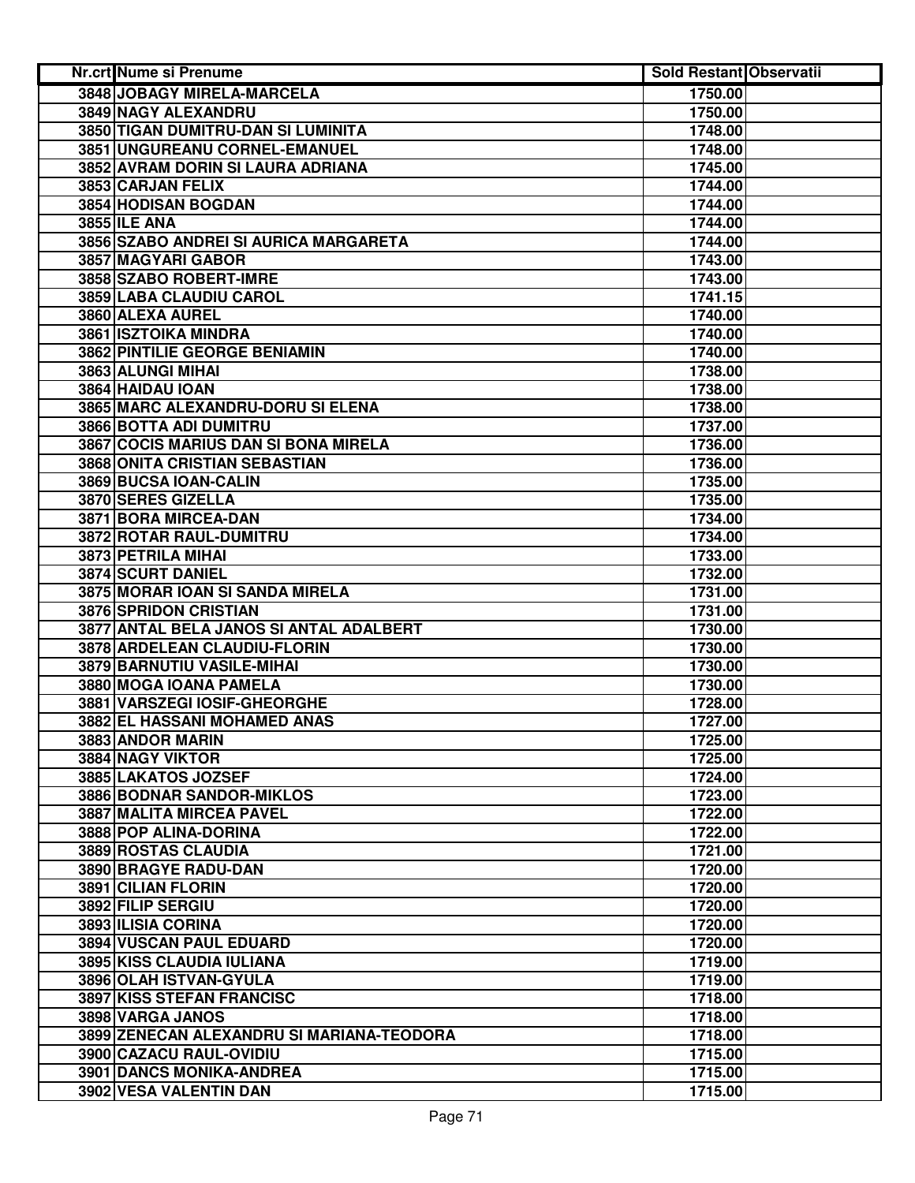| Nr.crt | Nume si Prenume | Sold Restant | Observatii |
|---|---|---|---|
| 3848 | JOBAGY MIRELA-MARCELA | 1750.00 | |
| 3849 | NAGY ALEXANDRU | 1750.00 | |
| 3850 | TIGAN DUMITRU-DAN SI LUMINITA | 1748.00 | |
| 3851 | UNGUREANU CORNEL-EMANUEL | 1748.00 | |
| 3852 | AVRAM DORIN SI LAURA ADRIANA | 1745.00 | |
| 3853 | CARJAN FELIX | 1744.00 | |
| 3854 | HODISAN BOGDAN | 1744.00 | |
| 3855 | ILE ANA | 1744.00 | |
| 3856 | SZABO ANDREI SI AURICA MARGARETA | 1744.00 | |
| 3857 | MAGYARI GABOR | 1743.00 | |
| 3858 | SZABO ROBERT-IMRE | 1743.00 | |
| 3859 | LABA CLAUDIU CAROL | 1741.15 | |
| 3860 | ALEXA AUREL | 1740.00 | |
| 3861 | ISZTOIKA MINDRA | 1740.00 | |
| 3862 | PINTILIE GEORGE BENIAMIN | 1740.00 | |
| 3863 | ALUNGI MIHAI | 1738.00 | |
| 3864 | HAIDAU IOAN | 1738.00 | |
| 3865 | MARC ALEXANDRU-DORU SI ELENA | 1738.00 | |
| 3866 | BOTTA ADI DUMITRU | 1737.00 | |
| 3867 | COCIS MARIUS DAN SI BONA MIRELA | 1736.00 | |
| 3868 | ONITA CRISTIAN SEBASTIAN | 1736.00 | |
| 3869 | BUCSA IOAN-CALIN | 1735.00 | |
| 3870 | SERES GIZELLA | 1735.00 | |
| 3871 | BORA MIRCEA-DAN | 1734.00 | |
| 3872 | ROTAR RAUL-DUMITRU | 1734.00 | |
| 3873 | PETRILA MIHAI | 1733.00 | |
| 3874 | SCURT DANIEL | 1732.00 | |
| 3875 | MORAR IOAN SI SANDA MIRELA | 1731.00 | |
| 3876 | SPRIDON CRISTIAN | 1731.00 | |
| 3877 | ANTAL BELA JANOS SI ANTAL ADALBERT | 1730.00 | |
| 3878 | ARDELEAN CLAUDIU-FLORIN | 1730.00 | |
| 3879 | BARNUTIU VASILE-MIHAI | 1730.00 | |
| 3880 | MOGA IOANA PAMELA | 1730.00 | |
| 3881 | VARSZEGI IOSIF-GHEORGHE | 1728.00 | |
| 3882 | EL HASSANI MOHAMED ANAS | 1727.00 | |
| 3883 | ANDOR MARIN | 1725.00 | |
| 3884 | NAGY VIKTOR | 1725.00 | |
| 3885 | LAKATOS JOZSEF | 1724.00 | |
| 3886 | BODNAR SANDOR-MIKLOS | 1723.00 | |
| 3887 | MALITA MIRCEA PAVEL | 1722.00 | |
| 3888 | POP ALINA-DORINA | 1722.00 | |
| 3889 | ROSTAS CLAUDIA | 1721.00 | |
| 3890 | BRAGYE RADU-DAN | 1720.00 | |
| 3891 | CILIAN FLORIN | 1720.00 | |
| 3892 | FILIP SERGIU | 1720.00 | |
| 3893 | ILISIA CORINA | 1720.00 | |
| 3894 | VUSCAN PAUL EDUARD | 1720.00 | |
| 3895 | KISS CLAUDIA IULIANA | 1719.00 | |
| 3896 | OLAH ISTVAN-GYULA | 1719.00 | |
| 3897 | KISS STEFAN FRANCISC | 1718.00 | |
| 3898 | VARGA JANOS | 1718.00 | |
| 3899 | ZENECAN ALEXANDRU SI MARIANA-TEODORA | 1718.00 | |
| 3900 | CAZACU RAUL-OVIDIU | 1715.00 | |
| 3901 | DANCS MONIKA-ANDREA | 1715.00 | |
| 3902 | VESA VALENTIN DAN | 1715.00 | |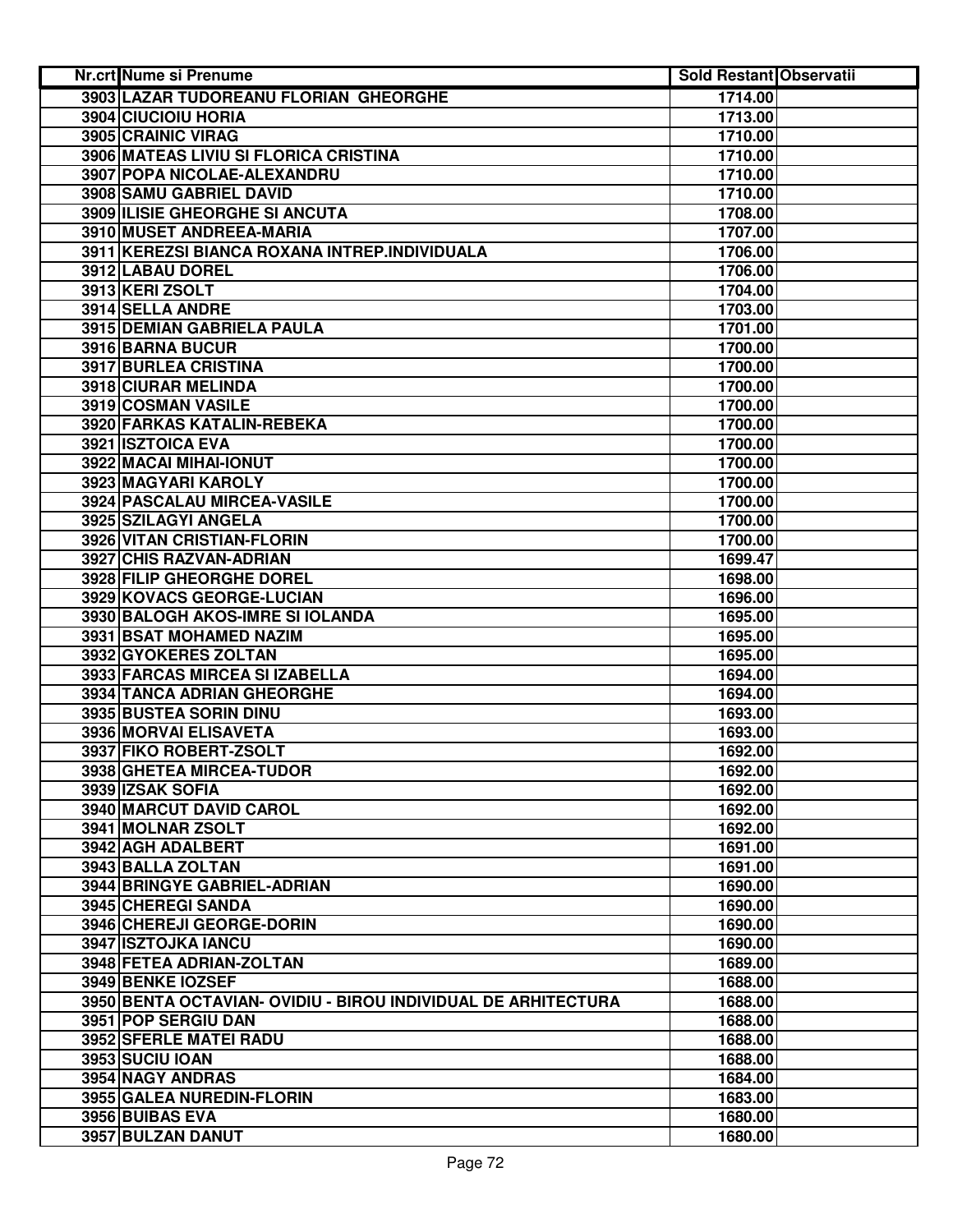| Nr.crt | Nume si Prenume | Sold Restant | Observatii |
|---|---|---|---|
| 3903 | LAZAR TUDOREANU FLORIAN GHEORGHE | 1714.00 | |
| 3904 | CIUCIOIU HORIA | 1713.00 | |
| 3905 | CRAINIC VIRAG | 1710.00 | |
| 3906 | MATEAS LIVIU SI FLORICA CRISTINA | 1710.00 | |
| 3907 | POPA NICOLAE-ALEXANDRU | 1710.00 | |
| 3908 | SAMU GABRIEL DAVID | 1710.00 | |
| 3909 | ILISIE GHEORGHE SI ANCUTA | 1708.00 | |
| 3910 | MUSET ANDREEA-MARIA | 1707.00 | |
| 3911 | KEREZSI BIANCA ROXANA INTREP.INDIVIDUALA | 1706.00 | |
| 3912 | LABAU DOREL | 1706.00 | |
| 3913 | KERI ZSOLT | 1704.00 | |
| 3914 | SELLA ANDRE | 1703.00 | |
| 3915 | DEMIAN GABRIELA PAULA | 1701.00 | |
| 3916 | BARNA BUCUR | 1700.00 | |
| 3917 | BURLEA CRISTINA | 1700.00 | |
| 3918 | CIURAR MELINDA | 1700.00 | |
| 3919 | COSMAN VASILE | 1700.00 | |
| 3920 | FARKAS KATALIN-REBEKA | 1700.00 | |
| 3921 | ISZTOICA EVA | 1700.00 | |
| 3922 | MACAI MIHAI-IONUT | 1700.00 | |
| 3923 | MAGYARI KAROLY | 1700.00 | |
| 3924 | PASCALAU MIRCEA-VASILE | 1700.00 | |
| 3925 | SZILAGYI ANGELA | 1700.00 | |
| 3926 | VITAN CRISTIAN-FLORIN | 1700.00 | |
| 3927 | CHIS RAZVAN-ADRIAN | 1699.47 | |
| 3928 | FILIP GHEORGHE DOREL | 1698.00 | |
| 3929 | KOVACS GEORGE-LUCIAN | 1696.00 | |
| 3930 | BALOGH AKOS-IMRE SI IOLANDA | 1695.00 | |
| 3931 | BSAT MOHAMED NAZIM | 1695.00 | |
| 3932 | GYOKERES ZOLTAN | 1695.00 | |
| 3933 | FARCAS MIRCEA SI IZABELLA | 1694.00 | |
| 3934 | TANCA ADRIAN GHEORGHE | 1694.00 | |
| 3935 | BUSTEA SORIN DINU | 1693.00 | |
| 3936 | MORVAI ELISAVETA | 1693.00 | |
| 3937 | FIKO ROBERT-ZSOLT | 1692.00 | |
| 3938 | GHETEA MIRCEA-TUDOR | 1692.00 | |
| 3939 | IZSAK SOFIA | 1692.00 | |
| 3940 | MARCUT DAVID CAROL | 1692.00 | |
| 3941 | MOLNAR ZSOLT | 1692.00 | |
| 3942 | AGH ADALBERT | 1691.00 | |
| 3943 | BALLA ZOLTAN | 1691.00 | |
| 3944 | BRINGYE GABRIEL-ADRIAN | 1690.00 | |
| 3945 | CHEREGI SANDA | 1690.00 | |
| 3946 | CHEREJI GEORGE-DORIN | 1690.00 | |
| 3947 | ISZTOJKA IANCU | 1690.00 | |
| 3948 | FETEA ADRIAN-ZOLTAN | 1689.00 | |
| 3949 | BENKE IOZSEF | 1688.00 | |
| 3950 | BENTA OCTAVIAN- OVIDIU - BIROU INDIVIDUAL DE ARHITECTURA | 1688.00 | |
| 3951 | POP SERGIU DAN | 1688.00 | |
| 3952 | SFERLE MATEI RADU | 1688.00 | |
| 3953 | SUCIU IOAN | 1688.00 | |
| 3954 | NAGY ANDRAS | 1684.00 | |
| 3955 | GALEA NUREDIN-FLORIN | 1683.00 | |
| 3956 | BUIBAS EVA | 1680.00 | |
| 3957 | BULZAN DANUT | 1680.00 | |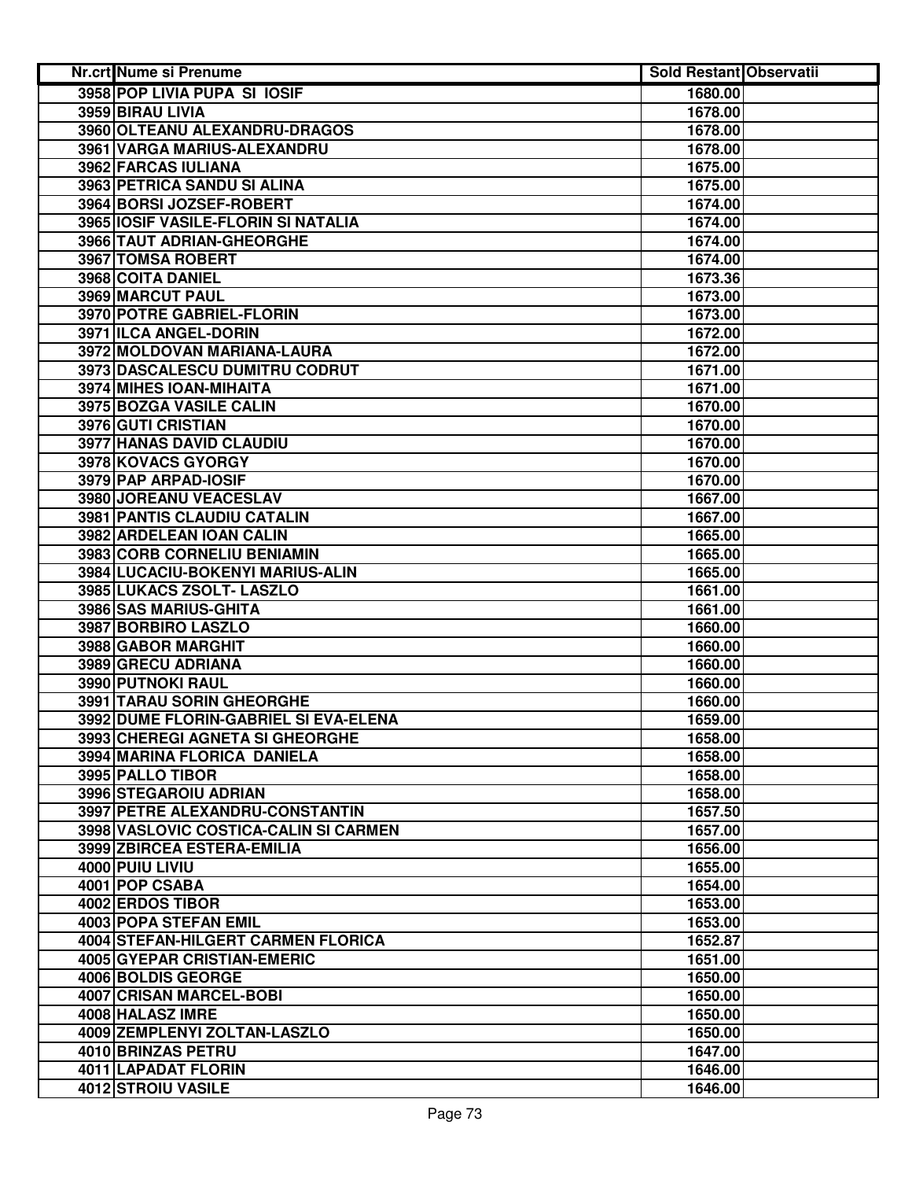| Nr.crt | Nume si Prenume | Sold Restant | Observatii |
|---|---|---|---|
| 3958 | POP LIVIA PUPA SI IOSIF | 1680.00 | |
| 3959 | BIRAU LIVIA | 1678.00 | |
| 3960 | OLTEANU ALEXANDRU-DRAGOS | 1678.00 | |
| 3961 | VARGA MARIUS-ALEXANDRU | 1678.00 | |
| 3962 | FARCAS IULIANA | 1675.00 | |
| 3963 | PETRICA SANDU SI ALINA | 1675.00 | |
| 3964 | BORSI JOZSEF-ROBERT | 1674.00 | |
| 3965 | IOSIF VASILE-FLORIN SI NATALIA | 1674.00 | |
| 3966 | TAUT ADRIAN-GHEORGHE | 1674.00 | |
| 3967 | TOMSA ROBERT | 1674.00 | |
| 3968 | COITA DANIEL | 1673.36 | |
| 3969 | MARCUT PAUL | 1673.00 | |
| 3970 | POTRE GABRIEL-FLORIN | 1673.00 | |
| 3971 | ILCA ANGEL-DORIN | 1672.00 | |
| 3972 | MOLDOVAN MARIANA-LAURA | 1672.00 | |
| 3973 | DASCALESCU DUMITRU CODRUT | 1671.00 | |
| 3974 | MIHES IOAN-MIHAITA | 1671.00 | |
| 3975 | BOZGA VASILE CALIN | 1670.00 | |
| 3976 | GUTI CRISTIAN | 1670.00 | |
| 3977 | HANAS DAVID CLAUDIU | 1670.00 | |
| 3978 | KOVACS GYORGY | 1670.00 | |
| 3979 | PAP ARPAD-IOSIF | 1670.00 | |
| 3980 | JOREANU VEACESLAV | 1667.00 | |
| 3981 | PANTIS CLAUDIU CATALIN | 1667.00 | |
| 3982 | ARDELEAN IOAN CALIN | 1665.00 | |
| 3983 | CORB CORNELIU BENIAMIN | 1665.00 | |
| 3984 | LUCACIU-BOKENYI MARIUS-ALIN | 1665.00 | |
| 3985 | LUKACS ZSOLT- LASZLO | 1661.00 | |
| 3986 | SAS MARIUS-GHITA | 1661.00 | |
| 3987 | BORBIRO LASZLO | 1660.00 | |
| 3988 | GABOR MARGHIT | 1660.00 | |
| 3989 | GRECU ADRIANA | 1660.00 | |
| 3990 | PUTNOKI RAUL | 1660.00 | |
| 3991 | TARAU SORIN GHEORGHE | 1660.00 | |
| 3992 | DUME FLORIN-GABRIEL SI EVA-ELENA | 1659.00 | |
| 3993 | CHEREGI AGNETA SI GHEORGHE | 1658.00 | |
| 3994 | MARINA FLORICA DANIELA | 1658.00 | |
| 3995 | PALLO TIBOR | 1658.00 | |
| 3996 | STEGAROIU ADRIAN | 1658.00 | |
| 3997 | PETRE ALEXANDRU-CONSTANTIN | 1657.50 | |
| 3998 | VASLOVIC COSTICA-CALIN SI CARMEN | 1657.00 | |
| 3999 | ZBIRCEA ESTERA-EMILIA | 1656.00 | |
| 4000 | PUIU LIVIU | 1655.00 | |
| 4001 | POP CSABA | 1654.00 | |
| 4002 | ERDOS TIBOR | 1653.00 | |
| 4003 | POPA STEFAN EMIL | 1653.00 | |
| 4004 | STEFAN-HILGERT CARMEN FLORICA | 1652.87 | |
| 4005 | GYEPAR CRISTIAN-EMERIC | 1651.00 | |
| 4006 | BOLDIS GEORGE | 1650.00 | |
| 4007 | CRISAN MARCEL-BOBI | 1650.00 | |
| 4008 | HALASZ IMRE | 1650.00 | |
| 4009 | ZEMPLENYI ZOLTAN-LASZLO | 1650.00 | |
| 4010 | BRINZAS PETRU | 1647.00 | |
| 4011 | LAPADAT FLORIN | 1646.00 | |
| 4012 | STROIU VASILE | 1646.00 | |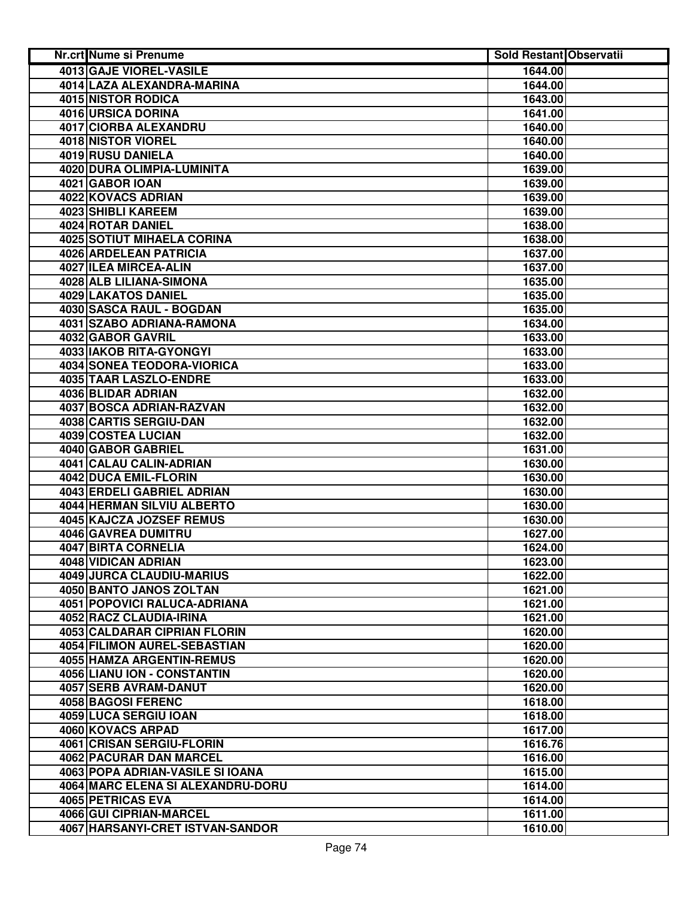| Nr.crt | Nume si Prenume | Sold Restant | Observatii |
|---|---|---|---|
| 4013 | GAJE VIOREL-VASILE | 1644.00 | |
| 4014 | LAZA ALEXANDRA-MARINA | 1644.00 | |
| 4015 | NISTOR RODICA | 1643.00 | |
| 4016 | URSICA DORINA | 1641.00 | |
| 4017 | CIORBA ALEXANDRU | 1640.00 | |
| 4018 | NISTOR VIOREL | 1640.00 | |
| 4019 | RUSU DANIELA | 1640.00 | |
| 4020 | DURA OLIMPIA-LUMINITA | 1639.00 | |
| 4021 | GABOR IOAN | 1639.00 | |
| 4022 | KOVACS ADRIAN | 1639.00 | |
| 4023 | SHIBLI KAREEM | 1639.00 | |
| 4024 | ROTAR DANIEL | 1638.00 | |
| 4025 | SOTIUT MIHAELA CORINA | 1638.00 | |
| 4026 | ARDELEAN PATRICIA | 1637.00 | |
| 4027 | ILEA MIRCEA-ALIN | 1637.00 | |
| 4028 | ALB LILIANA-SIMONA | 1635.00 | |
| 4029 | LAKATOS DANIEL | 1635.00 | |
| 4030 | SASCA RAUL - BOGDAN | 1635.00 | |
| 4031 | SZABO ADRIANA-RAMONA | 1634.00 | |
| 4032 | GABOR GAVRIL | 1633.00 | |
| 4033 | IAKOB RITA-GYONGYI | 1633.00 | |
| 4034 | SONEA TEODORA-VIORICA | 1633.00 | |
| 4035 | TAAR LASZLO-ENDRE | 1633.00 | |
| 4036 | BLIDAR ADRIAN | 1632.00 | |
| 4037 | BOSCA ADRIAN-RAZVAN | 1632.00 | |
| 4038 | CARTIS SERGIU-DAN | 1632.00 | |
| 4039 | COSTEA LUCIAN | 1632.00 | |
| 4040 | GABOR GABRIEL | 1631.00 | |
| 4041 | CALAU CALIN-ADRIAN | 1630.00 | |
| 4042 | DUCA EMIL-FLORIN | 1630.00 | |
| 4043 | ERDELI GABRIEL ADRIAN | 1630.00 | |
| 4044 | HERMAN SILVIU ALBERTO | 1630.00 | |
| 4045 | KAJCZA JOZSEF REMUS | 1630.00 | |
| 4046 | GAVREA DUMITRU | 1627.00 | |
| 4047 | BIRTA CORNELIA | 1624.00 | |
| 4048 | VIDICAN ADRIAN | 1623.00 | |
| 4049 | JURCA CLAUDIU-MARIUS | 1622.00 | |
| 4050 | BANTO JANOS ZOLTAN | 1621.00 | |
| 4051 | POPOVICI RALUCA-ADRIANA | 1621.00 | |
| 4052 | RACZ CLAUDIA-IRINA | 1621.00 | |
| 4053 | CALDARAR CIPRIAN FLORIN | 1620.00 | |
| 4054 | FILIMON AUREL-SEBASTIAN | 1620.00 | |
| 4055 | HAMZA ARGENTIN-REMUS | 1620.00 | |
| 4056 | LIANU ION - CONSTANTIN | 1620.00 | |
| 4057 | SERB AVRAM-DANUT | 1620.00 | |
| 4058 | BAGOSI FERENC | 1618.00 | |
| 4059 | LUCA SERGIU IOAN | 1618.00 | |
| 4060 | KOVACS ARPAD | 1617.00 | |
| 4061 | CRISAN SERGIU-FLORIN | 1616.76 | |
| 4062 | PACURAR DAN MARCEL | 1616.00 | |
| 4063 | POPA ADRIAN-VASILE SI IOANA | 1615.00 | |
| 4064 | MARC ELENA SI ALEXANDRU-DORU | 1614.00 | |
| 4065 | PETRICAS EVA | 1614.00 | |
| 4066 | GUI CIPRIAN-MARCEL | 1611.00 | |
| 4067 | HARSANYI-CRET ISTVAN-SANDOR | 1610.00 | |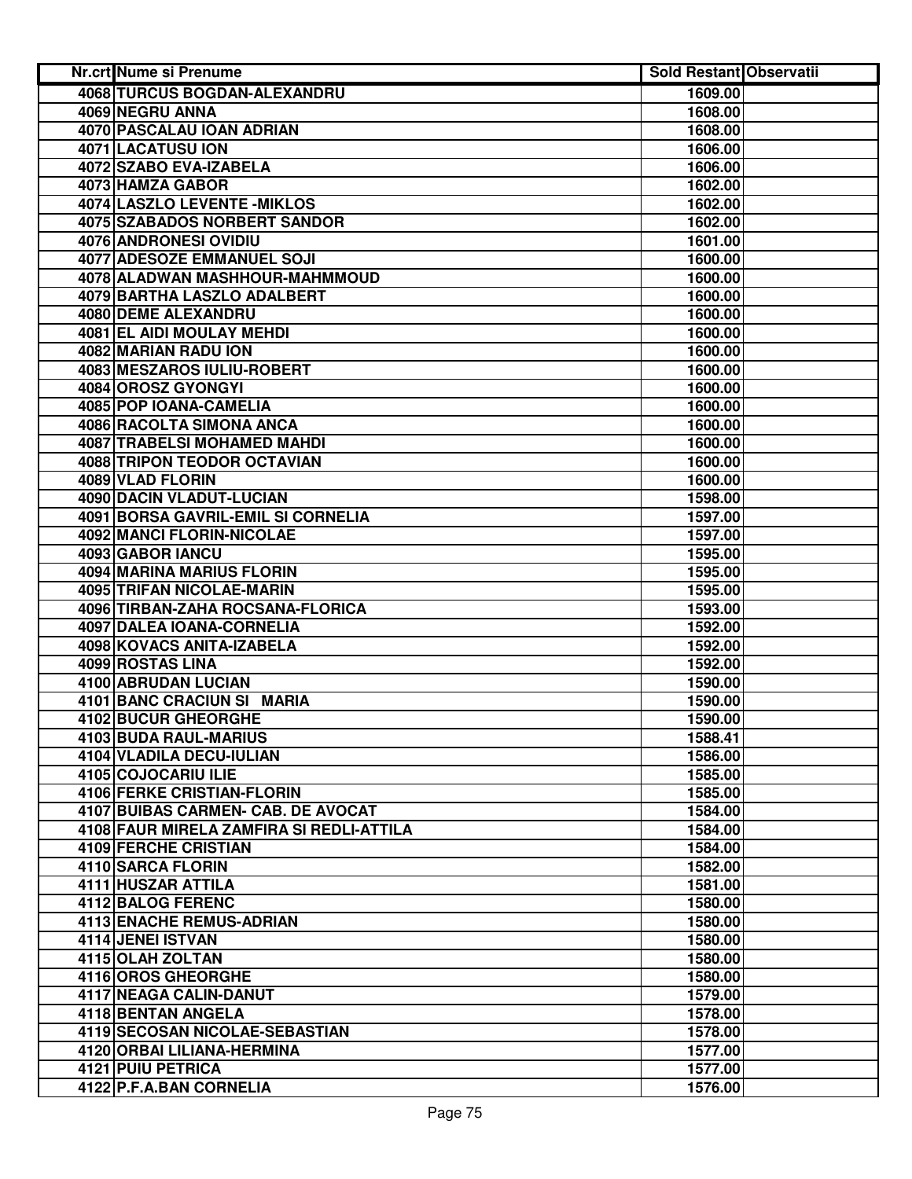| Nr.crt | Nume si Prenume | Sold Restant | Observatii |
|---|---|---|---|
| 4068 | TURCUS BOGDAN-ALEXANDRU | 1609.00 | |
| 4069 | NEGRU ANNA | 1608.00 | |
| 4070 | PASCALAU IOAN ADRIAN | 1608.00 | |
| 4071 | LACATUSU ION | 1606.00 | |
| 4072 | SZABO EVA-IZABELA | 1606.00 | |
| 4073 | HAMZA GABOR | 1602.00 | |
| 4074 | LASZLO LEVENTE -MIKLOS | 1602.00 | |
| 4075 | SZABADOS NORBERT SANDOR | 1602.00 | |
| 4076 | ANDRONESI OVIDIU | 1601.00 | |
| 4077 | ADESOZE EMMANUEL SOJI | 1600.00 | |
| 4078 | ALADWAN MASHHOUR-MAHMMOUD | 1600.00 | |
| 4079 | BARTHA LASZLO ADALBERT | 1600.00 | |
| 4080 | DEME ALEXANDRU | 1600.00 | |
| 4081 | EL AIDI MOULAY MEHDI | 1600.00 | |
| 4082 | MARIAN RADU ION | 1600.00 | |
| 4083 | MESZAROS IULIU-ROBERT | 1600.00 | |
| 4084 | OROSZ GYONGYI | 1600.00 | |
| 4085 | POP IOANA-CAMELIA | 1600.00 | |
| 4086 | RACOLTA SIMONA ANCA | 1600.00 | |
| 4087 | TRABELSI MOHAMED MAHDI | 1600.00 | |
| 4088 | TRIPON TEODOR OCTAVIAN | 1600.00 | |
| 4089 | VLAD FLORIN | 1600.00 | |
| 4090 | DACIN VLADUT-LUCIAN | 1598.00 | |
| 4091 | BORSA GAVRIL-EMIL SI CORNELIA | 1597.00 | |
| 4092 | MANCI FLORIN-NICOLAE | 1597.00 | |
| 4093 | GABOR IANCU | 1595.00 | |
| 4094 | MARINA MARIUS FLORIN | 1595.00 | |
| 4095 | TRIFAN NICOLAE-MARIN | 1595.00 | |
| 4096 | TIRBAN-ZAHA ROCSANA-FLORICA | 1593.00 | |
| 4097 | DALEA IOANA-CORNELIA | 1592.00 | |
| 4098 | KOVACS ANITA-IZABELA | 1592.00 | |
| 4099 | ROSTAS LINA | 1592.00 | |
| 4100 | ABRUDAN LUCIAN | 1590.00 | |
| 4101 | BANC CRACIUN SI MARIA | 1590.00 | |
| 4102 | BUCUR GHEORGHE | 1590.00 | |
| 4103 | BUDA RAUL-MARIUS | 1588.41 | |
| 4104 | VLADILA DECU-IULIAN | 1586.00 | |
| 4105 | COJOCARIU ILIE | 1585.00 | |
| 4106 | FERKE CRISTIAN-FLORIN | 1585.00 | |
| 4107 | BUIBAS CARMEN- CAB. DE AVOCAT | 1584.00 | |
| 4108 | FAUR MIRELA ZAMFIRA SI REDLI-ATTILA | 1584.00 | |
| 4109 | FERCHE CRISTIAN | 1584.00 | |
| 4110 | SARCA FLORIN | 1582.00 | |
| 4111 | HUSZAR ATTILA | 1581.00 | |
| 4112 | BALOG FERENC | 1580.00 | |
| 4113 | ENACHE REMUS-ADRIAN | 1580.00 | |
| 4114 | JENEI ISTVAN | 1580.00 | |
| 4115 | OLAH ZOLTAN | 1580.00 | |
| 4116 | OROS GHEORGHE | 1580.00 | |
| 4117 | NEAGA CALIN-DANUT | 1579.00 | |
| 4118 | BENTAN ANGELA | 1578.00 | |
| 4119 | SECOSAN NICOLAE-SEBASTIAN | 1578.00 | |
| 4120 | ORBAI LILIANA-HERMINA | 1577.00 | |
| 4121 | PUIU PETRICA | 1577.00 | |
| 4122 | P.F.A.BAN CORNELIA | 1576.00 | |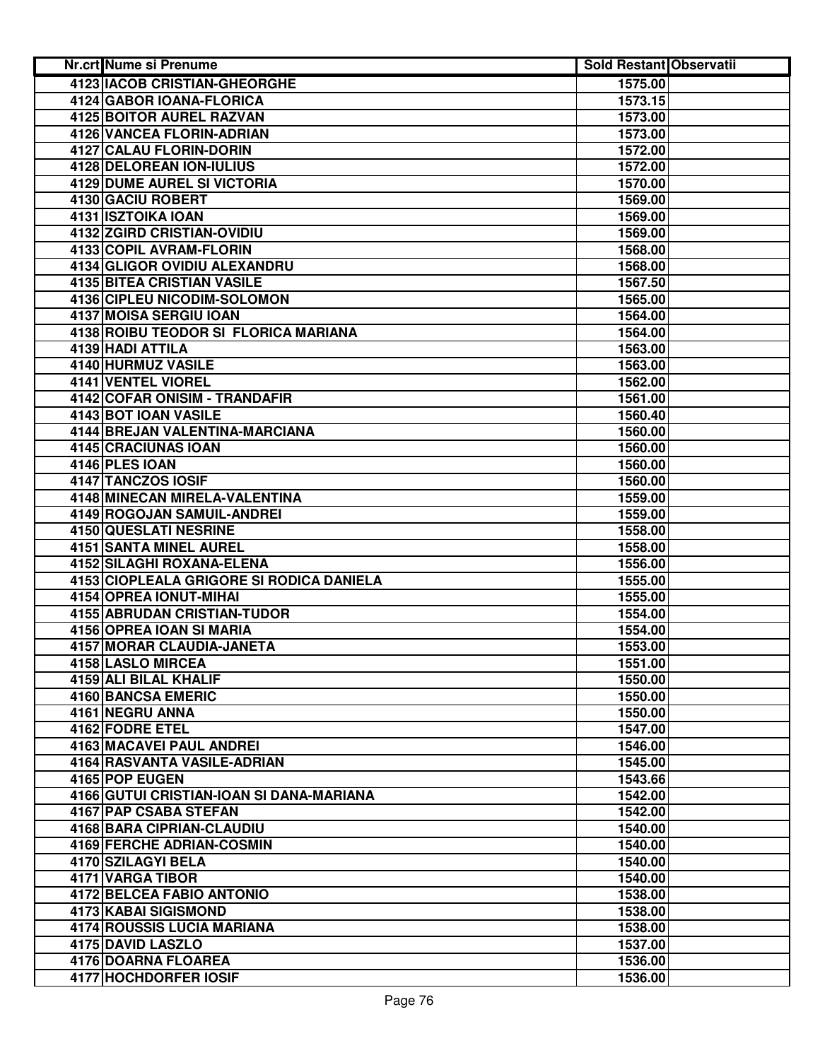| Nr.crt | Nume si Prenume | Sold Restant | Observatii |
|---|---|---|---|
| 4123 | IACOB CRISTIAN-GHEORGHE | 1575.00 | |
| 4124 | GABOR IOANA-FLORICA | 1573.15 | |
| 4125 | BOITOR AUREL RAZVAN | 1573.00 | |
| 4126 | VANCEA FLORIN-ADRIAN | 1573.00 | |
| 4127 | CALAU FLORIN-DORIN | 1572.00 | |
| 4128 | DELOREAN ION-IULIUS | 1572.00 | |
| 4129 | DUME AUREL SI VICTORIA | 1570.00 | |
| 4130 | GACIU ROBERT | 1569.00 | |
| 4131 | ISZTOIKA IOAN | 1569.00 | |
| 4132 | ZGIRD CRISTIAN-OVIDIU | 1569.00 | |
| 4133 | COPIL AVRAM-FLORIN | 1568.00 | |
| 4134 | GLIGOR OVIDIU ALEXANDRU | 1568.00 | |
| 4135 | BITEA CRISTIAN VASILE | 1567.50 | |
| 4136 | CIPLEU NICODIM-SOLOMON | 1565.00 | |
| 4137 | MOISA SERGIU IOAN | 1564.00 | |
| 4138 | ROIBU TEODOR SI FLORICA MARIANA | 1564.00 | |
| 4139 | HADI ATTILA | 1563.00 | |
| 4140 | HURMUZ VASILE | 1563.00 | |
| 4141 | VENTEL VIOREL | 1562.00 | |
| 4142 | COFAR ONISIM - TRANDAFIR | 1561.00 | |
| 4143 | BOT IOAN VASILE | 1560.40 | |
| 4144 | BREJAN VALENTINA-MARCIANA | 1560.00 | |
| 4145 | CRACIUNAS IOAN | 1560.00 | |
| 4146 | PLES IOAN | 1560.00 | |
| 4147 | TANCZOS IOSIF | 1560.00 | |
| 4148 | MINECAN MIRELA-VALENTINA | 1559.00 | |
| 4149 | ROGOJAN SAMUIL-ANDREI | 1559.00 | |
| 4150 | QUESLATI NESRINE | 1558.00 | |
| 4151 | SANTA MINEL AUREL | 1558.00 | |
| 4152 | SILAGHI ROXANA-ELENA | 1556.00 | |
| 4153 | CIOPLEALA GRIGORE SI RODICA DANIELA | 1555.00 | |
| 4154 | OPREA IONUT-MIHAI | 1555.00 | |
| 4155 | ABRUDAN CRISTIAN-TUDOR | 1554.00 | |
| 4156 | OPREA IOAN SI MARIA | 1554.00 | |
| 4157 | MORAR CLAUDIA-JANETA | 1553.00 | |
| 4158 | LASLO MIRCEA | 1551.00 | |
| 4159 | ALI BILAL KHALIF | 1550.00 | |
| 4160 | BANCSA EMERIC | 1550.00 | |
| 4161 | NEGRU ANNA | 1550.00 | |
| 4162 | FODRE ETEL | 1547.00 | |
| 4163 | MACAVEI PAUL ANDREI | 1546.00 | |
| 4164 | RASVANTA VASILE-ADRIAN | 1545.00 | |
| 4165 | POP EUGEN | 1543.66 | |
| 4166 | GUTUI CRISTIAN-IOAN SI DANA-MARIANA | 1542.00 | |
| 4167 | PAP CSABA STEFAN | 1542.00 | |
| 4168 | BARA CIPRIAN-CLAUDIU | 1540.00 | |
| 4169 | FERCHE ADRIAN-COSMIN | 1540.00 | |
| 4170 | SZILAGYI BELA | 1540.00 | |
| 4171 | VARGA TIBOR | 1540.00 | |
| 4172 | BELCEA FABIO ANTONIO | 1538.00 | |
| 4173 | KABAI SIGISMOND | 1538.00 | |
| 4174 | ROUSSIS LUCIA MARIANA | 1538.00 | |
| 4175 | DAVID LASZLO | 1537.00 | |
| 4176 | DOARNA FLOAREA | 1536.00 | |
| 4177 | HOCHDORFER IOSIF | 1536.00 | |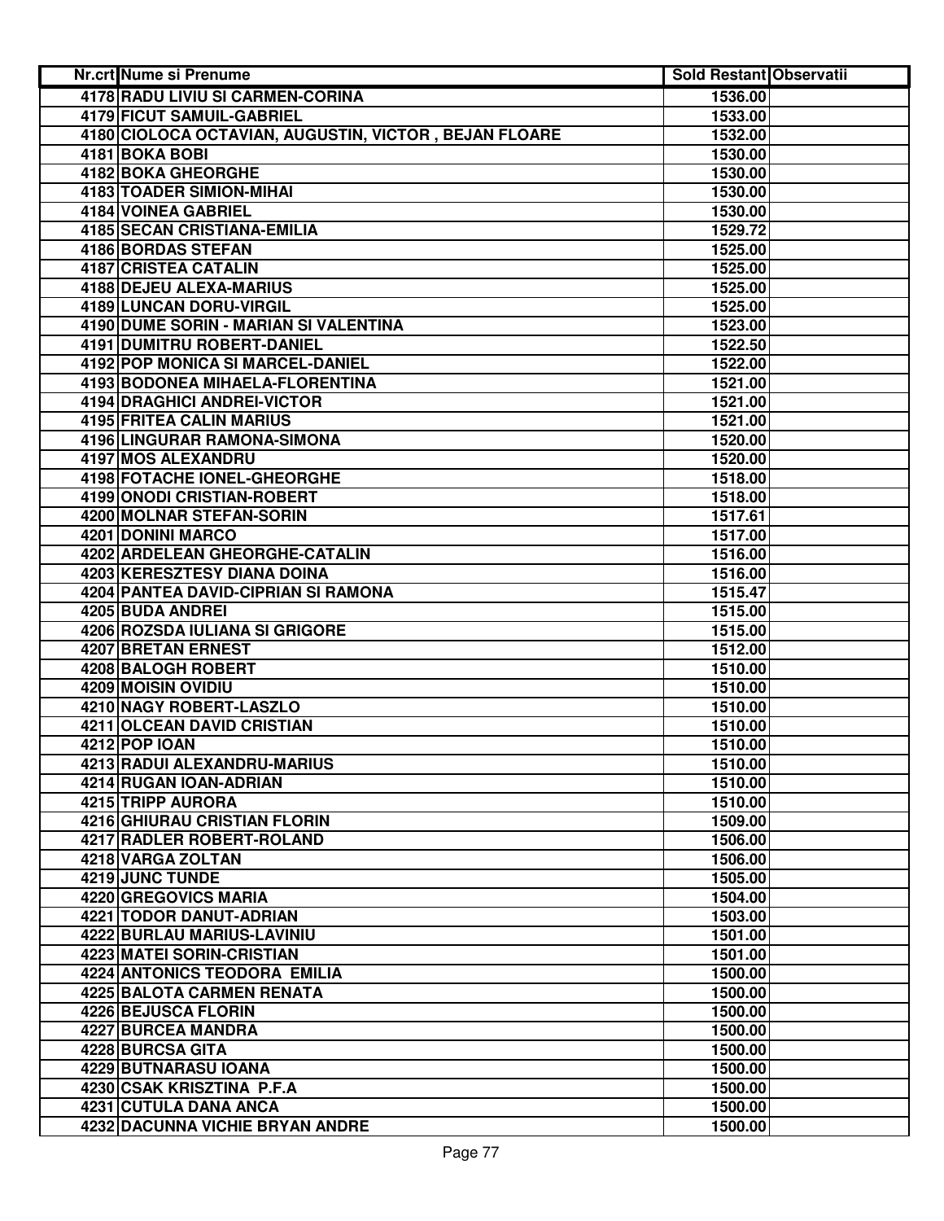| Nr.crt | Nume si Prenume | Sold Restant | Observatii |
|---|---|---|---|
| 4178 | RADU LIVIU SI CARMEN-CORINA | 1536.00 | |
| 4179 | FICUT SAMUIL-GABRIEL | 1533.00 | |
| 4180 | CIOLOCA OCTAVIAN, AUGUSTIN, VICTOR , BEJAN FLOARE | 1532.00 | |
| 4181 | BOKA BOBI | 1530.00 | |
| 4182 | BOKA GHEORGHE | 1530.00 | |
| 4183 | TOADER SIMION-MIHAI | 1530.00 | |
| 4184 | VOINEA GABRIEL | 1530.00 | |
| 4185 | SECAN CRISTIANA-EMILIA | 1529.72 | |
| 4186 | BORDAS STEFAN | 1525.00 | |
| 4187 | CRISTEA CATALIN | 1525.00 | |
| 4188 | DEJEU ALEXA-MARIUS | 1525.00 | |
| 4189 | LUNCAN DORU-VIRGIL | 1525.00 | |
| 4190 | DUME SORIN - MARIAN SI VALENTINA | 1523.00 | |
| 4191 | DUMITRU ROBERT-DANIEL | 1522.50 | |
| 4192 | POP MONICA SI MARCEL-DANIEL | 1522.00 | |
| 4193 | BODONEA MIHAELA-FLORENTINA | 1521.00 | |
| 4194 | DRAGHICI ANDREI-VICTOR | 1521.00 | |
| 4195 | FRITEA CALIN MARIUS | 1521.00 | |
| 4196 | LINGURAR RAMONA-SIMONA | 1520.00 | |
| 4197 | MOS ALEXANDRU | 1520.00 | |
| 4198 | FOTACHE IONEL-GHEORGHE | 1518.00 | |
| 4199 | ONODI CRISTIAN-ROBERT | 1518.00 | |
| 4200 | MOLNAR STEFAN-SORIN | 1517.61 | |
| 4201 | DONINI MARCO | 1517.00 | |
| 4202 | ARDELEAN GHEORGHE-CATALIN | 1516.00 | |
| 4203 | KERESZTESY DIANA DOINA | 1516.00 | |
| 4204 | PANTEA DAVID-CIPRIAN SI RAMONA | 1515.47 | |
| 4205 | BUDA ANDREI | 1515.00 | |
| 4206 | ROZSDA IULIANA SI GRIGORE | 1515.00 | |
| 4207 | BRETAN ERNEST | 1512.00 | |
| 4208 | BALOGH ROBERT | 1510.00 | |
| 4209 | MOISIN OVIDIU | 1510.00 | |
| 4210 | NAGY ROBERT-LASZLO | 1510.00 | |
| 4211 | OLCEAN DAVID CRISTIAN | 1510.00 | |
| 4212 | POP IOAN | 1510.00 | |
| 4213 | RADUI ALEXANDRU-MARIUS | 1510.00 | |
| 4214 | RUGAN IOAN-ADRIAN | 1510.00 | |
| 4215 | TRIPP AURORA | 1510.00 | |
| 4216 | GHIURAU CRISTIAN FLORIN | 1509.00 | |
| 4217 | RADLER ROBERT-ROLAND | 1506.00 | |
| 4218 | VARGA ZOLTAN | 1506.00 | |
| 4219 | JUNC TUNDE | 1505.00 | |
| 4220 | GREGOVICS MARIA | 1504.00 | |
| 4221 | TODOR DANUT-ADRIAN | 1503.00 | |
| 4222 | BURLAU MARIUS-LAVINIU | 1501.00 | |
| 4223 | MATEI SORIN-CRISTIAN | 1501.00 | |
| 4224 | ANTONICS TEODORA EMILIA | 1500.00 | |
| 4225 | BALOTA CARMEN RENATA | 1500.00 | |
| 4226 | BEJUSCA FLORIN | 1500.00 | |
| 4227 | BURCEA MANDRA | 1500.00 | |
| 4228 | BURCSA GITA | 1500.00 | |
| 4229 | BUTNARASU IOANA | 1500.00 | |
| 4230 | CSAK KRISZTINA P.F.A | 1500.00 | |
| 4231 | CUTULA DANA ANCA | 1500.00 | |
| 4232 | DACUNNA VICHIE BRYAN ANDRE | 1500.00 | |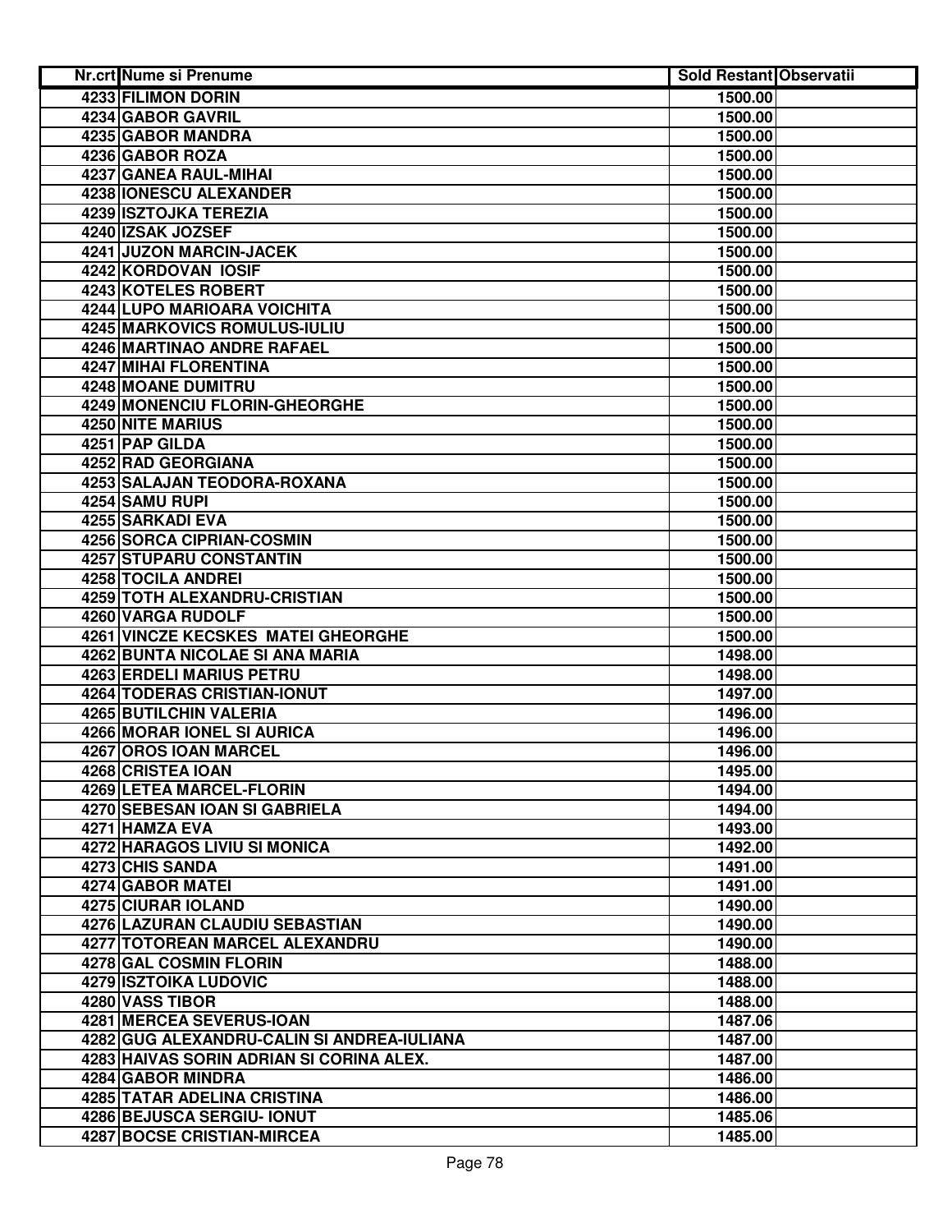| Nr.crt | Nume si Prenume | Sold Restant | Observatii |
|---|---|---|---|
| 4233 | FILIMON DORIN | 1500.00 | |
| 4234 | GABOR GAVRIL | 1500.00 | |
| 4235 | GABOR MANDRA | 1500.00 | |
| 4236 | GABOR ROZA | 1500.00 | |
| 4237 | GANEA RAUL-MIHAI | 1500.00 | |
| 4238 | IONESCU ALEXANDER | 1500.00 | |
| 4239 | ISZTOJKA TEREZIA | 1500.00 | |
| 4240 | IZSAK JOZSEF | 1500.00 | |
| 4241 | JUZON MARCIN-JACEK | 1500.00 | |
| 4242 | KORDOVAN IOSIF | 1500.00 | |
| 4243 | KOTELES ROBERT | 1500.00 | |
| 4244 | LUPO MARIOARA VOICHITA | 1500.00 | |
| 4245 | MARKOVICS ROMULUS-IULIU | 1500.00 | |
| 4246 | MARTINAO ANDRE RAFAEL | 1500.00 | |
| 4247 | MIHAI FLORENTINA | 1500.00 | |
| 4248 | MOANE DUMITRU | 1500.00 | |
| 4249 | MONENCIU FLORIN-GHEORGHE | 1500.00 | |
| 4250 | NITE MARIUS | 1500.00 | |
| 4251 | PAP GILDA | 1500.00 | |
| 4252 | RAD GEORGIANA | 1500.00 | |
| 4253 | SALAJAN TEODORA-ROXANA | 1500.00 | |
| 4254 | SAMU RUPI | 1500.00 | |
| 4255 | SARKADI EVA | 1500.00 | |
| 4256 | SORCA CIPRIAN-COSMIN | 1500.00 | |
| 4257 | STUPARU CONSTANTIN | 1500.00 | |
| 4258 | TOCILA ANDREI | 1500.00 | |
| 4259 | TOTH ALEXANDRU-CRISTIAN | 1500.00 | |
| 4260 | VARGA RUDOLF | 1500.00 | |
| 4261 | VINCZE KECSKES MATEI GHEORGHE | 1500.00 | |
| 4262 | BUNTA NICOLAE SI ANA MARIA | 1498.00 | |
| 4263 | ERDELI MARIUS PETRU | 1498.00 | |
| 4264 | TODERAS CRISTIAN-IONUT | 1497.00 | |
| 4265 | BUTILCHIN VALERIA | 1496.00 | |
| 4266 | MORAR IONEL SI AURICA | 1496.00 | |
| 4267 | OROS IOAN MARCEL | 1496.00 | |
| 4268 | CRISTEA IOAN | 1495.00 | |
| 4269 | LETEA MARCEL-FLORIN | 1494.00 | |
| 4270 | SEBESAN IOAN SI GABRIELA | 1494.00 | |
| 4271 | HAMZA EVA | 1493.00 | |
| 4272 | HARAGOS LIVIU SI MONICA | 1492.00 | |
| 4273 | CHIS SANDA | 1491.00 | |
| 4274 | GABOR MATEI | 1491.00 | |
| 4275 | CIURAR IOLAND | 1490.00 | |
| 4276 | LAZURAN CLAUDIU SEBASTIAN | 1490.00 | |
| 4277 | TOTOREAN MARCEL ALEXANDRU | 1490.00 | |
| 4278 | GAL COSMIN FLORIN | 1488.00 | |
| 4279 | ISZTOIKA LUDOVIC | 1488.00 | |
| 4280 | VASS TIBOR | 1488.00 | |
| 4281 | MERCEA SEVERUS-IOAN | 1487.06 | |
| 4282 | GUG ALEXANDRU-CALIN SI ANDREA-IULIANA | 1487.00 | |
| 4283 | HAIVAS SORIN ADRIAN SI CORINA ALEX. | 1487.00 | |
| 4284 | GABOR MINDRA | 1486.00 | |
| 4285 | TATAR ADELINA CRISTINA | 1486.00 | |
| 4286 | BEJUSCA SERGIU- IONUT | 1485.06 | |
| 4287 | BOCSE CRISTIAN-MIRCEA | 1485.00 | |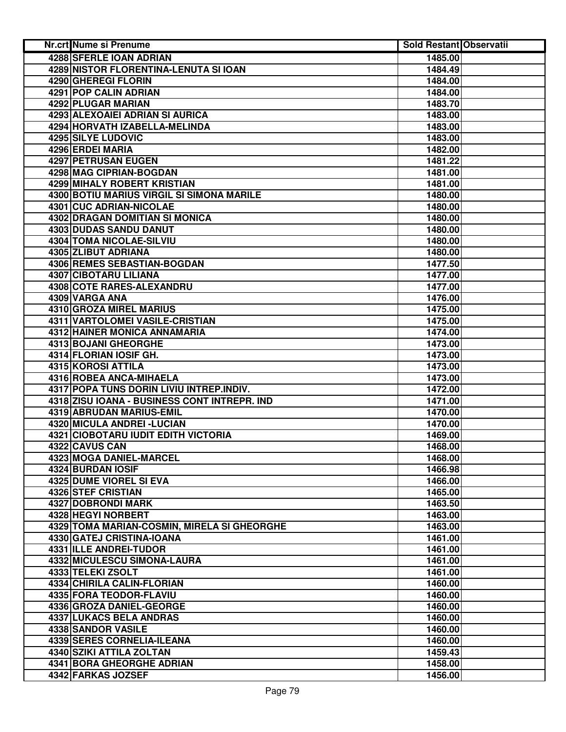| Nr.crt | Nume si Prenume | Sold Restant | Observatii |
|---|---|---|---|
| 4288 | SFERLE IOAN ADRIAN | 1485.00 | |
| 4289 | NISTOR FLORENTINA-LENUTA SI IOAN | 1484.49 | |
| 4290 | GHEREGI FLORIN | 1484.00 | |
| 4291 | POP CALIN ADRIAN | 1484.00 | |
| 4292 | PLUGAR MARIAN | 1483.70 | |
| 4293 | ALEXOAIEI ADRIAN SI AURICA | 1483.00 | |
| 4294 | HORVATH IZABELLA-MELINDA | 1483.00 | |
| 4295 | SILYE LUDOVIC | 1483.00 | |
| 4296 | ERDEI MARIA | 1482.00 | |
| 4297 | PETRUSAN EUGEN | 1481.22 | |
| 4298 | MAG CIPRIAN-BOGDAN | 1481.00 | |
| 4299 | MIHALY ROBERT KRISTIAN | 1481.00 | |
| 4300 | BOTIU MARIUS VIRGIL SI SIMONA MARILE | 1480.00 | |
| 4301 | CUC ADRIAN-NICOLAE | 1480.00 | |
| 4302 | DRAGAN DOMITIAN SI MONICA | 1480.00 | |
| 4303 | DUDAS SANDU DANUT | 1480.00 | |
| 4304 | TOMA NICOLAE-SILVIU | 1480.00 | |
| 4305 | ZLIBUT ADRIANA | 1480.00 | |
| 4306 | REMES SEBASTIAN-BOGDAN | 1477.50 | |
| 4307 | CIBOTARU LILIANA | 1477.00 | |
| 4308 | COTE RARES-ALEXANDRU | 1477.00 | |
| 4309 | VARGA ANA | 1476.00 | |
| 4310 | GROZA MIREL MARIUS | 1475.00 | |
| 4311 | VARTOLOMEI VASILE-CRISTIAN | 1475.00 | |
| 4312 | HAINER MONICA ANNAMARIA | 1474.00 | |
| 4313 | BOJANI GHEORGHE | 1473.00 | |
| 4314 | FLORIAN IOSIF GH. | 1473.00 | |
| 4315 | KOROSI ATTILA | 1473.00 | |
| 4316 | ROBEA ANCA-MIHAELA | 1473.00 | |
| 4317 | POPA TUNS DORIN LIVIU INTREP.INDIV. | 1472.00 | |
| 4318 | ZISU IOANA - BUSINESS CONT INTREPR. IND | 1471.00 | |
| 4319 | ABRUDAN MARIUS-EMIL | 1470.00 | |
| 4320 | MICULA ANDREI -LUCIAN | 1470.00 | |
| 4321 | CIOBOTARU IUDIT EDITH VICTORIA | 1469.00 | |
| 4322 | CAVUS CAN | 1468.00 | |
| 4323 | MOGA DANIEL-MARCEL | 1468.00 | |
| 4324 | BURDAN IOSIF | 1466.98 | |
| 4325 | DUME VIOREL SI EVA | 1466.00 | |
| 4326 | STEF CRISTIAN | 1465.00 | |
| 4327 | DOBRONDI MARK | 1463.50 | |
| 4328 | HEGYI NORBERT | 1463.00 | |
| 4329 | TOMA MARIAN-COSMIN, MIRELA SI GHEORGHE | 1463.00 | |
| 4330 | GATEJ CRISTINA-IOANA | 1461.00 | |
| 4331 | ILLE ANDREI-TUDOR | 1461.00 | |
| 4332 | MICULESCU SIMONA-LAURA | 1461.00 | |
| 4333 | TELEKI ZSOLT | 1461.00 | |
| 4334 | CHIRILA CALIN-FLORIAN | 1460.00 | |
| 4335 | FORA TEODOR-FLAVIU | 1460.00 | |
| 4336 | GROZA DANIEL-GEORGE | 1460.00 | |
| 4337 | LUKACS BELA ANDRAS | 1460.00 | |
| 4338 | SANDOR VASILE | 1460.00 | |
| 4339 | SERES CORNELIA-ILEANA | 1460.00 | |
| 4340 | SZIKI ATTILA ZOLTAN | 1459.43 | |
| 4341 | BORA GHEORGHE ADRIAN | 1458.00 | |
| 4342 | FARKAS JOZSEF | 1456.00 | |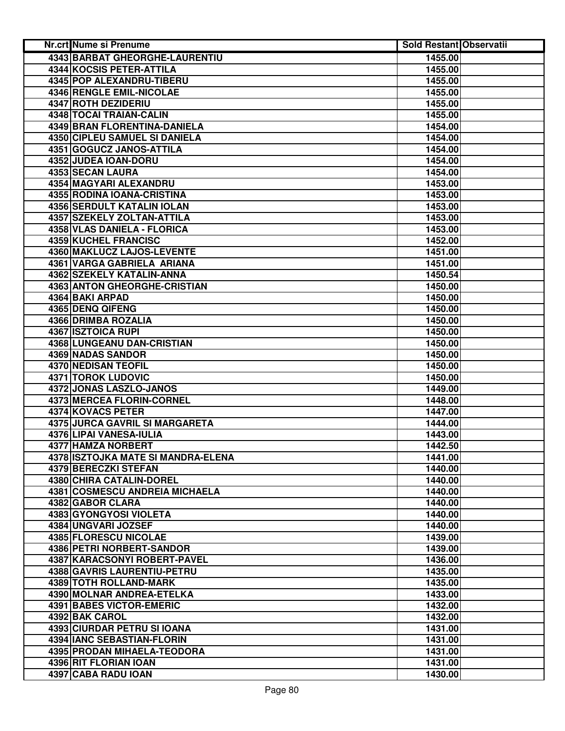| Nr.crt | Nume si Prenume | Sold Restant | Observatii |
|---|---|---|---|
| 4343 | BARBAT GHEORGHE-LAURENTIU | 1455.00 | |
| 4344 | KOCSIS PETER-ATTILA | 1455.00 | |
| 4345 | POP ALEXANDRU-TIBERU | 1455.00 | |
| 4346 | RENGLE EMIL-NICOLAE | 1455.00 | |
| 4347 | ROTH DEZIDERIU | 1455.00 | |
| 4348 | TOCAI TRAIAN-CALIN | 1455.00 | |
| 4349 | BRAN FLORENTINA-DANIELA | 1454.00 | |
| 4350 | CIPLEU SAMUEL SI DANIELA | 1454.00 | |
| 4351 | GOGUCZ JANOS-ATTILA | 1454.00 | |
| 4352 | JUDEA IOAN-DORU | 1454.00 | |
| 4353 | SECAN LAURA | 1454.00 | |
| 4354 | MAGYARI ALEXANDRU | 1453.00 | |
| 4355 | RODINA IOANA-CRISTINA | 1453.00 | |
| 4356 | SERDULT KATALIN IOLAN | 1453.00 | |
| 4357 | SZEKELY ZOLTAN-ATTILA | 1453.00 | |
| 4358 | VLAS DANIELA - FLORICA | 1453.00 | |
| 4359 | KUCHEL FRANCISC | 1452.00 | |
| 4360 | MAKLUCZ LAJOS-LEVENTE | 1451.00 | |
| 4361 | VARGA GABRIELA ARIANA | 1451.00 | |
| 4362 | SZEKELY KATALIN-ANNA | 1450.54 | |
| 4363 | ANTON GHEORGHE-CRISTIAN | 1450.00 | |
| 4364 | BAKI ARPAD | 1450.00 | |
| 4365 | DENQ QIFENG | 1450.00 | |
| 4366 | DRIMBA ROZALIA | 1450.00 | |
| 4367 | ISZTOICA RUPI | 1450.00 | |
| 4368 | LUNGEANU DAN-CRISTIAN | 1450.00 | |
| 4369 | NADAS SANDOR | 1450.00 | |
| 4370 | NEDISAN TEOFIL | 1450.00 | |
| 4371 | TOROK LUDOVIC | 1450.00 | |
| 4372 | JONAS LASZLO-JANOS | 1449.00 | |
| 4373 | MERCEA FLORIN-CORNEL | 1448.00 | |
| 4374 | KOVACS PETER | 1447.00 | |
| 4375 | JURCA GAVRIL SI MARGARETA | 1444.00 | |
| 4376 | LIPAI VANESA-IULIA | 1443.00 | |
| 4377 | HAMZA NORBERT | 1442.50 | |
| 4378 | ISZTOJKA MATE SI MANDRA-ELENA | 1441.00 | |
| 4379 | BERECZKI STEFAN | 1440.00 | |
| 4380 | CHIRA CATALIN-DOREL | 1440.00 | |
| 4381 | COSMESCU ANDREIA MICHAELA | 1440.00 | |
| 4382 | GABOR CLARA | 1440.00 | |
| 4383 | GYONGYOSI VIOLETA | 1440.00 | |
| 4384 | UNGVARI JOZSEF | 1440.00 | |
| 4385 | FLORESCU NICOLAE | 1439.00 | |
| 4386 | PETRI NORBERT-SANDOR | 1439.00 | |
| 4387 | KARACSONYI ROBERT-PAVEL | 1436.00 | |
| 4388 | GAVRIS LAURENTIU-PETRU | 1435.00 | |
| 4389 | TOTH ROLLAND-MARK | 1435.00 | |
| 4390 | MOLNAR ANDREA-ETELKA | 1433.00 | |
| 4391 | BABES VICTOR-EMERIC | 1432.00 | |
| 4392 | BAK CAROL | 1432.00 | |
| 4393 | CIURDAR PETRU SI IOANA | 1431.00 | |
| 4394 | IANC SEBASTIAN-FLORIN | 1431.00 | |
| 4395 | PRODAN MIHAELA-TEODORA | 1431.00 | |
| 4396 | RIT FLORIAN IOAN | 1431.00 | |
| 4397 | CABA RADU IOAN | 1430.00 | |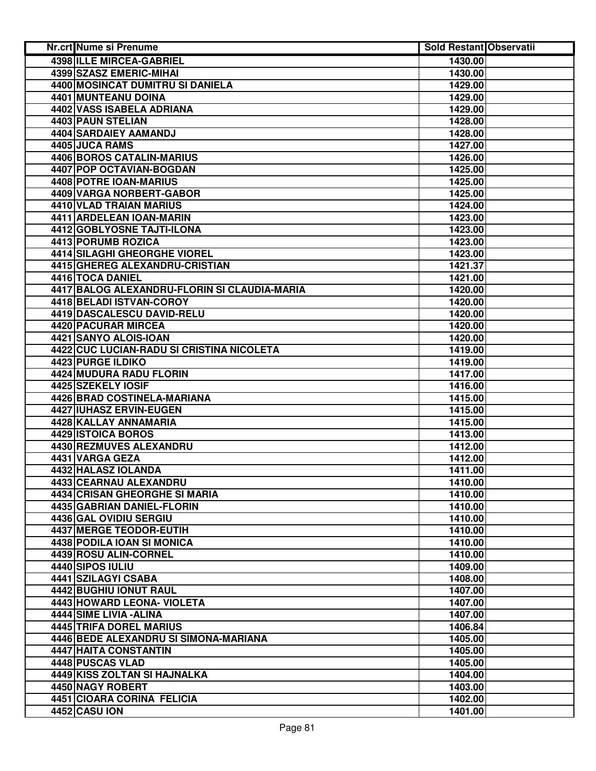| Nr.crt | Nume si Prenume | Sold Restant | Observatii |
|---|---|---|---|
| 4398 | ILLE MIRCEA-GABRIEL | 1430.00 | |
| 4399 | SZASZ EMERIC-MIHAI | 1430.00 | |
| 4400 | MOSINCAT DUMITRU SI DANIELA | 1429.00 | |
| 4401 | MUNTEANU DOINA | 1429.00 | |
| 4402 | VASS ISABELA ADRIANA | 1429.00 | |
| 4403 | PAUN STELIAN | 1428.00 | |
| 4404 | SARDAIEY AAMANDJ | 1428.00 | |
| 4405 | JUCA RAMS | 1427.00 | |
| 4406 | BOROS CATALIN-MARIUS | 1426.00 | |
| 4407 | POP OCTAVIAN-BOGDAN | 1425.00 | |
| 4408 | POTRE IOAN-MARIUS | 1425.00 | |
| 4409 | VARGA NORBERT-GABOR | 1425.00 | |
| 4410 | VLAD TRAIAN MARIUS | 1424.00 | |
| 4411 | ARDELEAN IOAN-MARIN | 1423.00 | |
| 4412 | GOBLYOSNE TAJTI-ILONA | 1423.00 | |
| 4413 | PORUMB ROZICA | 1423.00 | |
| 4414 | SILAGHI GHEORGHE VIOREL | 1423.00 | |
| 4415 | GHEREG ALEXANDRU-CRISTIAN | 1421.37 | |
| 4416 | TOCA DANIEL | 1421.00 | |
| 4417 | BALOG ALEXANDRU-FLORIN SI CLAUDIA-MARIA | 1420.00 | |
| 4418 | BELADI ISTVAN-COROY | 1420.00 | |
| 4419 | DASCALESCU DAVID-RELU | 1420.00 | |
| 4420 | PACURAR MIRCEA | 1420.00 | |
| 4421 | SANYO ALOIS-IOAN | 1420.00 | |
| 4422 | CUC LUCIAN-RADU SI CRISTINA NICOLETA | 1419.00 | |
| 4423 | PURGE ILDIKO | 1419.00 | |
| 4424 | MUDURA RADU FLORIN | 1417.00 | |
| 4425 | SZEKELY IOSIF | 1416.00 | |
| 4426 | BRAD COSTINELA-MARIANA | 1415.00 | |
| 4427 | IUHASZ ERVIN-EUGEN | 1415.00 | |
| 4428 | KALLAY ANNAMARIA | 1415.00 | |
| 4429 | ISTOICA BOROS | 1413.00 | |
| 4430 | REZMUVES ALEXANDRU | 1412.00 | |
| 4431 | VARGA GEZA | 1412.00 | |
| 4432 | HALASZ IOLANDA | 1411.00 | |
| 4433 | CEARNAU ALEXANDRU | 1410.00 | |
| 4434 | CRISAN GHEORGHE SI MARIA | 1410.00 | |
| 4435 | GABRIAN DANIEL-FLORIN | 1410.00 | |
| 4436 | GAL OVIDIU SERGIU | 1410.00 | |
| 4437 | MERGE TEODOR-EUTIH | 1410.00 | |
| 4438 | PODILA IOAN SI MONICA | 1410.00 | |
| 4439 | ROSU ALIN-CORNEL | 1410.00 | |
| 4440 | SIPOS IULIU | 1409.00 | |
| 4441 | SZILAGYI CSABA | 1408.00 | |
| 4442 | BUGHIU IONUT RAUL | 1407.00 | |
| 4443 | HOWARD LEONA- VIOLETA | 1407.00 | |
| 4444 | SIME LIVIA -ALINA | 1407.00 | |
| 4445 | TRIFA DOREL MARIUS | 1406.84 | |
| 4446 | BEDE ALEXANDRU SI SIMONA-MARIANA | 1405.00 | |
| 4447 | HAITA CONSTANTIN | 1405.00 | |
| 4448 | PUSCAS VLAD | 1405.00 | |
| 4449 | KISS ZOLTAN SI HAJNALKA | 1404.00 | |
| 4450 | NAGY ROBERT | 1403.00 | |
| 4451 | CIOARA CORINA FELICIA | 1402.00 | |
| 4452 | CASU ION | 1401.00 | |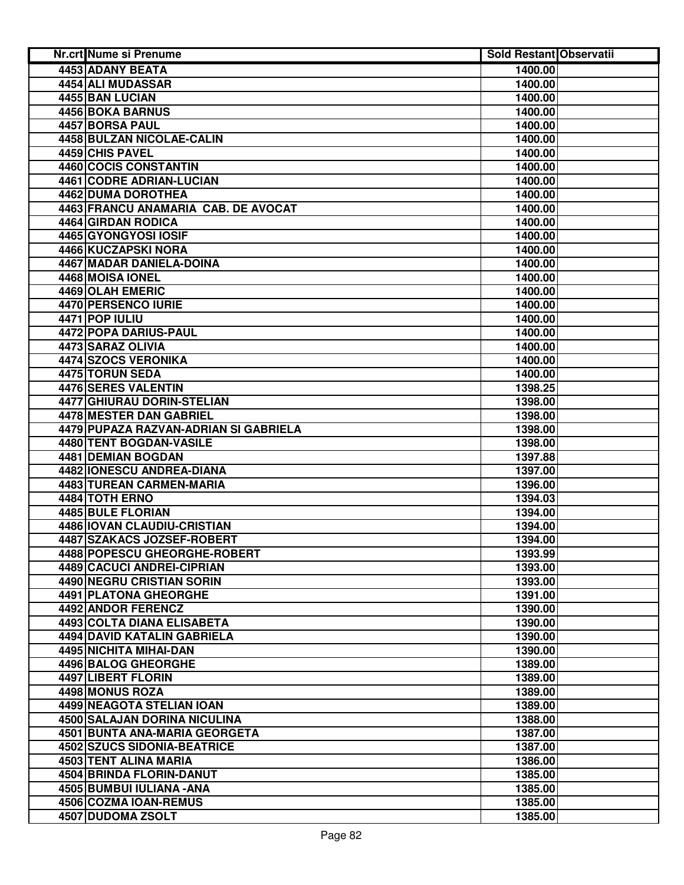| Nr.crt | Nume si Prenume | Sold Restant | Observatii |
|---|---|---|---|
| 4453 | ADANY BEATA | 1400.00 | |
| 4454 | ALI MUDASSAR | 1400.00 | |
| 4455 | BAN LUCIAN | 1400.00 | |
| 4456 | BOKA BARNUS | 1400.00 | |
| 4457 | BORSA PAUL | 1400.00 | |
| 4458 | BULZAN NICOLAE-CALIN | 1400.00 | |
| 4459 | CHIS PAVEL | 1400.00 | |
| 4460 | COCIS CONSTANTIN | 1400.00 | |
| 4461 | CODRE ADRIAN-LUCIAN | 1400.00 | |
| 4462 | DUMA DOROTHEA | 1400.00 | |
| 4463 | FRANCU ANAMARIA CAB. DE AVOCAT | 1400.00 | |
| 4464 | GIRDAN RODICA | 1400.00 | |
| 4465 | GYONGYOSI IOSIF | 1400.00 | |
| 4466 | KUCZAPSKI NORA | 1400.00 | |
| 4467 | MADAR DANIELA-DOINA | 1400.00 | |
| 4468 | MOISA IONEL | 1400.00 | |
| 4469 | OLAH EMERIC | 1400.00 | |
| 4470 | PERSENCO IURIE | 1400.00 | |
| 4471 | POP IULIU | 1400.00 | |
| 4472 | POPA DARIUS-PAUL | 1400.00 | |
| 4473 | SARAZ OLIVIA | 1400.00 | |
| 4474 | SZOCS VERONIKA | 1400.00 | |
| 4475 | TORUN SEDA | 1400.00 | |
| 4476 | SERES VALENTIN | 1398.25 | |
| 4477 | GHIURAU DORIN-STELIAN | 1398.00 | |
| 4478 | MESTER DAN GABRIEL | 1398.00 | |
| 4479 | PUPAZA RAZVAN-ADRIAN SI GABRIELA | 1398.00 | |
| 4480 | TENT BOGDAN-VASILE | 1398.00 | |
| 4481 | DEMIAN BOGDAN | 1397.88 | |
| 4482 | IONESCU ANDREA-DIANA | 1397.00 | |
| 4483 | TUREAN CARMEN-MARIA | 1396.00 | |
| 4484 | TOTH ERNO | 1394.03 | |
| 4485 | BULE FLORIAN | 1394.00 | |
| 4486 | IOVAN CLAUDIU-CRISTIAN | 1394.00 | |
| 4487 | SZAKACS JOZSEF-ROBERT | 1394.00 | |
| 4488 | POPESCU GHEORGHE-ROBERT | 1393.99 | |
| 4489 | CACUCI ANDREI-CIPRIAN | 1393.00 | |
| 4490 | NEGRU CRISTIAN SORIN | 1393.00 | |
| 4491 | PLATONA GHEORGHE | 1391.00 | |
| 4492 | ANDOR FERENCZ | 1390.00 | |
| 4493 | COLTA DIANA ELISABETA | 1390.00 | |
| 4494 | DAVID KATALIN GABRIELA | 1390.00 | |
| 4495 | NICHITA MIHAI-DAN | 1390.00 | |
| 4496 | BALOG GHEORGHE | 1389.00 | |
| 4497 | LIBERT FLORIN | 1389.00 | |
| 4498 | MONUS ROZA | 1389.00 | |
| 4499 | NEAGOTA STELIAN IOAN | 1389.00 | |
| 4500 | SALAJAN DORINA NICULINA | 1388.00 | |
| 4501 | BUNTA ANA-MARIA GEORGETA | 1387.00 | |
| 4502 | SZUCS SIDONIA-BEATRICE | 1387.00 | |
| 4503 | TENT ALINA MARIA | 1386.00 | |
| 4504 | BRINDA FLORIN-DANUT | 1385.00 | |
| 4505 | BUMBUI IULIANA -ANA | 1385.00 | |
| 4506 | COZMA IOAN-REMUS | 1385.00 | |
| 4507 | DUDOMA ZSOLT | 1385.00 | |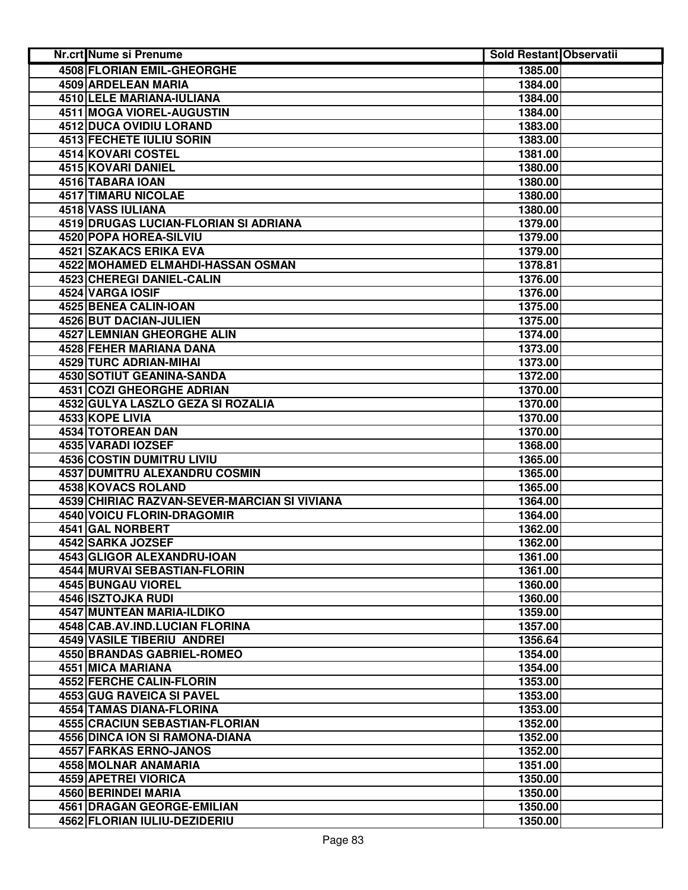| Nr.crt | Nume si Prenume | Sold Restant | Observatii |
|---|---|---|---|
| 4508 | FLORIAN EMIL-GHEORGHE | 1385.00 | |
| 4509 | ARDELEAN MARIA | 1384.00 | |
| 4510 | LELE MARIANA-IULIANA | 1384.00 | |
| 4511 | MOGA VIOREL-AUGUSTIN | 1384.00 | |
| 4512 | DUCA OVIDIU LORAND | 1383.00 | |
| 4513 | FECHETE IULIU SORIN | 1383.00 | |
| 4514 | KOVARI COSTEL | 1381.00 | |
| 4515 | KOVARI DANIEL | 1380.00 | |
| 4516 | TABARA IOAN | 1380.00 | |
| 4517 | TIMARU NICOLAE | 1380.00 | |
| 4518 | VASS IULIANA | 1380.00 | |
| 4519 | DRUGAS LUCIAN-FLORIAN SI ADRIANA | 1379.00 | |
| 4520 | POPA HOREA-SILVIU | 1379.00 | |
| 4521 | SZAKACS ERIKA EVA | 1379.00 | |
| 4522 | MOHAMED ELMAHDI-HASSAN OSMAN | 1378.81 | |
| 4523 | CHEREGI DANIEL-CALIN | 1376.00 | |
| 4524 | VARGA IOSIF | 1376.00 | |
| 4525 | BENEA CALIN-IOAN | 1375.00 | |
| 4526 | BUT DACIAN-JULIEN | 1375.00 | |
| 4527 | LEMNIAN GHEORGHE ALIN | 1374.00 | |
| 4528 | FEHER MARIANA DANA | 1373.00 | |
| 4529 | TURC ADRIAN-MIHAI | 1373.00 | |
| 4530 | SOTIUT GEANINA-SANDA | 1372.00 | |
| 4531 | COZI GHEORGHE ADRIAN | 1370.00 | |
| 4532 | GULYA LASZLO GEZA SI ROZALIA | 1370.00 | |
| 4533 | KOPE LIVIA | 1370.00 | |
| 4534 | TOTOREAN DAN | 1370.00 | |
| 4535 | VARADI IOZSEF | 1368.00 | |
| 4536 | COSTIN DUMITRU LIVIU | 1365.00 | |
| 4537 | DUMITRU ALEXANDRU COSMIN | 1365.00 | |
| 4538 | KOVACS ROLAND | 1365.00 | |
| 4539 | CHIRIAC RAZVAN-SEVER-MARCIAN SI VIVIANA | 1364.00 | |
| 4540 | VOICU FLORIN-DRAGOMIR | 1364.00 | |
| 4541 | GAL NORBERT | 1362.00 | |
| 4542 | SARKA JOZSEF | 1362.00 | |
| 4543 | GLIGOR ALEXANDRU-IOAN | 1361.00 | |
| 4544 | MURVAI SEBASTIAN-FLORIN | 1361.00 | |
| 4545 | BUNGAU VIOREL | 1360.00 | |
| 4546 | ISZTOJKA RUDI | 1360.00 | |
| 4547 | MUNTEAN MARIA-ILDIKO | 1359.00 | |
| 4548 | CAB.AV.IND.LUCIAN FLORINA | 1357.00 | |
| 4549 | VASILE TIBERIU ANDREI | 1356.64 | |
| 4550 | BRANDAS GABRIEL-ROMEO | 1354.00 | |
| 4551 | MICA MARIANA | 1354.00 | |
| 4552 | FERCHE CALIN-FLORIN | 1353.00 | |
| 4553 | GUG RAVEICA SI PAVEL | 1353.00 | |
| 4554 | TAMAS DIANA-FLORINA | 1353.00 | |
| 4555 | CRACIUN SEBASTIAN-FLORIAN | 1352.00 | |
| 4556 | DINCA ION SI RAMONA-DIANA | 1352.00 | |
| 4557 | FARKAS ERNO-JANOS | 1352.00 | |
| 4558 | MOLNAR ANAMARIA | 1351.00 | |
| 4559 | APETREI VIORICA | 1350.00 | |
| 4560 | BERINDEI MARIA | 1350.00 | |
| 4561 | DRAGAN GEORGE-EMILIAN | 1350.00 | |
| 4562 | FLORIAN IULIU-DEZIDERIU | 1350.00 | |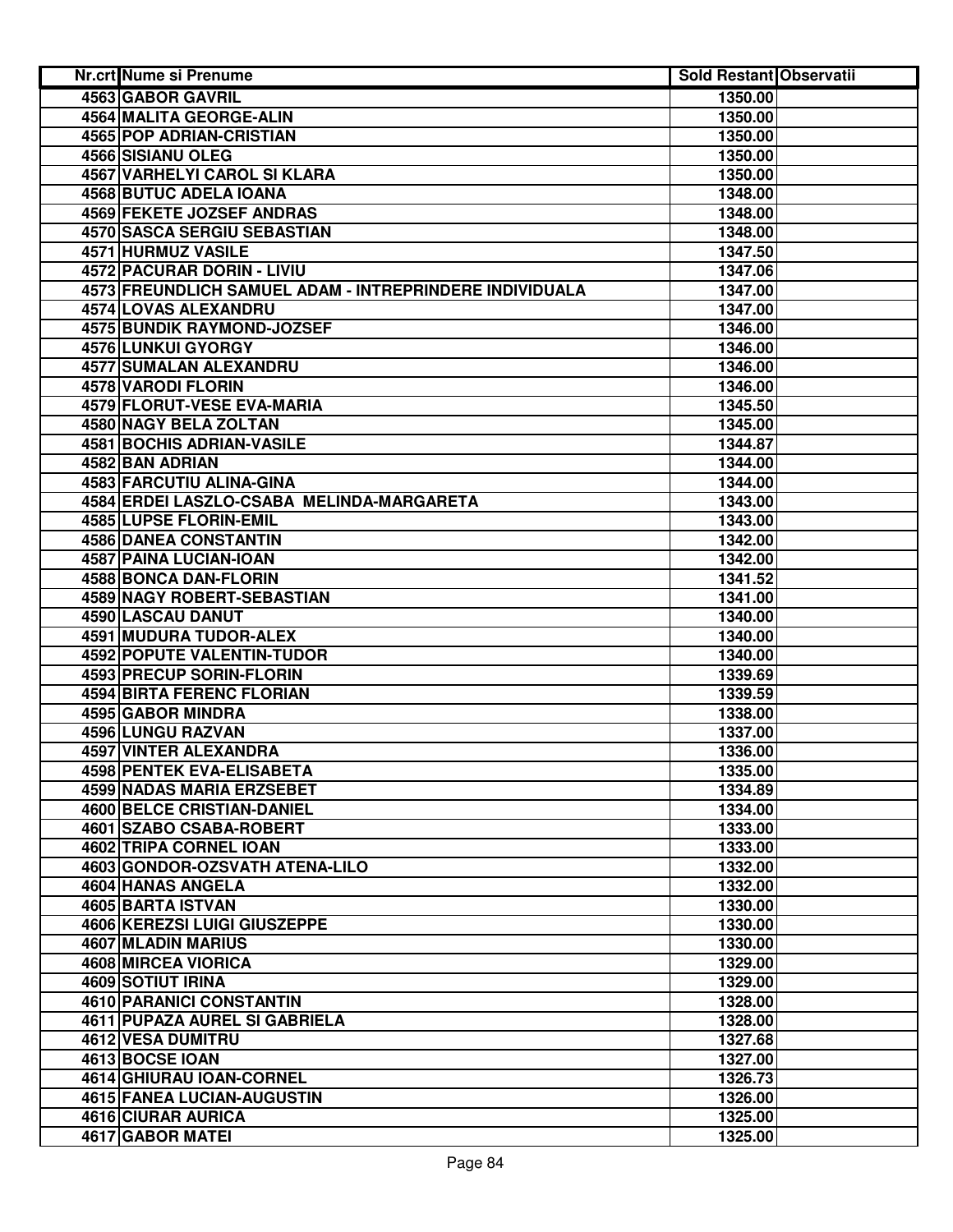| Nr.crt | Nume si Prenume | Sold Restant | Observatii |
|---|---|---|---|
| 4563 | GABOR GAVRIL | 1350.00 | |
| 4564 | MALITA GEORGE-ALIN | 1350.00 | |
| 4565 | POP ADRIAN-CRISTIAN | 1350.00 | |
| 4566 | SISIANU OLEG | 1350.00 | |
| 4567 | VARHELYI CAROL SI KLARA | 1350.00 | |
| 4568 | BUTUC ADELA IOANA | 1348.00 | |
| 4569 | FEKETE JOZSEF ANDRAS | 1348.00 | |
| 4570 | SASCA SERGIU SEBASTIAN | 1348.00 | |
| 4571 | HURMUZ VASILE | 1347.50 | |
| 4572 | PACURAR DORIN - LIVIU | 1347.06 | |
| 4573 | FREUNDLICH SAMUEL ADAM - INTREPRINDERE INDIVIDUALA | 1347.00 | |
| 4574 | LOVAS ALEXANDRU | 1347.00 | |
| 4575 | BUNDIK RAYMOND-JOZSEF | 1346.00 | |
| 4576 | LUNKUI GYORGY | 1346.00 | |
| 4577 | SUMALAN ALEXANDRU | 1346.00 | |
| 4578 | VARODI FLORIN | 1346.00 | |
| 4579 | FLORUT-VESE EVA-MARIA | 1345.50 | |
| 4580 | NAGY BELA ZOLTAN | 1345.00 | |
| 4581 | BOCHIS ADRIAN-VASILE | 1344.87 | |
| 4582 | BAN ADRIAN | 1344.00 | |
| 4583 | FARCUTIU ALINA-GINA | 1344.00 | |
| 4584 | ERDEI LASZLO-CSABA MELINDA-MARGARETA | 1343.00 | |
| 4585 | LUPSE FLORIN-EMIL | 1343.00 | |
| 4586 | DANEA CONSTANTIN | 1342.00 | |
| 4587 | PAINA LUCIAN-IOAN | 1342.00 | |
| 4588 | BONCA DAN-FLORIN | 1341.52 | |
| 4589 | NAGY ROBERT-SEBASTIAN | 1341.00 | |
| 4590 | LASCAU DANUT | 1340.00 | |
| 4591 | MUDURA TUDOR-ALEX | 1340.00 | |
| 4592 | POPUTE VALENTIN-TUDOR | 1340.00 | |
| 4593 | PRECUP SORIN-FLORIN | 1339.69 | |
| 4594 | BIRTA FERENC FLORIAN | 1339.59 | |
| 4595 | GABOR MINDRA | 1338.00 | |
| 4596 | LUNGU RAZVAN | 1337.00 | |
| 4597 | VINTER ALEXANDRA | 1336.00 | |
| 4598 | PENTEK EVA-ELISABETA | 1335.00 | |
| 4599 | NADAS MARIA ERZSEBET | 1334.89 | |
| 4600 | BELCE CRISTIAN-DANIEL | 1334.00 | |
| 4601 | SZABO CSABA-ROBERT | 1333.00 | |
| 4602 | TRIPA CORNEL IOAN | 1333.00 | |
| 4603 | GONDOR-OZSVATH ATENA-LILO | 1332.00 | |
| 4604 | HANAS ANGELA | 1332.00 | |
| 4605 | BARTA ISTVAN | 1330.00 | |
| 4606 | KEREZSI LUIGI GIUSZEPPE | 1330.00 | |
| 4607 | MLADIN MARIUS | 1330.00 | |
| 4608 | MIRCEA VIORICA | 1329.00 | |
| 4609 | SOTIUT IRINA | 1329.00 | |
| 4610 | PARANICI CONSTANTIN | 1328.00 | |
| 4611 | PUPAZA AUREL SI GABRIELA | 1328.00 | |
| 4612 | VESA DUMITRU | 1327.68 | |
| 4613 | BOCSE IOAN | 1327.00 | |
| 4614 | GHIURAU IOAN-CORNEL | 1326.73 | |
| 4615 | FANEA LUCIAN-AUGUSTIN | 1326.00 | |
| 4616 | CIURAR AURICA | 1325.00 | |
| 4617 | GABOR MATEI | 1325.00 | |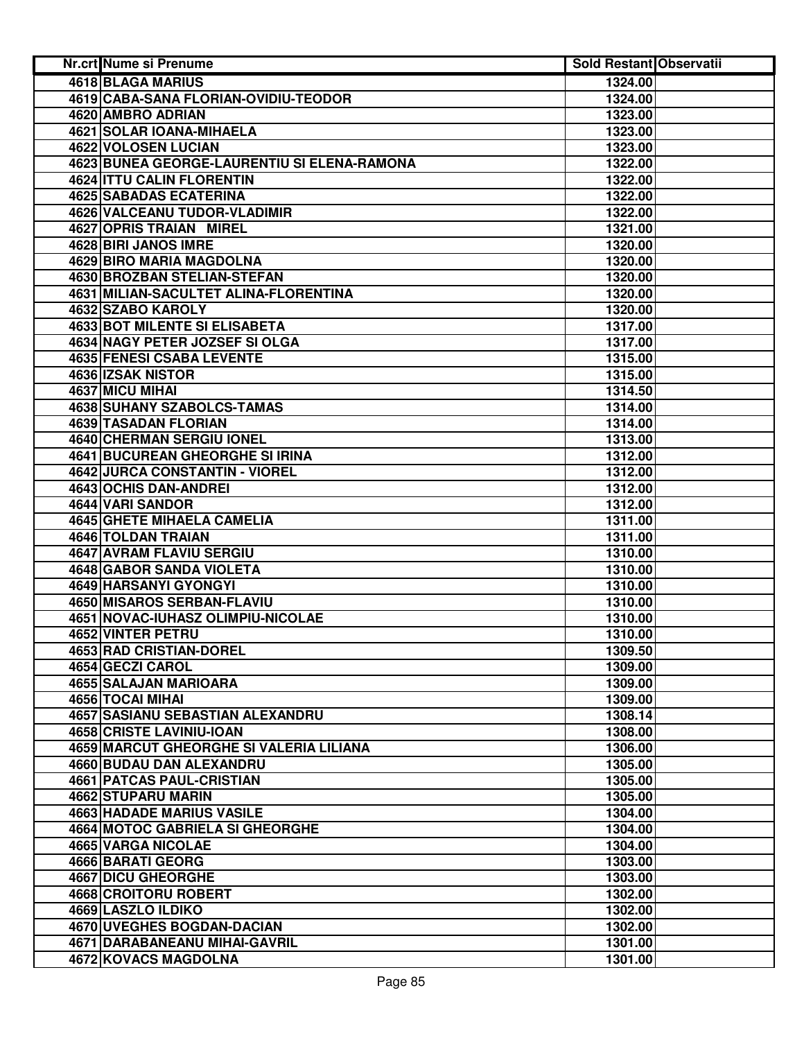| Nr.crt | Nume si Prenume | Sold Restant | Observatii |
|---|---|---|---|
| 4618 | BLAGA MARIUS | 1324.00 | |
| 4619 | CABA-SANA FLORIAN-OVIDIU-TEODOR | 1324.00 | |
| 4620 | AMBRO ADRIAN | 1323.00 | |
| 4621 | SOLAR IOANA-MIHAELA | 1323.00 | |
| 4622 | VOLOSEN LUCIAN | 1323.00 | |
| 4623 | BUNEA GEORGE-LAURENTIU SI ELENA-RAMONA | 1322.00 | |
| 4624 | ITTU CALIN FLORENTIN | 1322.00 | |
| 4625 | SABADAS ECATERINA | 1322.00 | |
| 4626 | VALCEANU TUDOR-VLADIMIR | 1322.00 | |
| 4627 | OPRIS TRAIAN MIREL | 1321.00 | |
| 4628 | BIRI JANOS IMRE | 1320.00 | |
| 4629 | BIRO MARIA MAGDOLNA | 1320.00 | |
| 4630 | BROZBAN STELIAN-STEFAN | 1320.00 | |
| 4631 | MILIAN-SACULTET ALINA-FLORENTINA | 1320.00 | |
| 4632 | SZABO KAROLY | 1320.00 | |
| 4633 | BOT MILENTE SI ELISABETA | 1317.00 | |
| 4634 | NAGY PETER JOZSEF SI OLGA | 1317.00 | |
| 4635 | FENESI CSABA LEVENTE | 1315.00 | |
| 4636 | IZSAK NISTOR | 1315.00 | |
| 4637 | MICU MIHAI | 1314.50 | |
| 4638 | SUHANY SZABOLCS-TAMAS | 1314.00 | |
| 4639 | TASADAN FLORIAN | 1314.00 | |
| 4640 | CHERMAN SERGIU IONEL | 1313.00 | |
| 4641 | BUCUREAN GHEORGHE SI IRINA | 1312.00 | |
| 4642 | JURCA CONSTANTIN - VIOREL | 1312.00 | |
| 4643 | OCHIS DAN-ANDREI | 1312.00 | |
| 4644 | VARI SANDOR | 1312.00 | |
| 4645 | GHETE MIHAELA CAMELIA | 1311.00 | |
| 4646 | TOLDAN TRAIAN | 1311.00 | |
| 4647 | AVRAM FLAVIU SERGIU | 1310.00 | |
| 4648 | GABOR SANDA VIOLETA | 1310.00 | |
| 4649 | HARSANYI GYONGYI | 1310.00 | |
| 4650 | MISAROS SERBAN-FLAVIU | 1310.00 | |
| 4651 | NOVAC-IUHASZ OLIMPIU-NICOLAE | 1310.00 | |
| 4652 | VINTER PETRU | 1310.00 | |
| 4653 | RAD CRISTIAN-DOREL | 1309.50 | |
| 4654 | GECZI CAROL | 1309.00 | |
| 4655 | SALAJAN MARIOARA | 1309.00 | |
| 4656 | TOCAI MIHAI | 1309.00 | |
| 4657 | SASIANU SEBASTIAN ALEXANDRU | 1308.14 | |
| 4658 | CRISTE LAVINIU-IOAN | 1308.00 | |
| 4659 | MARCUT GHEORGHE SI VALERIA LILIANA | 1306.00 | |
| 4660 | BUDAU DAN ALEXANDRU | 1305.00 | |
| 4661 | PATCAS PAUL-CRISTIAN | 1305.00 | |
| 4662 | STUPARU MARIN | 1305.00 | |
| 4663 | HADADE MARIUS VASILE | 1304.00 | |
| 4664 | MOTOC GABRIELA SI GHEORGHE | 1304.00 | |
| 4665 | VARGA NICOLAE | 1304.00 | |
| 4666 | BARATI GEORG | 1303.00 | |
| 4667 | DICU GHEORGHE | 1303.00 | |
| 4668 | CROITORU ROBERT | 1302.00 | |
| 4669 | LASZLO ILDIKO | 1302.00 | |
| 4670 | UVEGHES BOGDAN-DACIAN | 1302.00 | |
| 4671 | DARABANEANU MIHAI-GAVRIL | 1301.00 | |
| 4672 | KOVACS MAGDOLNA | 1301.00 | |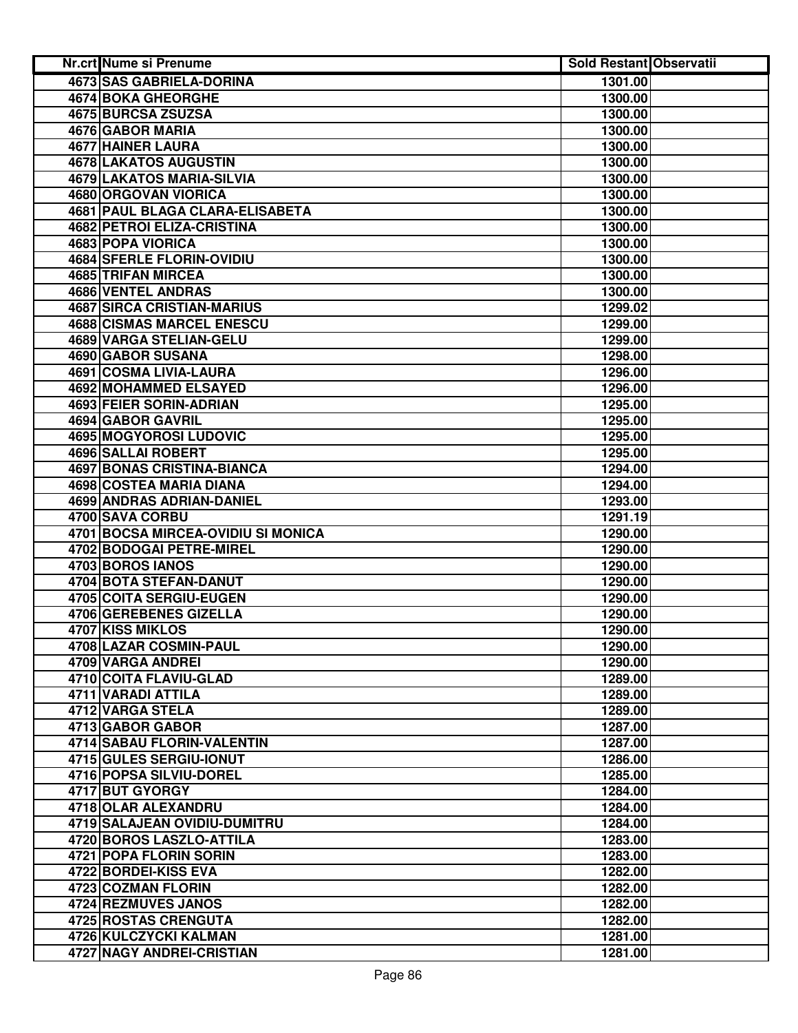| Nr.crt | Nume si Prenume | Sold Restant | Observatii |
|---|---|---|---|
| 4673 | SAS GABRIELA-DORINA | 1301.00 | |
| 4674 | BOKA GHEORGHE | 1300.00 | |
| 4675 | BURCSA ZSUZSA | 1300.00 | |
| 4676 | GABOR MARIA | 1300.00 | |
| 4677 | HAINER LAURA | 1300.00 | |
| 4678 | LAKATOS AUGUSTIN | 1300.00 | |
| 4679 | LAKATOS MARIA-SILVIA | 1300.00 | |
| 4680 | ORGOVAN VIORICA | 1300.00 | |
| 4681 | PAUL BLAGA CLARA-ELISABETA | 1300.00 | |
| 4682 | PETROI ELIZA-CRISTINA | 1300.00 | |
| 4683 | POPA VIORICA | 1300.00 | |
| 4684 | SFERLE FLORIN-OVIDIU | 1300.00 | |
| 4685 | TRIFAN MIRCEA | 1300.00 | |
| 4686 | VENTEL ANDRAS | 1300.00 | |
| 4687 | SIRCA CRISTIAN-MARIUS | 1299.02 | |
| 4688 | CISMAS MARCEL ENESCU | 1299.00 | |
| 4689 | VARGA STELIAN-GELU | 1299.00 | |
| 4690 | GABOR SUSANA | 1298.00 | |
| 4691 | COSMA LIVIA-LAURA | 1296.00 | |
| 4692 | MOHAMMED ELSAYED | 1296.00 | |
| 4693 | FEIER SORIN-ADRIAN | 1295.00 | |
| 4694 | GABOR GAVRIL | 1295.00 | |
| 4695 | MOGYOROSI LUDOVIC | 1295.00 | |
| 4696 | SALLAI ROBERT | 1295.00 | |
| 4697 | BONAS CRISTINA-BIANCA | 1294.00 | |
| 4698 | COSTEA MARIA DIANA | 1294.00 | |
| 4699 | ANDRAS ADRIAN-DANIEL | 1293.00 | |
| 4700 | SAVA CORBU | 1291.19 | |
| 4701 | BOCSA MIRCEA-OVIDIU SI MONICA | 1290.00 | |
| 4702 | BODOGAI PETRE-MIREL | 1290.00 | |
| 4703 | BOROS IANOS | 1290.00 | |
| 4704 | BOTA STEFAN-DANUT | 1290.00 | |
| 4705 | COITA SERGIU-EUGEN | 1290.00 | |
| 4706 | GEREBENES GIZELLA | 1290.00 | |
| 4707 | KISS MIKLOS | 1290.00 | |
| 4708 | LAZAR COSMIN-PAUL | 1290.00 | |
| 4709 | VARGA ANDREI | 1290.00 | |
| 4710 | COITA FLAVIU-GLAD | 1289.00 | |
| 4711 | VARADI ATTILA | 1289.00 | |
| 4712 | VARGA STELA | 1289.00 | |
| 4713 | GABOR GABOR | 1287.00 | |
| 4714 | SABAU FLORIN-VALENTIN | 1287.00 | |
| 4715 | GULES SERGIU-IONUT | 1286.00 | |
| 4716 | POPSA SILVIU-DOREL | 1285.00 | |
| 4717 | BUT GYORGY | 1284.00 | |
| 4718 | OLAR ALEXANDRU | 1284.00 | |
| 4719 | SALAJEAN OVIDIU-DUMITRU | 1284.00 | |
| 4720 | BOROS LASZLO-ATTILA | 1283.00 | |
| 4721 | POPA FLORIN SORIN | 1283.00 | |
| 4722 | BORDEI-KISS EVA | 1282.00 | |
| 4723 | COZMAN FLORIN | 1282.00 | |
| 4724 | REZMUVES JANOS | 1282.00 | |
| 4725 | ROSTAS CRENGUTA | 1282.00 | |
| 4726 | KULCZYCKI KALMAN | 1281.00 | |
| 4727 | NAGY ANDREI-CRISTIAN | 1281.00 | |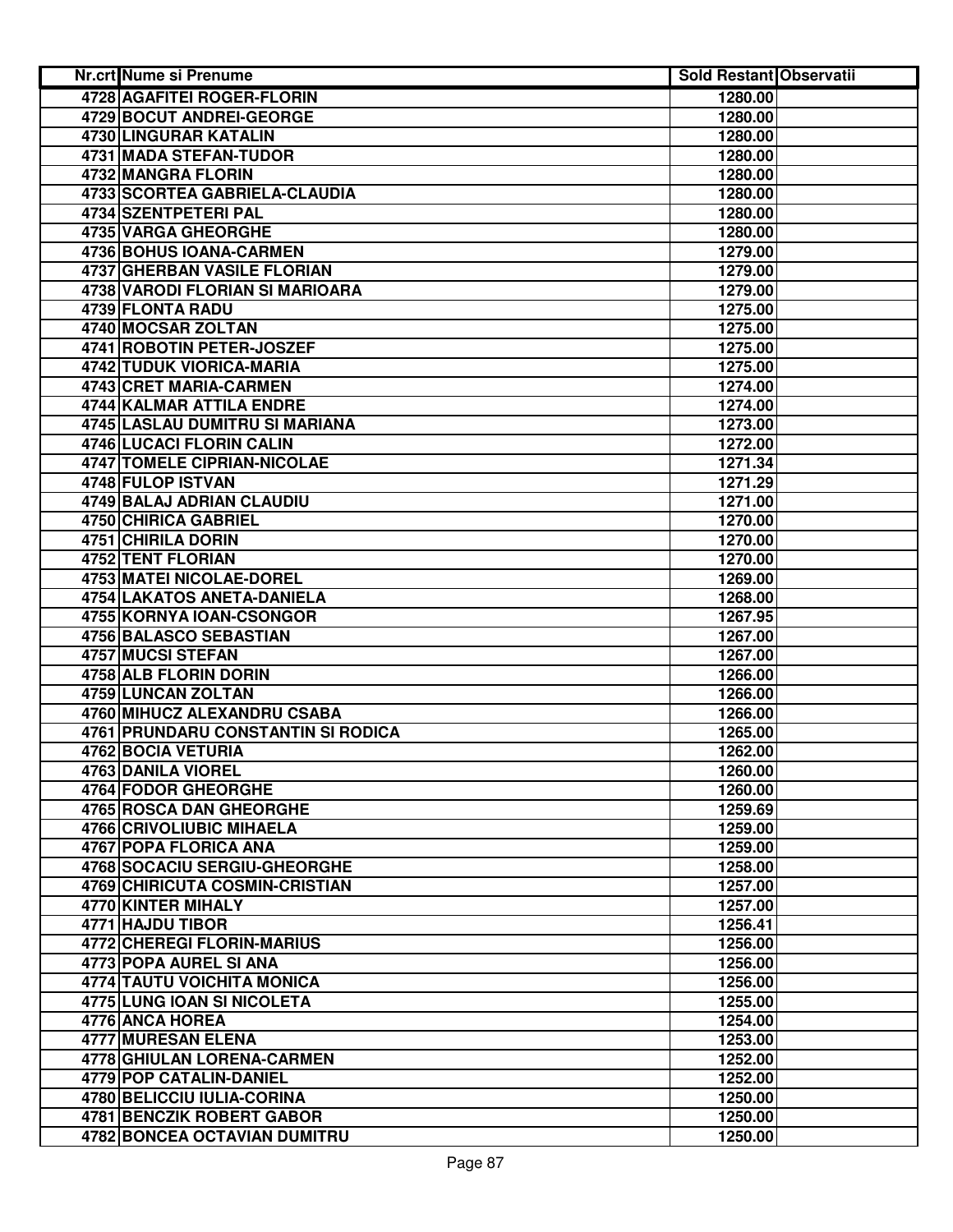| Nr.crt | Nume si Prenume | Sold Restant | Observatii |
|---|---|---|---|
| 4728 | AGAFITEI ROGER-FLORIN | 1280.00 | |
| 4729 | BOCUT ANDREI-GEORGE | 1280.00 | |
| 4730 | LINGURAR KATALIN | 1280.00 | |
| 4731 | MADA STEFAN-TUDOR | 1280.00 | |
| 4732 | MANGRA FLORIN | 1280.00 | |
| 4733 | SCORTEA GABRIELA-CLAUDIA | 1280.00 | |
| 4734 | SZENTPETERI PAL | 1280.00 | |
| 4735 | VARGA GHEORGHE | 1280.00 | |
| 4736 | BOHUS IOANA-CARMEN | 1279.00 | |
| 4737 | GHERBAN VASILE FLORIAN | 1279.00 | |
| 4738 | VARODI FLORIAN SI MARIOARA | 1279.00 | |
| 4739 | FLONTA RADU | 1275.00 | |
| 4740 | MOCSAR ZOLTAN | 1275.00 | |
| 4741 | ROBOTIN PETER-JOSZEF | 1275.00 | |
| 4742 | TUDUK VIORICA-MARIA | 1275.00 | |
| 4743 | CRET MARIA-CARMEN | 1274.00 | |
| 4744 | KALMAR ATTILA ENDRE | 1274.00 | |
| 4745 | LASLAU DUMITRU SI MARIANA | 1273.00 | |
| 4746 | LUCACI FLORIN CALIN | 1272.00 | |
| 4747 | TOMELE CIPRIAN-NICOLAE | 1271.34 | |
| 4748 | FULOP ISTVAN | 1271.29 | |
| 4749 | BALAJ ADRIAN CLAUDIU | 1271.00 | |
| 4750 | CHIRICA GABRIEL | 1270.00 | |
| 4751 | CHIRILA DORIN | 1270.00 | |
| 4752 | TENT FLORIAN | 1270.00 | |
| 4753 | MATEI NICOLAE-DOREL | 1269.00 | |
| 4754 | LAKATOS ANETA-DANIELA | 1268.00 | |
| 4755 | KORNYA IOAN-CSONGOR | 1267.95 | |
| 4756 | BALASCO SEBASTIAN | 1267.00 | |
| 4757 | MUCSI STEFAN | 1267.00 | |
| 4758 | ALB FLORIN DORIN | 1266.00 | |
| 4759 | LUNCAN ZOLTAN | 1266.00 | |
| 4760 | MIHUCZ ALEXANDRU CSABA | 1266.00 | |
| 4761 | PRUNDARU CONSTANTIN SI RODICA | 1265.00 | |
| 4762 | BOCIA VETURIA | 1262.00 | |
| 4763 | DANILA VIOREL | 1260.00 | |
| 4764 | FODOR GHEORGHE | 1260.00 | |
| 4765 | ROSCA DAN GHEORGHE | 1259.69 | |
| 4766 | CRIVOLIUBIC MIHAELA | 1259.00 | |
| 4767 | POPA FLORICA ANA | 1259.00 | |
| 4768 | SOCACIU SERGIU-GHEORGHE | 1258.00 | |
| 4769 | CHIRICUTA COSMIN-CRISTIAN | 1257.00 | |
| 4770 | KINTER MIHALY | 1257.00 | |
| 4771 | HAJDU TIBOR | 1256.41 | |
| 4772 | CHEREGI FLORIN-MARIUS | 1256.00 | |
| 4773 | POPA AUREL SI ANA | 1256.00 | |
| 4774 | TAUTU VOICHITA MONICA | 1256.00 | |
| 4775 | LUNG IOAN SI NICOLETA | 1255.00 | |
| 4776 | ANCA HOREA | 1254.00 | |
| 4777 | MURESAN ELENA | 1253.00 | |
| 4778 | GHIULAN LORENA-CARMEN | 1252.00 | |
| 4779 | POP CATALIN-DANIEL | 1252.00 | |
| 4780 | BELICCIU IULIA-CORINA | 1250.00 | |
| 4781 | BENCZIK ROBERT GABOR | 1250.00 | |
| 4782 | BONCEA OCTAVIAN DUMITRU | 1250.00 | |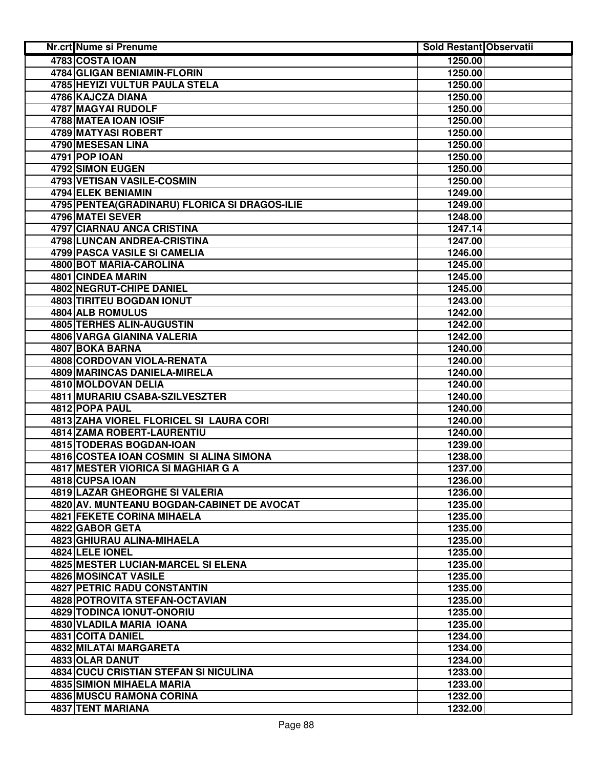| Nr.crt | Nume si Prenume | Sold Restant | Observatii |
|---|---|---|---|
| 4783 | COSTA IOAN | 1250.00 | |
| 4784 | GLIGAN BENIAMIN-FLORIN | 1250.00 | |
| 4785 | HEYIZI VULTUR PAULA STELA | 1250.00 | |
| 4786 | KAJCZA DIANA | 1250.00 | |
| 4787 | MAGYAI RUDOLF | 1250.00 | |
| 4788 | MATEA IOAN IOSIF | 1250.00 | |
| 4789 | MATYASI ROBERT | 1250.00 | |
| 4790 | MESESAN LINA | 1250.00 | |
| 4791 | POP IOAN | 1250.00 | |
| 4792 | SIMON EUGEN | 1250.00 | |
| 4793 | VETISAN VASILE-COSMIN | 1250.00 | |
| 4794 | ELEK BENIAMIN | 1249.00 | |
| 4795 | PENTEA(GRADINARU) FLORICA SI DRAGOS-ILIE | 1249.00 | |
| 4796 | MATEI SEVER | 1248.00 | |
| 4797 | CIARNAU ANCA CRISTINA | 1247.14 | |
| 4798 | LUNCAN ANDREA-CRISTINA | 1247.00 | |
| 4799 | PASCA VASILE SI CAMELIA | 1246.00 | |
| 4800 | BOT MARIA-CAROLINA | 1245.00 | |
| 4801 | CINDEA MARIN | 1245.00 | |
| 4802 | NEGRUT-CHIPE DANIEL | 1245.00 | |
| 4803 | TIRITEU BOGDAN IONUT | 1243.00 | |
| 4804 | ALB ROMULUS | 1242.00 | |
| 4805 | TERHES ALIN-AUGUSTIN | 1242.00 | |
| 4806 | VARGA GIANINA VALERIA | 1242.00 | |
| 4807 | BOKA BARNA | 1240.00 | |
| 4808 | CORDOVAN VIOLA-RENATA | 1240.00 | |
| 4809 | MARINCAS DANIELA-MIRELA | 1240.00 | |
| 4810 | MOLDOVAN DELIA | 1240.00 | |
| 4811 | MURARIU CSABA-SZILVESZTER | 1240.00 | |
| 4812 | POPA PAUL | 1240.00 | |
| 4813 | ZAHA VIOREL FLORICEL SI LAURA CORI | 1240.00 | |
| 4814 | ZAMA ROBERT-LAURENTIU | 1240.00 | |
| 4815 | TODERAS BOGDAN-IOAN | 1239.00 | |
| 4816 | COSTEA IOAN COSMIN SI ALINA SIMONA | 1238.00 | |
| 4817 | MESTER VIORICA SI MAGHIAR G A | 1237.00 | |
| 4818 | CUPSA IOAN | 1236.00 | |
| 4819 | LAZAR GHEORGHE SI VALERIA | 1236.00 | |
| 4820 | AV. MUNTEANU BOGDAN-CABINET DE AVOCAT | 1235.00 | |
| 4821 | FEKETE CORINA MIHAELA | 1235.00 | |
| 4822 | GABOR GETA | 1235.00 | |
| 4823 | GHIURAU ALINA-MIHAELA | 1235.00 | |
| 4824 | LELE IONEL | 1235.00 | |
| 4825 | MESTER LUCIAN-MARCEL SI ELENA | 1235.00 | |
| 4826 | MOSINCAT VASILE | 1235.00 | |
| 4827 | PETRIC RADU CONSTANTIN | 1235.00 | |
| 4828 | POTROVITA STEFAN-OCTAVIAN | 1235.00 | |
| 4829 | TODINCA IONUT-ONORIU | 1235.00 | |
| 4830 | VLADILA MARIA IOANA | 1235.00 | |
| 4831 | COITA DANIEL | 1234.00 | |
| 4832 | MILATAI MARGARETA | 1234.00 | |
| 4833 | OLAR DANUT | 1234.00 | |
| 4834 | CUCU CRISTIAN STEFAN SI NICULINA | 1233.00 | |
| 4835 | SIMION MIHAELA MARIA | 1233.00 | |
| 4836 | MUSCU RAMONA CORINA | 1232.00 | |
| 4837 | TENT MARIANA | 1232.00 | |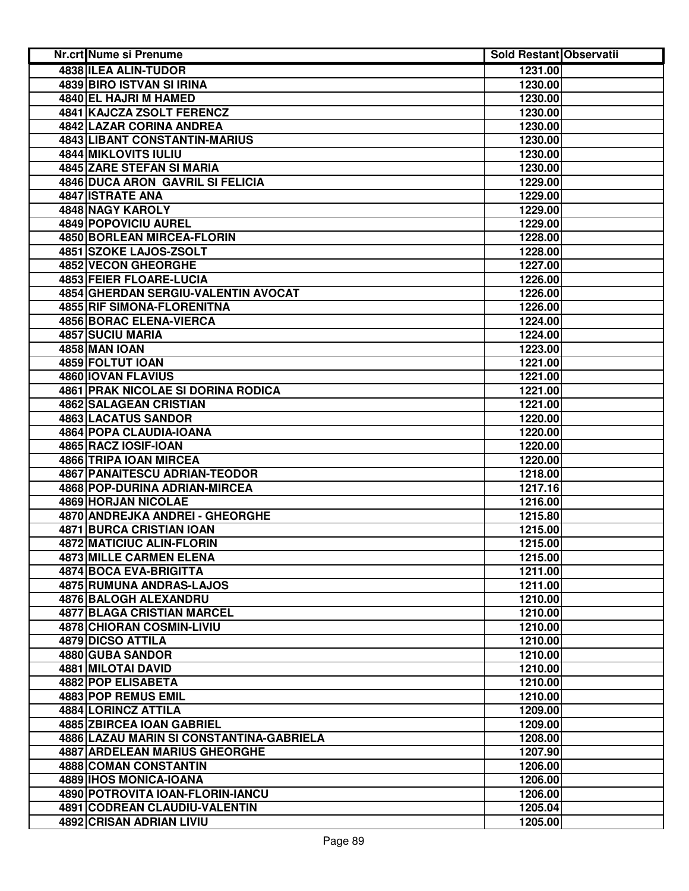| Nr.crt | Nume si Prenume | Sold Restant | Observatii |
|---|---|---|---|
| 4838 | ILEA ALIN-TUDOR | 1231.00 | |
| 4839 | BIRO ISTVAN SI IRINA | 1230.00 | |
| 4840 | EL HAJRI M HAMED | 1230.00 | |
| 4841 | KAJCZA ZSOLT FERENCZ | 1230.00 | |
| 4842 | LAZAR CORINA ANDREA | 1230.00 | |
| 4843 | LIBANT CONSTANTIN-MARIUS | 1230.00 | |
| 4844 | MIKLOVITS IULIU | 1230.00 | |
| 4845 | ZARE STEFAN SI MARIA | 1230.00 | |
| 4846 | DUCA ARON GAVRIL SI FELICIA | 1229.00 | |
| 4847 | ISTRATE ANA | 1229.00 | |
| 4848 | NAGY KAROLY | 1229.00 | |
| 4849 | POPOVICIU AUREL | 1229.00 | |
| 4850 | BORLEAN MIRCEA-FLORIN | 1228.00 | |
| 4851 | SZOKE LAJOS-ZSOLT | 1228.00 | |
| 4852 | VECON GHEORGHE | 1227.00 | |
| 4853 | FEIER FLOARE-LUCIA | 1226.00 | |
| 4854 | GHERDAN SERGIU-VALENTIN AVOCAT | 1226.00 | |
| 4855 | RIF SIMONA-FLORENITNA | 1226.00 | |
| 4856 | BORAC ELENA-VIERCA | 1224.00 | |
| 4857 | SUCIU MARIA | 1224.00 | |
| 4858 | MAN IOAN | 1223.00 | |
| 4859 | FOLTUT IOAN | 1221.00 | |
| 4860 | IOVAN FLAVIUS | 1221.00 | |
| 4861 | PRAK NICOLAE SI DORINA RODICA | 1221.00 | |
| 4862 | SALAGEAN CRISTIAN | 1221.00 | |
| 4863 | LACATUS SANDOR | 1220.00 | |
| 4864 | POPA CLAUDIA-IOANA | 1220.00 | |
| 4865 | RACZ IOSIF-IOAN | 1220.00 | |
| 4866 | TRIPA IOAN MIRCEA | 1220.00 | |
| 4867 | PANAITESCU ADRIAN-TEODOR | 1218.00 | |
| 4868 | POP-DURINA ADRIAN-MIRCEA | 1217.16 | |
| 4869 | HORJAN NICOLAE | 1216.00 | |
| 4870 | ANDREJKA ANDREI - GHEORGHE | 1215.80 | |
| 4871 | BURCA CRISTIAN IOAN | 1215.00 | |
| 4872 | MATICIUC ALIN-FLORIN | 1215.00 | |
| 4873 | MILLE CARMEN ELENA | 1215.00 | |
| 4874 | BOCA EVA-BRIGITTA | 1211.00 | |
| 4875 | RUMUNA ANDRAS-LAJOS | 1211.00 | |
| 4876 | BALOGH ALEXANDRU | 1210.00 | |
| 4877 | BLAGA CRISTIAN MARCEL | 1210.00 | |
| 4878 | CHIORAN COSMIN-LIVIU | 1210.00 | |
| 4879 | DICSO ATTILA | 1210.00 | |
| 4880 | GUBA SANDOR | 1210.00 | |
| 4881 | MILOTAI DAVID | 1210.00 | |
| 4882 | POP ELISABETA | 1210.00 | |
| 4883 | POP REMUS EMIL | 1210.00 | |
| 4884 | LORINCZ ATTILA | 1209.00 | |
| 4885 | ZBIRCEA IOAN GABRIEL | 1209.00 | |
| 4886 | LAZAU MARIN SI CONSTANTINA-GABRIELA | 1208.00 | |
| 4887 | ARDELEAN MARIUS GHEORGHE | 1207.90 | |
| 4888 | COMAN CONSTANTIN | 1206.00 | |
| 4889 | IHOS MONICA-IOANA | 1206.00 | |
| 4890 | POTROVITA IOAN-FLORIN-IANCU | 1206.00 | |
| 4891 | CODREAN CLAUDIU-VALENTIN | 1205.04 | |
| 4892 | CRISAN ADRIAN LIVIU | 1205.00 | |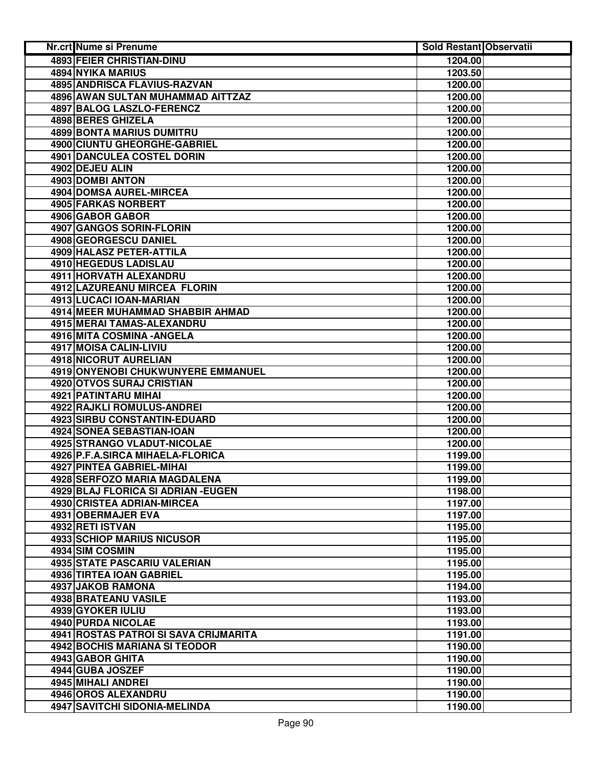| Nr.crt | Nume si Prenume | Sold Restant | Observatii |
|---|---|---|---|
| 4893 | FEIER CHRISTIAN-DINU | 1204.00 | |
| 4894 | NYIKA MARIUS | 1203.50 | |
| 4895 | ANDRISCA FLAVIUS-RAZVAN | 1200.00 | |
| 4896 | AWAN SULTAN MUHAMMAD AITTZAZ | 1200.00 | |
| 4897 | BALOG LASZLO-FERENCZ | 1200.00 | |
| 4898 | BERES GHIZELA | 1200.00 | |
| 4899 | BONTA MARIUS DUMITRU | 1200.00 | |
| 4900 | CIUNTU GHEORGHE-GABRIEL | 1200.00 | |
| 4901 | DANCULEA COSTEL DORIN | 1200.00 | |
| 4902 | DEJEU ALIN | 1200.00 | |
| 4903 | DOMBI ANTON | 1200.00 | |
| 4904 | DOMSA AUREL-MIRCEA | 1200.00 | |
| 4905 | FARKAS NORBERT | 1200.00 | |
| 4906 | GABOR GABOR | 1200.00 | |
| 4907 | GANGOS SORIN-FLORIN | 1200.00 | |
| 4908 | GEORGESCU DANIEL | 1200.00 | |
| 4909 | HALASZ PETER-ATTILA | 1200.00 | |
| 4910 | HEGEDUS LADISLAU | 1200.00 | |
| 4911 | HORVATH ALEXANDRU | 1200.00 | |
| 4912 | LAZUREANU MIRCEA FLORIN | 1200.00 | |
| 4913 | LUCACI IOAN-MARIAN | 1200.00 | |
| 4914 | MEER MUHAMMAD SHABBIR AHMAD | 1200.00 | |
| 4915 | MERAI TAMAS-ALEXANDRU | 1200.00 | |
| 4916 | MITA COSMINA -ANGELA | 1200.00 | |
| 4917 | MOISA CALIN-LIVIU | 1200.00 | |
| 4918 | NICORUT AURELIAN | 1200.00 | |
| 4919 | ONYENOBI CHUKWUNYERE EMMANUEL | 1200.00 | |
| 4920 | OTVOS SURAJ CRISTIAN | 1200.00 | |
| 4921 | PATINTARU MIHAI | 1200.00 | |
| 4922 | RAJKLI ROMULUS-ANDREI | 1200.00 | |
| 4923 | SIRBU CONSTANTIN-EDUARD | 1200.00 | |
| 4924 | SONEA SEBASTIAN-IOAN | 1200.00 | |
| 4925 | STRANGO VLADUT-NICOLAE | 1200.00 | |
| 4926 | P.F.A.SIRCA MIHAELA-FLORICA | 1199.00 | |
| 4927 | PINTEA GABRIEL-MIHAI | 1199.00 | |
| 4928 | SERFOZO MARIA MAGDALENA | 1199.00 | |
| 4929 | BLAJ FLORICA SI ADRIAN -EUGEN | 1198.00 | |
| 4930 | CRISTEA ADRIAN-MIRCEA | 1197.00 | |
| 4931 | OBERMAJER EVA | 1197.00 | |
| 4932 | RETI ISTVAN | 1195.00 | |
| 4933 | SCHIOP MARIUS NICUSOR | 1195.00 | |
| 4934 | SIM COSMIN | 1195.00 | |
| 4935 | STATE PASCARIU VALERIAN | 1195.00 | |
| 4936 | TIRTEA IOAN GABRIEL | 1195.00 | |
| 4937 | JAKOB RAMONA | 1194.00 | |
| 4938 | BRATEANU VASILE | 1193.00 | |
| 4939 | GYOKER IULIU | 1193.00 | |
| 4940 | PURDA NICOLAE | 1193.00 | |
| 4941 | ROSTAS PATROI SI SAVA CRIJMARITA | 1191.00 | |
| 4942 | BOCHIS MARIANA SI TEODOR | 1190.00 | |
| 4943 | GABOR GHITA | 1190.00 | |
| 4944 | GUBA JOSZEF | 1190.00 | |
| 4945 | MIHALI ANDREI | 1190.00 | |
| 4946 | OROS ALEXANDRU | 1190.00 | |
| 4947 | SAVITCHI SIDONIA-MELINDA | 1190.00 | |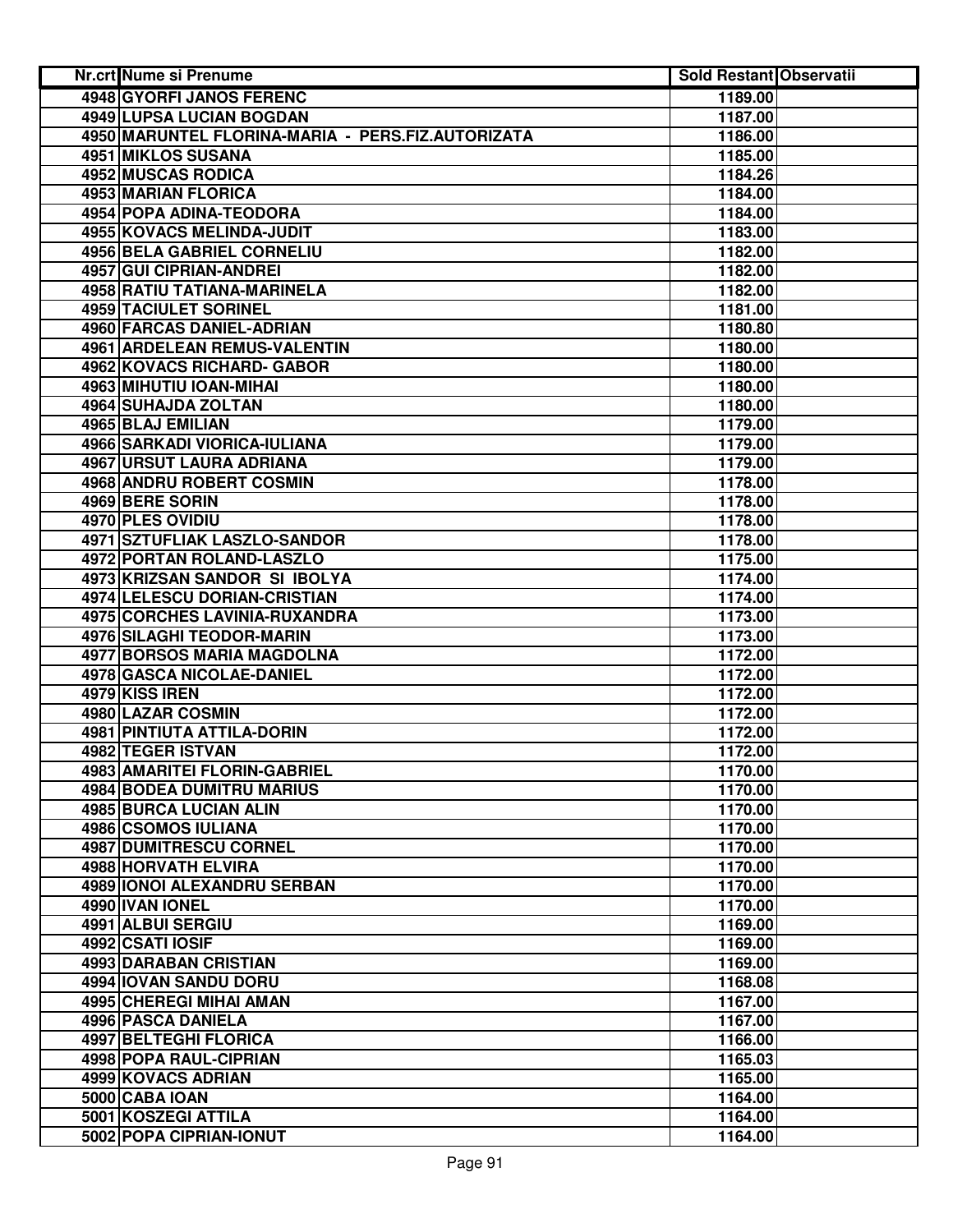| Nr.crt | Nume si Prenume | Sold Restant | Observatii |
|---|---|---|---|
| 4948 | GYORFI JANOS FERENC | 1189.00 | |
| 4949 | LUPSA LUCIAN BOGDAN | 1187.00 | |
| 4950 | MARUNTEL FLORINA-MARIA - PERS.FIZ.AUTORIZATA | 1186.00 | |
| 4951 | MIKLOS SUSANA | 1185.00 | |
| 4952 | MUSCAS RODICA | 1184.26 | |
| 4953 | MARIAN FLORICA | 1184.00 | |
| 4954 | POPA ADINA-TEODORA | 1184.00 | |
| 4955 | KOVACS MELINDA-JUDIT | 1183.00 | |
| 4956 | BELA GABRIEL CORNELIU | 1182.00 | |
| 4957 | GUI CIPRIAN-ANDREI | 1182.00 | |
| 4958 | RATIU TATIANA-MARINELA | 1182.00 | |
| 4959 | TACIULET SORINEL | 1181.00 | |
| 4960 | FARCAS DANIEL-ADRIAN | 1180.80 | |
| 4961 | ARDELEAN REMUS-VALENTIN | 1180.00 | |
| 4962 | KOVACS RICHARD- GABOR | 1180.00 | |
| 4963 | MIHUTIU IOAN-MIHAI | 1180.00 | |
| 4964 | SUHAJDA ZOLTAN | 1180.00 | |
| 4965 | BLAJ EMILIAN | 1179.00 | |
| 4966 | SARKADI VIORICA-IULIANA | 1179.00 | |
| 4967 | URSUT LAURA ADRIANA | 1179.00 | |
| 4968 | ANDRU ROBERT COSMIN | 1178.00 | |
| 4969 | BERE SORIN | 1178.00 | |
| 4970 | PLES OVIDIU | 1178.00 | |
| 4971 | SZTUFLIAK LASZLO-SANDOR | 1178.00 | |
| 4972 | PORTAN ROLAND-LASZLO | 1175.00 | |
| 4973 | KRIZSAN SANDOR SI IBOLYA | 1174.00 | |
| 4974 | LELESCU DORIAN-CRISTIAN | 1174.00 | |
| 4975 | CORCHES LAVINIA-RUXANDRA | 1173.00 | |
| 4976 | SILAGHI TEODOR-MARIN | 1173.00 | |
| 4977 | BORSOS MARIA MAGDOLNA | 1172.00 | |
| 4978 | GASCA NICOLAE-DANIEL | 1172.00 | |
| 4979 | KISS IREN | 1172.00 | |
| 4980 | LAZAR COSMIN | 1172.00 | |
| 4981 | PINTIUTA ATTILA-DORIN | 1172.00 | |
| 4982 | TEGER ISTVAN | 1172.00 | |
| 4983 | AMARITEI FLORIN-GABRIEL | 1170.00 | |
| 4984 | BODEA DUMITRU MARIUS | 1170.00 | |
| 4985 | BURCA LUCIAN ALIN | 1170.00 | |
| 4986 | CSOMOS IULIANA | 1170.00 | |
| 4987 | DUMITRESCU CORNEL | 1170.00 | |
| 4988 | HORVATH ELVIRA | 1170.00 | |
| 4989 | IONOI ALEXANDRU SERBAN | 1170.00 | |
| 4990 | IVAN IONEL | 1170.00 | |
| 4991 | ALBUI SERGIU | 1169.00 | |
| 4992 | CSATI IOSIF | 1169.00 | |
| 4993 | DARABAN CRISTIAN | 1169.00 | |
| 4994 | IOVAN SANDU DORU | 1168.08 | |
| 4995 | CHEREGI MIHAI AMAN | 1167.00 | |
| 4996 | PASCA DANIELA | 1167.00 | |
| 4997 | BELTEGHI FLORICA | 1166.00 | |
| 4998 | POPA RAUL-CIPRIAN | 1165.03 | |
| 4999 | KOVACS ADRIAN | 1165.00 | |
| 5000 | CABA IOAN | 1164.00 | |
| 5001 | KOSZEGI ATTILA | 1164.00 | |
| 5002 | POPA CIPRIAN-IONUT | 1164.00 | |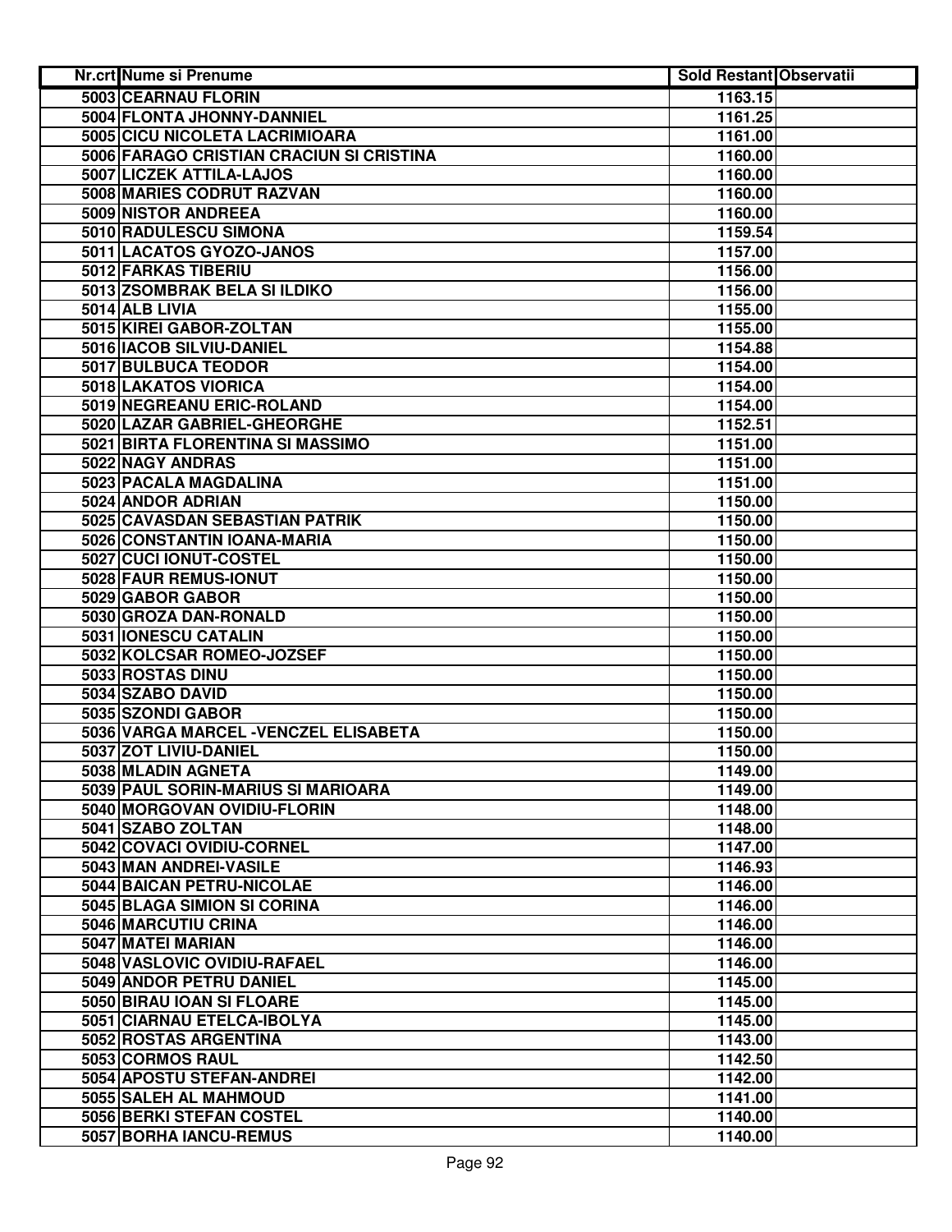| Nr.crt | Nume si Prenume | Sold Restant | Observatii |
|---|---|---|---|
| 5003 | CEARNAU FLORIN | 1163.15 | |
| 5004 | FLONTA JHONNY-DANNIEL | 1161.25 | |
| 5005 | CICU NICOLETA LACRIMIOARA | 1161.00 | |
| 5006 | FARAGO CRISTIAN CRACIUN SI CRISTINA | 1160.00 | |
| 5007 | LICZEK ATTILA-LAJOS | 1160.00 | |
| 5008 | MARIES CODRUT RAZVAN | 1160.00 | |
| 5009 | NISTOR ANDREEA | 1160.00 | |
| 5010 | RADULESCU SIMONA | 1159.54 | |
| 5011 | LACATOS GYOZO-JANOS | 1157.00 | |
| 5012 | FARKAS TIBERIU | 1156.00 | |
| 5013 | ZSOMBRAK BELA SI ILDIKO | 1156.00 | |
| 5014 | ALB LIVIA | 1155.00 | |
| 5015 | KIREI GABOR-ZOLTAN | 1155.00 | |
| 5016 | IACOB SILVIU-DANIEL | 1154.88 | |
| 5017 | BULBUCA TEODOR | 1154.00 | |
| 5018 | LAKATOS VIORICA | 1154.00 | |
| 5019 | NEGREANU ERIC-ROLAND | 1154.00 | |
| 5020 | LAZAR GABRIEL-GHEORGHE | 1152.51 | |
| 5021 | BIRTA FLORENTINA SI MASSIMO | 1151.00 | |
| 5022 | NAGY ANDRAS | 1151.00 | |
| 5023 | PACALA MAGDALINA | 1151.00 | |
| 5024 | ANDOR ADRIAN | 1150.00 | |
| 5025 | CAVASDAN SEBASTIAN PATRIK | 1150.00 | |
| 5026 | CONSTANTIN IOANA-MARIA | 1150.00 | |
| 5027 | CUCI IONUT-COSTEL | 1150.00 | |
| 5028 | FAUR REMUS-IONUT | 1150.00 | |
| 5029 | GABOR GABOR | 1150.00 | |
| 5030 | GROZA DAN-RONALD | 1150.00 | |
| 5031 | IONESCU CATALIN | 1150.00 | |
| 5032 | KOLCSAR ROMEO-JOZSEF | 1150.00 | |
| 5033 | ROSTAS DINU | 1150.00 | |
| 5034 | SZABO DAVID | 1150.00 | |
| 5035 | SZONDI GABOR | 1150.00 | |
| 5036 | VARGA MARCEL -VENCZEL ELISABETA | 1150.00 | |
| 5037 | ZOT LIVIU-DANIEL | 1150.00 | |
| 5038 | MLADIN AGNETA | 1149.00 | |
| 5039 | PAUL SORIN-MARIUS SI MARIOARA | 1149.00 | |
| 5040 | MORGOVAN OVIDIU-FLORIN | 1148.00 | |
| 5041 | SZABO ZOLTAN | 1148.00 | |
| 5042 | COVACI OVIDIU-CORNEL | 1147.00 | |
| 5043 | MAN ANDREI-VASILE | 1146.93 | |
| 5044 | BAICAN PETRU-NICOLAE | 1146.00 | |
| 5045 | BLAGA SIMION SI CORINA | 1146.00 | |
| 5046 | MARCUTIU CRINA | 1146.00 | |
| 5047 | MATEI MARIAN | 1146.00 | |
| 5048 | VASLOVIC OVIDIU-RAFAEL | 1146.00 | |
| 5049 | ANDOR PETRU DANIEL | 1145.00 | |
| 5050 | BIRAU IOAN SI FLOARE | 1145.00 | |
| 5051 | CIARNAU ETELCA-IBOLYA | 1145.00 | |
| 5052 | ROSTAS ARGENTINA | 1143.00 | |
| 5053 | CORMOS RAUL | 1142.50 | |
| 5054 | APOSTU STEFAN-ANDREI | 1142.00 | |
| 5055 | SALEH AL MAHMOUD | 1141.00 | |
| 5056 | BERKI STEFAN COSTEL | 1140.00 | |
| 5057 | BORHA IANCU-REMUS | 1140.00 | |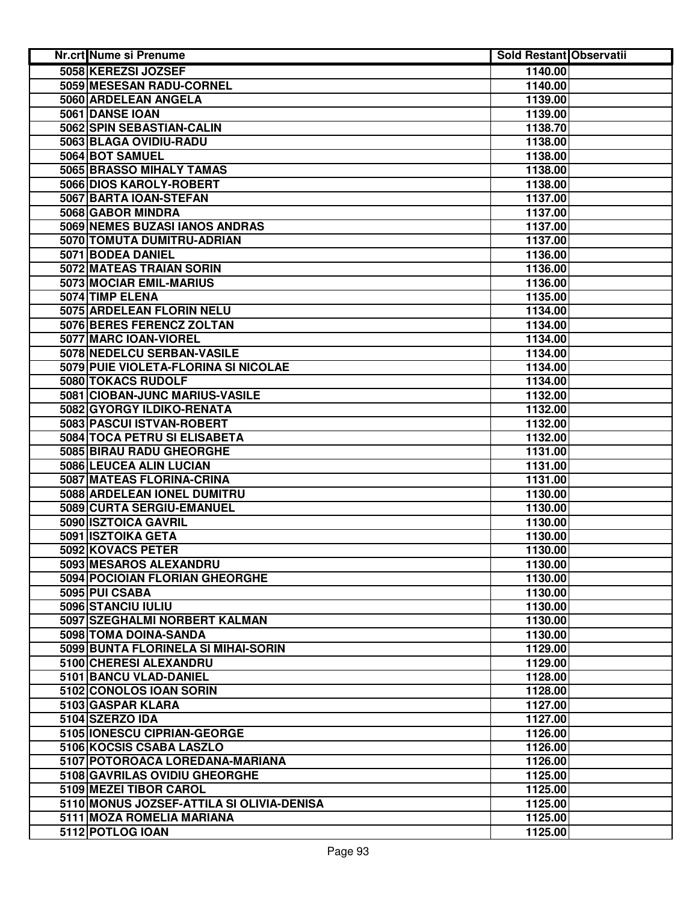| Nr.crt | Nume si Prenume | Sold Restant | Observatii |
|---|---|---|---|
| 5058 | KEREZSI JOZSEF | 1140.00 | |
| 5059 | MESESAN RADU-CORNEL | 1140.00 | |
| 5060 | ARDELEAN ANGELA | 1139.00 | |
| 5061 | DANSE IOAN | 1139.00 | |
| 5062 | SPIN SEBASTIAN-CALIN | 1138.70 | |
| 5063 | BLAGA OVIDIU-RADU | 1138.00 | |
| 5064 | BOT SAMUEL | 1138.00 | |
| 5065 | BRASSO MIHALY TAMAS | 1138.00 | |
| 5066 | DIOS KAROLY-ROBERT | 1138.00 | |
| 5067 | BARTA IOAN-STEFAN | 1137.00 | |
| 5068 | GABOR MINDRA | 1137.00 | |
| 5069 | NEMES BUZASI IANOS ANDRAS | 1137.00 | |
| 5070 | TOMUTA DUMITRU-ADRIAN | 1137.00 | |
| 5071 | BODEA DANIEL | 1136.00 | |
| 5072 | MATEAS TRAIAN SORIN | 1136.00 | |
| 5073 | MOCIAR EMIL-MARIUS | 1136.00 | |
| 5074 | TIMP ELENA | 1135.00 | |
| 5075 | ARDELEAN FLORIN NELU | 1134.00 | |
| 5076 | BERES FERENCZ ZOLTAN | 1134.00 | |
| 5077 | MARC IOAN-VIOREL | 1134.00 | |
| 5078 | NEDELCU SERBAN-VASILE | 1134.00 | |
| 5079 | PUIE VIOLETA-FLORINA SI NICOLAE | 1134.00 | |
| 5080 | TOKACS RUDOLF | 1134.00 | |
| 5081 | CIOBAN-JUNC MARIUS-VASILE | 1132.00 | |
| 5082 | GYORGY ILDIKO-RENATA | 1132.00 | |
| 5083 | PASCUI ISTVAN-ROBERT | 1132.00 | |
| 5084 | TOCA PETRU SI ELISABETA | 1132.00 | |
| 5085 | BIRAU RADU GHEORGHE | 1131.00 | |
| 5086 | LEUCEA ALIN LUCIAN | 1131.00 | |
| 5087 | MATEAS FLORINA-CRINA | 1131.00 | |
| 5088 | ARDELEAN IONEL DUMITRU | 1130.00 | |
| 5089 | CURTA SERGIU-EMANUEL | 1130.00 | |
| 5090 | ISZTOICA GAVRIL | 1130.00 | |
| 5091 | ISZTOIKA GETA | 1130.00 | |
| 5092 | KOVACS PETER | 1130.00 | |
| 5093 | MESAROS ALEXANDRU | 1130.00 | |
| 5094 | POCIOIAN FLORIAN GHEORGHE | 1130.00 | |
| 5095 | PUI CSABA | 1130.00 | |
| 5096 | STANCIU IULIU | 1130.00 | |
| 5097 | SZEGHALMI NORBERT KALMAN | 1130.00 | |
| 5098 | TOMA DOINA-SANDA | 1130.00 | |
| 5099 | BUNTA FLORINELA SI MIHAI-SORIN | 1129.00 | |
| 5100 | CHERESI ALEXANDRU | 1129.00 | |
| 5101 | BANCU VLAD-DANIEL | 1128.00 | |
| 5102 | CONOLOS IOAN SORIN | 1128.00 | |
| 5103 | GASPAR KLARA | 1127.00 | |
| 5104 | SZERZO IDA | 1127.00 | |
| 5105 | IONESCU CIPRIAN-GEORGE | 1126.00 | |
| 5106 | KOCSIS CSABA LASZLO | 1126.00 | |
| 5107 | POTOROACA LOREDANA-MARIANA | 1126.00 | |
| 5108 | GAVRILAS OVIDIU GHEORGHE | 1125.00 | |
| 5109 | MEZEI TIBOR CAROL | 1125.00 | |
| 5110 | MONUS JOZSEF-ATTILA SI OLIVIA-DENISA | 1125.00 | |
| 5111 | MOZA ROMELIA MARIANA | 1125.00 | |
| 5112 | POTLOG IOAN | 1125.00 | |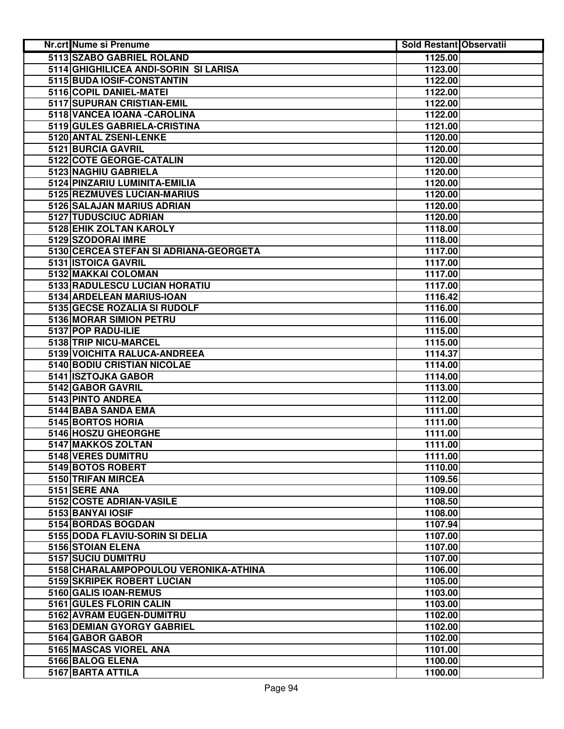| Nr.crt | Nume si Prenume | Sold Restant | Observatii |
|---|---|---|---|
| 5113 | SZABO GABRIEL ROLAND | 1125.00 | |
| 5114 | GHIGHILICEA ANDI-SORIN SI LARISA | 1123.00 | |
| 5115 | BUDA IOSIF-CONSTANTIN | 1122.00 | |
| 5116 | COPIL DANIEL-MATEI | 1122.00 | |
| 5117 | SUPURAN CRISTIAN-EMIL | 1122.00 | |
| 5118 | VANCEA IOANA -CAROLINA | 1122.00 | |
| 5119 | GULES GABRIELA-CRISTINA | 1121.00 | |
| 5120 | ANTAL ZSENI-LENKE | 1120.00 | |
| 5121 | BURCIA GAVRIL | 1120.00 | |
| 5122 | COTE GEORGE-CATALIN | 1120.00 | |
| 5123 | NAGHIU GABRIELA | 1120.00 | |
| 5124 | PINZARIU LUMINITA-EMILIA | 1120.00 | |
| 5125 | REZMUVES LUCIAN-MARIUS | 1120.00 | |
| 5126 | SALAJAN MARIUS ADRIAN | 1120.00 | |
| 5127 | TUDUSCIUC ADRIAN | 1120.00 | |
| 5128 | EHIK ZOLTAN KAROLY | 1118.00 | |
| 5129 | SZODORAI IMRE | 1118.00 | |
| 5130 | CERCEA STEFAN SI ADRIANA-GEORGETA | 1117.00 | |
| 5131 | ISTOICA GAVRIL | 1117.00 | |
| 5132 | MAKKAI COLOMAN | 1117.00 | |
| 5133 | RADULESCU LUCIAN HORATIU | 1117.00 | |
| 5134 | ARDELEAN MARIUS-IOAN | 1116.42 | |
| 5135 | GECSE ROZALIA SI RUDOLF | 1116.00 | |
| 5136 | MORAR SIMION PETRU | 1116.00 | |
| 5137 | POP RADU-ILIE | 1115.00 | |
| 5138 | TRIP NICU-MARCEL | 1115.00 | |
| 5139 | VOICHITA RALUCA-ANDREEA | 1114.37 | |
| 5140 | BODIU CRISTIAN NICOLAE | 1114.00 | |
| 5141 | ISZTOJKA GABOR | 1114.00 | |
| 5142 | GABOR GAVRIL | 1113.00 | |
| 5143 | PINTO ANDREA | 1112.00 | |
| 5144 | BABA SANDA EMA | 1111.00 | |
| 5145 | BORTOS HORIA | 1111.00 | |
| 5146 | HOSZU GHEORGHE | 1111.00 | |
| 5147 | MAKKOS ZOLTAN | 1111.00 | |
| 5148 | VERES DUMITRU | 1111.00 | |
| 5149 | BOTOS ROBERT | 1110.00 | |
| 5150 | TRIFAN MIRCEA | 1109.56 | |
| 5151 | SERE ANA | 1109.00 | |
| 5152 | COSTE ADRIAN-VASILE | 1108.50 | |
| 5153 | BANYAI IOSIF | 1108.00 | |
| 5154 | BORDAS BOGDAN | 1107.94 | |
| 5155 | DODA FLAVIU-SORIN SI DELIA | 1107.00 | |
| 5156 | STOIAN ELENA | 1107.00 | |
| 5157 | SUCIU DUMITRU | 1107.00 | |
| 5158 | CHARALAMPOPOULOU VERONIKA-ATHINA | 1106.00 | |
| 5159 | SKRIPEK ROBERT LUCIAN | 1105.00 | |
| 5160 | GALIS IOAN-REMUS | 1103.00 | |
| 5161 | GULES FLORIN CALIN | 1103.00 | |
| 5162 | AVRAM EUGEN-DUMITRU | 1102.00 | |
| 5163 | DEMIAN GYORGY GABRIEL | 1102.00 | |
| 5164 | GABOR GABOR | 1102.00 | |
| 5165 | MASCAS VIOREL ANA | 1101.00 | |
| 5166 | BALOG ELENA | 1100.00 | |
| 5167 | BARTA ATTILA | 1100.00 | |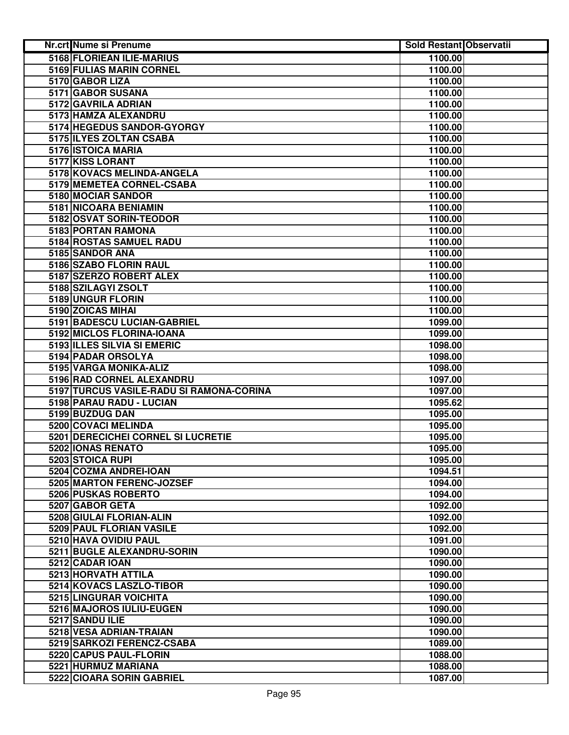| Nr.crt | Nume si Prenume | Sold Restant | Observatii |
|---|---|---|---|
| 5168 | FLORIEAN ILIE-MARIUS | 1100.00 | |
| 5169 | FULIAS MARIN CORNEL | 1100.00 | |
| 5170 | GABOR LIZA | 1100.00 | |
| 5171 | GABOR SUSANA | 1100.00 | |
| 5172 | GAVRILA ADRIAN | 1100.00 | |
| 5173 | HAMZA ALEXANDRU | 1100.00 | |
| 5174 | HEGEDUS SANDOR-GYORGY | 1100.00 | |
| 5175 | ILYES ZOLTAN CSABA | 1100.00 | |
| 5176 | ISTOICA MARIA | 1100.00 | |
| 5177 | KISS LORANT | 1100.00 | |
| 5178 | KOVACS MELINDA-ANGELA | 1100.00 | |
| 5179 | MEMETEA CORNEL-CSABA | 1100.00 | |
| 5180 | MOCIAR SANDOR | 1100.00 | |
| 5181 | NICOARA BENIAMIN | 1100.00 | |
| 5182 | OSVAT SORIN-TEODOR | 1100.00 | |
| 5183 | PORTAN RAMONA | 1100.00 | |
| 5184 | ROSTAS SAMUEL RADU | 1100.00 | |
| 5185 | SANDOR ANA | 1100.00 | |
| 5186 | SZABO FLORIN RAUL | 1100.00 | |
| 5187 | SZERZO ROBERT ALEX | 1100.00 | |
| 5188 | SZILAGYI ZSOLT | 1100.00 | |
| 5189 | UNGUR FLORIN | 1100.00 | |
| 5190 | ZOICAS MIHAI | 1100.00 | |
| 5191 | BADESCU LUCIAN-GABRIEL | 1099.00 | |
| 5192 | MICLOS FLORINA-IOANA | 1099.00 | |
| 5193 | ILLES SILVIA SI EMERIC | 1098.00 | |
| 5194 | PADAR ORSOLYA | 1098.00 | |
| 5195 | VARGA MONIKA-ALIZ | 1098.00 | |
| 5196 | RAD CORNEL ALEXANDRU | 1097.00 | |
| 5197 | TURCUS VASILE-RADU SI RAMONA-CORINA | 1097.00 | |
| 5198 | PARAU RADU - LUCIAN | 1095.62 | |
| 5199 | BUZDUG DAN | 1095.00 | |
| 5200 | COVACI MELINDA | 1095.00 | |
| 5201 | DERECICHEI CORNEL SI LUCRETIE | 1095.00 | |
| 5202 | IONAS RENATO | 1095.00 | |
| 5203 | STOICA RUPI | 1095.00 | |
| 5204 | COZMA ANDREI-IOAN | 1094.51 | |
| 5205 | MARTON FERENC-JOZSEF | 1094.00 | |
| 5206 | PUSKAS ROBERTO | 1094.00 | |
| 5207 | GABOR GETA | 1092.00 | |
| 5208 | GIULAI FLORIAN-ALIN | 1092.00 | |
| 5209 | PAUL FLORIAN VASILE | 1092.00 | |
| 5210 | HAVA OVIDIU PAUL | 1091.00 | |
| 5211 | BUGLE ALEXANDRU-SORIN | 1090.00 | |
| 5212 | CADAR IOAN | 1090.00 | |
| 5213 | HORVATH ATTILA | 1090.00 | |
| 5214 | KOVACS LASZLO-TIBOR | 1090.00 | |
| 5215 | LINGURAR VOICHITA | 1090.00 | |
| 5216 | MAJOROS IULIU-EUGEN | 1090.00 | |
| 5217 | SANDU ILIE | 1090.00 | |
| 5218 | VESA ADRIAN-TRAIAN | 1090.00 | |
| 5219 | SARKOZI FERENCZ-CSABA | 1089.00 | |
| 5220 | CAPUS PAUL-FLORIN | 1088.00 | |
| 5221 | HURMUZ MARIANA | 1088.00 | |
| 5222 | CIOARA SORIN GABRIEL | 1087.00 | |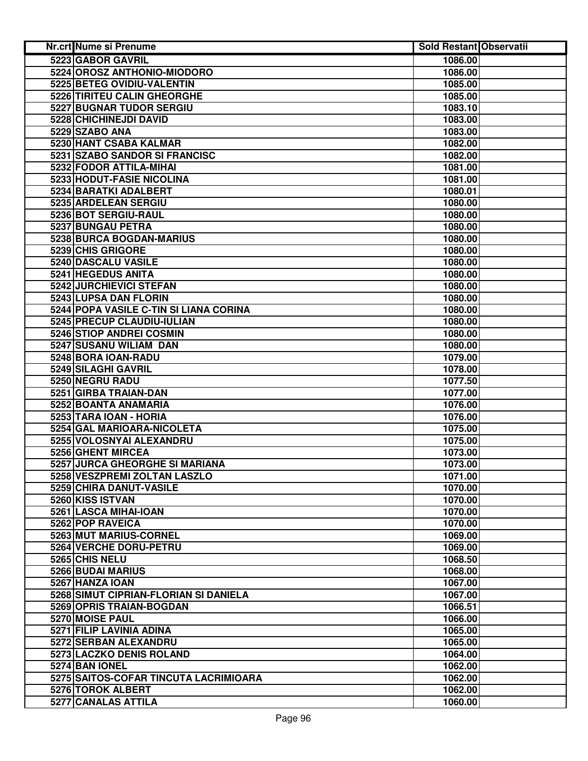| Nr.crt | Nume si Prenume | Sold Restant | Observatii |
|---|---|---|---|
| 5223 | GABOR GAVRIL | 1086.00 | |
| 5224 | OROSZ ANTHONIO-MIODORO | 1086.00 | |
| 5225 | BETEG OVIDIU-VALENTIN | 1085.00 | |
| 5226 | TIRITEU CALIN GHEORGHE | 1085.00 | |
| 5227 | BUGNAR TUDOR SERGIU | 1083.10 | |
| 5228 | CHICHINEJDI DAVID | 1083.00 | |
| 5229 | SZABO ANA | 1083.00 | |
| 5230 | HANT CSABA KALMAR | 1082.00 | |
| 5231 | SZABO SANDOR SI FRANCISC | 1082.00 | |
| 5232 | FODOR ATTILA-MIHAI | 1081.00 | |
| 5233 | HODUT-FASIE NICOLINA | 1081.00 | |
| 5234 | BARATKI ADALBERT | 1080.01 | |
| 5235 | ARDELEAN SERGIU | 1080.00 | |
| 5236 | BOT SERGIU-RAUL | 1080.00 | |
| 5237 | BUNGAU PETRA | 1080.00 | |
| 5238 | BURCA BOGDAN-MARIUS | 1080.00 | |
| 5239 | CHIS GRIGORE | 1080.00 | |
| 5240 | DASCALU VASILE | 1080.00 | |
| 5241 | HEGEDUS ANITA | 1080.00 | |
| 5242 | JURCHIEVICI STEFAN | 1080.00 | |
| 5243 | LUPSA DAN FLORIN | 1080.00 | |
| 5244 | POPA VASILE C-TIN SI LIANA CORINA | 1080.00 | |
| 5245 | PRECUP CLAUDIU-IULIAN | 1080.00 | |
| 5246 | STIOP ANDREI COSMIN | 1080.00 | |
| 5247 | SUSANU WILIAM DAN | 1080.00 | |
| 5248 | BORA IOAN-RADU | 1079.00 | |
| 5249 | SILAGHI GAVRIL | 1078.00 | |
| 5250 | NEGRU RADU | 1077.50 | |
| 5251 | GIRBA TRAIAN-DAN | 1077.00 | |
| 5252 | BOANTA ANAMARIA | 1076.00 | |
| 5253 | TARA IOAN - HORIA | 1076.00 | |
| 5254 | GAL MARIOARA-NICOLETA | 1075.00 | |
| 5255 | VOLOSNYAI ALEXANDRU | 1075.00 | |
| 5256 | GHENT MIRCEA | 1073.00 | |
| 5257 | JURCA GHEORGHE SI MARIANA | 1073.00 | |
| 5258 | VESZPREMI ZOLTAN LASZLO | 1071.00 | |
| 5259 | CHIRA DANUT-VASILE | 1070.00 | |
| 5260 | KISS ISTVAN | 1070.00 | |
| 5261 | LASCA MIHAI-IOAN | 1070.00 | |
| 5262 | POP RAVEICA | 1070.00 | |
| 5263 | MUT MARIUS-CORNEL | 1069.00 | |
| 5264 | VERCHE DORU-PETRU | 1069.00 | |
| 5265 | CHIS NELU | 1068.50 | |
| 5266 | BUDAI MARIUS | 1068.00 | |
| 5267 | HANZA IOAN | 1067.00 | |
| 5268 | SIMUT CIPRIAN-FLORIAN SI DANIELA | 1067.00 | |
| 5269 | OPRIS TRAIAN-BOGDAN | 1066.51 | |
| 5270 | MOISE PAUL | 1066.00 | |
| 5271 | FILIP LAVINIA ADINA | 1065.00 | |
| 5272 | SERBAN ALEXANDRU | 1065.00 | |
| 5273 | LACZKO DENIS ROLAND | 1064.00 | |
| 5274 | BAN IONEL | 1062.00 | |
| 5275 | SAITOS-COFAR TINCUTA LACRIMIOARA | 1062.00 | |
| 5276 | TOROK ALBERT | 1062.00 | |
| 5277 | CANALAS ATTILA | 1060.00 | |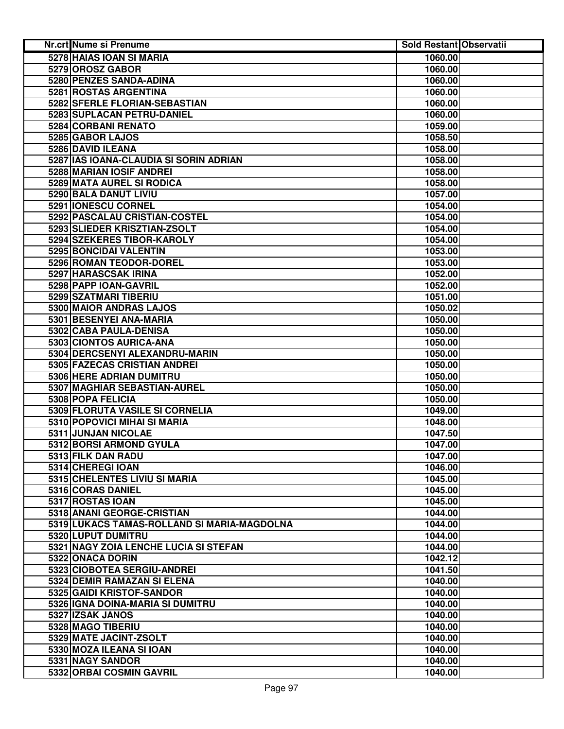| Nr.crt | Nume si Prenume | Sold Restant | Observatii |
|---|---|---|---|
| 5278 | HAIAS IOAN SI MARIA | 1060.00 | |
| 5279 | OROSZ GABOR | 1060.00 | |
| 5280 | PENZES SANDA-ADINA | 1060.00 | |
| 5281 | ROSTAS ARGENTINA | 1060.00 | |
| 5282 | SFERLE FLORIAN-SEBASTIAN | 1060.00 | |
| 5283 | SUPLACAN PETRU-DANIEL | 1060.00 | |
| 5284 | CORBANI RENATO | 1059.00 | |
| 5285 | GABOR LAJOS | 1058.50 | |
| 5286 | DAVID ILEANA | 1058.00 | |
| 5287 | IAS IOANA-CLAUDIA SI SORIN ADRIAN | 1058.00 | |
| 5288 | MARIAN IOSIF ANDREI | 1058.00 | |
| 5289 | MATA AUREL SI RODICA | 1058.00 | |
| 5290 | BALA DANUT LIVIU | 1057.00 | |
| 5291 | IONESCU CORNEL | 1054.00 | |
| 5292 | PASCALAU CRISTIAN-COSTEL | 1054.00 | |
| 5293 | SLIEDER KRISZTIAN-ZSOLT | 1054.00 | |
| 5294 | SZEKERES TIBOR-KAROLY | 1054.00 | |
| 5295 | BONCIDAI VALENTIN | 1053.00 | |
| 5296 | ROMAN TEODOR-DOREL | 1053.00 | |
| 5297 | HARASCSAK IRINA | 1052.00 | |
| 5298 | PAPP IOAN-GAVRIL | 1052.00 | |
| 5299 | SZATMARI TIBERIU | 1051.00 | |
| 5300 | MAIOR ANDRAS LAJOS | 1050.02 | |
| 5301 | BESENYEI ANA-MARIA | 1050.00 | |
| 5302 | CABA PAULA-DENISA | 1050.00 | |
| 5303 | CIONTOS AURICA-ANA | 1050.00 | |
| 5304 | DERCSENYI ALEXANDRU-MARIN | 1050.00 | |
| 5305 | FAZECAS CRISTIAN ANDREI | 1050.00 | |
| 5306 | HERE ADRIAN DUMITRU | 1050.00 | |
| 5307 | MAGHIAR SEBASTIAN-AUREL | 1050.00 | |
| 5308 | POPA FELICIA | 1050.00 | |
| 5309 | FLORUTA VASILE SI CORNELIA | 1049.00 | |
| 5310 | POPOVICI MIHAI SI MARIA | 1048.00 | |
| 5311 | JUNJAN NICOLAE | 1047.50 | |
| 5312 | BORSI ARMOND GYULA | 1047.00 | |
| 5313 | FILK DAN RADU | 1047.00 | |
| 5314 | CHEREGI IOAN | 1046.00 | |
| 5315 | CHELENTES LIVIU SI MARIA | 1045.00 | |
| 5316 | CORAS DANIEL | 1045.00 | |
| 5317 | ROSTAS IOAN | 1045.00 | |
| 5318 | ANANI GEORGE-CRISTIAN | 1044.00 | |
| 5319 | LUKACS TAMAS-ROLLAND SI MARIA-MAGDOLNA | 1044.00 | |
| 5320 | LUPUT DUMITRU | 1044.00 | |
| 5321 | NAGY ZOIA LENCHE LUCIA SI STEFAN | 1044.00 | |
| 5322 | ONACA DORIN | 1042.12 | |
| 5323 | CIOBOTEA SERGIU-ANDREI | 1041.50 | |
| 5324 | DEMIR RAMAZAN SI ELENA | 1040.00 | |
| 5325 | GAIDI KRISTOF-SANDOR | 1040.00 | |
| 5326 | IGNA DOINA-MARIA SI DUMITRU | 1040.00 | |
| 5327 | IZSAK JANOS | 1040.00 | |
| 5328 | MAGO TIBERIU | 1040.00 | |
| 5329 | MATE JACINT-ZSOLT | 1040.00 | |
| 5330 | MOZA ILEANA SI IOAN | 1040.00 | |
| 5331 | NAGY SANDOR | 1040.00 | |
| 5332 | ORBAI COSMIN GAVRIL | 1040.00 | |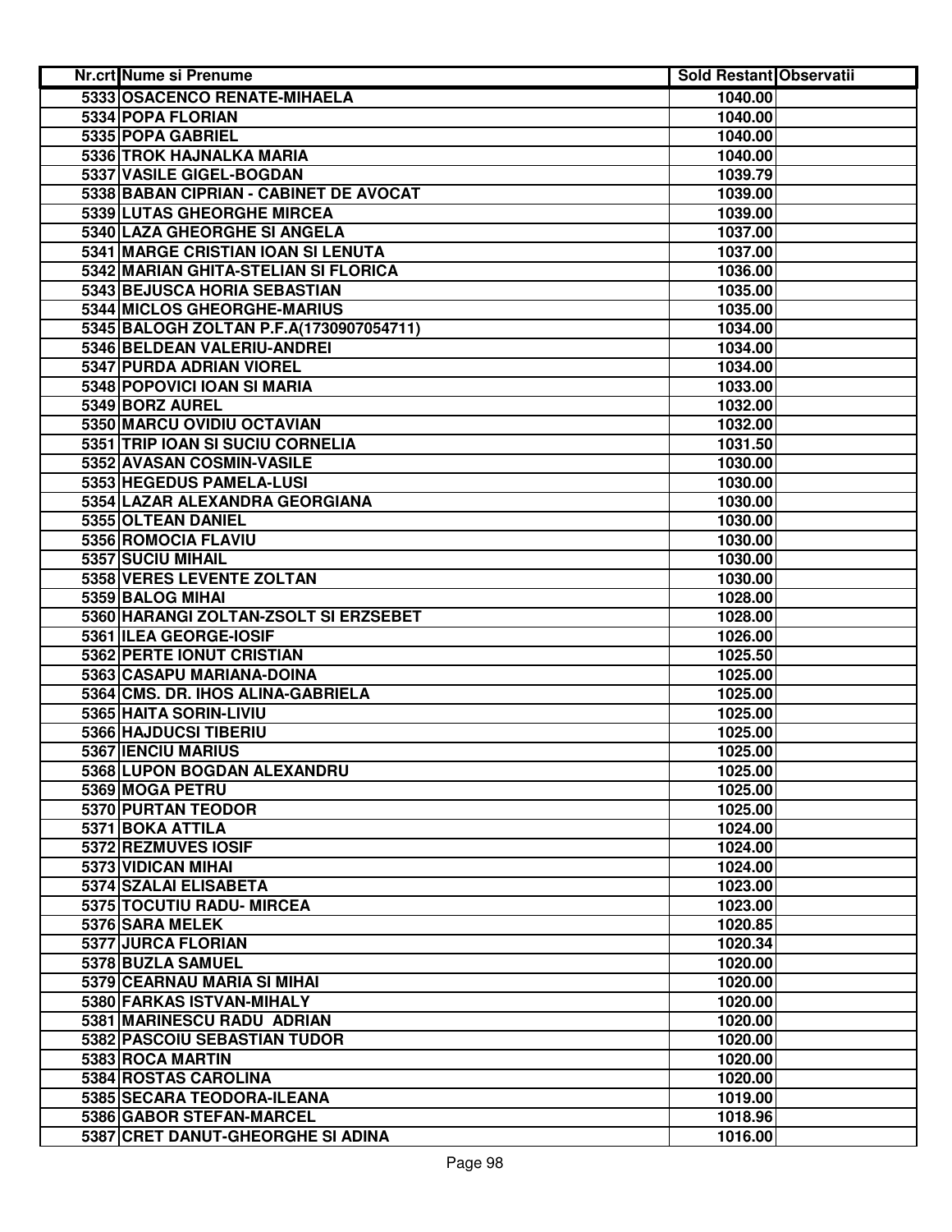| Nr.crt | Nume si Prenume | Sold Restant | Observatii |
|---|---|---|---|
| 5333 | OSACENCO RENATE-MIHAELA | 1040.00 | |
| 5334 | POPA FLORIAN | 1040.00 | |
| 5335 | POPA GABRIEL | 1040.00 | |
| 5336 | TROK HAJNALKA MARIA | 1040.00 | |
| 5337 | VASILE GIGEL-BOGDAN | 1039.79 | |
| 5338 | BABAN CIPRIAN - CABINET DE AVOCAT | 1039.00 | |
| 5339 | LUTAS GHEORGHE MIRCEA | 1039.00 | |
| 5340 | LAZA GHEORGHE SI ANGELA | 1037.00 | |
| 5341 | MARGE CRISTIAN IOAN SI LENUTA | 1037.00 | |
| 5342 | MARIAN GHITA-STELIAN SI FLORICA | 1036.00 | |
| 5343 | BEJUSCA HORIA SEBASTIAN | 1035.00 | |
| 5344 | MICLOS GHEORGHE-MARIUS | 1035.00 | |
| 5345 | BALOGH ZOLTAN P.F.A(1730907054711) | 1034.00 | |
| 5346 | BELDEAN VALERIU-ANDREI | 1034.00 | |
| 5347 | PURDA ADRIAN VIOREL | 1034.00 | |
| 5348 | POPOVICI IOAN SI MARIA | 1033.00 | |
| 5349 | BORZ AUREL | 1032.00 | |
| 5350 | MARCU OVIDIU OCTAVIAN | 1032.00 | |
| 5351 | TRIP IOAN SI SUCIU CORNELIA | 1031.50 | |
| 5352 | AVASAN COSMIN-VASILE | 1030.00 | |
| 5353 | HEGEDUS PAMELA-LUSI | 1030.00 | |
| 5354 | LAZAR ALEXANDRA GEORGIANA | 1030.00 | |
| 5355 | OLTEAN DANIEL | 1030.00 | |
| 5356 | ROMOCIA FLAVIU | 1030.00 | |
| 5357 | SUCIU MIHAIL | 1030.00 | |
| 5358 | VERES LEVENTE ZOLTAN | 1030.00 | |
| 5359 | BALOG MIHAI | 1028.00 | |
| 5360 | HARANGI ZOLTAN-ZSOLT SI ERZSEBET | 1028.00 | |
| 5361 | ILEA GEORGE-IOSIF | 1026.00 | |
| 5362 | PERTE IONUT CRISTIAN | 1025.50 | |
| 5363 | CASAPU MARIANA-DOINA | 1025.00 | |
| 5364 | CMS. DR. IHOS ALINA-GABRIELA | 1025.00 | |
| 5365 | HAITA SORIN-LIVIU | 1025.00 | |
| 5366 | HAJDUCSI TIBERIU | 1025.00 | |
| 5367 | IENCIU MARIUS | 1025.00 | |
| 5368 | LUPON BOGDAN ALEXANDRU | 1025.00 | |
| 5369 | MOGA PETRU | 1025.00 | |
| 5370 | PURTAN TEODOR | 1025.00 | |
| 5371 | BOKA ATTILA | 1024.00 | |
| 5372 | REZMUVES IOSIF | 1024.00 | |
| 5373 | VIDICAN MIHAI | 1024.00 | |
| 5374 | SZALAI ELISABETA | 1023.00 | |
| 5375 | TOCUTIU RADU- MIRCEA | 1023.00 | |
| 5376 | SARA MELEK | 1020.85 | |
| 5377 | JURCA FLORIAN | 1020.34 | |
| 5378 | BUZLA SAMUEL | 1020.00 | |
| 5379 | CEARNAU MARIA SI MIHAI | 1020.00 | |
| 5380 | FARKAS ISTVAN-MIHALY | 1020.00 | |
| 5381 | MARINESCU RADU ADRIAN | 1020.00 | |
| 5382 | PASCOIU SEBASTIAN TUDOR | 1020.00 | |
| 5383 | ROCA MARTIN | 1020.00 | |
| 5384 | ROSTAS CAROLINA | 1020.00 | |
| 5385 | SECARA TEODORA-ILEANA | 1019.00 | |
| 5386 | GABOR STEFAN-MARCEL | 1018.96 | |
| 5387 | CRET DANUT-GHEORGHE SI ADINA | 1016.00 | |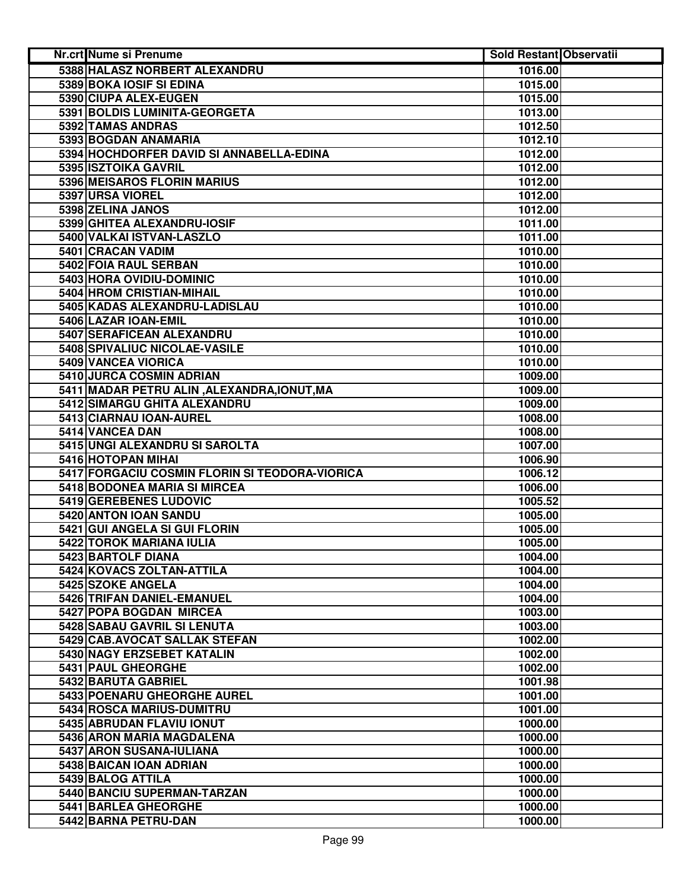| Nr.crt | Nume si Prenume | Sold Restant | Observatii |
|---|---|---|---|
| 5388 | HALASZ NORBERT ALEXANDRU | 1016.00 | |
| 5389 | BOKA IOSIF SI EDINA | 1015.00 | |
| 5390 | CIUPA ALEX-EUGEN | 1015.00 | |
| 5391 | BOLDIS LUMINITA-GEORGETA | 1013.00 | |
| 5392 | TAMAS ANDRAS | 1012.50 | |
| 5393 | BOGDAN ANAMARIA | 1012.10 | |
| 5394 | HOCHDORFER DAVID SI ANNABELLA-EDINA | 1012.00 | |
| 5395 | ISZTOIKA GAVRIL | 1012.00 | |
| 5396 | MEISAROS FLORIN MARIUS | 1012.00 | |
| 5397 | URSA VIOREL | 1012.00 | |
| 5398 | ZELINA JANOS | 1012.00 | |
| 5399 | GHITEA ALEXANDRU-IOSIF | 1011.00 | |
| 5400 | VALKAI ISTVAN-LASZLO | 1011.00 | |
| 5401 | CRACAN VADIM | 1010.00 | |
| 5402 | FOIA RAUL SERBAN | 1010.00 | |
| 5403 | HORA OVIDIU-DOMINIC | 1010.00 | |
| 5404 | HROM CRISTIAN-MIHAIL | 1010.00 | |
| 5405 | KADAS ALEXANDRU-LADISLAU | 1010.00 | |
| 5406 | LAZAR IOAN-EMIL | 1010.00 | |
| 5407 | SERAFICEAN ALEXANDRU | 1010.00 | |
| 5408 | SPIVALIUC NICOLAE-VASILE | 1010.00 | |
| 5409 | VANCEA VIORICA | 1010.00 | |
| 5410 | JURCA COSMIN ADRIAN | 1009.00 | |
| 5411 | MADAR PETRU ALIN ,ALEXANDRA,IONUT,MA | 1009.00 | |
| 5412 | SIMARGU GHITA ALEXANDRU | 1009.00 | |
| 5413 | CIARNAU IOAN-AUREL | 1008.00 | |
| 5414 | VANCEA DAN | 1008.00 | |
| 5415 | UNGI ALEXANDRU SI SAROLTA | 1007.00 | |
| 5416 | HOTOPAN MIHAI | 1006.90 | |
| 5417 | FORGACIU COSMIN FLORIN SI TEODORA-VIORICA | 1006.12 | |
| 5418 | BODONEA MARIA SI MIRCEA | 1006.00 | |
| 5419 | GEREBENES LUDOVIC | 1005.52 | |
| 5420 | ANTON IOAN SANDU | 1005.00 | |
| 5421 | GUI ANGELA SI GUI FLORIN | 1005.00 | |
| 5422 | TOROK MARIANA IULIA | 1005.00 | |
| 5423 | BARTOLF DIANA | 1004.00 | |
| 5424 | KOVACS ZOLTAN-ATTILA | 1004.00 | |
| 5425 | SZOKE ANGELA | 1004.00 | |
| 5426 | TRIFAN DANIEL-EMANUEL | 1004.00 | |
| 5427 | POPA BOGDAN MIRCEA | 1003.00 | |
| 5428 | SABAU GAVRIL SI LENUTA | 1003.00 | |
| 5429 | CAB.AVOCAT SALLAK STEFAN | 1002.00 | |
| 5430 | NAGY ERZSEBET KATALIN | 1002.00 | |
| 5431 | PAUL GHEORGHE | 1002.00 | |
| 5432 | BARUTA GABRIEL | 1001.98 | |
| 5433 | POENARU GHEORGHE AUREL | 1001.00 | |
| 5434 | ROSCA MARIUS-DUMITRU | 1001.00 | |
| 5435 | ABRUDAN FLAVIU IONUT | 1000.00 | |
| 5436 | ARON MARIA MAGDALENA | 1000.00 | |
| 5437 | ARON SUSANA-IULIANA | 1000.00 | |
| 5438 | BAICAN IOAN ADRIAN | 1000.00 | |
| 5439 | BALOG ATTILA | 1000.00 | |
| 5440 | BANCIU SUPERMAN-TARZAN | 1000.00 | |
| 5441 | BARLEA GHEORGHE | 1000.00 | |
| 5442 | BARNA PETRU-DAN | 1000.00 | |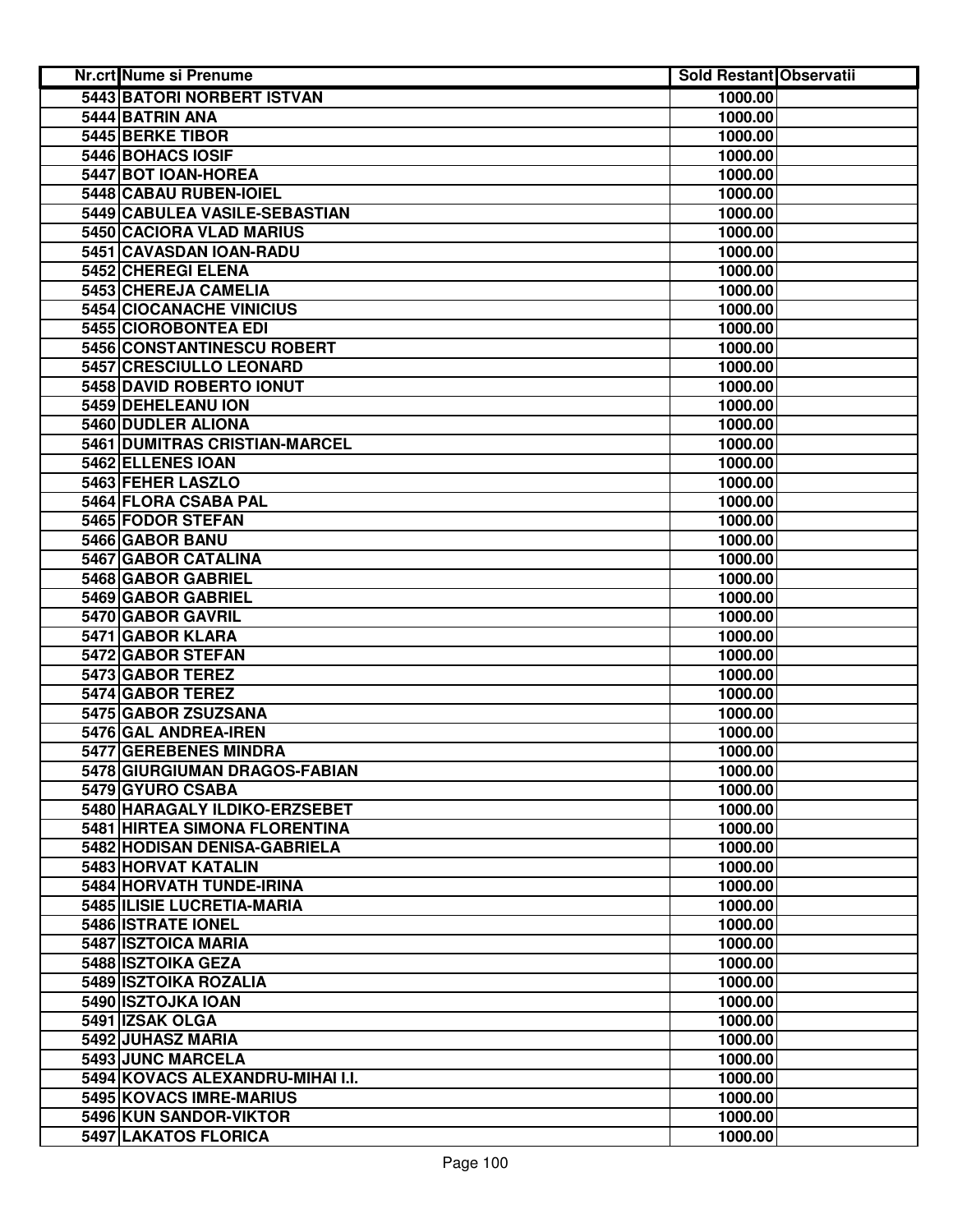| Nr.crt | Nume si Prenume | Sold Restant | Observatii |
|---|---|---|---|
| 5443 | BATORI NORBERT ISTVAN | 1000.00 | |
| 5444 | BATRIN ANA | 1000.00 | |
| 5445 | BERKE TIBOR | 1000.00 | |
| 5446 | BOHACS IOSIF | 1000.00 | |
| 5447 | BOT IOAN-HOREA | 1000.00 | |
| 5448 | CABAU RUBEN-IOIEL | 1000.00 | |
| 5449 | CABULEA VASILE-SEBASTIAN | 1000.00 | |
| 5450 | CACIORA VLAD MARIUS | 1000.00 | |
| 5451 | CAVASDAN IOAN-RADU | 1000.00 | |
| 5452 | CHEREGI ELENA | 1000.00 | |
| 5453 | CHEREJA CAMELIA | 1000.00 | |
| 5454 | CIOCANACHE VINICIUS | 1000.00 | |
| 5455 | CIOROBONTEA EDI | 1000.00 | |
| 5456 | CONSTANTINESCU ROBERT | 1000.00 | |
| 5457 | CRESCIULLO LEONARD | 1000.00 | |
| 5458 | DAVID ROBERTO IONUT | 1000.00 | |
| 5459 | DEHELEANU ION | 1000.00 | |
| 5460 | DUDLER ALIONA | 1000.00 | |
| 5461 | DUMITRAS CRISTIAN-MARCEL | 1000.00 | |
| 5462 | ELLENES IOAN | 1000.00 | |
| 5463 | FEHER LASZLO | 1000.00 | |
| 5464 | FLORA CSABA PAL | 1000.00 | |
| 5465 | FODOR STEFAN | 1000.00 | |
| 5466 | GABOR BANU | 1000.00 | |
| 5467 | GABOR CATALINA | 1000.00 | |
| 5468 | GABOR GABRIEL | 1000.00 | |
| 5469 | GABOR GABRIEL | 1000.00 | |
| 5470 | GABOR GAVRIL | 1000.00 | |
| 5471 | GABOR KLARA | 1000.00 | |
| 5472 | GABOR STEFAN | 1000.00 | |
| 5473 | GABOR TEREZ | 1000.00 | |
| 5474 | GABOR TEREZ | 1000.00 | |
| 5475 | GABOR ZSUZSANA | 1000.00 | |
| 5476 | GAL ANDREA-IREN | 1000.00 | |
| 5477 | GEREBENES MINDRA | 1000.00 | |
| 5478 | GIURGIUMAN DRAGOS-FABIAN | 1000.00 | |
| 5479 | GYURO CSABA | 1000.00 | |
| 5480 | HARAGALY ILDIKO-ERZSEBET | 1000.00 | |
| 5481 | HIRTEA SIMONA FLORENTINA | 1000.00 | |
| 5482 | HODISAN DENISA-GABRIELA | 1000.00 | |
| 5483 | HORVAT KATALIN | 1000.00 | |
| 5484 | HORVATH TUNDE-IRINA | 1000.00 | |
| 5485 | ILISIE LUCRETIA-MARIA | 1000.00 | |
| 5486 | ISTRATE IONEL | 1000.00 | |
| 5487 | ISZTOICA MARIA | 1000.00 | |
| 5488 | ISZTOIKA GEZA | 1000.00 | |
| 5489 | ISZTOIKA ROZALIA | 1000.00 | |
| 5490 | ISZTOJKA IOAN | 1000.00 | |
| 5491 | IZSAK OLGA | 1000.00 | |
| 5492 | JUHASZ MARIA | 1000.00 | |
| 5493 | JUNC MARCELA | 1000.00 | |
| 5494 | KOVACS ALEXANDRU-MIHAI I.I. | 1000.00 | |
| 5495 | KOVACS IMRE-MARIUS | 1000.00 | |
| 5496 | KUN SANDOR-VIKTOR | 1000.00 | |
| 5497 | LAKATOS FLORICA | 1000.00 | |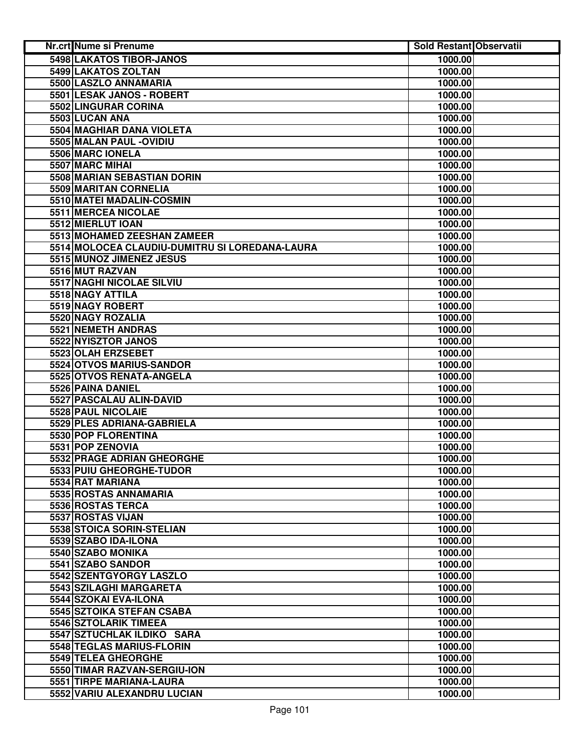| Nr.crt | Nume si Prenume | Sold Restant | Observatii |
|---|---|---|---|
| 5498 | LAKATOS TIBOR-JANOS | 1000.00 | |
| 5499 | LAKATOS ZOLTAN | 1000.00 | |
| 5500 | LASZLO ANNAMARIA | 1000.00 | |
| 5501 | LESAK JANOS - ROBERT | 1000.00 | |
| 5502 | LINGURAR CORINA | 1000.00 | |
| 5503 | LUCAN ANA | 1000.00 | |
| 5504 | MAGHIAR DANA VIOLETA | 1000.00 | |
| 5505 | MALAN PAUL -OVIDIU | 1000.00 | |
| 5506 | MARC IONELA | 1000.00 | |
| 5507 | MARC MIHAI | 1000.00 | |
| 5508 | MARIAN SEBASTIAN DORIN | 1000.00 | |
| 5509 | MARITAN CORNELIA | 1000.00 | |
| 5510 | MATEI MADALIN-COSMIN | 1000.00 | |
| 5511 | MERCEA NICOLAE | 1000.00 | |
| 5512 | MIERLUT IOAN | 1000.00 | |
| 5513 | MOHAMED ZEESHAN ZAMEER | 1000.00 | |
| 5514 | MOLOCEA CLAUDIU-DUMITRU SI LOREDANA-LAURA | 1000.00 | |
| 5515 | MUNOZ JIMENEZ JESUS | 1000.00 | |
| 5516 | MUT RAZVAN | 1000.00 | |
| 5517 | NAGHI NICOLAE SILVIU | 1000.00 | |
| 5518 | NAGY ATTILA | 1000.00 | |
| 5519 | NAGY ROBERT | 1000.00 | |
| 5520 | NAGY ROZALIA | 1000.00 | |
| 5521 | NEMETH ANDRAS | 1000.00 | |
| 5522 | NYISZTOR JANOS | 1000.00 | |
| 5523 | OLAH ERZSEBET | 1000.00 | |
| 5524 | OTVOS MARIUS-SANDOR | 1000.00 | |
| 5525 | OTVOS RENATA-ANGELA | 1000.00 | |
| 5526 | PAINA DANIEL | 1000.00 | |
| 5527 | PASCALAU ALIN-DAVID | 1000.00 | |
| 5528 | PAUL NICOLAIE | 1000.00 | |
| 5529 | PLES ADRIANA-GABRIELA | 1000.00 | |
| 5530 | POP FLORENTINA | 1000.00 | |
| 5531 | POP ZENOVIA | 1000.00 | |
| 5532 | PRAGE ADRIAN GHEORGHE | 1000.00 | |
| 5533 | PUIU GHEORGHE-TUDOR | 1000.00 | |
| 5534 | RAT MARIANA | 1000.00 | |
| 5535 | ROSTAS ANNAMARIA | 1000.00 | |
| 5536 | ROSTAS TERCA | 1000.00 | |
| 5537 | ROSTAS VIJAN | 1000.00 | |
| 5538 | STOICA SORIN-STELIAN | 1000.00 | |
| 5539 | SZABO IDA-ILONA | 1000.00 | |
| 5540 | SZABO MONIKA | 1000.00 | |
| 5541 | SZABO SANDOR | 1000.00 | |
| 5542 | SZENTGYORGY LASZLO | 1000.00 | |
| 5543 | SZILAGHI MARGARETA | 1000.00 | |
| 5544 | SZOKAI EVA-ILONA | 1000.00 | |
| 5545 | SZTOIKA STEFAN CSABA | 1000.00 | |
| 5546 | SZTOLARIK TIMEEA | 1000.00 | |
| 5547 | SZTUCHLAK ILDIKO SARA | 1000.00 | |
| 5548 | TEGLAS MARIUS-FLORIN | 1000.00 | |
| 5549 | TELEA GHEORGHE | 1000.00 | |
| 5550 | TIMAR RAZVAN-SERGIU-ION | 1000.00 | |
| 5551 | TIRPE MARIANA-LAURA | 1000.00 | |
| 5552 | VARIU ALEXANDRU LUCIAN | 1000.00 | |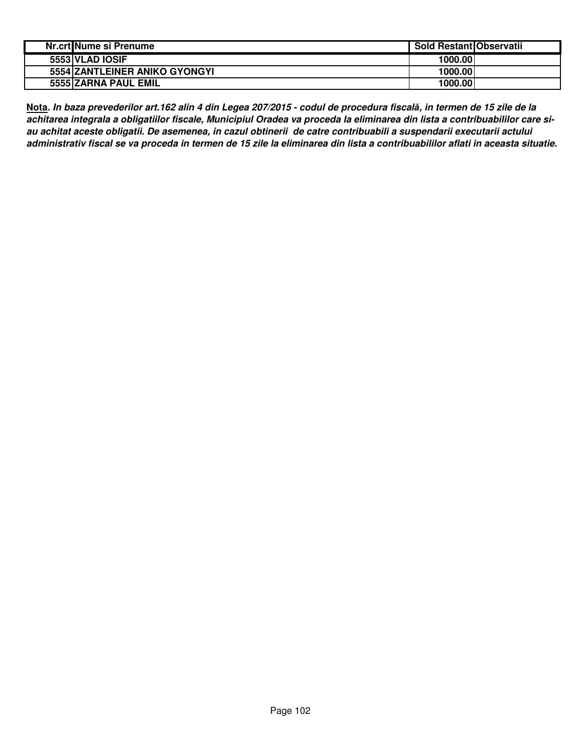| Nr.crt | Nume si Prenume | Sold Restant | Observatii |
|---|---|---|---|
| 5553 | VLAD IOSIF | 1000.00 | |
| 5554 | ZANTLEINER ANIKO GYONGYI | 1000.00 | |
| 5555 | ZARNA PAUL EMIL | 1000.00 | |

**Nota**. ***In baza prevederilor art.162 alin 4 din Legea 207/2015 - codul de procedura fiscală, in termen de 15 zile de la achitarea integrala a obligatiilor fiscale, Municipiul Oradea va proceda la eliminarea din lista a contribuabililor care si-au achitat aceste obligatii. De asemenea, in cazul obtinerii de catre contribuabili a suspendarii executarii actului administrativ fiscal se va proceda in termen de 15 zile la eliminarea din lista a contribuabililor aflati in aceasta situatie.***